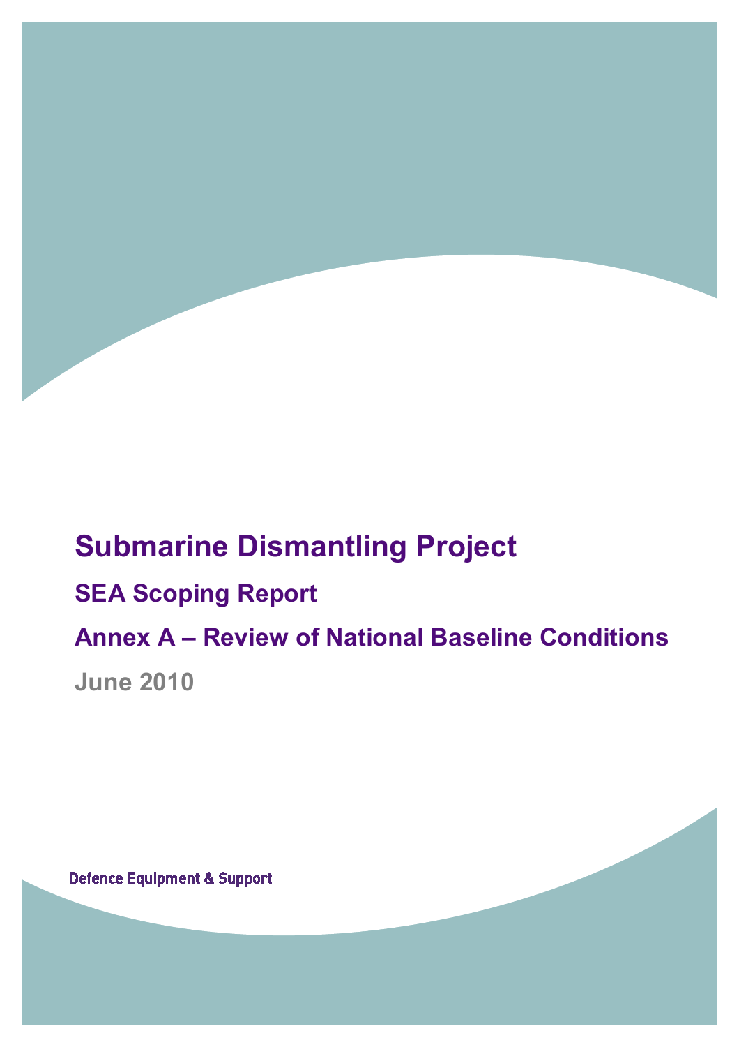# Submarine Dismantling Project

## SEA Scoping Report

## Annex A – Review of National Baseline Conditions

June 2010

Defence Equipment & Support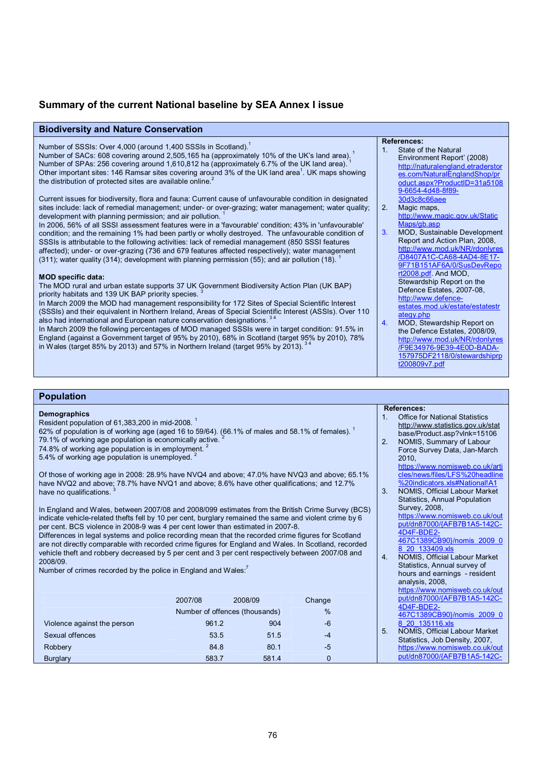## Summary of the current National baseline by SEA Annex I issue

### Biodiversity and Nature Conservation

Number of SSSIs: Over 4,000 (around 1,400 SSSIs in Scotland).[1]
Number of SACs: 608 covering around 2,505,165 ha (approximately 10% of the UK's land area).[1]
Number of SPAs: 256 covering around 1,610,812 ha (approximately 6.7% of the UK land area).[1]
Other important sites: 146 Ramsar sites covering around 3% of the UK land area[1]. UK maps showing the distribution of protected sites are available online.[2]

Current issues for biodiversity, flora and fauna: Current cause of unfavourable condition in designated sites include: lack of remedial management; under- or over-grazing; water management; water quality; development with planning permission; and air pollution.[1]
In 2006, 56% of all SSSI assessment features were in a 'favourable' condition; 43% in 'unfavourable' condition; and the remaining 1% had been partly or wholly destroyed. The unfavourable condition of SSSIs is attributable to the following activities: lack of remedial management (850 SSSI features affected); under- or over-grazing (736 and 679 features affected respectively); water management (311); water quality (314); development with planning permission (55); and air pollution (18).[1]

**MOD specific data:**
The MOD rural and urban estate supports 37 UK Government Biodiversity Action Plan (UK BAP) priority habitats and 139 UK BAP priority species.[3]
In March 2009 the MOD had management responsibility for 172 Sites of Special Scientific Interest (SSSIs) and their equivalent in Northern Ireland, Areas of Special Scientific Interest (ASSIs). Over 110 also had international and European nature conservation designations.[3 4]
In March 2009 the following percentages of MOD managed SSSIs were in target condition: 91.5% in England (against a Government target of 95% by 2010), 68% in Scotland (target 95% by 2010), 78% in Wales (target 85% by 2013) and 57% in Northern Ireland (target 95% by 2013).[3 4]

**References:**

1. State of the Natural Environment Report' (2008) http://naturalengland.etraderstores.com/NaturalEnglandShop/product.aspx?ProductID=31a51089-6654-4d48-8f89-30d3c8c66aee
2. Magic maps, http://www.magic.gov.uk/StaticMaps/gb.asp
3. MOD, Sustainable Development Report and Action Plan, 2008, http://www.mod.uk/NR/rdonlyres/D8407A1C-CA68-4AD4-8E17-9F71B151AF6A/0/SusDevReport2008.pdf. And MOD, Stewardship Report on the Defence Estates, 2007-08, http://www.defence-estates.mod.uk/estate/estatestrategy.php
4. MOD, Stewardship Report on the Defence Estates, 2008/09, http://www.mod.uk/NR/rdonlyres/F9E34976-9E39-4E0D-BADA-157975DF2118/0/stewardshiprpt200809v7.pdf

### Population

**Demographics**
Resident population of 61,383,200 in mid-2008.[1]
62% of population is of working age (aged 16 to 59/64). (66.1% of males and 58.1% of females).[1]
79.1% of working age population is economically active.[2]
74.8% of working age population is in employment.[2]
5.4% of working age population is unemployed.[2]

Of those of working age in 2008: 28.9% have NVQ4 and above; 47.0% have NVQ3 and above; 65.1% have NVQ2 and above; 78.7% have NVQ1 and above; 8.6% have other qualifications; and 12.7% have no qualifications.[3]

In England and Wales, between 2007/08 and 2008/099 estimates from the British Crime Survey (BCS) indicate vehicle-related thefts fell by 10 per cent, burglary remained the same and violent crime by 6 per cent. BCS violence in 2008-9 was 4 per cent lower than estimated in 2007-8.
Differences in legal systems and police recording mean that the recorded crime figures for Scotland are not directly comparable with recorded crime figures for England and Wales. In Scotland, recorded vehicle theft and robbery decreased by 5 per cent and 3 per cent respectively between 2007/08 and 2008/09.
Number of crimes recorded by the police in England and Wales:[7]

| | 2007/08 | 2008/09 | Change |
|---|---|---|---|
| | Number of offences (thousands) | | % |
| Violence against the person | 961.2 | 904 | -6 |
| Sexual offences | 53.5 | 51.5 | -4 |
| Robbery | 84.8 | 80.1 | -5 |
| Burglary | 583.7 | 581.4 | 0 |

**References:**

1. Office for National Statistics http://www.statistics.gov.uk/statbase/Product.asp?vlnk=15106
2. NOMIS, Summary of Labour Force Survey Data, Jan-March 2010, https://www.nomisweb.co.uk/articles/news/files/LFS%20headline%20indicators.xls#National!A1
3. NOMIS, Official Labour Market Statistics, Annual Population Survey, 2008, https://www.nomisweb.co.uk/output/dn87000/{AFB7B1A5-142C-4D4F-BDE2-467C1389CB90}/nomis_2009_08_20_133409.xls
4. NOMIS, Official Labour Market Statistics, Annual survey of hours and earnings - resident analysis, 2008, https://www.nomisweb.co.uk/output/dn87000/{AFB7B1A5-142C-4D4F-BDE2-467C1389CB90}/nomis_2009_08_20_135116.xls
5. NOMIS, Official Labour Market Statistics, Job Density, 2007, https://www.nomisweb.co.uk/output/dn87000/{AFB7B1A5-142C-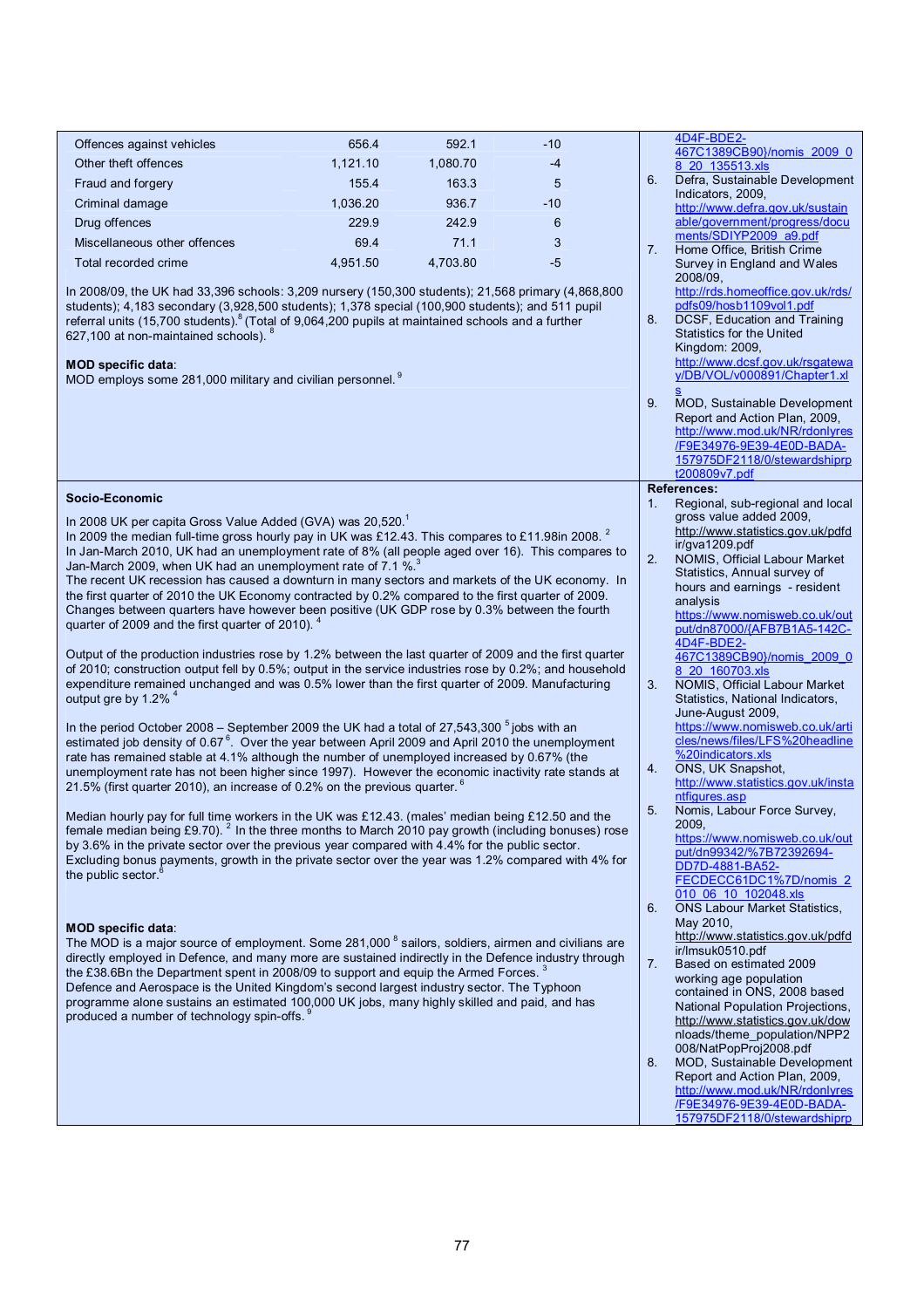| Offences against vehicles | 656.4 | 592.1 | -10 |
|---|---|---|---|
| Other theft offences | 1,121.10 | 1,080.70 | -4 |
| Fraud and forgery | 155.4 | 163.3 | 5 |
| Criminal damage | 1,036.20 | 936.7 | -10 |
| Drug offences | 229.9 | 242.9 | 6 |
| Miscellaneous other offences | 69.4 | 71.1 | 3 |
| Total recorded crime | 4,951.50 | 4,703.80 | -5 |

In 2008/09, the UK had 33,396 schools: 3,209 nursery (150,300 students); 21,568 primary (4,868,800 students); 4,183 secondary (3,928,500 students); 1,378 special (100,900 students); and 511 pupil referral units (15,700 students).[8] (Total of 9,064,200 pupils at maintained schools and a further 627,100 at non-maintained schools). [8]

**MOD specific data**:
MOD employs some 281,000 military and civilian personnel. [9]

4D4F-BDE2-467C1389CB90}/nomis_2009_08_20_135513.xls

6. Defra, Sustainable Development Indicators, 2009, http://www.defra.gov.uk/sustainable/government/progress/documents/SDIYP2009_a9.pdf
7. Home Office, British Crime Survey in England and Wales 2008/09, http://rds.homeoffice.gov.uk/rds/pdfs09/hosb1109vol1.pdf
8. DCSF, Education and Training Statistics for the United Kingdom: 2009, http://www.dcsf.gov.uk/rsgateway/DB/VOL/v000891/Chapter1.xls
9. MOD, Sustainable Development Report and Action Plan, 2009, http://www.mod.uk/NR/rdonlyres/F9E34976-9E39-4E0D-BADA-157975DF2118/0/stewardshiprpt200809v7.pdf

### Socio-Economic

In 2008 UK per capita Gross Value Added (GVA) was 20,520.[1]
In 2009 the median full-time gross hourly pay in UK was £12.43. This compares to £11.98in 2008. [2]
In Jan-March 2010, UK had an unemployment rate of 8% (all people aged over 16). This compares to Jan-March 2009, when UK had an unemployment rate of 7.1 %.[3]
The recent UK recession has caused a downturn in many sectors and markets of the UK economy. In the first quarter of 2010 the UK Economy contracted by 0.2% compared to the first quarter of 2009. Changes between quarters have however been positive (UK GDP rose by 0.3% between the fourth quarter of 2009 and the first quarter of 2010). [4]

Output of the production industries rose by 1.2% between the last quarter of 2009 and the first quarter of 2010; construction output fell by 0.5%; output in the service industries rose by 0.2%; and household expenditure remained unchanged and was 0.5% lower than the first quarter of 2009. Manufacturing output gre by 1.2% [4]

In the period October 2008 – September 2009 the UK had a total of 27,543,300 [5] jobs with an estimated job density of 0.67 [6]. Over the year between April 2009 and April 2010 the unemployment rate has remained stable at 4.1% although the number of unemployed increased by 0.67% (the unemployment rate has not been higher since 1997). However the economic inactivity rate stands at 21.5% (first quarter 2010), an increase of 0.2% on the previous quarter. [6]

Median hourly pay for full time workers in the UK was £12.43. (males' median being £12.50 and the female median being £9.70). [2] In the three months to March 2010 pay growth (including bonuses) rose by 3.6% in the private sector over the previous year compared with 4.4% for the public sector. Excluding bonus payments, growth in the private sector over the year was 1.2% compared with 4% for the public sector.[6]

**MOD specific data**:
The MOD is a major source of employment. Some 281,000 [8] sailors, soldiers, airmen and civilians are directly employed in Defence, and many more are sustained indirectly in the Defence industry through the £38.6Bn the Department spent in 2008/09 to support and equip the Armed Forces. [3]
Defence and Aerospace is the United Kingdom's second largest industry sector. The Typhoon programme alone sustains an estimated 100,000 UK jobs, many highly skilled and paid, and has produced a number of technology spin-offs. [9]

**References:**

1. Regional, sub-regional and local gross value added 2009, http://www.statistics.gov.uk/pdfdir/gva1209.pdf
2. NOMIS, Official Labour Market Statistics, Annual survey of hours and earnings - resident analysis https://www.nomisweb.co.uk/output/dn87000/{AFB7B1A5-142C-4D4F-BDE2-467C1389CB90}/nomis_2009_08_20_160703.xls
3. NOMIS, Official Labour Market Statistics, National Indicators, June-August 2009, https://www.nomisweb.co.uk/articles/news/files/LFS%20headline%20indicators.xls
4. ONS, UK Snapshot, http://www.statistics.gov.uk/instantfigures.asp
5. Nomis, Labour Force Survey, 2009, https://www.nomisweb.co.uk/output/dn99342/%7B72392694-DD7D-4881-BA52-FECDECC61DC1%7D/nomis_2010_06_10_102048.xls
6. ONS Labour Market Statistics, May 2010, http://www.statistics.gov.uk/pdfdir/lmsuk0510.pdf
7. Based on estimated 2009 working age population contained in ONS, 2008 based National Population Projections, http://www.statistics.gov.uk/downloads/theme_population/NPP2008/NatPopProj2008.pdf
8. MOD, Sustainable Development Report and Action Plan, 2009, http://www.mod.uk/NR/rdonlyres/F9E34976-9E39-4E0D-BADA-157975DF2118/0/stewardshiprp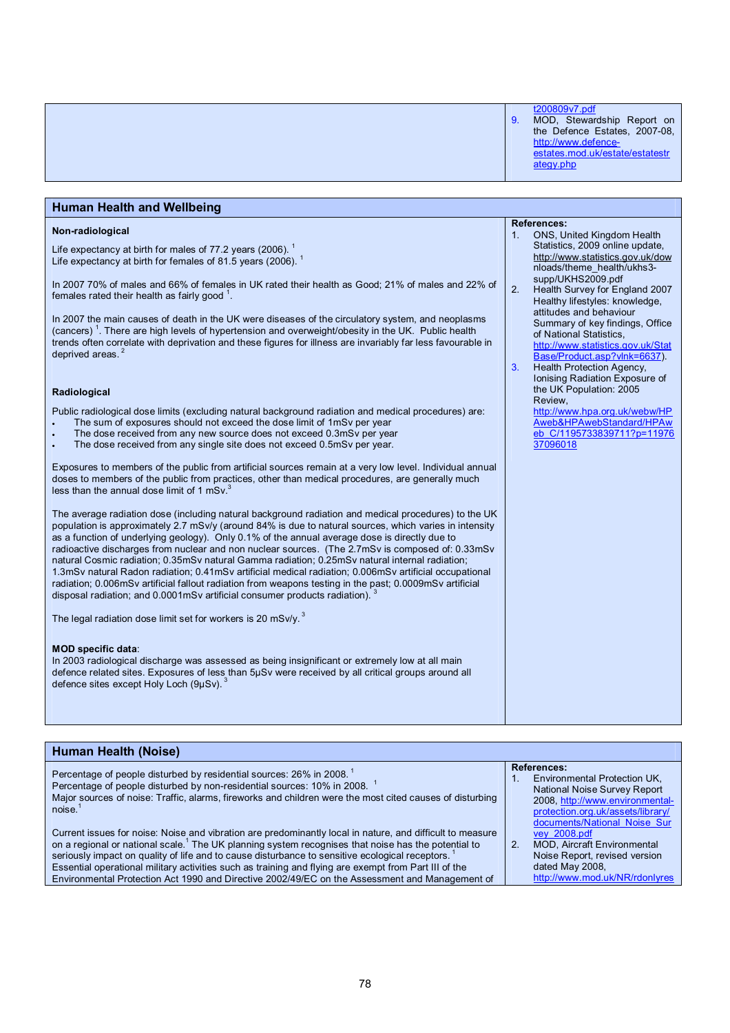| | |
|---|---|
| | t200809v7.pdf<br>9. MOD, Stewardship Report on the Defence Estates, 2007-08, http://www.defence-estates.mod.uk/estate/estatestrategy.php |

## Human Health and Wellbeing

**Non-radiological**

Life expectancy at birth for males of 77.2 years (2006).[1]
Life expectancy at birth for females of 81.5 years (2006).[1]

In 2007 70% of males and 66% of females in UK rated their health as Good; 21% of males and 22% of females rated their health as fairly good [1].

In 2007 the main causes of death in the UK were diseases of the circulatory system, and neoplasms (cancers) [1]. There are high levels of hypertension and overweight/obesity in the UK. Public health trends often correlate with deprivation and these figures for illness are invariably far less favourable in deprived areas.[2]

**Radiological**

Public radiological dose limits (excluding natural background radiation and medical procedures) are:

- The sum of exposures should not exceed the dose limit of 1mSv per year
- The dose received from any new source does not exceed 0.3mSv per year
- The dose received from any single site does not exceed 0.5mSv per year.

Exposures to members of the public from artificial sources remain at a very low level. Individual annual doses to members of the public from practices, other than medical procedures, are generally much less than the annual dose limit of 1 mSv.[3]

The average radiation dose (including natural background radiation and medical procedures) to the UK population is approximately 2.7 mSv/y (around 84% is due to natural sources, which varies in intensity as a function of underlying geology). Only 0.1% of the annual average dose is directly due to radioactive discharges from nuclear and non nuclear sources. (The 2.7mSv is composed of: 0.33mSv natural Cosmic radiation; 0.35mSv natural Gamma radiation; 0.25mSv natural internal radiation; 1.3mSv natural Radon radiation; 0.41mSv artificial medical radiation; 0.006mSv artificial occupational radiation; 0.006mSv artificial fallout radiation from weapons testing in the past; 0.0009mSv artificial disposal radiation; and 0.0001mSv artificial consumer products radiation).[3]

The legal radiation dose limit set for workers is 20 mSv/y.[3]

**MOD specific data**:
In 2003 radiological discharge was assessed as being insignificant or extremely low at all main defence related sites. Exposures of less than 5μSv were received by all critical groups around all defence sites except Holy Loch (9μSv).[3]

**References:**

1. ONS, United Kingdom Health Statistics, 2009 online update, http://www.statistics.gov.uk/downloads/theme_health/ukhs3-supp/UKHS2009.pdf
2. Health Survey for England 2007 Healthy lifestyles: knowledge, attitudes and behaviour Summary of key findings, Office of National Statistics, http://www.statistics.gov.uk/StatBase/Product.asp?vlnk=6637).
3. Health Protection Agency, Ionising Radiation Exposure of the UK Population: 2005 Review, http://www.hpa.org.uk/webw/HPAweb&HPAwebStandard/HPAweb_C/1195733839711?p=1197637096018

## Human Health (Noise)

Percentage of people disturbed by residential sources: 26% in 2008.[1]
Percentage of people disturbed by non-residential sources: 10% in 2008.[1]
Major sources of noise: Traffic, alarms, fireworks and children were the most cited causes of disturbing noise.[1]

Current issues for noise: Noise and vibration are predominantly local in nature, and difficult to measure on a regional or national scale.[1] The UK planning system recognises that noise has the potential to seriously impact on quality of life and to cause disturbance to sensitive ecological receptors.[1]
Essential operational military activities such as training and flying are exempt from Part III of the Environmental Protection Act 1990 and Directive 2002/49/EC on the Assessment and Management of

**References:**

1. Environmental Protection UK, National Noise Survey Report 2008, http://www.environmental-protection.org.uk/assets/library/documents/National_Noise_Survey_2008.pdf
2. MOD, Aircraft Environmental Noise Report, revised version dated May 2008, http://www.mod.uk/NR/rdonlyres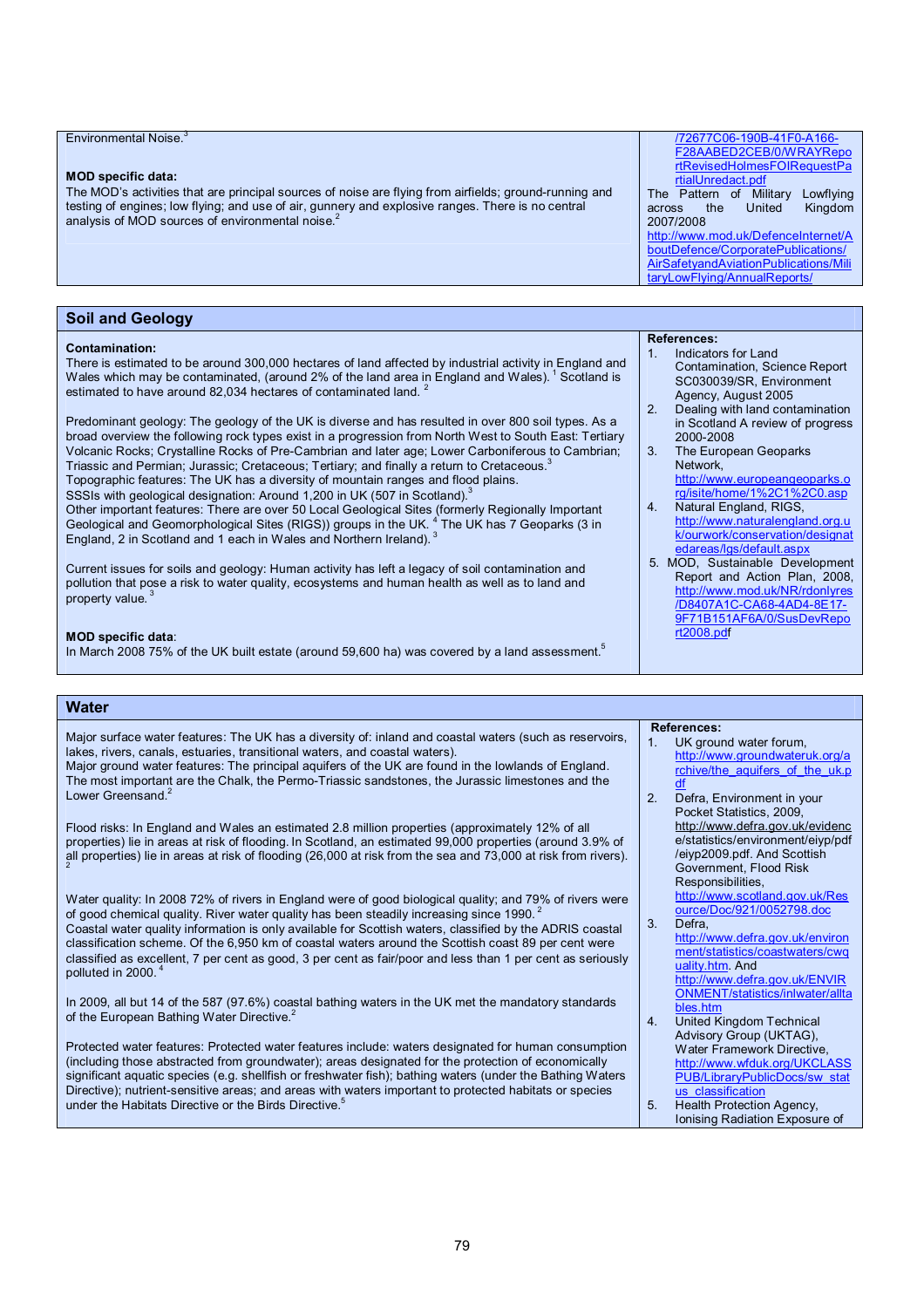| Environmental Noise.[3]<br><br>**MOD specific data:**<br>The MOD's activities that are principal sources of noise are flying from airfields; ground-running and testing of engines; low flying; and use of air, gunnery and explosive ranges. There is no central analysis of MOD sources of environmental noise.[2] | /72677C06-190B-41F0-A166-F28AABED2CEB/0/WRAYReportRevisedHolmesFOIRequestPartialUnredact.pdf<br>The Pattern of Military Lowflying across the United Kingdom 2007/2008<br>http://www.mod.uk/DefenceInternet/AboutDefence/CorporatePublications/AirSafetyandAviationPublications/MilitaryLowFlying/AnnualReports/ |
|---|---|

## Soil and Geology

| | |
|---|---|
| **Contamination:**<br>There is estimated to be around 300,000 hectares of land affected by industrial activity in England and Wales which may be contaminated, (around 2% of the land area in England and Wales).[1] Scotland is estimated to have around 82,034 hectares of contaminated land.[2]<br><br>Predominant geology: The geology of the UK is diverse and has resulted in over 800 soil types. As a broad overview the following rock types exist in a progression from North West to South East: Tertiary Volcanic Rocks; Crystalline Rocks of Pre-Cambrian and later age; Lower Carboniferous to Cambrian; Triassic and Permian; Jurassic; Cretaceous; Tertiary; and finally a return to Cretaceous.[3]<br>Topographic features: The UK has a diversity of mountain ranges and flood plains.<br>SSSIs with geological designation: Around 1,200 in UK (507 in Scotland).[3]<br>Other important features: There are over 50 Local Geological Sites (formerly Regionally Important Geological and Geomorphological Sites (RIGS)) groups in the UK.[4] The UK has 7 Geoparks (3 in England, 2 in Scotland and 1 each in Wales and Northern Ireland).[3]<br><br>Current issues for soils and geology: Human activity has left a legacy of soil contamination and pollution that pose a risk to water quality, ecosystems and human health as well as to land and property value.[3]<br><br>**MOD specific data**:<br>In March 2008 75% of the UK built estate (around 59,600 ha) was covered by a land assessment.[5] | **References:**<br>1. Indicators for Land Contamination, Science Report SC030039/SR, Environment Agency, August 2005<br>2. Dealing with land contamination in Scotland A review of progress 2000-2008<br>3. The European Geoparks Network, http://www.europeangeoparks.org/isite/home/1%2C1%2C0.asp<br>4. Natural England, RIGS, http://www.naturalengland.org.uk/ourwork/conservation/designatedareas/lgs/default.aspx<br>5. MOD, Sustainable Development Report and Action Plan, 2008, http://www.mod.uk/NR/rdonlyres/D8407A1C-CA68-4AD4-8E17-9F71B151AF6A/0/SusDevReport2008.pdf |

## Water

| | |
|---|---|
| Major surface water features: The UK has a diversity of: inland and coastal waters (such as reservoirs, lakes, rivers, canals, estuaries, transitional waters, and coastal waters).<br>Major ground water features: The principal aquifers of the UK are found in the lowlands of England. The most important are the Chalk, the Permo-Triassic sandstones, the Jurassic limestones and the Lower Greensand.[2]<br><br>Flood risks: In England and Wales an estimated 2.8 million properties (approximately 12% of all properties) lie in areas at risk of flooding. In Scotland, an estimated 99,000 properties (around 3.9% of all properties) lie in areas at risk of flooding (26,000 at risk from the sea and 73,000 at risk from rivers).[2]<br><br>Water quality: In 2008 72% of rivers in England were of good biological quality; and 79% of rivers were of good chemical quality. River water quality has been steadily increasing since 1990.[2]<br>Coastal water quality information is only available for Scottish waters, classified by the ADRIS coastal classification scheme. Of the 6,950 km of coastal waters around the Scottish coast 89 per cent were classified as excellent, 7 per cent as good, 3 per cent as fair/poor and less than 1 per cent as seriously polluted in 2000.[4]<br><br>In 2009, all but 14 of the 587 (97.6%) coastal bathing waters in the UK met the mandatory standards of the European Bathing Water Directive.[2]<br><br>Protected water features: Protected water features include: waters designated for human consumption (including those abstracted from groundwater); areas designated for the protection of economically significant aquatic species (e.g. shellfish or freshwater fish); bathing waters (under the Bathing Waters Directive); nutrient-sensitive areas; and areas with waters important to protected habitats or species under the Habitats Directive or the Birds Directive.[5] | **References:**<br>1. UK ground water forum, http://www.groundwateruk.org/archive/the_aquifers_of_the_uk.pdf<br>2. Defra, Environment in your Pocket Statistics, 2009, http://www.defra.gov.uk/evidence/statistics/environment/eiyp/pdf/eiyp2009.pdf. And Scottish Government, Flood Risk Responsibilities, http://www.scotland.gov.uk/Resource/Doc/921/0052798.doc<br>3. Defra, http://www.defra.gov.uk/environment/statistics/coastwaters/cwquality.htm. And http://www.defra.gov.uk/ENVIRONMENT/statistics/inlwater/alltables.htm<br>4. United Kingdom Technical Advisory Group (UKTAG), Water Framework Directive, http://www.wfduk.org/UKCLASSPUB/LibraryPublicDocs/sw_status_classification<br>5. Health Protection Agency, Ionising Radiation Exposure of |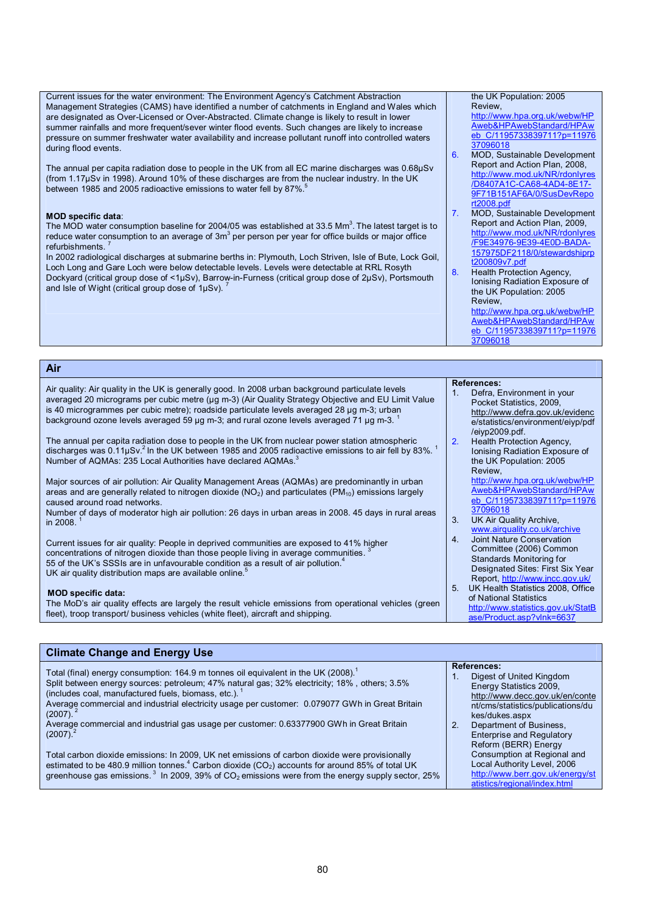Current issues for the water environment: The Environment Agency's Catchment Abstraction Management Strategies (CAMS) have identified a number of catchments in England and Wales which are designated as Over-Licensed or Over-Abstracted. Climate change is likely to result in lower summer rainfalls and more frequent/sever winter flood events. Such changes are likely to increase pressure on summer freshwater water availability and increase pollutant runoff into controlled waters during flood events.

The annual per capita radiation dose to people in the UK from all EC marine discharges was 0.68µSv (from 1.17µSv in 1998). Around 10% of these discharges are from the nuclear industry. In the UK between 1985 and 2005 radioactive emissions to water fell by 87%.[5]

**MOD specific data**:
The MOD water consumption baseline for 2004/05 was established at 33.5 $Mm^3$. The latest target is to reduce water consumption to an average of $3m^3$ per person per year for office builds or major office refurbishments.[7]
In 2002 radiological discharges at submarine berths in: Plymouth, Loch Striven, Isle of Bute, Lock Goil, Loch Long and Gare Loch were below detectable levels. Levels were detectable at RRL Rosyth Dockyard (critical group dose of <1µSv), Barrow-in-Furness (critical group dose of 2µSv), Portsmouth and Isle of Wight (critical group dose of 1µSv).[7]

the UK Population: 2005 Review, http://www.hpa.org.uk/webw/HPAweb&HPAwebStandard/HPAweb_C/1195733839711?p=1197637096018

6. MOD, Sustainable Development Report and Action Plan, 2008, http://www.mod.uk/NR/rdonlyres/D8407A1C-CA68-4AD4-8E17-9F71B151AF6A/0/SusDevReport2008.pdf
7. MOD, Sustainable Development Report and Action Plan, 2009, http://www.mod.uk/NR/rdonlyres/F9E34976-9E39-4E0D-BADA-157975DF2118/0/stewardshiprpt200809v7.pdf
8. Health Protection Agency, Ionising Radiation Exposure of the UK Population: 2005 Review, http://www.hpa.org.uk/webw/HPAweb&HPAwebStandard/HPAweb_C/1195733839711?p=1197637096018

## Air

Air quality: Air quality in the UK is generally good. In 2008 urban background particulate levels averaged 20 micrograms per cubic metre (µg m-3) (Air Quality Strategy Objective and EU Limit Value is 40 microgrammes per cubic metre); roadside particulate levels averaged 28 µg m-3; urban background ozone levels averaged 59 µg m-3; and rural ozone levels averaged 71 µg m-3.[1]

The annual per capita radiation dose to people in the UK from nuclear power station atmospheric discharges was 0.11µSv.[2] In the UK between 1985 and 2005 radioactive emissions to air fell by 83%.[1]
Number of AQMAs: 235 Local Authorities have declared AQMAs.[3]

Major sources of air pollution: Air Quality Management Areas (AQMAs) are predominantly in urban areas and are generally related to nitrogen dioxide ($NO_2$) and particulates ($PM_{10}$) emissions largely caused around road networks.
Number of days of moderator high air pollution: 26 days in urban areas in 2008. 45 days in rural areas in 2008.[1]

Current issues for air quality: People in deprived communities are exposed to 41% higher concentrations of nitrogen dioxide than those people living in average communities.[3]
55 of the UK's SSSIs are in unfavourable condition as a result of air pollution.[4]
UK air quality distribution maps are available online.[5]

**MOD specific data:**
The MoD's air quality effects are largely the result vehicle emissions from operational vehicles (green fleet), troop transport/ business vehicles (white fleet), aircraft and shipping.

**References:**

1. Defra, Environment in your Pocket Statistics, 2009, http://www.defra.gov.uk/evidence/statistics/environment/eiyp/pdf/eiyp2009.pdf.
2. Health Protection Agency, Ionising Radiation Exposure of the UK Population: 2005 Review, http://www.hpa.org.uk/webw/HPAweb&HPAwebStandard/HPAweb_C/1195733839711?p=1197637096018
3. UK Air Quality Archive, www.airquality.co.uk/archive
4. Joint Nature Conservation Committee (2006) Common Standards Monitoring for Designated Sites: First Six Year Report, http://www.jncc.gov.uk/
5. UK Health Statistics 2008, Office of National Statistics http://www.statistics.gov.uk/StatBase/Product.asp?vlnk=6637

## Climate Change and Energy Use

Total (final) energy consumption: 164.9 m tonnes oil equivalent in the UK (2008).[1]
Split between energy sources: petroleum; 47% natural gas; 32% electricity; 18% , others; 3.5% (includes coal, manufactured fuels, biomass, etc.).[1]
Average commercial and industrial electricity usage per customer: 0.079077 GWh in Great Britain (2007).[2]
Average commercial and industrial gas usage per customer: 0.63377900 GWh in Great Britain (2007).[2]

Total carbon dioxide emissions: In 2009, UK net emissions of carbon dioxide were provisionally estimated to be 480.9 million tonnes.[4] Carbon dioxide ($CO_2$) accounts for around 85% of total UK greenhouse gas emissions.[3] In 2009, 39% of $CO_2$ emissions were from the energy supply sector, 25%

**References:**

1. Digest of United Kingdom Energy Statistics 2009, http://www.decc.gov.uk/en/content/cms/statistics/publications/dukes/dukes.aspx
2. Department of Business, Enterprise and Regulatory Reform (BERR) Energy Consumption at Regional and Local Authority Level, 2006 http://www.berr.gov.uk/energy/statistics/regional/index.html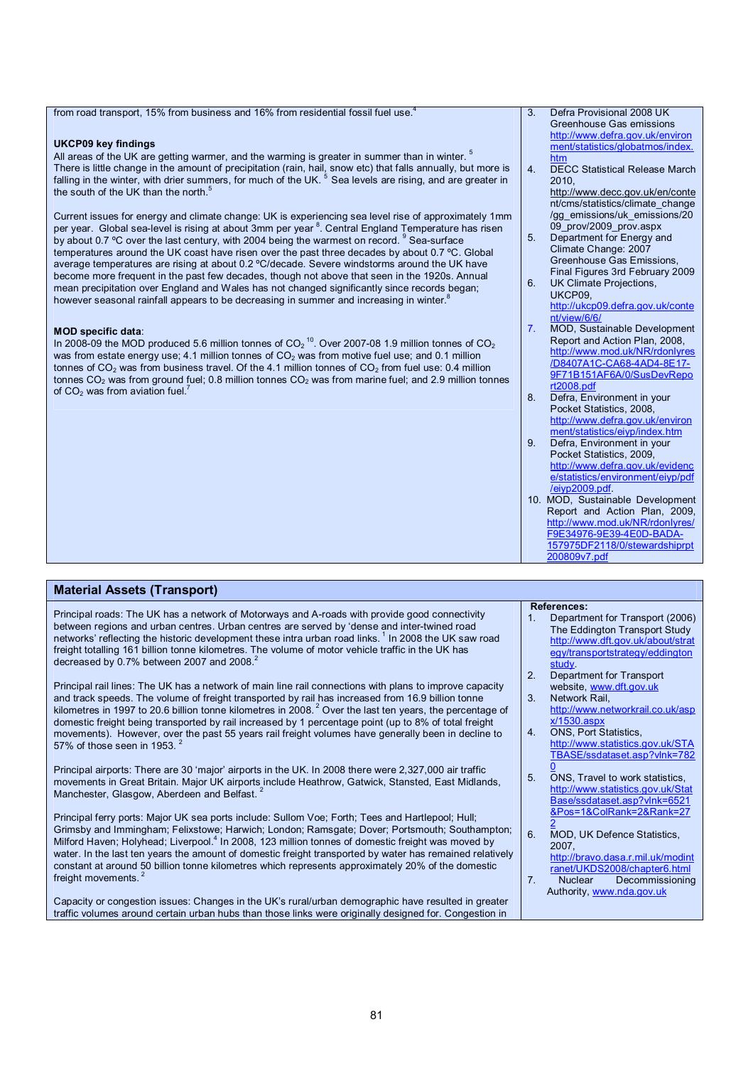from road transport, 15% from business and 16% from residential fossil fuel use.[4]

**UKCP09 key findings**

All areas of the UK are getting warmer, and the warming is greater in summer than in winter.[5] There is little change in the amount of precipitation (rain, hail, snow etc) that falls annually, but more is falling in the winter, with drier summers, for much of the UK.[5] Sea levels are rising, and are greater in the south of the UK than the north.[5]

Current issues for energy and climate change: UK is experiencing sea level rise of approximately 1mm per year. Global sea-level is rising at about 3mm per year[8]. Central England Temperature has risen by about 0.7 ºC over the last century, with 2004 being the warmest on record.[9] Sea-surface temperatures around the UK coast have risen over the past three decades by about 0.7 ºC. Global average temperatures are rising at about 0.2 ºC/decade. Severe windstorms around the UK have become more frequent in the past few decades, though not above that seen in the 1920s. Annual mean precipitation over England and Wales has not changed significantly since records began; however seasonal rainfall appears to be decreasing in summer and increasing in winter.[8]

**MOD specific data**:

In 2008-09 the MOD produced 5.6 million tonnes of $CO_2$[10]. Over 2007-08 1.9 million tonnes of $CO_2$ was from estate energy use; 4.1 million tonnes of $CO_2$ was from motive fuel use; and 0.1 million tonnes of $CO_2$ was from business travel. Of the 4.1 million tonnes of $CO_2$ from fuel use: 0.4 million tonnes $CO_2$ was from ground fuel; 0.8 million tonnes $CO_2$ was from marine fuel; and 2.9 million tonnes of $CO_2$ was from aviation fuel.[7]

3. Defra Provisional 2008 UK Greenhouse Gas emissions http://www.defra.gov.uk/environment/statistics/globatmos/index.htm
4. DECC Statistical Release March 2010, http://www.decc.gov.uk/en/content/cms/statistics/climate_change/gg_emissions/uk_emissions/2009_prov/2009_prov.aspx
5. Department for Energy and Climate Change: 2007 Greenhouse Gas Emissions, Final Figures 3rd February 2009
6. UK Climate Projections, UKCP09, http://ukcp09.defra.gov.uk/content/view/6/6/
7. MOD, Sustainable Development Report and Action Plan, 2008, http://www.mod.uk/NR/rdonlyres/D8407A1C-CA68-4AD4-8E17-9F71B151AF6A/0/SusDevReport2008.pdf
8. Defra, Environment in your Pocket Statistics, 2008, http://www.defra.gov.uk/environment/statistics/eiyp/index.htm
9. Defra, Environment in your Pocket Statistics, 2009, http://www.defra.gov.uk/evidence/statistics/environment/eiyp/pdf/eiyp2009.pdf.
10. MOD, Sustainable Development Report and Action Plan, 2009, http://www.mod.uk/NR/rdonlyres/F9E34976-9E39-4E0D-BADA-157975DF2118/0/stewardshiprpt200809v7.pdf

## Material Assets (Transport)

Principal roads: The UK has a network of Motorways and A-roads with provide good connectivity between regions and urban centres. Urban centres are served by 'dense and inter-twined road networks' reflecting the historic development these intra urban road links.[1] In 2008 the UK saw road freight totalling 161 billion tonne kilometres. The volume of motor vehicle traffic in the UK has decreased by 0.7% between 2007 and 2008.[2]

Principal rail lines: The UK has a network of main line rail connections with plans to improve capacity and track speeds. The volume of freight transported by rail has increased from 16.9 billion tonne kilometres in 1997 to 20.6 billion tonne kilometres in 2008.[2] Over the last ten years, the percentage of domestic freight being transported by rail increased by 1 percentage point (up to 8% of total freight movements). However, over the past 55 years rail freight volumes have generally been in decline to 57% of those seen in 1953.[2]

Principal airports: There are 30 'major' airports in the UK. In 2008 there were 2,327,000 air traffic movements in Great Britain. Major UK airports include Heathrow, Gatwick, Stansted, East Midlands, Manchester, Glasgow, Aberdeen and Belfast.[2]

Principal ferry ports: Major UK sea ports include: Sullom Voe; Forth; Tees and Hartlepool; Hull; Grimsby and Immingham; Felixstowe; Harwich; London; Ramsgate; Dover; Portsmouth; Southampton; Milford Haven; Holyhead; Liverpool.[4] In 2008, 123 million tonnes of domestic freight was moved by water. In the last ten years the amount of domestic freight transported by water has remained relatively constant at around 50 billion tonne kilometres which represents approximately 20% of the domestic freight movements.[2]

Capacity or congestion issues: Changes in the UK's rural/urban demographic have resulted in greater traffic volumes around certain urban hubs than those links were originally designed for. Congestion in

**References:**

1. Department for Transport (2006) The Eddington Transport Study http://www.dft.gov.uk/about/strategy/transportstrategy/eddingtonstudy.
2. Department for Transport website, www.dft.gov.uk
3. Network Rail, http://www.networkrail.co.uk/aspx/1530.aspx
4. ONS, Port Statistics, http://www.statistics.gov.uk/STATBASE/ssdataset.asp?vlnk=7820
5. ONS, Travel to work statistics, http://www.statistics.gov.uk/StatBase/ssdataset.asp?vlnk=6521&Pos=1&ColRank=2&Rank=272
6. MOD, UK Defence Statistics, 2007, http://bravo.dasa.r.mil.uk/modintranet/UKDS2008/chapter6.html
7. Nuclear Decommissioning Authority, www.nda.gov.uk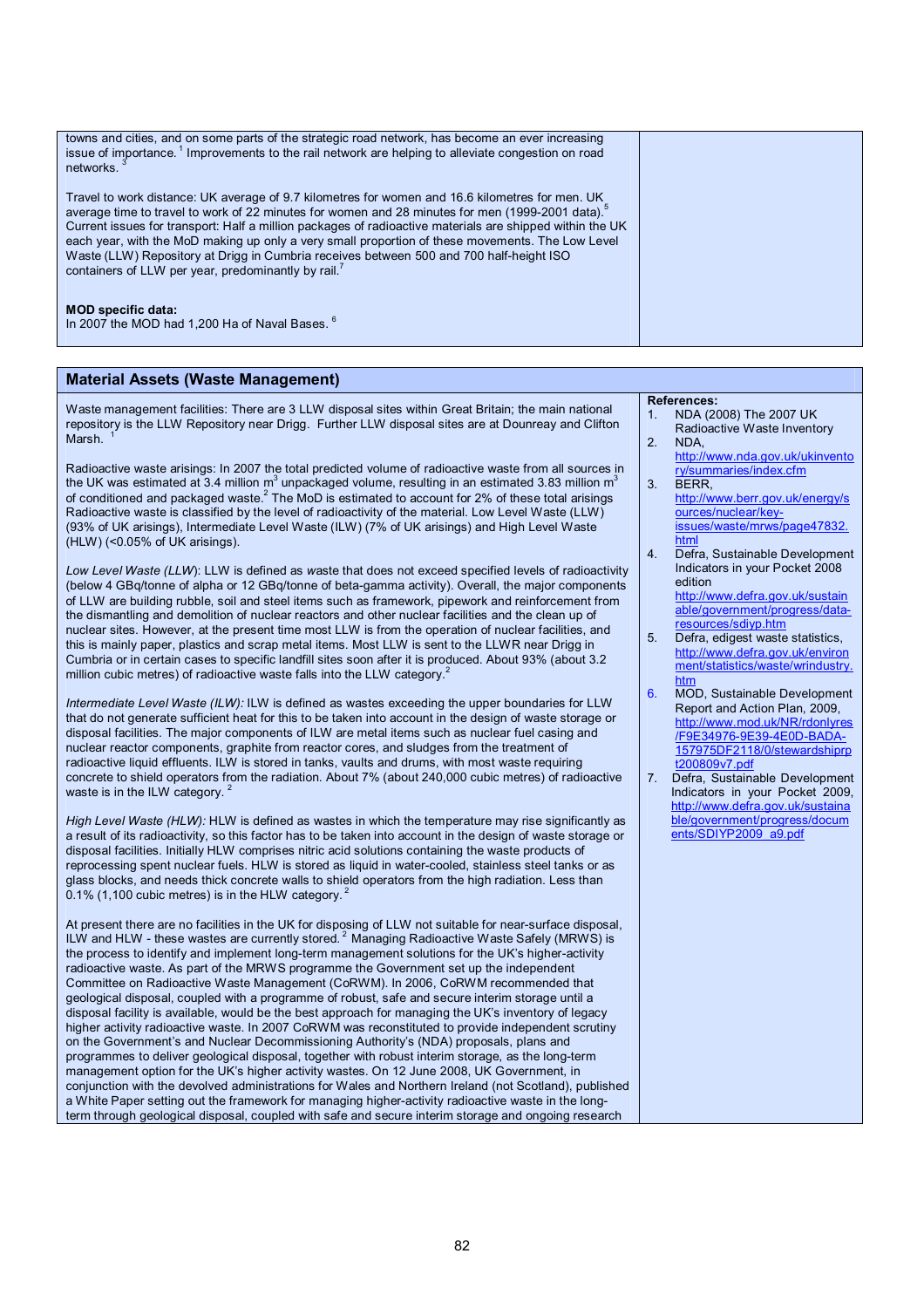towns and cities, and on some parts of the strategic road network, has become an ever increasing issue of importance.[1] Improvements to the rail network are helping to alleviate congestion on road networks.[3]

Travel to work distance: UK average of 9.7 kilometres for women and 16.6 kilometres for men. UK average time to travel to work of 22 minutes for women and 28 minutes for men (1999-2001 data).[5] Current issues for transport: Half a million packages of radioactive materials are shipped within the UK each year, with the MoD making up only a very small proportion of these movements. The Low Level Waste (LLW) Repository at Drigg in Cumbria receives between 500 and 700 half-height ISO containers of LLW per year, predominantly by rail.[7]

**MOD specific data:**
In 2007 the MOD had 1,200 Ha of Naval Bases.[6]

## Material Assets (Waste Management)

Waste management facilities: There are 3 LLW disposal sites within Great Britain; the main national repository is the LLW Repository near Drigg. Further LLW disposal sites are at Dounreay and Clifton Marsh.[1]

Radioactive waste arisings: In 2007 the total predicted volume of radioactive waste from all sources in the UK was estimated at 3.4 million $m^3$ unpackaged volume, resulting in an estimated 3.83 million $m^3$ of conditioned and packaged waste.[2] The MoD is estimated to account for 2% of these total arisings Radioactive waste is classified by the level of radioactivity of the material. Low Level Waste (LLW) (93% of UK arisings), Intermediate Level Waste (ILW) (7% of UK arisings) and High Level Waste (HLW) (<0.05% of UK arisings).

*Low Level Waste (LLW)*: LLW is defined as waste that does not exceed specified levels of radioactivity (below 4 GBq/tonne of alpha or 12 GBq/tonne of beta-gamma activity). Overall, the major components of LLW are building rubble, soil and steel items such as framework, pipework and reinforcement from the dismantling and demolition of nuclear reactors and other nuclear facilities and the clean up of nuclear sites. However, at the present time most LLW is from the operation of nuclear facilities, and this is mainly paper, plastics and scrap metal items. Most LLW is sent to the LLWR near Drigg in Cumbria or in certain cases to specific landfill sites soon after it is produced. About 93% (about 3.2 million cubic metres) of radioactive waste falls into the LLW category.[2]

*Intermediate Level Waste (ILW):* ILW is defined as wastes exceeding the upper boundaries for LLW that do not generate sufficient heat for this to be taken into account in the design of waste storage or disposal facilities. The major components of ILW are metal items such as nuclear fuel casing and nuclear reactor components, graphite from reactor cores, and sludges from the treatment of radioactive liquid effluents. ILW is stored in tanks, vaults and drums, with most waste requiring concrete to shield operators from the radiation. About 7% (about 240,000 cubic metres) of radioactive waste is in the ILW category.[2]

*High Level Waste (HLW):* HLW is defined as wastes in which the temperature may rise significantly as a result of its radioactivity, so this factor has to be taken into account in the design of waste storage or disposal facilities. Initially HLW comprises nitric acid solutions containing the waste products of reprocessing spent nuclear fuels. HLW is stored as liquid in water-cooled, stainless steel tanks or as glass blocks, and needs thick concrete walls to shield operators from the high radiation. Less than 0.1% (1,100 cubic metres) is in the HLW category.[2]

At present there are no facilities in the UK for disposing of LLW not suitable for near-surface disposal, ILW and HLW - these wastes are currently stored.[2] Managing Radioactive Waste Safely (MRWS) is the process to identify and implement long-term management solutions for the UK's higher-activity radioactive waste. As part of the MRWS programme the Government set up the independent Committee on Radioactive Waste Management (CoRWM). In 2006, CoRWM recommended that geological disposal, coupled with a programme of robust, safe and secure interim storage until a disposal facility is available, would be the best approach for managing the UK's inventory of legacy higher activity radioactive waste. In 2007 CoRWM was reconstituted to provide independent scrutiny on the Government's and Nuclear Decommissioning Authority's (NDA) proposals, plans and programmes to deliver geological disposal, together with robust interim storage, as the long-term management option for the UK's higher activity wastes. On 12 June 2008, UK Government, in conjunction with the devolved administrations for Wales and Northern Ireland (not Scotland), published a White Paper setting out the framework for managing higher-activity radioactive waste in the long-term through geological disposal, coupled with safe and secure interim storage and ongoing research

**References:**

1. NDA (2008) The 2007 UK Radioactive Waste Inventory
2. NDA, http://www.nda.gov.uk/ukinventory/summaries/index.cfm
3. BERR, http://www.berr.gov.uk/energy/sources/nuclear/key-issues/waste/mrws/page47832.html
4. Defra, Sustainable Development Indicators in your Pocket 2008 edition http://www.defra.gov.uk/sustainable/government/progress/data-resources/sdiyp.htm
5. Defra, edigest waste statistics, http://www.defra.gov.uk/environment/statistics/waste/wrindustry.htm
6. MOD, Sustainable Development Report and Action Plan, 2009, http://www.mod.uk/NR/rdonlyres/F9E34976-9E39-4E0D-BADA-157975DF2118/0/stewardshiprpt200809v7.pdf
7. Defra, Sustainable Development Indicators in your Pocket 2009, http://www.defra.gov.uk/sustainable/government/progress/documents/SDIYP2009_a9.pdf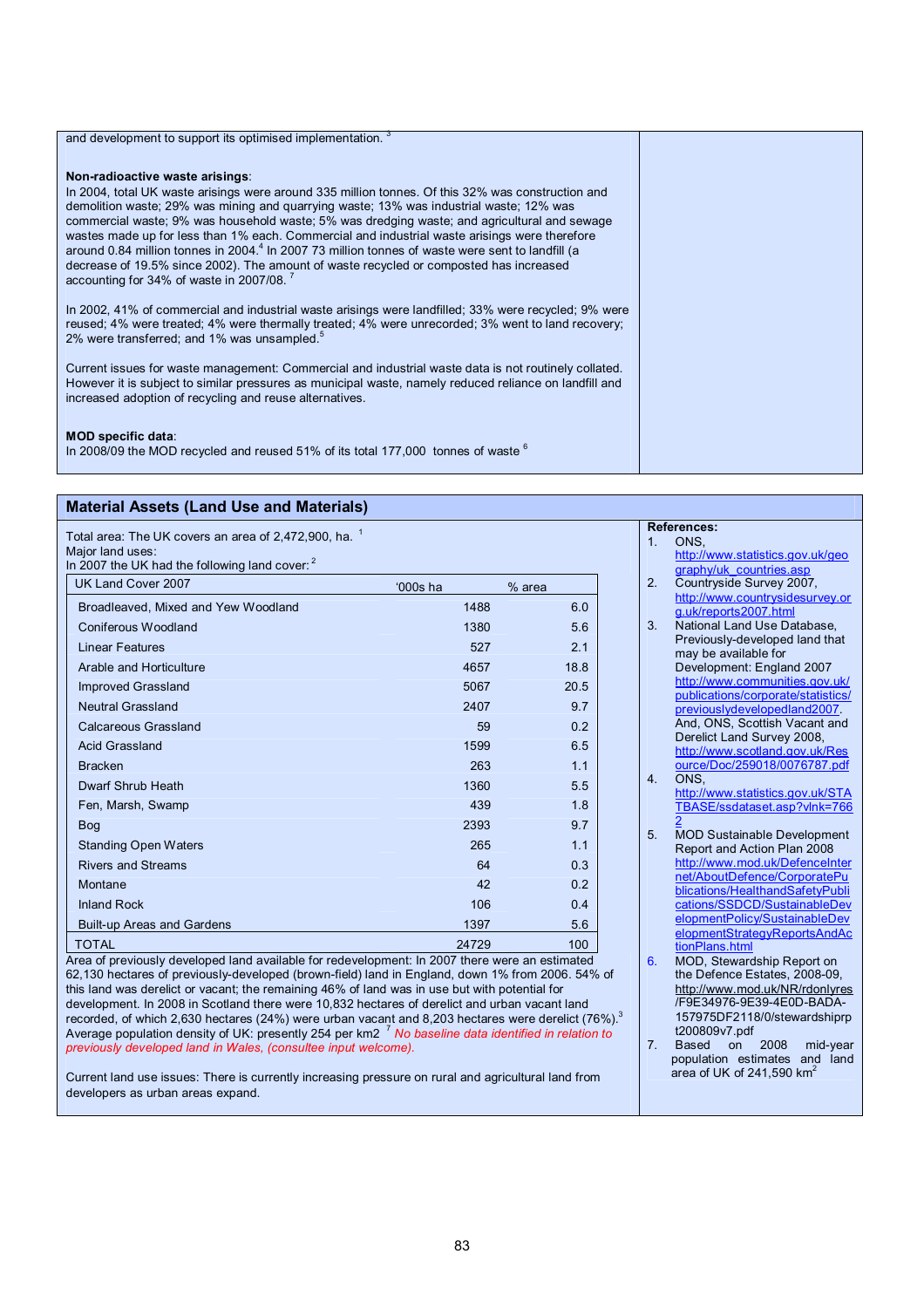and development to support its optimised implementation. [3]

**Non-radioactive waste arisings**:
In 2004, total UK waste arisings were around 335 million tonnes. Of this 32% was construction and demolition waste; 29% was mining and quarrying waste; 13% was industrial waste; 12% was commercial waste; 9% was household waste; 5% was dredging waste; and agricultural and sewage wastes made up for less than 1% each. Commercial and industrial waste arisings were therefore around 0.84 million tonnes in 2004.[4] In 2007 73 million tonnes of waste were sent to landfill (a decrease of 19.5% since 2002). The amount of waste recycled or composted has increased accounting for 34% of waste in 2007/08. [7]

In 2002, 41% of commercial and industrial waste arisings were landfilled; 33% were recycled; 9% were reused; 4% were treated; 4% were thermally treated; 4% were unrecorded; 3% went to land recovery; 2% were transferred; and 1% was unsampled.[5]

Current issues for waste management: Commercial and industrial waste data is not routinely collated. However it is subject to similar pressures as municipal waste, namely reduced reliance on landfill and increased adoption of recycling and reuse alternatives.

**MOD specific data**:
In 2008/09 the MOD recycled and reused 51% of its total 177,000 tonnes of waste [6]

## Material Assets (Land Use and Materials)

Total area: The UK covers an area of 2,472,900, ha. [1]
Major land uses:
In 2007 the UK had the following land cover: [2]

| UK Land Cover 2007 | '000s ha | % area |
|---|---|---|
| Broadleaved, Mixed and Yew Woodland | 1488 | 6.0 |
| Coniferous Woodland | 1380 | 5.6 |
| Linear Features | 527 | 2.1 |
| Arable and Horticulture | 4657 | 18.8 |
| Improved Grassland | 5067 | 20.5 |
| Neutral Grassland | 2407 | 9.7 |
| Calcareous Grassland | 59 | 0.2 |
| Acid Grassland | 1599 | 6.5 |
| Bracken | 263 | 1.1 |
| Dwarf Shrub Heath | 1360 | 5.5 |
| Fen, Marsh, Swamp | 439 | 1.8 |
| Bog | 2393 | 9.7 |
| Standing Open Waters | 265 | 1.1 |
| Rivers and Streams | 64 | 0.3 |
| Montane | 42 | 0.2 |
| Inland Rock | 106 | 0.4 |
| Built-up Areas and Gardens | 1397 | 5.6 |
| TOTAL | 24729 | 100 |

Area of previously developed land available for redevelopment: In 2007 there were an estimated 62,130 hectares of previously-developed (brown-field) land in England, down 1% from 2006. 54% of this land was derelict or vacant; the remaining 46% of land was in use but with potential for development. In 2008 in Scotland there were 10,832 hectares of derelict and urban vacant land recorded, of which 2,630 hectares (24%) were urban vacant and 8,203 hectares were derelict (76%).[3]
Average population density of UK: presently 254 per km2 [7] *No baseline data identified in relation to previously developed land in Wales, (consultee input welcome).*

Current land use issues: There is currently increasing pressure on rural and agricultural land from developers as urban areas expand.

**References:**

1. ONS, http://www.statistics.gov.uk/geography/uk_countries.asp
2. Countryside Survey 2007, http://www.countrysidesurvey.org.uk/reports2007.html
3. National Land Use Database, Previously-developed land that may be available for Development: England 2007 http://www.communities.gov.uk/publications/corporate/statistics/previouslydevelopedland2007. And, ONS, Scottish Vacant and Derelict Land Survey 2008, http://www.scotland.gov.uk/Resource/Doc/259018/0076787.pdf
4. ONS, http://www.statistics.gov.uk/STATBASE/ssdataset.asp?vlnk=7662
5. MOD Sustainable Development Report and Action Plan 2008 http://www.mod.uk/DefenceInternet/AboutDefence/CorporatePublications/HealthandSafetyPublications/SSDCD/SustainableDevelopmentPolicy/SustainableDevelopmentStrategyReportsAndActionPlans.html
6. MOD, Stewardship Report on the Defence Estates, 2008-09, http://www.mod.uk/NR/rdonlyres/F9E34976-9E39-4E0D-BADA-157975DF2118/0/stewardshipprpt200809v7.pdf
7. Based on 2008 mid-year population estimates and land area of UK of 241,590 km$^2$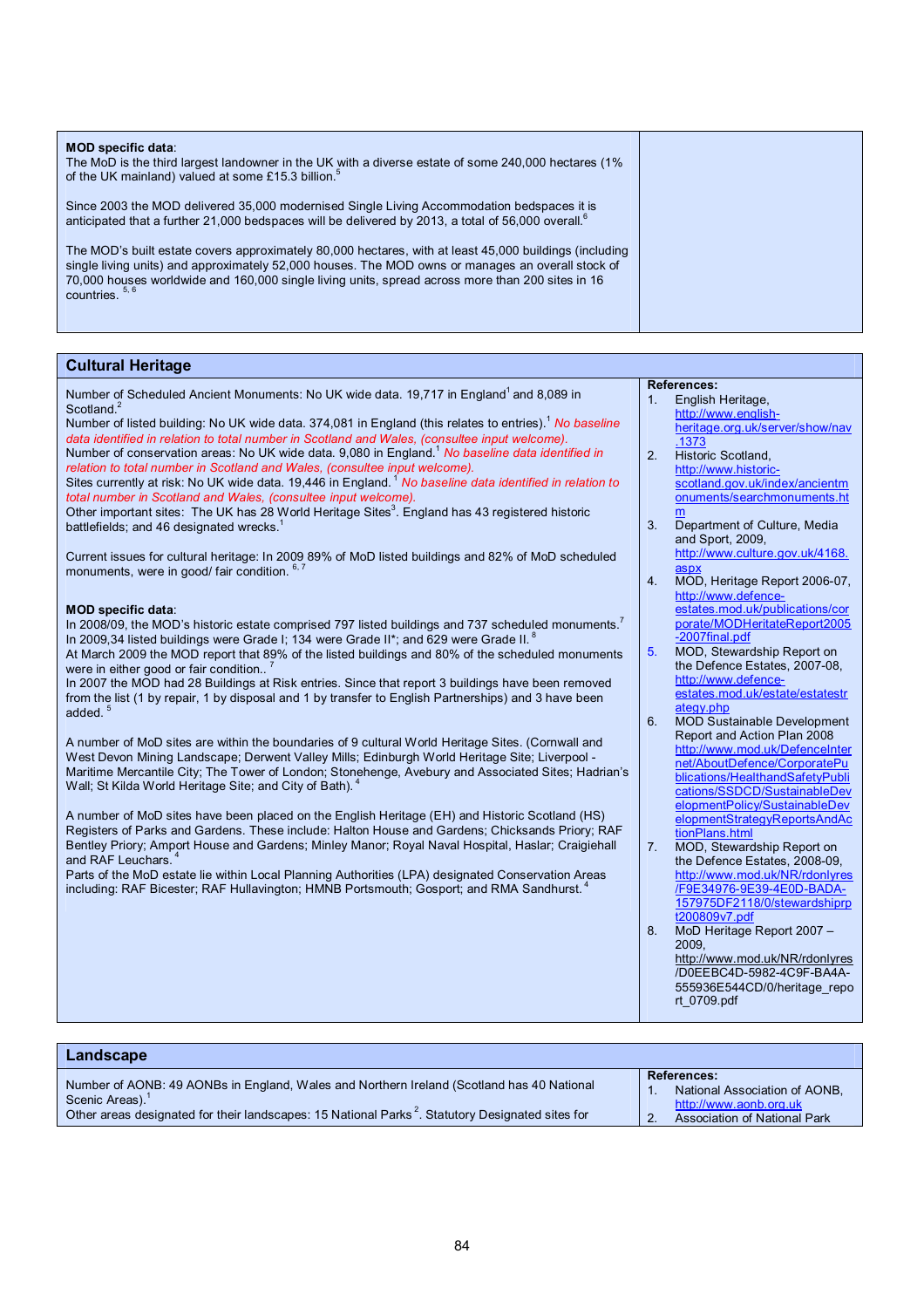**MOD specific data**:
The MoD is the third largest landowner in the UK with a diverse estate of some 240,000 hectares (1% of the UK mainland) valued at some £15.3 billion.[5]

Since 2003 the MOD delivered 35,000 modernised Single Living Accommodation bedspaces it is anticipated that a further 21,000 bedspaces will be delivered by 2013, a total of 56,000 overall.[6]

The MOD's built estate covers approximately 80,000 hectares, with at least 45,000 buildings (including single living units) and approximately 52,000 houses. The MOD owns or manages an overall stock of 70,000 houses worldwide and 160,000 single living units, spread across more than 200 sites in 16 countries.[5, 6]

## Cultural Heritage

Number of Scheduled Ancient Monuments: No UK wide data. 19,717 in England[1] and 8,089 in Scotland.[2]
Number of listed building: No UK wide data. 374,081 in England (this relates to entries).[1] *No baseline data identified in relation to total number in Scotland and Wales, (consultee input welcome).*
Number of conservation areas: No UK wide data. 9,080 in England.[1] *No baseline data identified in relation to total number in Scotland and Wales, (consultee input welcome).*
Sites currently at risk: No UK wide data. 19,446 in England.[1] *No baseline data identified in relation to total number in Scotland and Wales, (consultee input welcome).*
Other important sites: The UK has 28 World Heritage Sites[3]. England has 43 registered historic battlefields; and 46 designated wrecks.[1]

Current issues for cultural heritage: In 2009 89% of MoD listed buildings and 82% of MoD scheduled monuments, were in good/ fair condition.[6, 7]

**MOD specific data**:
In 2008/09, the MOD's historic estate comprised 797 listed buildings and 737 scheduled monuments.[7]
In 2009,34 listed buildings were Grade I; 134 were Grade II*; and 629 were Grade II.[8]
At March 2009 the MOD report that 89% of the listed buildings and 80% of the scheduled monuments were in either good or fair condition..[7]
In 2007 the MOD had 28 Buildings at Risk entries. Since that report 3 buildings have been removed from the list (1 by repair, 1 by disposal and 1 by transfer to English Partnerships) and 3 have been added.[5]

A number of MoD sites are within the boundaries of 9 cultural World Heritage Sites. (Cornwall and West Devon Mining Landscape; Derwent Valley Mills; Edinburgh World Heritage Site; Liverpool - Maritime Mercantile City; The Tower of London; Stonehenge, Avebury and Associated Sites; Hadrian's Wall; St Kilda World Heritage Site; and City of Bath).[4]

A number of MoD sites have been placed on the English Heritage (EH) and Historic Scotland (HS) Registers of Parks and Gardens. These include: Halton House and Gardens; Chicksands Priory; RAF Bentley Priory; Amport House and Gardens; Minley Manor; Royal Naval Hospital, Haslar; Craigiehall and RAF Leuchars.[4]
Parts of the MoD estate lie within Local Planning Authorities (LPA) designated Conservation Areas including: RAF Bicester; RAF Hullavington; HMNB Portsmouth; Gosport; and RMA Sandhurst.[4]

**References:**

1. English Heritage, http://www.english-heritage.org.uk/server/show/nav.1373
2. Historic Scotland, http://www.historic-scotland.gov.uk/index/ancientmonuments/searchmonuments.htm
3. Department of Culture, Media and Sport, 2009, http://www.culture.gov.uk/4168.aspx
4. MOD, Heritage Report 2006-07, http://www.defence-estates.mod.uk/publications/corporate/MODHeritateReport2005-2007final.pdf
5. MOD, Stewardship Report on the Defence Estates, 2007-08, http://www.defence-estates.mod.uk/estate/estatestrategy.php
6. MOD Sustainable Development Report and Action Plan 2008 http://www.mod.uk/DefenceInternet/AboutDefence/CorporatePublications/HealthandSafetyPublications/SSDCD/SustainableDevelopmentPolicy/SustainableDevelopmentStrategyReportsAndActionPlans.html
7. MOD, Stewardship Report on the Defence Estates, 2008-09, http://www.mod.uk/NR/rdonlyres/F9E34976-9E39-4E0D-BADA-157975DF2118/0/stewardshiprpt200809v7.pdf
8. MoD Heritage Report 2007 – 2009, http://www.mod.uk/NR/rdonlyres/D0EEBC4D-5982-4C9F-BA4A-555936E544CD/0/heritage_report_0709.pdf

## Landscape

Number of AONB: 49 AONBs in England, Wales and Northern Ireland (Scotland has 40 National Scenic Areas).[1]
Other areas designated for their landscapes: 15 National Parks[2]. Statutory Designated sites for

**References:**

1. National Association of AONB, http://www.aonb.org.uk
2. Association of National Park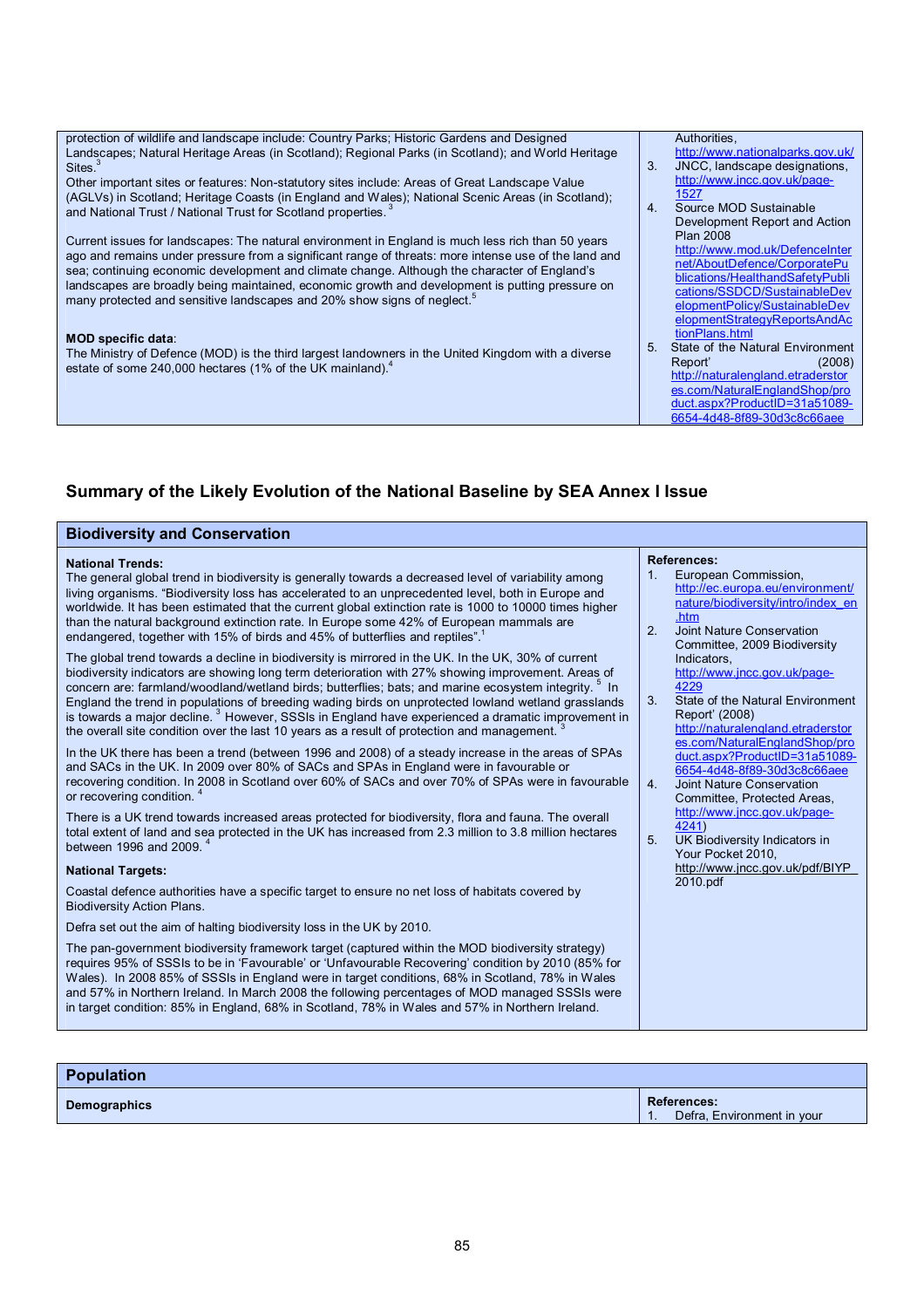| | |
|---|---|
| protection of wildlife and landscape include: Country Parks; Historic Gardens and Designed Landscapes; Natural Heritage Areas (in Scotland); Regional Parks (in Scotland); and World Heritage Sites.[3]<br>Other important sites or features: Non-statutory sites include: Areas of Great Landscape Value (AGLVs) in Scotland; Heritage Coasts (in England and Wales); National Scenic Areas (in Scotland); and National Trust / National Trust for Scotland properties.[3]<br><br>Current issues for landscapes: The natural environment in England is much less rich than 50 years ago and remains under pressure from a significant range of threats: more intense use of the land and sea; continuing economic development and climate change. Although the character of England's landscapes are broadly being maintained, economic growth and development is putting pressure on many protected and sensitive landscapes and 20% show signs of neglect.[5]<br><br>**MOD specific data**:<br>The Ministry of Defence (MOD) is the third largest landowners in the United Kingdom with a diverse estate of some 240,000 hectares (1% of the UK mainland).[4] | Authorities, http://www.nationalparks.gov.uk/<br>3. JNCC, landscape designations, http://www.jncc.gov.uk/page-1527<br>4. Source MOD Sustainable Development Report and Action Plan 2008 http://www.mod.uk/DefenceInternet/AboutDefence/CorporatePublications/HealthandSafetyPublications/SSDCD/SustainableDevelopmentPolicy/SustainableDevelopmentStrategyReportsAndActionPlans.html<br>5. State of the Natural Environment Report' (2008) http://naturalengland.etraderstores.com/NaturalEnglandShop/product.aspx?ProductID=31a51089-6654-4d48-8f89-30d3c8c66aee |

## Summary of the Likely Evolution of the National Baseline by SEA Annex I Issue

| Biodiversity and Conservation | |
|---|---|
| **National Trends:**<br>The general global trend in biodiversity is generally towards a decreased level of variability among living organisms. "Biodiversity loss has accelerated to an unprecedented level, both in Europe and worldwide. It has been estimated that the current global extinction rate is 1000 to 10000 times higher than the natural background extinction rate. In Europe some 42% of European mammals are endangered, together with 15% of birds and 45% of butterflies and reptiles".[1]<br><br>The global trend towards a decline in biodiversity is mirrored in the UK. In the UK, 30% of current biodiversity indicators are showing long term deterioration with 27% showing improvement. Areas of concern are: farmland/woodland/wetland birds; butterflies; bats; and marine ecosystem integrity.[5] In England the trend in populations of breeding wading birds on unprotected lowland wetland grasslands is towards a major decline.[3] However, SSSIs in England have experienced a dramatic improvement in the overall site condition over the last 10 years as a result of protection and management.[3]<br><br>In the UK there has been a trend (between 1996 and 2008) of a steady increase in the areas of SPAs and SACs in the UK. In 2009 over 80% of SACs and SPAs in England were in favourable or recovering condition. In 2008 in Scotland over 60% of SACs and over 70% of SPAs were in favourable or recovering condition.[4]<br><br>There is a UK trend towards increased areas protected for biodiversity, flora and fauna. The overall total extent of land and sea protected in the UK has increased from 2.3 million to 3.8 million hectares between 1996 and 2009.[4]<br><br>**National Targets:**<br><br>Coastal defence authorities have a specific target to ensure no net loss of habitats covered by Biodiversity Action Plans.<br><br>Defra set out the aim of halting biodiversity loss in the UK by 2010.<br><br>The pan-government biodiversity framework target (captured within the MOD biodiversity strategy) requires 95% of SSSIs to be in 'Favourable' or 'Unfavourable Recovering' condition by 2010 (85% for Wales). In 2008 85% of SSSIs in England were in target conditions, 68% in Scotland, 78% in Wales and 57% in Northern Ireland. In March 2008 the following percentages of MOD managed SSSIs were in target condition: 85% in England, 68% in Scotland, 78% in Wales and 57% in Northern Ireland. | **References:**<br>1. European Commission, http://ec.europa.eu/environment/nature/biodiversity/intro/index_en.htm<br>2. Joint Nature Conservation Committee, 2009 Biodiversity Indicators, http://www.jncc.gov.uk/page-4229<br>3. State of the Natural Environment Report' (2008) http://naturalengland.etraderstores.com/NaturalEnglandShop/product.aspx?ProductID=31a51089-6654-4d48-8f89-30d3c8c66aee<br>4. Joint Nature Conservation Committee, Protected Areas, http://www.jncc.gov.uk/page-4241)<br>5. UK Biodiversity Indicators in Your Pocket 2010, http://www.jncc.gov.uk/pdf/BIYP_2010.pdf |

| Population | |
|---|---|
| **Demographics** | **References:**<br>1. Defra, Environment in your |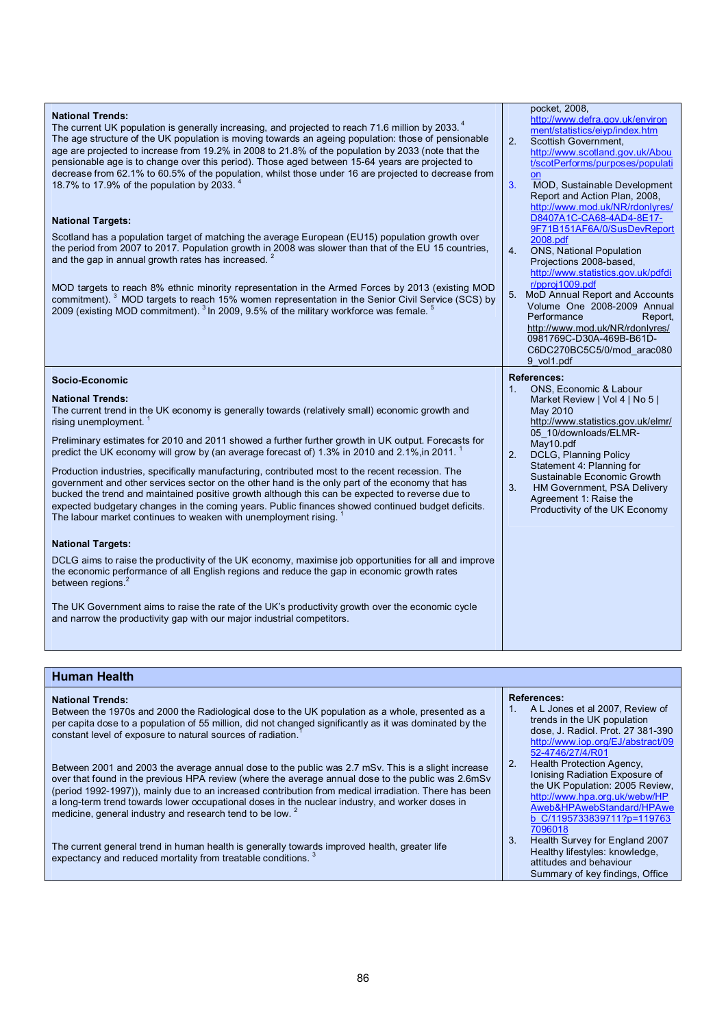| | |
|---|---|
| **National Trends:**<br>The current UK population is generally increasing, and projected to reach 71.6 million by 2033. [4]<br>The age structure of the UK population is moving towards an ageing population: those of pensionable age are projected to increase from 19.2% in 2008 to 21.8% of the population by 2033 (note that the pensionable age is to change over this period). Those aged between 15-64 years are projected to decrease from 62.1% to 60.5% of the population, whilst those under 16 are projected to decrease from 18.7% to 17.9% of the population by 2033. [4]<br><br>**National Targets:**<br>Scotland has a population target of matching the average European (EU15) population growth over the period from 2007 to 2017. Population growth in 2008 was slower than that of the EU 15 countries, and the gap in annual growth rates has increased. [2]<br><br>MOD targets to reach 8% ethnic minority representation in the Armed Forces by 2013 (existing MOD commitment). [3] MOD targets to reach 15% women representation in the Senior Civil Service (SCS) by 2009 (existing MOD commitment). [3] In 2009, 9.5% of the military workforce was female. [5] | pocket, 2008, http://www.defra.gov.uk/environment/statistics/eiyp/index.htm<br>2. Scottish Government, http://www.scotland.gov.uk/About/scotPerforms/purposes/population<br>3. MOD, Sustainable Development Report and Action Plan, 2008, http://www.mod.uk/NR/rdonlyres/D8407A1C-CA68-4AD4-8E17-9F71B151AF6A/0/SusDevReport2008.pdf<br>4. ONS, National Population Projections 2008-based, http://www.statistics.gov.uk/pdfdir/pproj1009.pdf<br>5. MoD Annual Report and Accounts Volume One 2008-2009 Annual Performance Report, http://www.mod.uk/NR/rdonlyres/0981769C-D30A-469B-B61D-C6DC270BC5C5/0/mod_arac0809_vol1.pdf |
| **Socio-Economic**<br><br>**National Trends:**<br>The current trend in the UK economy is generally towards (relatively small) economic growth and rising unemployment. [1]<br><br>Preliminary estimates for 2010 and 2011 showed a further further growth in UK output. Forecasts for predict the UK economy will grow by (an average forecast of) 1.3% in 2010 and 2.1%,in 2011. [1]<br><br>Production industries, specifically manufacturing, contributed most to the recent recession. The government and other services sector on the other hand is the only part of the economy that has bucked the trend and maintained positive growth although this can be expected to reverse due to expected budgetary changes in the coming years. Public finances showed continued budget deficits. The labour market continues to weaken with unemployment rising. [1]<br><br>**National Targets:**<br>DCLG aims to raise the productivity of the UK economy, maximise job opportunities for all and improve the economic performance of all English regions and reduce the gap in economic growth rates between regions. [2]<br><br>The UK Government aims to raise the rate of the UK's productivity growth over the economic cycle and narrow the productivity gap with our major industrial competitors. | **References:**<br>1. ONS, Economic & Labour Market Review \| Vol 4 \| No 5 \| May 2010 http://www.statistics.gov.uk/elmr/05_10/downloads/ELMR-May10.pdf<br>2. DCLG, Planning Policy Statement 4: Planning for Sustainable Economic Growth<br>3. HM Government, PSA Delivery Agreement 1: Raise the Productivity of the UK Economy |

## Human Health

| | |
|---|---|
| **National Trends:**<br>Between the 1970s and 2000 the Radiological dose to the UK population as a whole, presented as a per capita dose to a population of 55 million, did not changed significantly as it was dominated by the constant level of exposure to natural sources of radiation. [1]<br><br>Between 2001 and 2003 the average annual dose to the public was 2.7 mSv. This is a slight increase over that found in the previous HPA review (where the average annual dose to the public was 2.6mSv (period 1992-1997)), mainly due to an increased contribution from medical irradiation. There has been a long-term trend towards lower occupational doses in the nuclear industry, and worker doses in medicine, general industry and research tend to be low. [2]<br><br>The current general trend in human health is generally towards improved health, greater life expectancy and reduced mortality from treatable conditions. [3] | **References:**<br>1. A L Jones et al 2007, Review of trends in the UK population dose, J. Radiol. Prot. 27 381-390 http://www.iop.org/EJ/abstract/0952-4746/27/4/R01<br>2. Health Protection Agency, Ionising Radiation Exposure of the UK Population: 2005 Review, http://www.hpa.org.uk/webw/HPAweb&HPAwebStandard/HPAweb_C/1195733839711?p=1197637096018<br>3. Health Survey for England 2007 Healthy lifestyles: knowledge, attitudes and behaviour Summary of key findings, Office |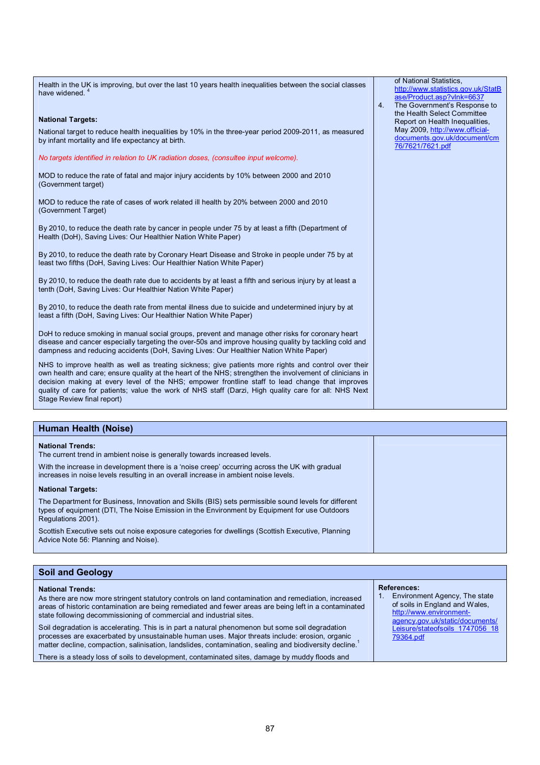Health in the UK is improving, but over the last 10 years health inequalities between the social classes have widened. [4]

**National Targets:**

National target to reduce health inequalities by 10% in the three-year period 2009-2011, as measured by infant mortality and life expectancy at birth.

*No targets identified in relation to UK radiation doses, (consultee input welcome).*

MOD to reduce the rate of fatal and major injury accidents by 10% between 2000 and 2010 (Government target)

MOD to reduce the rate of cases of work related ill health by 20% between 2000 and 2010 (Government Target)

By 2010, to reduce the death rate by cancer in people under 75 by at least a fifth (Department of Health (DoH), Saving Lives: Our Healthier Nation White Paper)

By 2010, to reduce the death rate by Coronary Heart Disease and Stroke in people under 75 by at least two fifths (DoH, Saving Lives: Our Healthier Nation White Paper)

By 2010, to reduce the death rate due to accidents by at least a fifth and serious injury by at least a tenth (DoH, Saving Lives: Our Healthier Nation White Paper)

By 2010, to reduce the death rate from mental illness due to suicide and undetermined injury by at least a fifth (DoH, Saving Lives: Our Healthier Nation White Paper)

DoH to reduce smoking in manual social groups, prevent and manage other risks for coronary heart disease and cancer especially targeting the over-50s and improve housing quality by tackling cold and dampness and reducing accidents (DoH, Saving Lives: Our Healthier Nation White Paper)

NHS to improve health as well as treating sickness; give patients more rights and control over their own health and care; ensure quality at the heart of the NHS; strengthen the involvement of clinicians in decision making at every level of the NHS; empower frontline staff to lead change that improves quality of care for patients; value the work of NHS staff (Darzi, High quality care for all: NHS Next Stage Review final report)

of National Statistics, http://www.statistics.gov.uk/StatBase/Product.asp?vlnk=6637

4. The Government's Response to the Health Select Committee Report on Health Inequalities, May 2009, http://www.official-documents.gov.uk/document/cm76/7621/7621.pdf

## Human Health (Noise)

**National Trends:**

The current trend in ambient noise is generally towards increased levels.

With the increase in development there is a 'noise creep' occurring across the UK with gradual increases in noise levels resulting in an overall increase in ambient noise levels.

**National Targets:**

The Department for Business, Innovation and Skills (BIS) sets permissible sound levels for different types of equipment (DTI, The Noise Emission in the Environment by Equipment for use Outdoors Regulations 2001).

Scottish Executive sets out noise exposure categories for dwellings (Scottish Executive, Planning Advice Note 56: Planning and Noise).

## Soil and Geology

**National Trends:**

As there are now more stringent statutory controls on land contamination and remediation, increased areas of historic contamination are being remediated and fewer areas are being left in a contaminated state following decommissioning of commercial and industrial sites.

Soil degradation is accelerating. This is in part a natural phenomenon but some soil degradation processes are exacerbated by unsustainable human uses. Major threats include: erosion, organic matter decline, compaction, salinisation, landslides, contamination, sealing and biodiversity decline. [1]

There is a steady loss of soils to development, contaminated sites, damage by muddy floods and

**References:**

1. Environment Agency, The state of soils in England and Wales, http://www.environment-agency.gov.uk/static/documents/Leisure/stateofsoils_1747056_1879364.pdf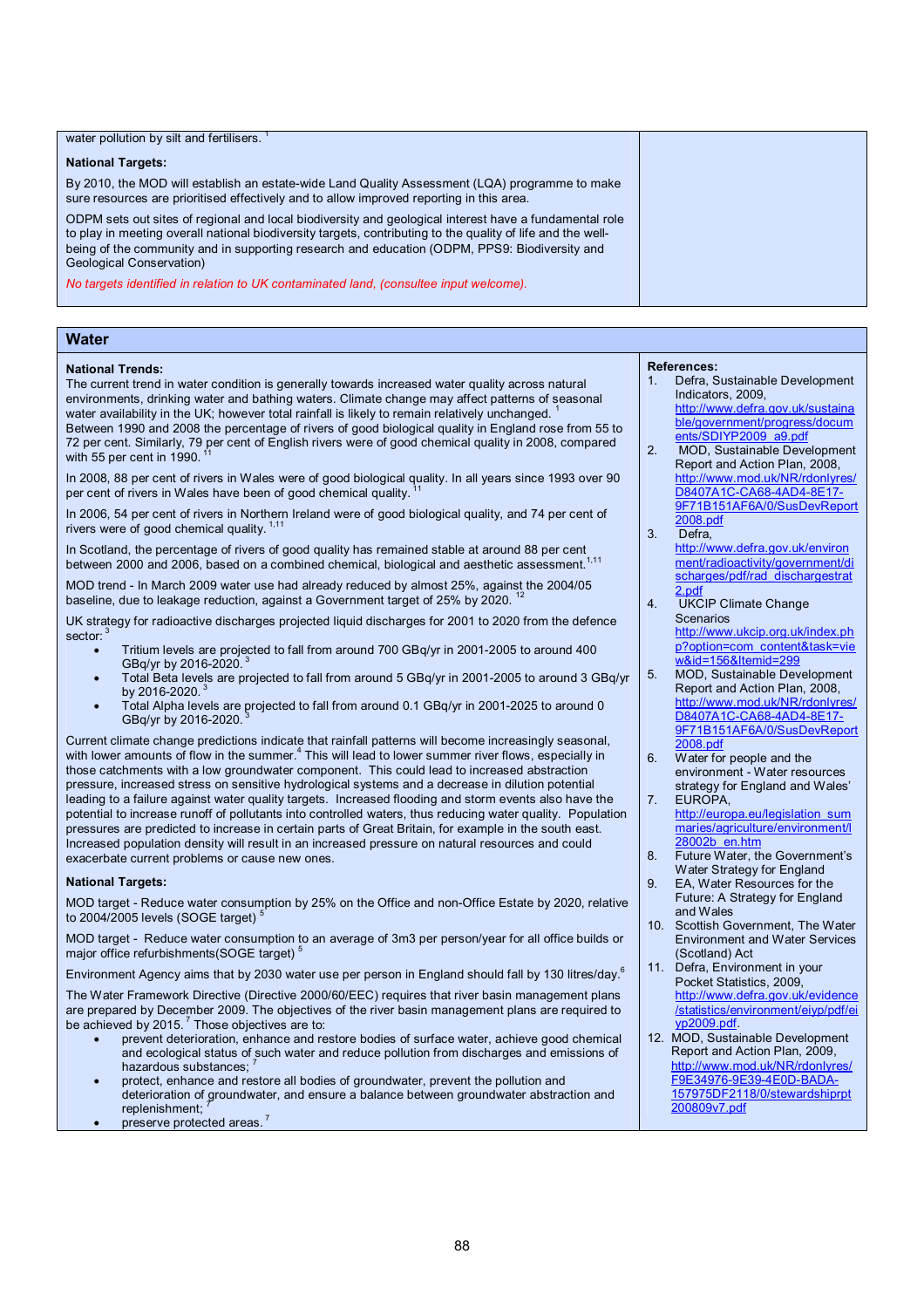water pollution by silt and fertilisers. [1]

**National Targets:**

By 2010, the MOD will establish an estate-wide Land Quality Assessment (LQA) programme to make sure resources are prioritised effectively and to allow improved reporting in this area.

ODPM sets out sites of regional and local biodiversity and geological interest have a fundamental role to play in meeting overall national biodiversity targets, contributing to the quality of life and the well-being of the community and in supporting research and education (ODPM, PPS9: Biodiversity and Geological Conservation)

*No targets identified in relation to UK contaminated land, (consultee input welcome).*

## Water

**National Trends:**

The current trend in water condition is generally towards increased water quality across natural environments, drinking water and bathing waters. Climate change may affect patterns of seasonal water availability in the UK; however total rainfall is likely to remain relatively unchanged. [1]

Between 1990 and 2008 the percentage of rivers of good biological quality in England rose from 55 to 72 per cent. Similarly, 79 per cent of English rivers were of good chemical quality in 2008, compared with 55 per cent in 1990. [11]

In 2008, 88 per cent of rivers in Wales were of good biological quality. In all years since 1993 over 90 per cent of rivers in Wales have been of good chemical quality. [11]

In 2006, 54 per cent of rivers in Northern Ireland were of good biological quality, and 74 per cent of rivers were of good chemical quality. [1,11]

In Scotland, the percentage of rivers of good quality has remained stable at around 88 per cent between 2000 and 2006, based on a combined chemical, biological and aesthetic assessment. [1,11]

MOD trend - In March 2009 water use had already reduced by almost 25%, against the 2004/05 baseline, due to leakage reduction, against a Government target of 25% by 2020. [12]

UK strategy for radioactive discharges projected liquid discharges for 2001 to 2020 from the defence sector: [3]

- Tritium levels are projected to fall from around 700 GBq/yr in 2001-2005 to around 400 GBq/yr by 2016-2020. [3]
- Total Beta levels are projected to fall from around 5 GBq/yr in 2001-2005 to around 3 GBq/yr by 2016-2020. [3]
- Total Alpha levels are projected to fall from around 0.1 GBq/yr in 2001-2025 to around 0 GBq/yr by 2016-2020. [3]

Current climate change predictions indicate that rainfall patterns will become increasingly seasonal, with lower amounts of flow in the summer.[4] This will lead to lower summer river flows, especially in those catchments with a low groundwater component. This could lead to increased abstraction pressure, increased stress on sensitive hydrological systems and a decrease in dilution potential leading to a failure against water quality targets. Increased flooding and storm events also have the potential to increase runoff of pollutants into controlled waters, thus reducing water quality. Population pressures are predicted to increase in certain parts of Great Britain, for example in the south east. Increased population density will result in an increased pressure on natural resources and could exacerbate current problems or cause new ones.

**National Targets:**

MOD target - Reduce water consumption by 25% on the Office and non-Office Estate by 2020, relative to 2004/2005 levels (SOGE target) [5]

MOD target - Reduce water consumption to an average of 3m3 per person/year for all office builds or major office refurbishments(SOGE target) [5]

Environment Agency aims that by 2030 water use per person in England should fall by 130 litres/day.[6]

The Water Framework Directive (Directive 2000/60/EEC) requires that river basin management plans are prepared by December 2009. The objectives of the river basin management plans are required to be achieved by 2015. [7] Those objectives are to:

- prevent deterioration, enhance and restore bodies of surface water, achieve good chemical and ecological status of such water and reduce pollution from discharges and emissions of hazardous substances; [7]
- protect, enhance and restore all bodies of groundwater, prevent the pollution and deterioration of groundwater, and ensure a balance between groundwater abstraction and replenishment; [7]
- preserve protected areas. [7]

**References:**

1. Defra, Sustainable Development Indicators, 2009, http://www.defra.gov.uk/sustainable/government/progress/documents/SDIYP2009_a9.pdf
2. MOD, Sustainable Development Report and Action Plan, 2008, http://www.mod.uk/NR/rdonlyres/D8407A1C-CA68-4AD4-8E17-9F71B151AF6A/0/SusDevReport2008.pdf
3. Defra, http://www.defra.gov.uk/environment/radioactivity/government/discharges/pdf/rad_dischargestrat2.pdf
4. UKCIP Climate Change Scenarios http://www.ukcip.org.uk/index.php?option=com_content&task=view&id=156&Itemid=299
5. MOD, Sustainable Development Report and Action Plan, 2008, http://www.mod.uk/NR/rdonlyres/D8407A1C-CA68-4AD4-8E17-9F71B151AF6A/0/SusDevReport2008.pdf
6. Water for people and the environment - Water resources strategy for England and Wales'
7. EUROPA, http://europa.eu/legislation_summaries/agriculture/environment/l28002b_en.htm
8. Future Water, the Government's Water Strategy for England
9. EA, Water Resources for the Future: A Strategy for England and Wales
10. Scottish Government, The Water Environment and Water Services (Scotland) Act
11. Defra, Environment in your Pocket Statistics, 2009, http://www.defra.gov.uk/evidence/statistics/environment/eiyp/pdf/eiyp2009.pdf.
12. MOD, Sustainable Development Report and Action Plan, 2009, http://www.mod.uk/NR/rdonlyres/F9E34976-9E39-4E0D-BADA-157975DF2118/0/stewardshiprpt200809v7.pdf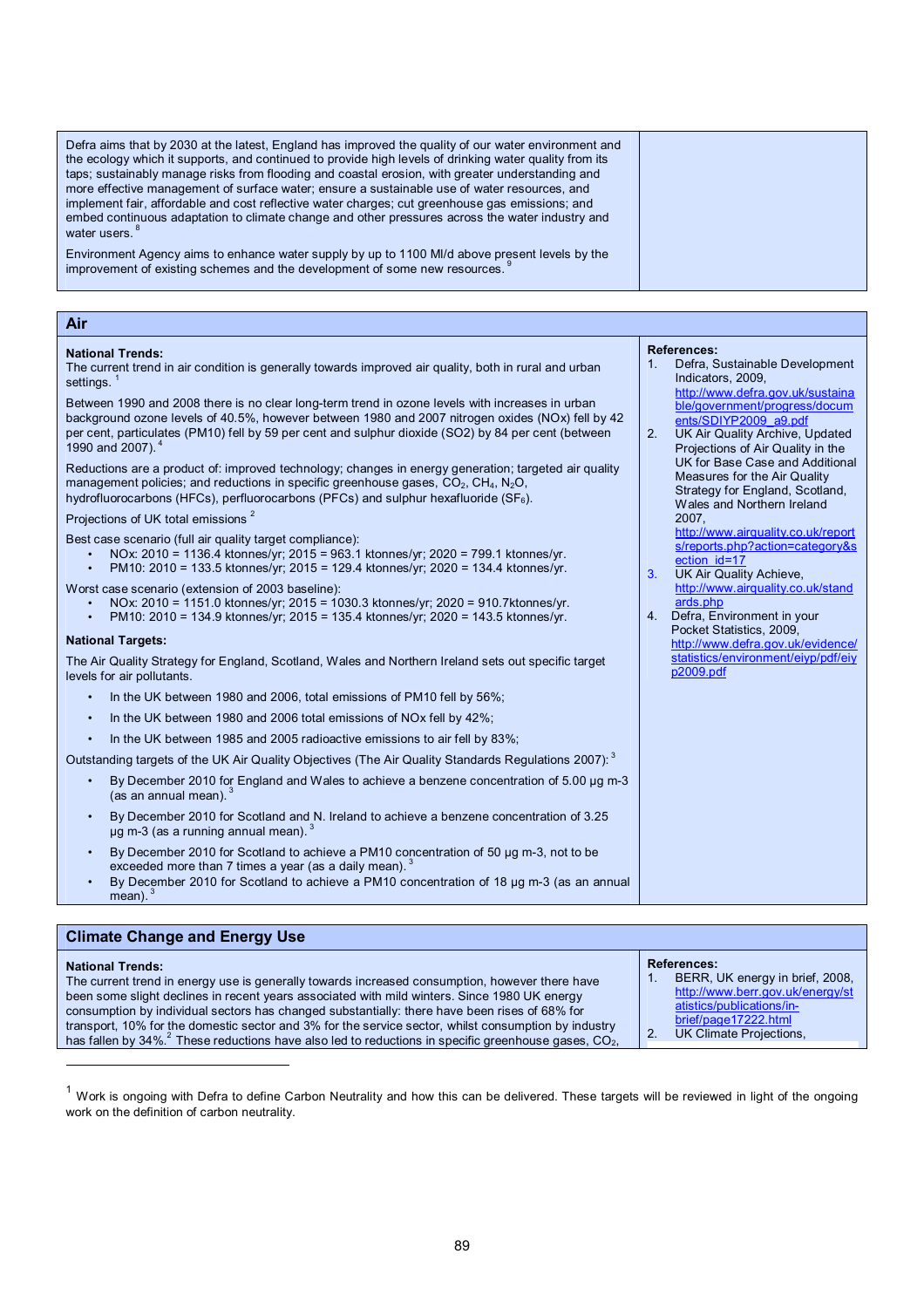Defra aims that by 2030 at the latest, England has improved the quality of our water environment and the ecology which it supports, and continued to provide high levels of drinking water quality from its taps; sustainably manage risks from flooding and coastal erosion, with greater understanding and more effective management of surface water; ensure a sustainable use of water resources, and implement fair, affordable and cost reflective water charges; cut greenhouse gas emissions; and embed continuous adaptation to climate change and other pressures across the water industry and water users. [8]

Environment Agency aims to enhance water supply by up to 1100 Ml/d above present levels by the improvement of existing schemes and the development of some new resources. [9]

## Air

**National Trends:**
The current trend in air condition is generally towards improved air quality, both in rural and urban settings. [1]

Between 1990 and 2008 there is no clear long-term trend in ozone levels with increases in urban background ozone levels of 40.5%, however between 1980 and 2007 nitrogen oxides (NOx) fell by 42 per cent, particulates (PM10) fell by 59 per cent and sulphur dioxide (SO2) by 84 per cent (between 1990 and 2007). [4]

Reductions are a product of: improved technology; changes in energy generation; targeted air quality management policies; and reductions in specific greenhouse gases, $CO_2$, $CH_4$, $N_2O$, hydrofluorocarbons (HFCs), perfluorocarbons (PFCs) and sulphur hexafluoride ($SF_6$).

Projections of UK total emissions [2]

Best case scenario (full air quality target compliance):

- NOx: 2010 = 1136.4 ktonnes/yr; 2015 = 963.1 ktonnes/yr; 2020 = 799.1 ktonnes/yr.
- PM10: 2010 = 133.5 ktonnes/yr; 2015 = 129.4 ktonnes/yr; 2020 = 134.4 ktonnes/yr.

Worst case scenario (extension of 2003 baseline):

- NOx: 2010 = 1151.0 ktonnes/yr; 2015 = 1030.3 ktonnes/yr; 2020 = 910.7ktonnes/yr.
- PM10: 2010 = 134.9 ktonnes/yr; 2015 = 135.4 ktonnes/yr; 2020 = 143.5 ktonnes/yr.

**National Targets:**

The Air Quality Strategy for England, Scotland, Wales and Northern Ireland sets out specific target levels for air pollutants.

- In the UK between 1980 and 2006, total emissions of PM10 fell by 56%;
- In the UK between 1980 and 2006 total emissions of NOx fell by 42%;
- In the UK between 1985 and 2005 radioactive emissions to air fell by 83%;

Outstanding targets of the UK Air Quality Objectives (The Air Quality Standards Regulations 2007): [3]

- By December 2010 for England and Wales to achieve a benzene concentration of 5.00 µg m-3 (as an annual mean). [3]
- By December 2010 for Scotland and N. Ireland to achieve a benzene concentration of 3.25 µg m-3 (as a running annual mean). [3]
- By December 2010 for Scotland to achieve a PM10 concentration of 50 µg m-3, not to be exceeded more than 7 times a year (as a daily mean). [3]
- By December 2010 for Scotland to achieve a PM10 concentration of 18 µg m-3 (as an annual mean). [3]

**References:**

1. Defra, Sustainable Development Indicators, 2009, http://www.defra.gov.uk/sustainable/government/progress/documents/SDIYP2009_a9.pdf
2. UK Air Quality Archive, Updated Projections of Air Quality in the UK for Base Case and Additional Measures for the Air Quality Strategy for England, Scotland, Wales and Northern Ireland 2007, http://www.airquality.co.uk/reports/reports.php?action=category&section_id=17
3. UK Air Quality Achieve, http://www.airquality.co.uk/standards.php
4. Defra, Environment in your Pocket Statistics, 2009, http://www.defra.gov.uk/evidence/statistics/environment/eiyp/pdf/eiyp2009.pdf

## Climate Change and Energy Use

**National Trends:**
The current trend in energy use is generally towards increased consumption, however there have been some slight declines in recent years associated with mild winters. Since 1980 UK energy consumption by individual sectors has changed substantially: there have been rises of 68% for transport, 10% for the domestic sector and 3% for the service sector, whilst consumption by industry has fallen by 34%. [2] These reductions have also led to reductions in specific greenhouse gases, $CO_2$,

**References:**

1. BERR, UK energy in brief, 2008, http://www.berr.gov.uk/energy/statistics/publications/in-brief/page17222.html
2. UK Climate Projections,

---

[1] Work is ongoing with Defra to define Carbon Neutrality and how this can be delivered. These targets will be reviewed in light of the ongoing work on the definition of carbon neutrality.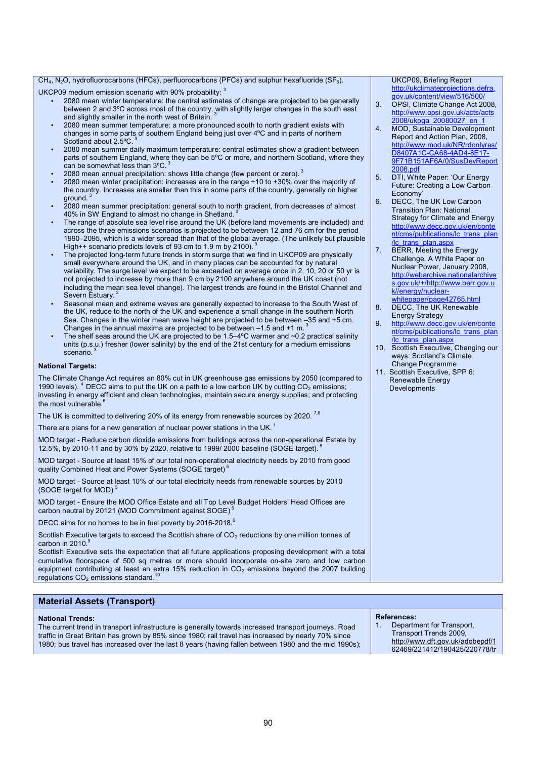$CH_4$, $N_2O$, hydrofluorocarbons (HFCs), perfluorocarbons (PFCs) and sulphur hexafluoride ($SF_6$).

UKCP09 medium emission scenario with 90% probability: [3]

- 2080 mean winter temperature: the central estimates of change are projected to be generally between 2 and 3ºC across most of the country, with slightly larger changes in the south east and slightly smaller in the north west of Britain. [3]
- 2080 mean summer temperature: a more pronounced south to north gradient exists with changes in some parts of southern England being just over 4ºC and in parts of northern Scotland about 2.5ºC. [3]
- 2080 mean summer daily maximum temperature: central estimates show a gradient between parts of southern England, where they can be 5ºC or more, and northern Scotland, where they can be somewhat less than 3ºC. [3]
- 2080 mean annual precipitation: shows little change (few percent or zero). [3]
- 2080 mean winter precipitation: increases are in the range +10 to +30% over the majority of the country. Increases are smaller than this in some parts of the country, generally on higher ground. [3]
- 2080 mean summer precipitation: general south to north gradient, from decreases of almost 40% in SW England to almost no change in Shetland. [3]
- The range of absolute sea level rise around the UK (before land movements are included) and across the three emissions scenarios is projected to be between 12 and 76 cm for the period 1990–2095, which is a wider spread than that of the global average. (The unlikely but plausible High++ scenario predicts levels of 93 cm to 1.9 m by 2100). [3]
- The projected long-term future trends in storm surge that we find in UKCP09 are physically small everywhere around the UK, and in many places can be accounted for by natural variability. The surge level we expect to be exceeded on average once in 2, 10, 20 or 50 yr is not projected to increase by more than 9 cm by 2100 anywhere around the UK coast (not including the mean sea level change). The largest trends are found in the Bristol Channel and Severn Estuary. [3]
- Seasonal mean and extreme waves are generally expected to increase to the South West of the UK, reduce to the north of the UK and experience a small change in the southern North Sea. Changes in the winter mean wave height are projected to be between –35 and +5 cm. Changes in the annual maxima are projected to be between –1.5 and +1 m. [3]
- The shelf seas around the UK are projected to be 1.5–4ºC warmer and ~0.2 practical salinity units (p.s.u.) fresher (lower salinity) by the end of the 21st century for a medium emissions scenario. [3]

**National Targets:**

The Climate Change Act requires an 80% cut in UK greenhouse gas emissions by 2050 (compared to 1990 levels). [4] DECC aims to put the UK on a path to a low carbon UK by cutting $CO_2$ emissions; investing in energy efficient and clean technologies, maintain secure energy supplies; and protecting the most vulnerable.[6]

The UK is committed to delivering 20% of its energy from renewable sources by 2020. [7,8]

There are plans for a new generation of nuclear power stations in the UK. [1]

MOD target - Reduce carbon dioxide emissions from buildings across the non-operational Estate by 12.5%, by 2010-11 and by 30% by 2020, relative to 1999/ 2000 baseline (SOGE target). [5]

MOD target - Source at least 15% of our total non-operational electricity needs by 2010 from good quality Combined Heat and Power Systems (SOGE target) [5]

MOD target - Source at least 10% of our total electricity needs from renewable sources by 2010 (SOGE target for MOD) [5]

MOD target - Ensure the MOD Office Estate and all Top Level Budget Holders' Head Offices are carbon neutral by 20121 (MOD Commitment against SOGE) [5]

DECC aims for no homes to be in fuel poverty by 2016-2018.[6]

Scottish Executive targets to exceed the Scottish share of $CO_2$ reductions by one million tonnes of carbon in 2010.[9]
Scottish Executive sets the expectation that all future applications proposing development with a total cumulative floorspace of 500 sq metres or more should incorporate on-site zero and low carbon equipment contributing at least an extra 15% reduction in $CO_2$ emissions beyond the 2007 building regulations $CO_2$ emissions standard.[10]

UKCP09, Briefing Report http://ukclimateprojections.defra.gov.uk/content/view/516/500/
3. OPSI, Climate Change Act 2008, http://www.opsi.gov.uk/acts/acts2008/ukpga_20080027_en_1
4. MOD, Sustainable Development Report and Action Plan, 2008, http://www.mod.uk/NR/rdonlyres/D8407A1C-CA68-4AD4-8E17-9F71B151AF6A/0/SusDevReport2008.pdf
5. DTI, White Paper: 'Our Energy Future: Creating a Low Carbon Economy'
6. DECC, The UK Low Carbon Transition Plan: National Strategy for Climate and Energy http://www.decc.gov.uk/en/content/cms/publications/lc_trans_plan/lc_trans_plan.aspx
7. BERR, Meeting the Energy Challenge, A White Paper on Nuclear Power, January 2008, http://webarchive.nationalarchives.gov.uk/+/http://www.berr.gov.uk//energy/nuclear-whitepaper/page42765.html
8. DECC, The UK Renewable Energy Strategy
9. http://www.decc.gov.uk/en/content/cms/publications/lc_trans_plan/lc_trans_plan.aspx
10. Scottish Executive, Changing our ways: Scotland's Climate Change Programme
11. Scottish Executive, SPP 6: Renewable Energy Developments

## Material Assets (Transport)

**National Trends:**
The current trend in transport infrastructure is generally towards increased transport journeys. Road traffic in Great Britain has grown by 85% since 1980; rail travel has increased by nearly 70% since 1980; bus travel has increased over the last 8 years (having fallen between 1980 and the mid 1990s);

**References:**
1. Department for Transport, Transport Trends 2009, http://www.dft.gov.uk/adobepdf/162469/221412/190425/220778/tr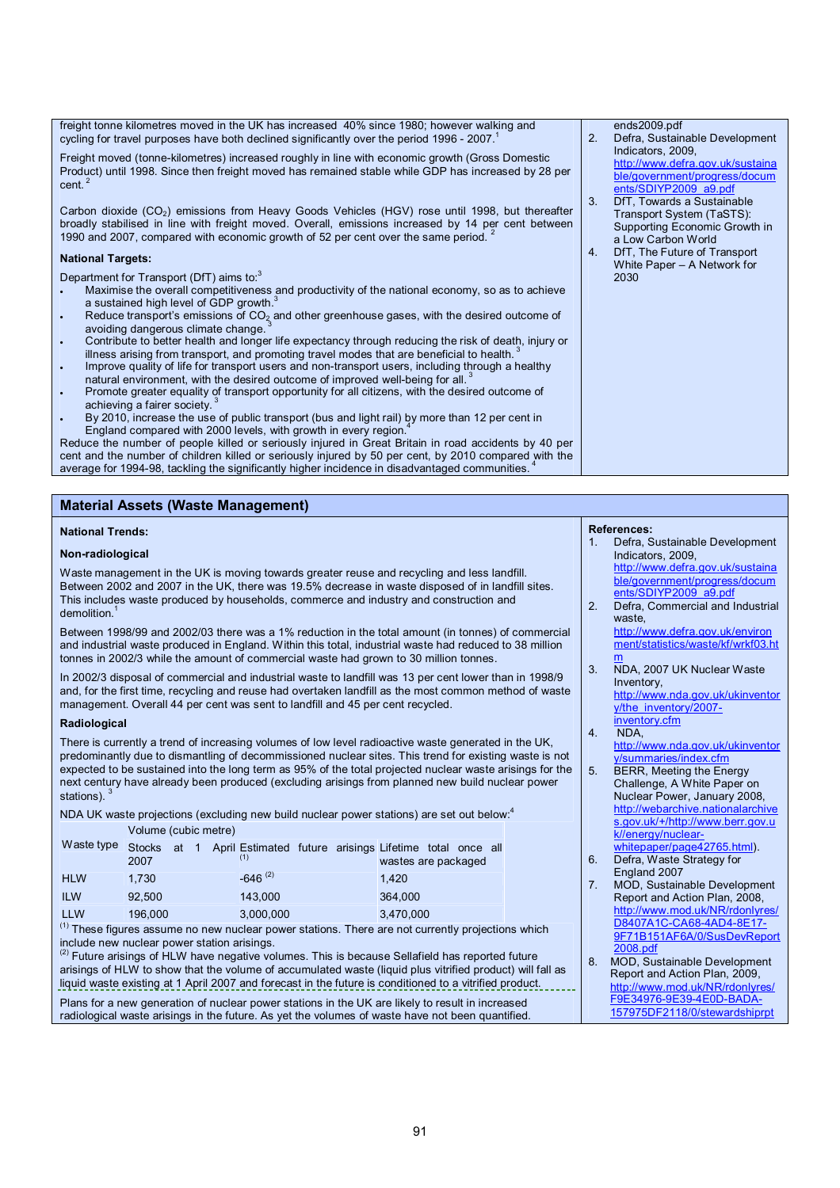freight tonne kilometres moved in the UK has increased 40% since 1980; however walking and cycling for travel purposes have both declined significantly over the period 1996 - 2007.[1]

Freight moved (tonne-kilometres) increased roughly in line with economic growth (Gross Domestic Product) until 1998. Since then freight moved has remained stable while GDP has increased by 28 per cent.[2]

Carbon dioxide ($CO_2$) emissions from Heavy Goods Vehicles (HGV) rose until 1998, but thereafter broadly stabilised in line with freight moved. Overall, emissions increased by 14 per cent between 1990 and 2007, compared with economic growth of 52 per cent over the same period.[2]

**National Targets:**

Department for Transport (DfT) aims to:[3]

- Maximise the overall competitiveness and productivity of the national economy, so as to achieve a sustained high level of GDP growth.[3]
- Reduce transport's emissions of $CO_2$ and other greenhouse gases, with the desired outcome of avoiding dangerous climate change.[3]
- Contribute to better health and longer life expectancy through reducing the risk of death, injury or illness arising from transport, and promoting travel modes that are beneficial to health.[3]
- Improve quality of life for transport users and non-transport users, including through a healthy natural environment, with the desired outcome of improved well-being for all.[3]
- Promote greater equality of transport opportunity for all citizens, with the desired outcome of achieving a fairer society.[3]
- By 2010, increase the use of public transport (bus and light rail) by more than 12 per cent in England compared with 2000 levels, with growth in every region.[4]

Reduce the number of people killed or seriously injured in Great Britain in road accidents by 40 per cent and the number of children killed or seriously injured by 50 per cent, by 2010 compared with the average for 1994-98, tackling the significantly higher incidence in disadvantaged communities.[4]

ends2009.pdf
2. Defra, Sustainable Development Indicators, 2009, http://www.defra.gov.uk/sustainable/government/progress/documents/SDIYP2009_a9.pdf
3. DfT, Towards a Sustainable Transport System (TaSTS): Supporting Economic Growth in a Low Carbon World
4. DfT, The Future of Transport White Paper – A Network for 2030

## Material Assets (Waste Management)

**National Trends:**

**Non-radiological**

Waste management in the UK is moving towards greater reuse and recycling and less landfill. Between 2002 and 2007 in the UK, there was 19.5% decrease in waste disposed of in landfill sites. This includes waste produced by households, commerce and industry and construction and demolition.[1]

Between 1998/99 and 2002/03 there was a 1% reduction in the total amount (in tonnes) of commercial and industrial waste produced in England. Within this total, industrial waste had reduced to 38 million tonnes in 2002/3 while the amount of commercial waste had grown to 30 million tonnes.

In 2002/3 disposal of commercial and industrial waste to landfill was 13 per cent lower than in 1998/9 and, for the first time, recycling and reuse had overtaken landfill as the most common method of waste management. Overall 44 per cent was sent to landfill and 45 per cent recycled.

**Radiological**

There is currently a trend of increasing volumes of low level radioactive waste generated in the UK, predominantly due to dismantling of decommissioned nuclear sites. This trend for existing waste is not expected to be sustained into the long term as 95% of the total projected nuclear waste arisings for the next century have already been produced (excluding arisings from planned new build nuclear power stations).[3]

NDA UK waste projections (excluding new build nuclear power stations) are set out below:[4]

| Waste type | Volume (cubic metre) | | |
|---|---|---|---|
| | Stocks at 1 April 2007 | Estimated future arisings [(1)] | Lifetime total once all wastes are packaged |
| HLW | 1,730 | -646 [(2)] | 1,420 |
| ILW | 92,500 | 143,000 | 364,000 |
| LLW | 196,000 | 3,000,000 | 3,470,000 |

[(1)] These figures assume no new nuclear power stations. There are not currently projections which include new nuclear power station arisings.
[(2)] Future arisings of HLW have negative volumes. This is because Sellafield has reported future arisings of HLW to show that the volume of accumulated waste (liquid plus vitrified product) will fall as liquid waste existing at 1 April 2007 and forecast in the future is conditioned to a vitrified product.

Plans for a new generation of nuclear power stations in the UK are likely to result in increased radiological waste arisings in the future. As yet the volumes of waste have not been quantified.

**References:**

1. Defra, Sustainable Development Indicators, 2009, http://www.defra.gov.uk/sustainable/government/progress/documents/SDIYP2009_a9.pdf
2. Defra, Commercial and Industrial waste, http://www.defra.gov.uk/environment/statistics/waste/kf/wrkf03.htm
3. NDA, 2007 UK Nuclear Waste Inventory, http://www.nda.gov.uk/ukinventory/the_inventory/2007-inventory.cfm
4. NDA, http://www.nda.gov.uk/ukinventory/summaries/index.cfm
5. BERR, Meeting the Energy Challenge, A White Paper on Nuclear Power, January 2008, http://webarchive.nationalarchives.gov.uk/+/http://www.berr.gov.uk//energy/nuclear-whitepaper/page42765.html).
6. Defra, Waste Strategy for England 2007
7. MOD, Sustainable Development Report and Action Plan, 2008, http://www.mod.uk/NR/rdonlyres/D8407A1C-CA68-4AD4-8E17-9F71B151AF6A/0/SusDevReport2008.pdf
8. MOD, Sustainable Development Report and Action Plan, 2009, http://www.mod.uk/NR/rdonlyres/F9E34976-9E39-4E0D-BADA-157975DF2118/0/stewardshiprpt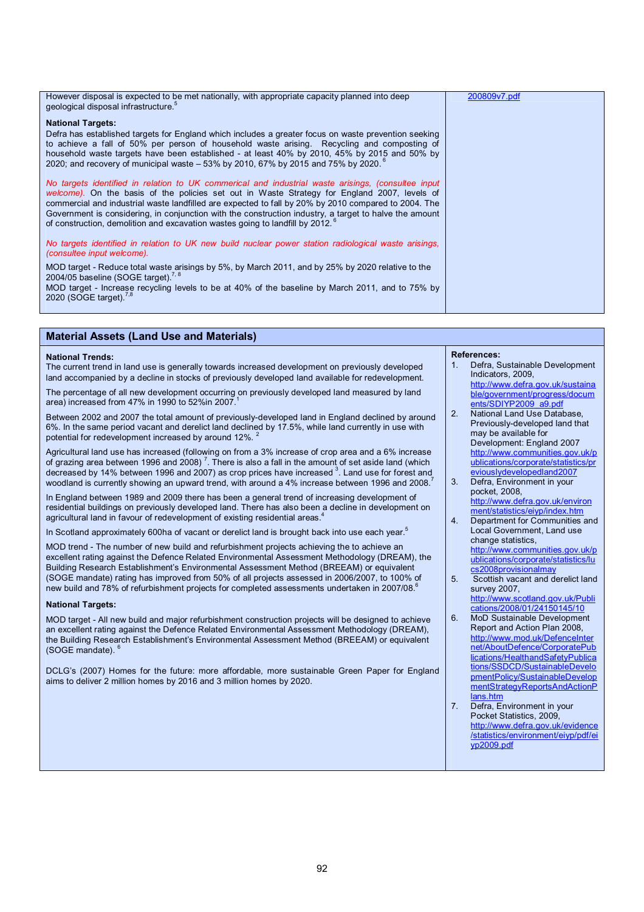| | |
|---|---|
| However disposal is expected to be met nationally, with appropriate capacity planned into deep geological disposal infrastructure.[5]<br><br>**National Targets:**<br>Defra has established targets for England which includes a greater focus on waste prevention seeking to achieve a fall of 50% per person of household waste arising. Recycling and composting of household waste targets have been established - at least 40% by 2010, 45% by 2015 and 50% by 2020; and recovery of municipal waste – 53% by 2010, 67% by 2015 and 75% by 2020.[6]<br><br>*No targets identified in relation to UK commercial and industrial waste arisings, (consultee input welcome).* On the basis of the policies set out in Waste Strategy for England 2007, levels of commercial and industrial waste landfilled are expected to fall by 20% by 2010 compared to 2004. The Government is considering, in conjunction with the construction industry, a target to halve the amount of construction, demolition and excavation wastes going to landfill by 2012.[6]<br><br>*No targets identified in relation to UK new build nuclear power station radiological waste arisings, (consultee input welcome).*<br><br>MOD target - Reduce total waste arisings by 5%, by March 2011, and by 25% by 2020 relative to the 2004/05 baseline (SOGE target).[7,8]<br>MOD target - Increase recycling levels to be at 40% of the baseline by March 2011, and to 75% by 2020 (SOGE target).[7,8] | 200809v7.pdf |

## Material Assets (Land Use and Materials)

| | |
|---|---|
| **National Trends:**<br>The current trend in land use is generally towards increased development on previously developed land accompanied by a decline in stocks of previously developed land available for redevelopment.<br><br>The percentage of all new development occurring on previously developed land measured by land area) increased from 47% in 1990 to 52%in 2007.[1]<br><br>Between 2002 and 2007 the total amount of previously-developed land in England declined by around 6%. In the same period vacant and derelict land declined by 17.5%, while land currently in use with potential for redevelopment increased by around 12%.[2]<br><br>Agricultural land use has increased (following on from a 3% increase of crop area and a 6% increase of grazing area between 1996 and 2008)[7]. There is also a fall in the amount of set aside land (which decreased by 14% between 1996 and 2007) as crop prices have increased[3]. Land use for forest and woodland is currently showing an upward trend, with around a 4% increase between 1996 and 2008.[7]<br><br>In England between 1989 and 2009 there has been a general trend of increasing development of residential buildings on previously developed land. There has also been a decline in development on agricultural land in favour of redevelopment of existing residential areas.[4]<br><br>In Scotland approximately 600ha of vacant or derelict land is brought back into use each year.[5]<br><br>MOD trend - The number of new build and refurbishment projects achieving the to achieve an excellent rating against the Defence Related Environmental Assessment Methodology (DREAM), the Building Research Establishment's Environmental Assessment Method (BREEAM) or equivalent (SOGE mandate) rating has improved from 50% of all projects assessed in 2006/2007, to 100% of new build and 78% of refurbishment projects for completed assessments undertaken in 2007/08.[6]<br><br>**National Targets:**<br><br>MOD target - All new build and major refurbishment construction projects will be designed to achieve an excellent rating against the Defence Related Environmental Assessment Methodology (DREAM), the Building Research Establishment's Environmental Assessment Method (BREEAM) or equivalent (SOGE mandate).[6]<br><br>DCLG's (2007) Homes for the future: more affordable, more sustainable Green Paper for England aims to deliver 2 million homes by 2016 and 3 million homes by 2020. | **References:**<br>1. Defra, Sustainable Development Indicators, 2009, http://www.defra.gov.uk/sustainable/government/progress/documents/SDIYP2009_a9.pdf<br>2. National Land Use Database, Previously-developed land that may be available for Development: England 2007 http://www.communities.gov.uk/publications/corporate/statistics/previouslydevelopedland2007<br>3. Defra, Environment in your pocket, 2008, http://www.defra.gov.uk/environment/statistics/eiyp/index.htm<br>4. Department for Communities and Local Government, Land use change statistics, http://www.communities.gov.uk/publications/corporate/statistics/lucs2008provisionalmay<br>5. Scottish vacant and derelict land survey 2007, http://www.scotland.gov.uk/Publications/2008/01/24150145/10<br>6. MoD Sustainable Development Report and Action Plan 2008, http://www.mod.uk/DefenceInternet/AboutDefence/CorporatePublications/HealthandSafetyPublications/SSDCD/SustainableDevelopmentPolicy/SustainableDevelopmentStrategyReportsAndActionPlans.htm<br>7. Defra, Environment in your Pocket Statistics, 2009, http://www.defra.gov.uk/evidence/statistics/environment/eiyp/pdf/eiyp2009.pdf |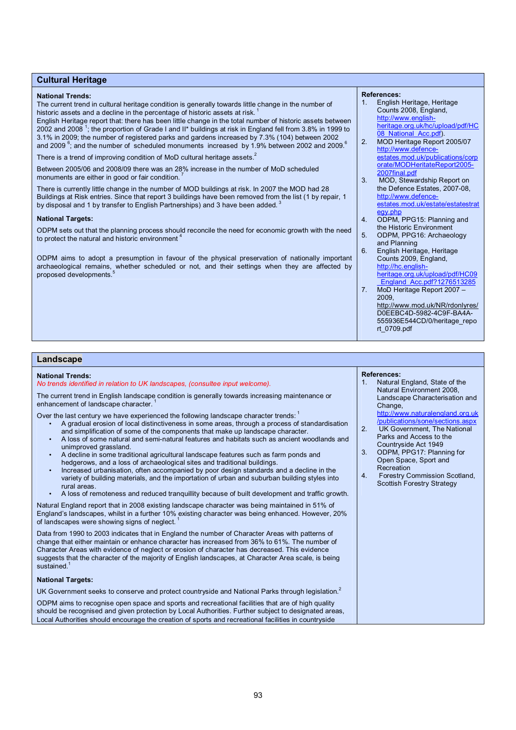## Cultural Heritage

**National Trends:**
The current trend in cultural heritage condition is generally towards little change in the number of historic assets and a decline in the percentage of historic assets at risk.[1]
English Heritage report that: there has been little change in the total number of historic assets between 2002 and 2008 [1]; the proportion of Grade I and II* buildings at risk in England fell from 3.8% in 1999 to 3.1% in 2009; the number of registered parks and gardens increased by 7.3% (104) between 2002 and 2009 [6]; and the number of scheduled monuments increased by 1.9% between 2002 and 2009.[6]

There is a trend of improving condition of MoD cultural heritage assets.[2]

Between 2005/06 and 2008/09 there was an 28% increase in the number of MoD scheduled monuments are either in good or fair condition.[7]

There is currently little change in the number of MOD buildings at risk. In 2007 the MOD had 28 Buildings at Risk entries. Since that report 3 buildings have been removed from the list (1 by repair, 1 by disposal and 1 by transfer to English Partnerships) and 3 have been added.[3]

**National Targets:**

ODPM sets out that the planning process should reconcile the need for economic growth with the need to protect the natural and historic environment[4]

ODPM aims to adopt a presumption in favour of the physical preservation of nationally important archaeological remains, whether scheduled or not, and their settings when they are affected by proposed developments.[5]

**References:**
1. English Heritage, Heritage Counts 2008, England, http://www.english-heritage.org.uk/hc/upload/pdf/HC08_National_Acc.pdf).
2. MOD Heritage Report 2005/07 http://www.defence-estates.mod.uk/publications/corporate/MODHeritateReport2005-2007final.pdf
3. MOD, Stewardship Report on the Defence Estates, 2007-08, http://www.defence-estates.mod.uk/estate/estatestrategy.php
4. ODPM, PPG15: Planning and the Historic Environment
5. ODPM, PPG16: Archaeology and Planning
6. English Heritage, Heritage Counts 2009, England, http://hc.english-heritage.org.uk/upload/pdf/HC09_England_Acc.pdf?1276513285
7. MoD Heritage Report 2007 – 2009, http://www.mod.uk/NR/rdonlyres/D0EEBC4D-5982-4C9F-BA4A-555936E544CD/0/heritage_report_0709.pdf

## Landscape

**National Trends:**
*No trends identified in relation to UK landscapes, (consultee input welcome).*

The current trend in English landscape condition is generally towards increasing maintenance or enhancement of landscape character.[1]

Over the last century we have experienced the following landscape character trends:[1]

- A gradual erosion of local distinctiveness in some areas, through a process of standardisation and simplification of some of the components that make up landscape character.
- A loss of some natural and semi-natural features and habitats such as ancient woodlands and unimproved grassland.
- A decline in some traditional agricultural landscape features such as farm ponds and hedgerows, and a loss of archaeological sites and traditional buildings.
- Increased urbanisation, often accompanied by poor design standards and a decline in the variety of building materials, and the importation of urban and suburban building styles into rural areas.
- A loss of remoteness and reduced tranquillity because of built development and traffic growth.

Natural England report that in 2008 existing landscape character was being maintained in 51% of England's landscapes, whilst in a further 10% existing character was being enhanced. However, 20% of landscapes were showing signs of neglect.[1]

Data from 1990 to 2003 indicates that in England the number of Character Areas with patterns of change that either maintain or enhance character has increased from 36% to 61%. The number of Character Areas with evidence of neglect or erosion of character has decreased. This evidence suggests that the character of the majority of English landscapes, at Character Area scale, is being sustained.[1]

**National Targets:**

UK Government seeks to conserve and protect countryside and National Parks through legislation.[2]

ODPM aims to recognise open space and sports and recreational facilities that are of high quality should be recognised and given protection by Local Authorities. Further subject to designated areas, Local Authorities should encourage the creation of sports and recreational facilities in countryside

**References:**
1. Natural England, State of the Natural Environment 2008, Landscape Characterisation and Change, http://www.naturalengland.org.uk/publications/sone/sections.aspx
2. UK Government, The National Parks and Access to the Countryside Act 1949
3. ODPM, PPG17: Planning for Open Space, Sport and Recreation
4. Forestry Commission Scotland, Scottish Forestry Strategy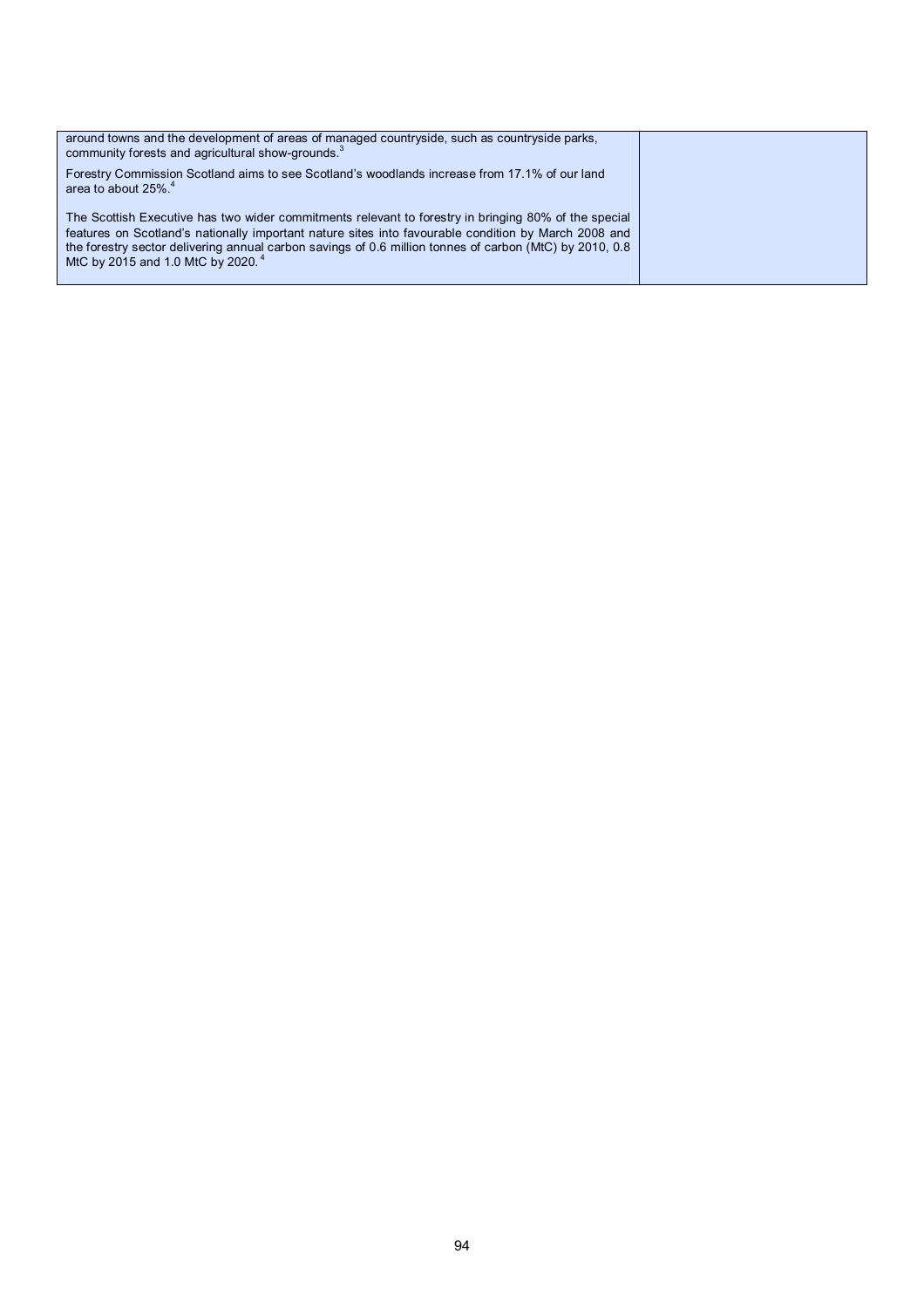| | |
|---|---|
| around towns and the development of areas of managed countryside, such as countryside parks, community forests and agricultural show-grounds.[3]<br><br>Forestry Commission Scotland aims to see Scotland's woodlands increase from 17.1% of our land area to about 25%.[4]<br><br>The Scottish Executive has two wider commitments relevant to forestry in bringing 80% of the special features on Scotland's nationally important nature sites into favourable condition by March 2008 and the forestry sector delivering annual carbon savings of 0.6 million tonnes of carbon (MtC) by 2010, 0.8 MtC by 2015 and 1.0 MtC by 2020.[4] | |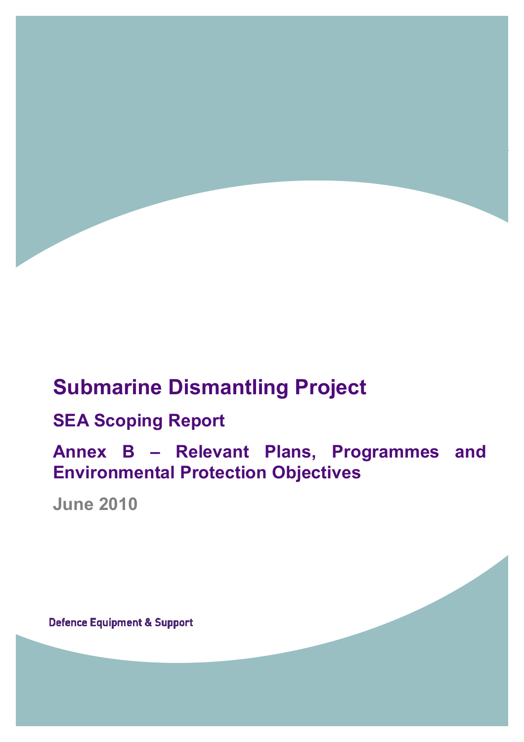# Submarine Dismantling Project

## SEA Scoping Report

## Annex B – Relevant Plans, Programmes and Environmental Protection Objectives

June 2010

Defence Equipment & Support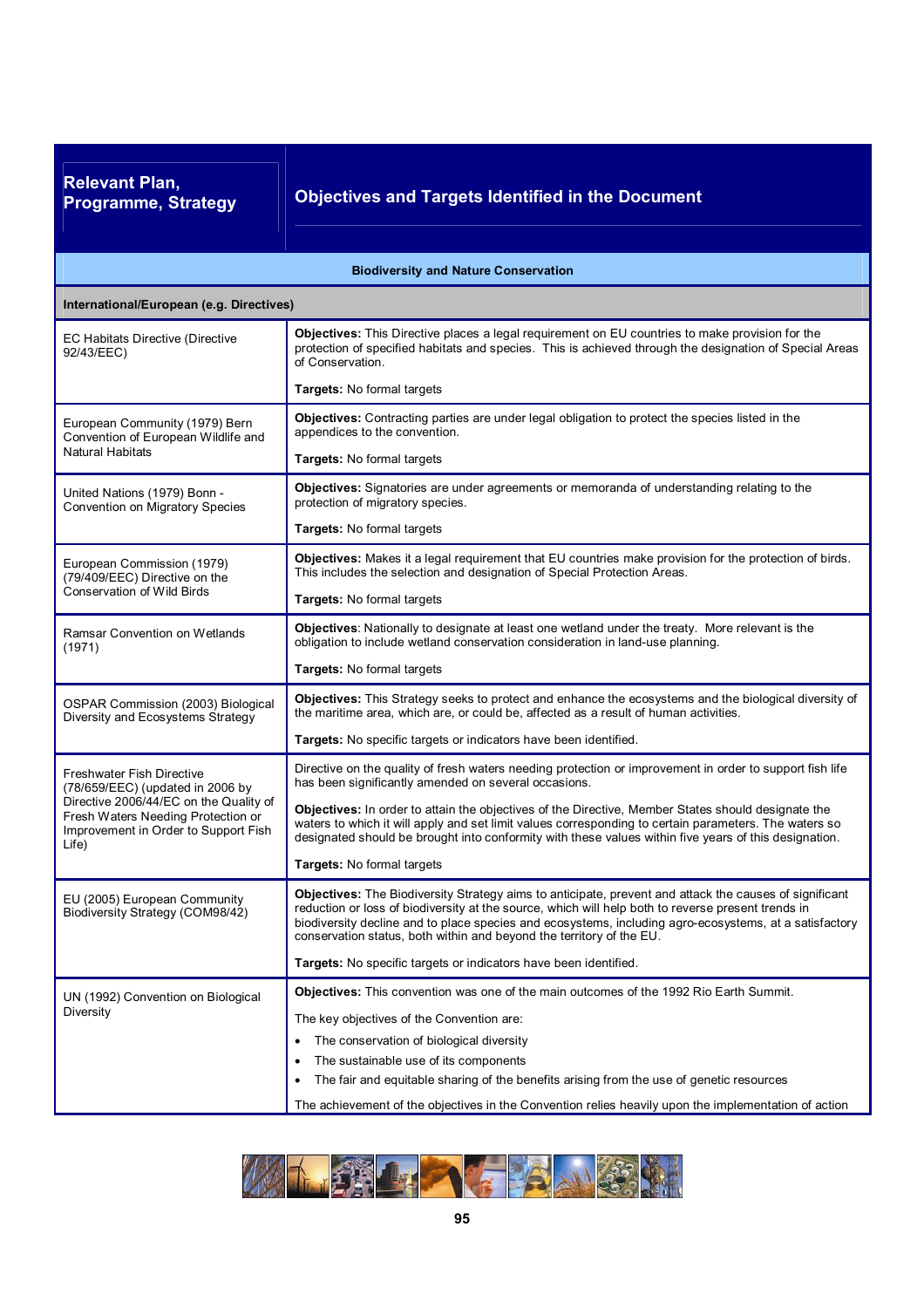| Relevant Plan, Programme, Strategy | Objectives and Targets Identified in the Document |
|---|---|
| **Biodiversity and Nature Conservation** | |
| **International/European (e.g. Directives)** | |
| EC Habitats Directive (Directive 92/43/EEC) | **Objectives:** This Directive places a legal requirement on EU countries to make provision for the protection of specified habitats and species. This is achieved through the designation of Special Areas of Conservation.<br><br>**Targets:** No formal targets |
| European Community (1979) Bern Convention of European Wildlife and Natural Habitats | **Objectives:** Contracting parties are under legal obligation to protect the species listed in the appendices to the convention.<br><br>**Targets:** No formal targets |
| United Nations (1979) Bonn - Convention on Migratory Species | **Objectives:** Signatories are under agreements or memoranda of understanding relating to the protection of migratory species.<br><br>**Targets:** No formal targets |
| European Commission (1979) (79/409/EEC) Directive on the Conservation of Wild Birds | **Objectives:** Makes it a legal requirement that EU countries make provision for the protection of birds. This includes the selection and designation of Special Protection Areas.<br><br>**Targets:** No formal targets |
| Ramsar Convention on Wetlands (1971) | **Objectives**: Nationally to designate at least one wetland under the treaty. More relevant is the obligation to include wetland conservation consideration in land-use planning.<br><br>**Targets:** No formal targets |
| OSPAR Commission (2003) Biological Diversity and Ecosystems Strategy | **Objectives:** This Strategy seeks to protect and enhance the ecosystems and the biological diversity of the maritime area, which are, or could be, affected as a result of human activities.<br><br>**Targets:** No specific targets or indicators have been identified. |
| Freshwater Fish Directive (78/659/EEC) (updated in 2006 by Directive 2006/44/EC on the Quality of Fresh Waters Needing Protection or Improvement in Order to Support Fish Life) | Directive on the quality of fresh waters needing protection or improvement in order to support fish life has been significantly amended on several occasions.<br><br>**Objectives:** In order to attain the objectives of the Directive, Member States should designate the waters to which it will apply and set limit values corresponding to certain parameters. The waters so designated should be brought into conformity with these values within five years of this designation.<br><br>**Targets:** No formal targets |
| EU (2005) European Community Biodiversity Strategy (COM98/42) | **Objectives:** The Biodiversity Strategy aims to anticipate, prevent and attack the causes of significant reduction or loss of biodiversity at the source, which will help both to reverse present trends in biodiversity decline and to place species and ecosystems, including agro-ecosystems, at a satisfactory conservation status, both within and beyond the territory of the EU.<br><br>**Targets:** No specific targets or indicators have been identified. |
| UN (1992) Convention on Biological Diversity | **Objectives:** This convention was one of the main outcomes of the 1992 Rio Earth Summit.<br><br>The key objectives of the Convention are:<br>• The conservation of biological diversity<br>• The sustainable use of its components<br>• The fair and equitable sharing of the benefits arising from the use of genetic resources<br><br>The achievement of the objectives in the Convention relies heavily upon the implementation of action |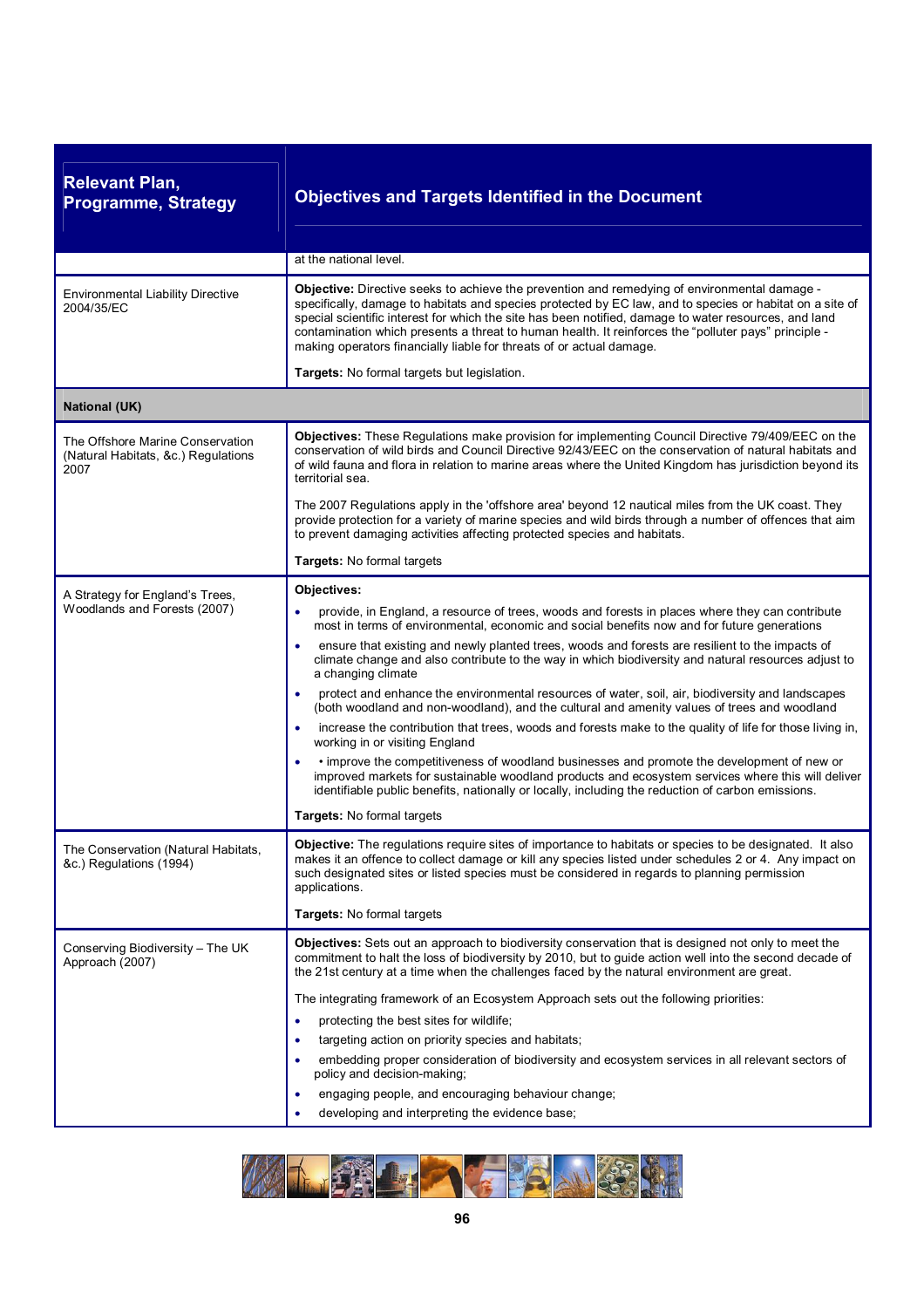| Relevant Plan, Programme, Strategy | Objectives and Targets Identified in the Document |
|---|---|
| | at the national level. |
| Environmental Liability Directive 2004/35/EC | **Objective:** Directive seeks to achieve the prevention and remedying of environmental damage - specifically, damage to habitats and species protected by EC law, and to species or habitat on a site of special scientific interest for which the site has been notified, damage to water resources, and land contamination which presents a threat to human health. It reinforces the "polluter pays" principle - making operators financially liable for threats of or actual damage.<br><br>**Targets:** No formal targets but legislation. |
| **National (UK)** | |
| The Offshore Marine Conservation (Natural Habitats, &c.) Regulations 2007 | **Objectives:** These Regulations make provision for implementing Council Directive 79/409/EEC on the conservation of wild birds and Council Directive 92/43/EEC on the conservation of natural habitats and of wild fauna and flora in relation to marine areas where the United Kingdom has jurisdiction beyond its territorial sea.<br><br>The 2007 Regulations apply in the 'offshore area' beyond 12 nautical miles from the UK coast. They provide protection for a variety of marine species and wild birds through a number of offences that aim to prevent damaging activities affecting protected species and habitats.<br><br>**Targets:** No formal targets |
| A Strategy for England's Trees, Woodlands and Forests (2007) | **Objectives:**<br>• provide, in England, a resource of trees, woods and forests in places where they can contribute most in terms of environmental, economic and social benefits now and for future generations<br>• ensure that existing and newly planted trees, woods and forests are resilient to the impacts of climate change and also contribute to the way in which biodiversity and natural resources adjust to a changing climate<br>• protect and enhance the environmental resources of water, soil, air, biodiversity and landscapes (both woodland and non-woodland), and the cultural and amenity values of trees and woodland<br>• increase the contribution that trees, woods and forests make to the quality of life for those living in, working in or visiting England<br>• • improve the competitiveness of woodland businesses and promote the development of new or improved markets for sustainable woodland products and ecosystem services where this will deliver identifiable public benefits, nationally or locally, including the reduction of carbon emissions.<br><br>**Targets:** No formal targets |
| The Conservation (Natural Habitats, &c.) Regulations (1994) | **Objective:** The regulations require sites of importance to habitats or species to be designated. It also makes it an offence to collect damage or kill any species listed under schedules 2 or 4. Any impact on such designated sites or listed species must be considered in regards to planning permission applications.<br><br>**Targets:** No formal targets |
| Conserving Biodiversity – The UK Approach (2007) | **Objectives:** Sets out an approach to biodiversity conservation that is designed not only to meet the commitment to halt the loss of biodiversity by 2010, but to guide action well into the second decade of the 21st century at a time when the challenges faced by the natural environment are great.<br><br>The integrating framework of an Ecosystem Approach sets out the following priorities:<br>• protecting the best sites for wildlife;<br>• targeting action on priority species and habitats;<br>• embedding proper consideration of biodiversity and ecosystem services in all relevant sectors of policy and decision-making;<br>• engaging people, and encouraging behaviour change;<br>• developing and interpreting the evidence base; |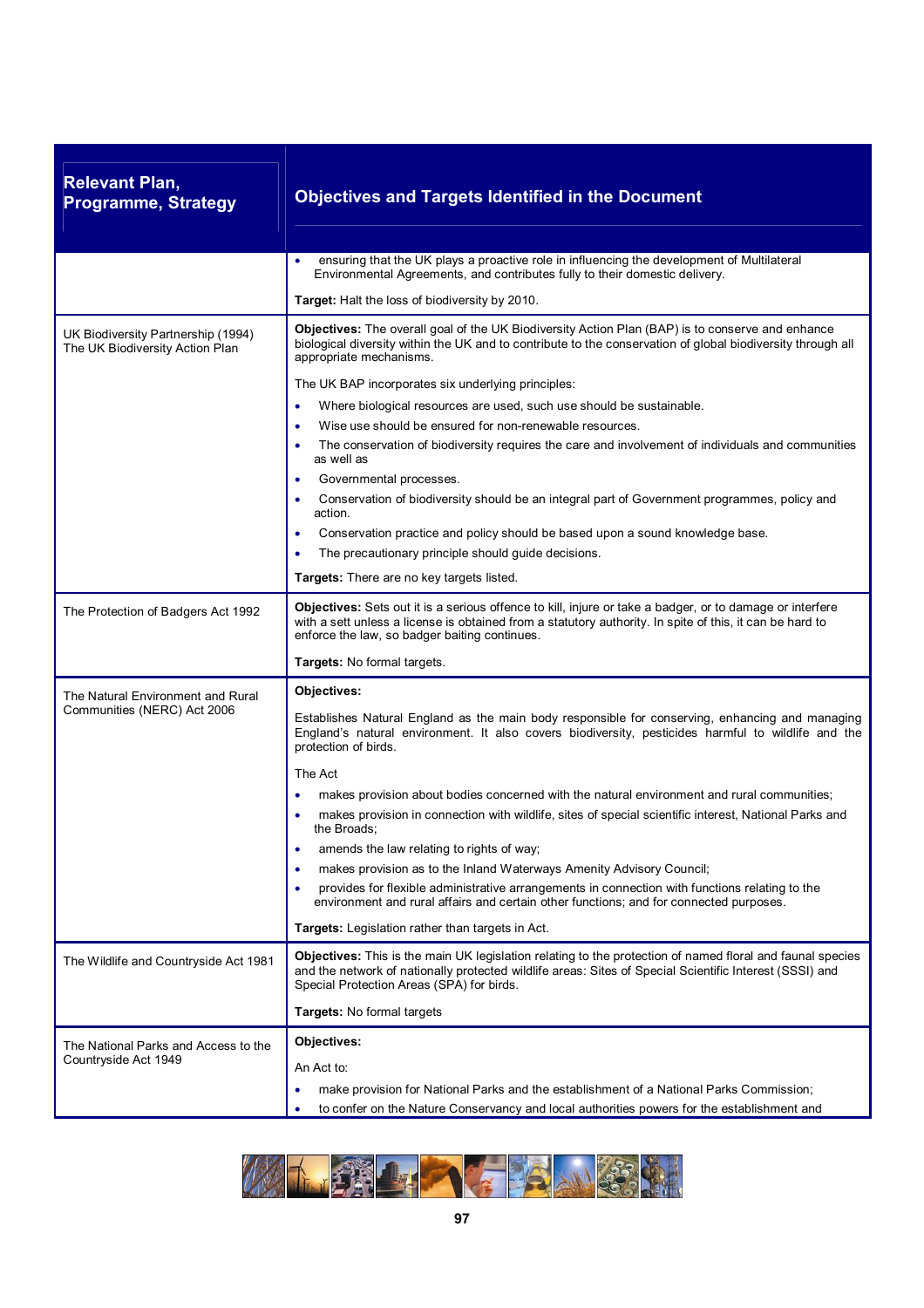| Relevant Plan, Programme, Strategy | Objectives and Targets Identified in the Document |
|---|---|
| | • ensuring that the UK plays a proactive role in influencing the development of Multilateral Environmental Agreements, and contributes fully to their domestic delivery.<br><br>**Target:** Halt the loss of biodiversity by 2010. |
| UK Biodiversity Partnership (1994) The UK Biodiversity Action Plan | **Objectives:** The overall goal of the UK Biodiversity Action Plan (BAP) is to conserve and enhance biological diversity within the UK and to contribute to the conservation of global biodiversity through all appropriate mechanisms.<br><br>The UK BAP incorporates six underlying principles:<br>• Where biological resources are used, such use should be sustainable.<br>• Wise use should be ensured for non-renewable resources.<br>• The conservation of biodiversity requires the care and involvement of individuals and communities as well as<br>• Governmental processes.<br>• Conservation of biodiversity should be an integral part of Government programmes, policy and action.<br>• Conservation practice and policy should be based upon a sound knowledge base.<br>• The precautionary principle should guide decisions.<br><br>**Targets:** There are no key targets listed. |
| The Protection of Badgers Act 1992 | **Objectives:** Sets out it is a serious offence to kill, injure or take a badger, or to damage or interfere with a sett unless a license is obtained from a statutory authority. In spite of this, it can be hard to enforce the law, so badger baiting continues.<br><br>**Targets:** No formal targets. |
| The Natural Environment and Rural Communities (NERC) Act 2006 | **Objectives:**<br><br>Establishes Natural England as the main body responsible for conserving, enhancing and managing England's natural environment. It also covers biodiversity, pesticides harmful to wildlife and the protection of birds.<br><br>The Act<br>• makes provision about bodies concerned with the natural environment and rural communities;<br>• makes provision in connection with wildlife, sites of special scientific interest, National Parks and the Broads;<br>• amends the law relating to rights of way;<br>• makes provision as to the Inland Waterways Amenity Advisory Council;<br>• provides for flexible administrative arrangements in connection with functions relating to the environment and rural affairs and certain other functions; and for connected purposes.<br><br>**Targets:** Legislation rather than targets in Act. |
| The Wildlife and Countryside Act 1981 | **Objectives:** This is the main UK legislation relating to the protection of named floral and faunal species and the network of nationally protected wildlife areas: Sites of Special Scientific Interest (SSSI) and Special Protection Areas (SPA) for birds.<br><br>**Targets:** No formal targets |
| The National Parks and Access to the Countryside Act 1949 | **Objectives:**<br><br>An Act to:<br>• make provision for National Parks and the establishment of a National Parks Commission;<br>• to confer on the Nature Conservancy and local authorities powers for the establishment and |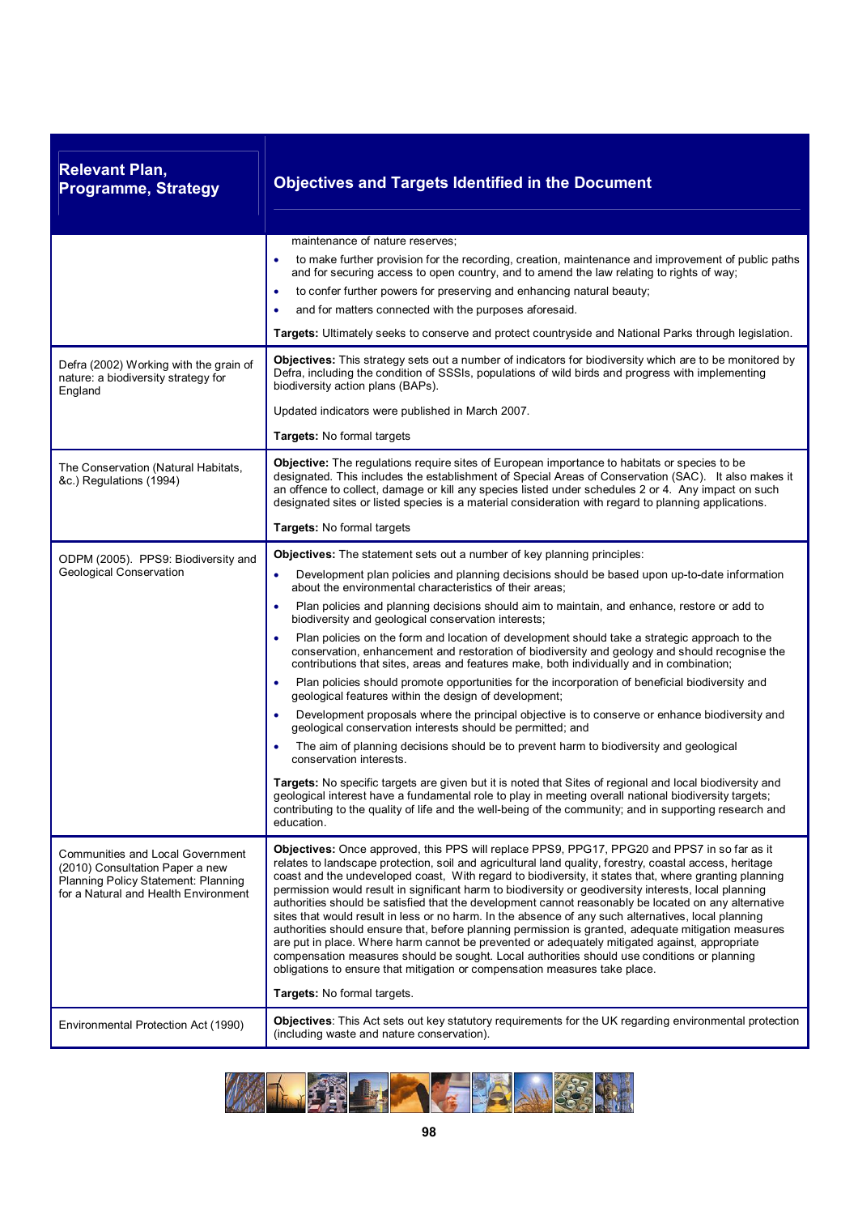| Relevant Plan, Programme, Strategy | Objectives and Targets Identified in the Document |
|---|---|
| | maintenance of nature reserves;<br>• to make further provision for the recording, creation, maintenance and improvement of public paths and for securing access to open country, and to amend the law relating to rights of way;<br>• to confer further powers for preserving and enhancing natural beauty;<br>• and for matters connected with the purposes aforesaid.<br><br>**Targets:** Ultimately seeks to conserve and protect countryside and National Parks through legislation. |
| Defra (2002) Working with the grain of nature: a biodiversity strategy for England | **Objectives:** This strategy sets out a number of indicators for biodiversity which are to be monitored by Defra, including the condition of SSSIs, populations of wild birds and progress with implementing biodiversity action plans (BAPs).<br><br>Updated indicators were published in March 2007.<br><br>**Targets:** No formal targets |
| The Conservation (Natural Habitats, &c.) Regulations (1994) | **Objective:** The regulations require sites of European importance to habitats or species to be designated. This includes the establishment of Special Areas of Conservation (SAC). It also makes it an offence to collect, damage or kill any species listed under schedules 2 or 4. Any impact on such designated sites or listed species is a material consideration with regard to planning applications.<br><br>**Targets:** No formal targets |
| ODPM (2005). PPS9: Biodiversity and Geological Conservation | **Objectives:** The statement sets out a number of key planning principles:<br>• Development plan policies and planning decisions should be based upon up-to-date information about the environmental characteristics of their areas;<br>• Plan policies and planning decisions should aim to maintain, and enhance, restore or add to biodiversity and geological conservation interests;<br>• Plan policies on the form and location of development should take a strategic approach to the conservation, enhancement and restoration of biodiversity and geology and should recognise the contributions that sites, areas and features make, both individually and in combination;<br>• Plan policies should promote opportunities for the incorporation of beneficial biodiversity and geological features within the design of development;<br>• Development proposals where the principal objective is to conserve or enhance biodiversity and geological conservation interests should be permitted; and<br>• The aim of planning decisions should be to prevent harm to biodiversity and geological conservation interests.<br><br>**Targets:** No specific targets are given but it is noted that Sites of regional and local biodiversity and geological interest have a fundamental role to play in meeting overall national biodiversity targets; contributing to the quality of life and the well-being of the community; and in supporting research and education. |
| Communities and Local Government (2010) Consultation Paper a new Planning Policy Statement: Planning for a Natural and Health Environment | **Objectives:** Once approved, this PPS will replace PPS9, PPG17, PPG20 and PPS7 in so far as it relates to landscape protection, soil and agricultural land quality, forestry, coastal access, heritage coast and the undeveloped coast, With regard to biodiversity, it states that, where granting planning permission would result in significant harm to biodiversity or geodiversity interests, local planning authorities should be satisfied that the development cannot reasonably be located on any alternative sites that would result in less or no harm. In the absence of any such alternatives, local planning authorities should ensure that, before planning permission is granted, adequate mitigation measures are put in place. Where harm cannot be prevented or adequately mitigated against, appropriate compensation measures should be sought. Local authorities should use conditions or planning obligations to ensure that mitigation or compensation measures take place.<br><br>**Targets:** No formal targets. |
| Environmental Protection Act (1990) | **Objectives**: This Act sets out key statutory requirements for the UK regarding environmental protection (including waste and nature conservation). |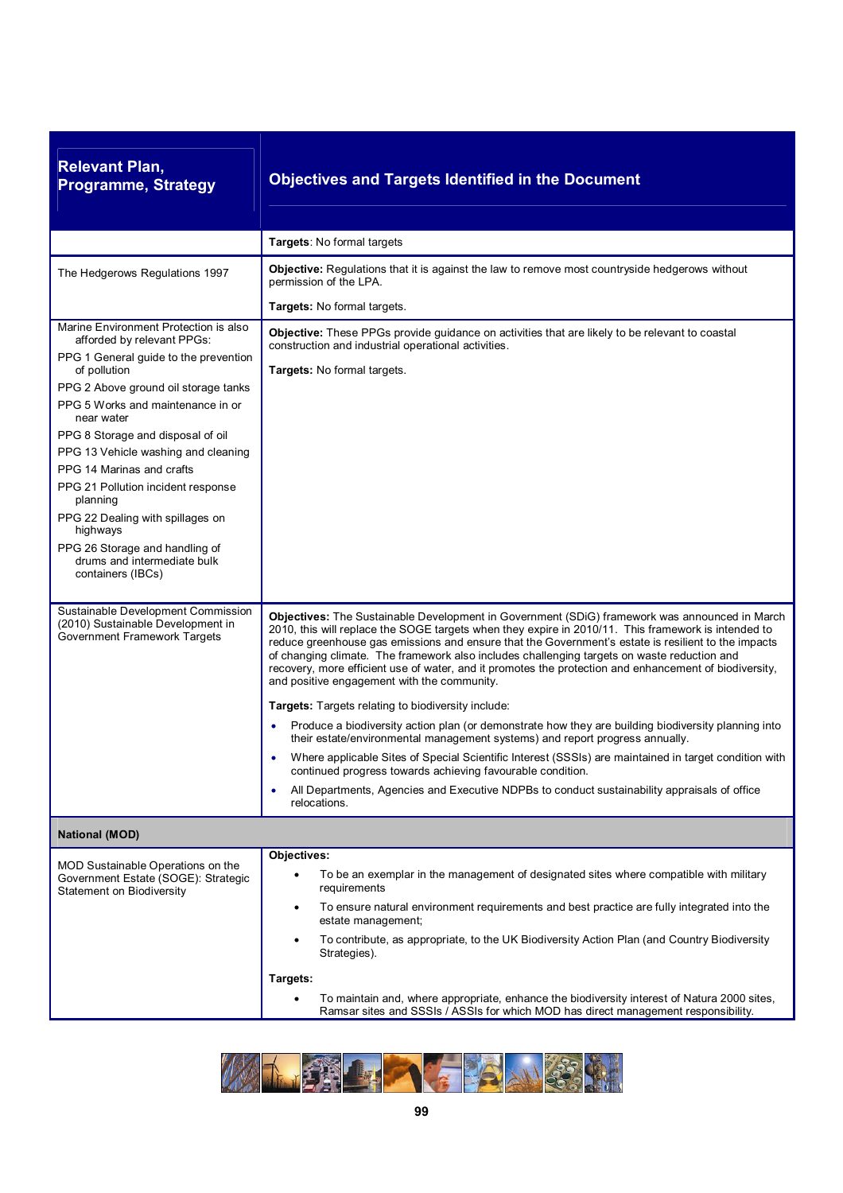| Relevant Plan, Programme, Strategy | Objectives and Targets Identified in the Document |
|---|---|
| | **Targets**: No formal targets |
| The Hedgerows Regulations 1997 | **Objective:** Regulations that it is against the law to remove most countryside hedgerows without permission of the LPA.<br><br>**Targets:** No formal targets. |
| Marine Environment Protection is also afforded by relevant PPGs:<br>PPG 1 General guide to the prevention of pollution<br>PPG 2 Above ground oil storage tanks<br>PPG 5 Works and maintenance in or near water<br>PPG 8 Storage and disposal of oil<br>PPG 13 Vehicle washing and cleaning<br>PPG 14 Marinas and crafts<br>PPG 21 Pollution incident response planning<br>PPG 22 Dealing with spillages on highways<br>PPG 26 Storage and handling of drums and intermediate bulk containers (IBCs) | **Objective:** These PPGs provide guidance on activities that are likely to be relevant to coastal construction and industrial operational activities.<br><br>**Targets:** No formal targets. |
| Sustainable Development Commission (2010) Sustainable Development in Government Framework Targets | **Objectives:** The Sustainable Development in Government (SDiG) framework was announced in March 2010, this will replace the SOGE targets when they expire in 2010/11. This framework is intended to reduce greenhouse gas emissions and ensure that the Government's estate is resilient to the impacts of changing climate. The framework also includes challenging targets on waste reduction and recovery, more efficient use of water, and it promotes the protection and enhancement of biodiversity, and positive engagement with the community.<br><br>**Targets:** Targets relating to biodiversity include:<br>• Produce a biodiversity action plan (or demonstrate how they are building biodiversity planning into their estate/environmental management systems) and report progress annually.<br>• Where applicable Sites of Special Scientific Interest (SSSIs) are maintained in target condition with continued progress towards achieving favourable condition.<br>• All Departments, Agencies and Executive NDPBs to conduct sustainability appraisals of office relocations. |
| **National (MOD)** | |
| MOD Sustainable Operations on the Government Estate (SOGE): Strategic Statement on Biodiversity | **Objectives:**<br>• To be an exemplar in the management of designated sites where compatible with military requirements<br>• To ensure natural environment requirements and best practice are fully integrated into the estate management;<br>• To contribute, as appropriate, to the UK Biodiversity Action Plan (and Country Biodiversity Strategies).<br><br>**Targets:**<br>• To maintain and, where appropriate, enhance the biodiversity interest of Natura 2000 sites, Ramsar sites and SSSIs / ASSIs for which MOD has direct management responsibility. |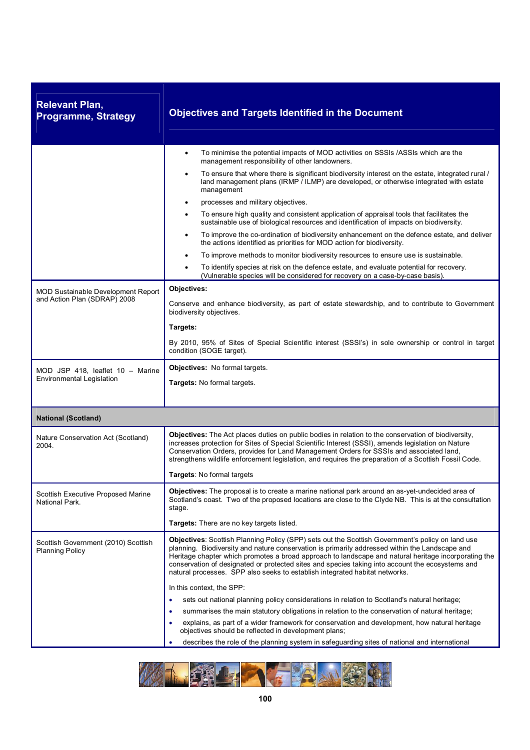| Relevant Plan, Programme, Strategy | Objectives and Targets Identified in the Document |
|---|---|
| | • To minimise the potential impacts of MOD activities on SSSIs /ASSIs which are the management responsibility of other landowners.<br>• To ensure that where there is significant biodiversity interest on the estate, integrated rural / land management plans (IRMP / ILMP) are developed, or otherwise integrated with estate management<br>• processes and military objectives.<br>• To ensure high quality and consistent application of appraisal tools that facilitates the sustainable use of biological resources and identification of impacts on biodiversity.<br>• To improve the co-ordination of biodiversity enhancement on the defence estate, and deliver the actions identified as priorities for MOD action for biodiversity.<br>• To improve methods to monitor biodiversity resources to ensure use is sustainable.<br>• To identify species at risk on the defence estate, and evaluate potential for recovery. (Vulnerable species will be considered for recovery on a case-by-case basis). |
| MOD Sustainable Development Report and Action Plan (SDRAP) 2008 | **Objectives:**<br>Conserve and enhance biodiversity, as part of estate stewardship, and to contribute to Government biodiversity objectives.<br>**Targets:**<br>By 2010, 95% of Sites of Special Scientific interest (SSSI's) in sole ownership or control in target condition (SOGE target). |
| MOD JSP 418, leaflet 10 – Marine Environmental Legislation | **Objectives:** No formal targets.<br>**Targets:** No formal targets. |
| **National (Scotland)** | |
| Nature Conservation Act (Scotland) 2004. | **Objectives:** The Act places duties on public bodies in relation to the conservation of biodiversity, increases protection for Sites of Special Scientific Interest (SSSI), amends legislation on Nature Conservation Orders, provides for Land Management Orders for SSSIs and associated land, strengthens wildlife enforcement legislation, and requires the preparation of a Scottish Fossil Code.<br>**Targets**: No formal targets |
| Scottish Executive Proposed Marine National Park. | **Objectives:** The proposal is to create a marine national park around an as-yet-undecided area of Scotland's coast. Two of the proposed locations are close to the Clyde NB. This is at the consultation stage.<br>**Targets:** There are no key targets listed. |
| Scottish Government (2010) Scottish Planning Policy | **Objectives**: Scottish Planning Policy (SPP) sets out the Scottish Government's policy on land use planning. Biodiversity and nature conservation is primarily addressed within the Landscape and Heritage chapter which promotes a broad approach to landscape and natural heritage incorporating the conservation of designated or protected sites and species taking into account the ecosystems and natural processes. SPP also seeks to establish integrated habitat networks.<br>In this context, the SPP:<br>• sets out national planning policy considerations in relation to Scotland's natural heritage;<br>• summarises the main statutory obligations in relation to the conservation of natural heritage;<br>• explains, as part of a wider framework for conservation and development, how natural heritage objectives should be reflected in development plans;<br>• describes the role of the planning system in safeguarding sites of national and international |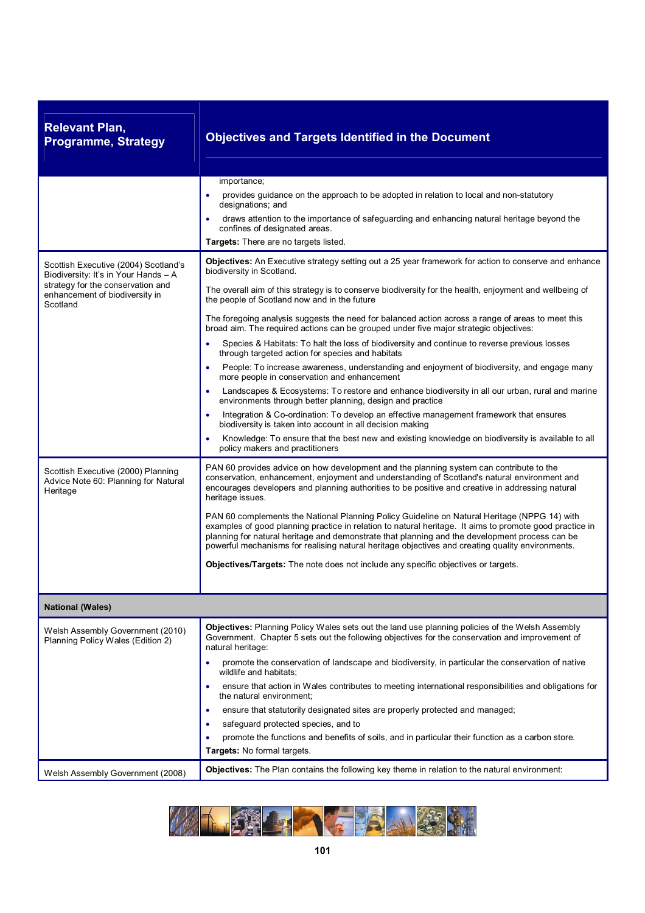| Relevant Plan, Programme, Strategy | Objectives and Targets Identified in the Document |
|---|---|
| | importance;<br>• provides guidance on the approach to be adopted in relation to local and non-statutory designations; and<br>• draws attention to the importance of safeguarding and enhancing natural heritage beyond the confines of designated areas.<br>**Targets:** There are no targets listed. |
| Scottish Executive (2004) Scotland's Biodiversity: It's in Your Hands – A strategy for the conservation and enhancement of biodiversity in Scotland | **Objectives:** An Executive strategy setting out a 25 year framework for action to conserve and enhance biodiversity in Scotland.<br><br>The overall aim of this strategy is to conserve biodiversity for the health, enjoyment and wellbeing of the people of Scotland now and in the future<br><br>The foregoing analysis suggests the need for balanced action across a range of areas to meet this broad aim. The required actions can be grouped under five major strategic objectives:<br>• Species & Habitats: To halt the loss of biodiversity and continue to reverse previous losses through targeted action for species and habitats<br>• People: To increase awareness, understanding and enjoyment of biodiversity, and engage many more people in conservation and enhancement<br>• Landscapes & Ecosystems: To restore and enhance biodiversity in all our urban, rural and marine environments through better planning, design and practice<br>• Integration & Co-ordination: To develop an effective management framework that ensures biodiversity is taken into account in all decision making<br>• Knowledge: To ensure that the best new and existing knowledge on biodiversity is available to all policy makers and practitioners |
| Scottish Executive (2000) Planning Advice Note 60: Planning for Natural Heritage | PAN 60 provides advice on how development and the planning system can contribute to the conservation, enhancement, enjoyment and understanding of Scotland's natural environment and encourages developers and planning authorities to be positive and creative in addressing natural heritage issues.<br><br>PAN 60 complements the National Planning Policy Guideline on Natural Heritage (NPPG 14) with examples of good planning practice in relation to natural heritage. It aims to promote good practice in planning for natural heritage and demonstrate that planning and the development process can be powerful mechanisms for realising natural heritage objectives and creating quality environments.<br><br>**Objectives/Targets:** The note does not include any specific objectives or targets. |
| **National (Wales)** | |
| Welsh Assembly Government (2010) Planning Policy Wales (Edition 2) | **Objectives:** Planning Policy Wales sets out the land use planning policies of the Welsh Assembly Government. Chapter 5 sets out the following objectives for the conservation and improvement of natural heritage:<br>• promote the conservation of landscape and biodiversity, in particular the conservation of native wildlife and habitats;<br>• ensure that action in Wales contributes to meeting international responsibilities and obligations for the natural environment;<br>• ensure that statutorily designated sites are properly protected and managed;<br>• safeguard protected species, and to<br>• promote the functions and benefits of soils, and in particular their function as a carbon store.<br>**Targets:** No formal targets. |
| Welsh Assembly Government (2008) | **Objectives:** The Plan contains the following key theme in relation to the natural environment: |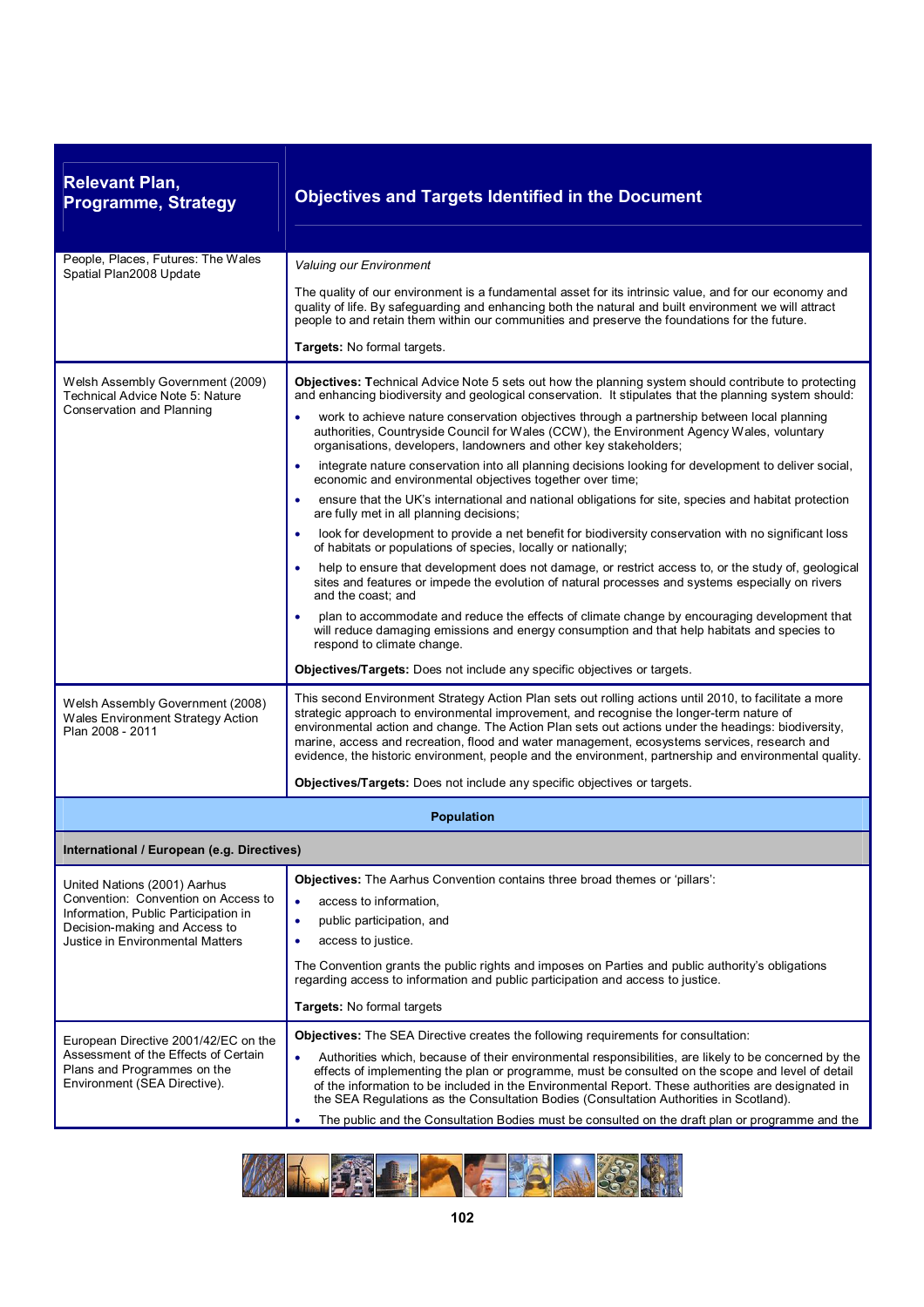| Relevant Plan, Programme, Strategy | Objectives and Targets Identified in the Document |
|---|---|
| People, Places, Futures: The Wales Spatial Plan2008 Update | *Valuing our Environment*<br><br>The quality of our environment is a fundamental asset for its intrinsic value, and for our economy and quality of life. By safeguarding and enhancing both the natural and built environment we will attract people to and retain them within our communities and preserve the foundations for the future.<br><br>**Targets:** No formal targets. |
| Welsh Assembly Government (2009) Technical Advice Note 5: Nature Conservation and Planning | **Objectives:** Technical Advice Note 5 sets out how the planning system should contribute to protecting and enhancing biodiversity and geological conservation. It stipulates that the planning system should:<br>• work to achieve nature conservation objectives through a partnership between local planning authorities, Countryside Council for Wales (CCW), the Environment Agency Wales, voluntary organisations, developers, landowners and other key stakeholders;<br>• integrate nature conservation into all planning decisions looking for development to deliver social, economic and environmental objectives together over time;<br>• ensure that the UK's international and national obligations for site, species and habitat protection are fully met in all planning decisions;<br>• look for development to provide a net benefit for biodiversity conservation with no significant loss of habitats or populations of species, locally or nationally;<br>• help to ensure that development does not damage, or restrict access to, or the study of, geological sites and features or impede the evolution of natural processes and systems especially on rivers and the coast; and<br>• plan to accommodate and reduce the effects of climate change by encouraging development that will reduce damaging emissions and energy consumption and that help habitats and species to respond to climate change.<br><br>**Objectives/Targets:** Does not include any specific objectives or targets. |
| Welsh Assembly Government (2008) Wales Environment Strategy Action Plan 2008 - 2011 | This second Environment Strategy Action Plan sets out rolling actions until 2010, to facilitate a more strategic approach to environmental improvement, and recognise the longer-term nature of environmental action and change. The Action Plan sets out actions under the headings: biodiversity, marine, access and recreation, flood and water management, ecosystems services, research and evidence, the historic environment, people and the environment, partnership and environmental quality.<br><br>**Objectives/Targets:** Does not include any specific objectives or targets. |
| **Population** | |
| **International / European (e.g. Directives)** | |
| United Nations (2001) Aarhus Convention: Convention on Access to Information, Public Participation in Decision-making and Access to Justice in Environmental Matters | **Objectives:** The Aarhus Convention contains three broad themes or 'pillars':<br>• access to information,<br>• public participation, and<br>• access to justice.<br><br>The Convention grants the public rights and imposes on Parties and public authority's obligations regarding access to information and public participation and access to justice.<br><br>**Targets:** No formal targets |
| European Directive 2001/42/EC on the Assessment of the Effects of Certain Plans and Programmes on the Environment (SEA Directive). | **Objectives:** The SEA Directive creates the following requirements for consultation:<br>• Authorities which, because of their environmental responsibilities, are likely to be concerned by the effects of implementing the plan or programme, must be consulted on the scope and level of detail of the information to be included in the Environmental Report. These authorities are designated in the SEA Regulations as the Consultation Bodies (Consultation Authorities in Scotland).<br>• The public and the Consultation Bodies must be consulted on the draft plan or programme and the |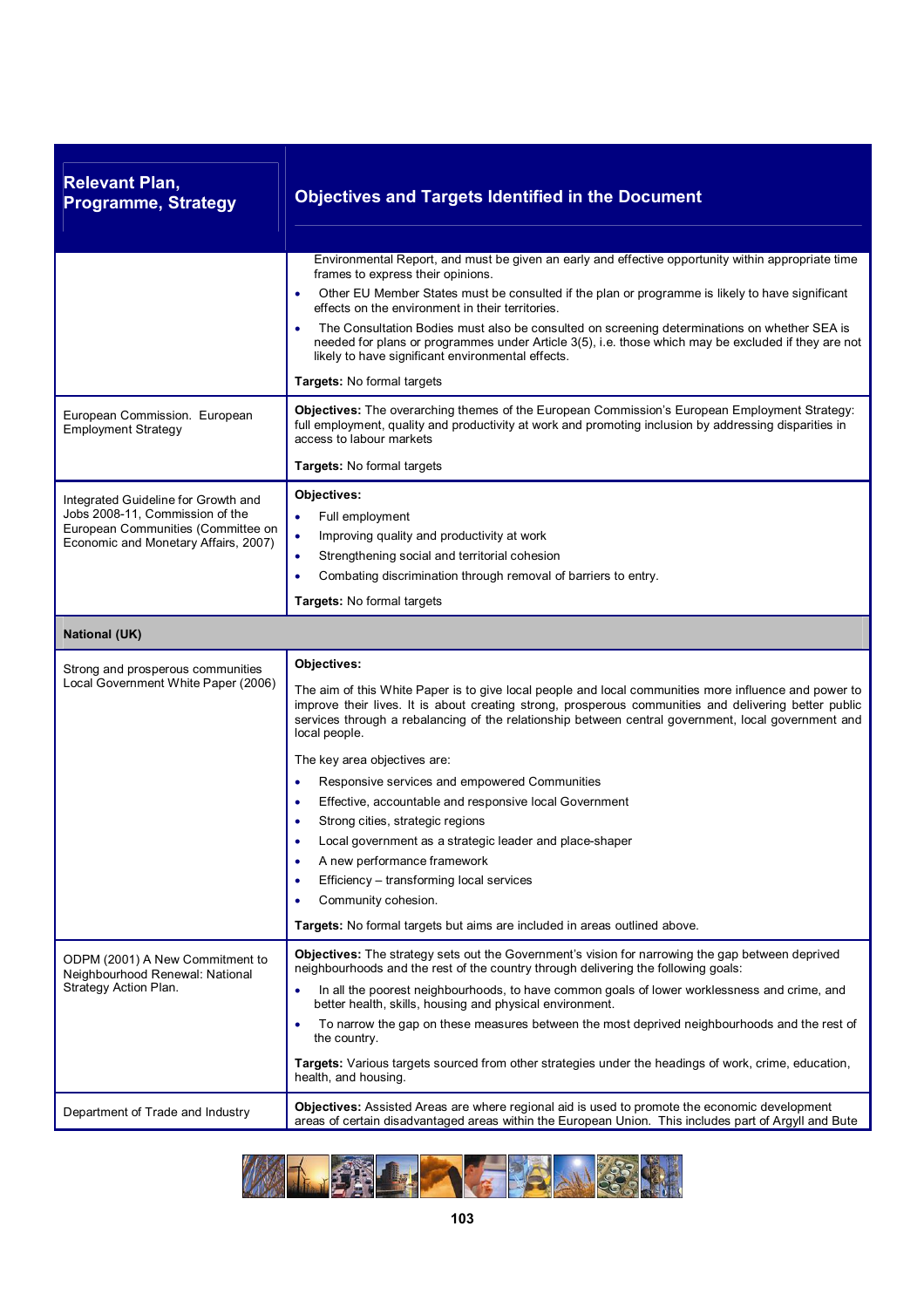| Relevant Plan, Programme, Strategy | Objectives and Targets Identified in the Document |
|---|---|
| | Environmental Report, and must be given an early and effective opportunity within appropriate time frames to express their opinions.<br>• Other EU Member States must be consulted if the plan or programme is likely to have significant effects on the environment in their territories.<br>• The Consultation Bodies must also be consulted on screening determinations on whether SEA is needed for plans or programmes under Article 3(5), i.e. those which may be excluded if they are not likely to have significant environmental effects.<br><br>**Targets:** No formal targets |
| European Commission. European Employment Strategy | **Objectives:** The overarching themes of the European Commission's European Employment Strategy: full employment, quality and productivity at work and promoting inclusion by addressing disparities in access to labour markets<br><br>**Targets:** No formal targets |
| Integrated Guideline for Growth and Jobs 2008-11, Commission of the European Communities (Committee on Economic and Monetary Affairs, 2007) | **Objectives:**<br>• Full employment<br>• Improving quality and productivity at work<br>• Strengthening social and territorial cohesion<br>• Combating discrimination through removal of barriers to entry.<br><br>**Targets:** No formal targets |
| **National (UK)** | |
| Strong and prosperous communities Local Government White Paper (2006) | **Objectives:**<br><br>The aim of this White Paper is to give local people and local communities more influence and power to improve their lives. It is about creating strong, prosperous communities and delivering better public services through a rebalancing of the relationship between central government, local government and local people.<br><br>The key area objectives are:<br>• Responsive services and empowered Communities<br>• Effective, accountable and responsive local Government<br>• Strong cities, strategic regions<br>• Local government as a strategic leader and place-shaper<br>• A new performance framework<br>• Efficiency – transforming local services<br>• Community cohesion.<br><br>**Targets:** No formal targets but aims are included in areas outlined above. |
| ODPM (2001) A New Commitment to Neighbourhood Renewal: National Strategy Action Plan. | **Objectives:** The strategy sets out the Government's vision for narrowing the gap between deprived neighbourhoods and the rest of the country through delivering the following goals:<br>• In all the poorest neighbourhoods, to have common goals of lower worklessness and crime, and better health, skills, housing and physical environment.<br>• To narrow the gap on these measures between the most deprived neighbourhoods and the rest of the country.<br><br>**Targets:** Various targets sourced from other strategies under the headings of work, crime, education, health, and housing. |
| Department of Trade and Industry | **Objectives:** Assisted Areas are where regional aid is used to promote the economic development areas of certain disadvantaged areas within the European Union. This includes part of Argyll and Bute |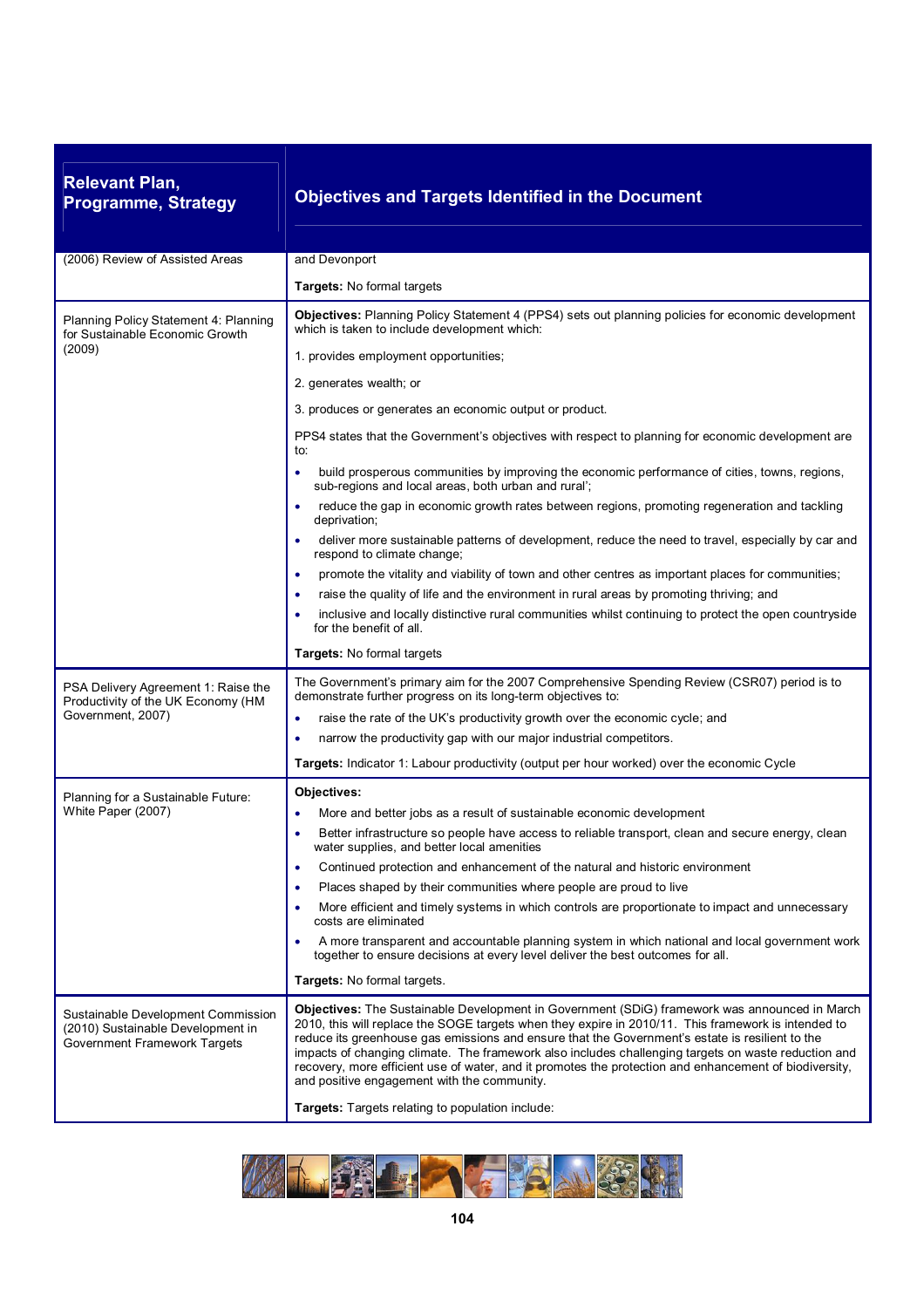| Relevant Plan, Programme, Strategy | Objectives and Targets Identified in the Document |
|---|---|
| (2006) Review of Assisted Areas | and Devonport<br><br>**Targets:** No formal targets |
| Planning Policy Statement 4: Planning for Sustainable Economic Growth (2009) | **Objectives:** Planning Policy Statement 4 (PPS4) sets out planning policies for economic development which is taken to include development which:<br><br>1. provides employment opportunities;<br><br>2. generates wealth; or<br><br>3. produces or generates an economic output or product.<br><br>PPS4 states that the Government's objectives with respect to planning for economic development are to:<br><br>• build prosperous communities by improving the economic performance of cities, towns, regions, sub-regions and local areas, both urban and rural';<br>• reduce the gap in economic growth rates between regions, promoting regeneration and tackling deprivation;<br>• deliver more sustainable patterns of development, reduce the need to travel, especially by car and respond to climate change;<br>• promote the vitality and viability of town and other centres as important places for communities;<br>• raise the quality of life and the environment in rural areas by promoting thriving; and<br>• inclusive and locally distinctive rural communities whilst continuing to protect the open countryside for the benefit of all.<br><br>**Targets:** No formal targets |
| PSA Delivery Agreement 1: Raise the Productivity of the UK Economy (HM Government, 2007) | The Government's primary aim for the 2007 Comprehensive Spending Review (CSR07) period is to demonstrate further progress on its long-term objectives to:<br><br>• raise the rate of the UK's productivity growth over the economic cycle; and<br>• narrow the productivity gap with our major industrial competitors.<br><br>**Targets:** Indicator 1: Labour productivity (output per hour worked) over the economic Cycle |
| Planning for a Sustainable Future: White Paper (2007) | **Objectives:**<br><br>• More and better jobs as a result of sustainable economic development<br>• Better infrastructure so people have access to reliable transport, clean and secure energy, clean water supplies, and better local amenities<br>• Continued protection and enhancement of the natural and historic environment<br>• Places shaped by their communities where people are proud to live<br>• More efficient and timely systems in which controls are proportionate to impact and unnecessary costs are eliminated<br>• A more transparent and accountable planning system in which national and local government work together to ensure decisions at every level deliver the best outcomes for all.<br><br>**Targets:** No formal targets. |
| Sustainable Development Commission (2010) Sustainable Development in Government Framework Targets | **Objectives:** The Sustainable Development in Government (SDiG) framework was announced in March 2010, this will replace the SOGE targets when they expire in 2010/11. This framework is intended to reduce its greenhouse gas emissions and ensure that the Government's estate is resilient to the impacts of changing climate. The framework also includes challenging targets on waste reduction and recovery, more efficient use of water, and it promotes the protection and enhancement of biodiversity, and positive engagement with the community.<br><br>**Targets:** Targets relating to population include: |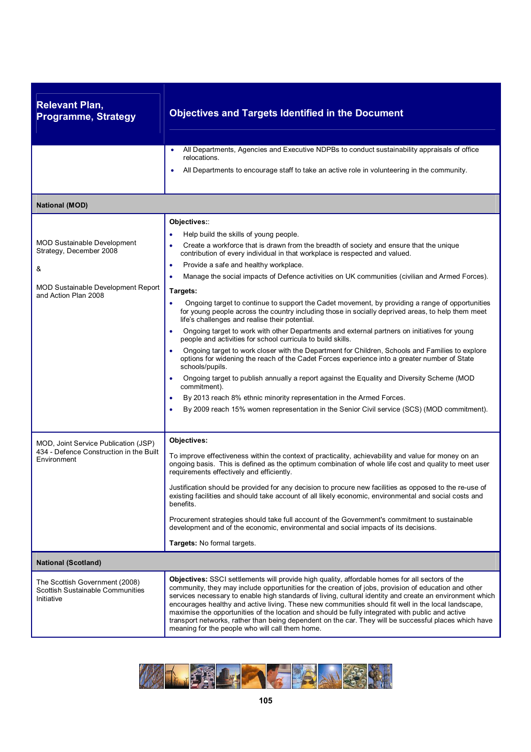| Relevant Plan, Programme, Strategy | Objectives and Targets Identified in the Document |
|---|---|
| | • All Departments, Agencies and Executive NDPBs to conduct sustainability appraisals of office relocations.<br>• All Departments to encourage staff to take an active role in volunteering in the community. |
| **National (MOD)** | |
| MOD Sustainable Development Strategy, December 2008<br><br>&<br><br>MOD Sustainable Development Report and Action Plan 2008 | **Objectives:**:<br>• Help build the skills of young people.<br>• Create a workforce that is drawn from the breadth of society and ensure that the unique contribution of every individual in that workplace is respected and valued.<br>• Provide a safe and healthy workplace.<br>• Manage the social impacts of Defence activities on UK communities (civilian and Armed Forces).<br>**Targets:**<br>• Ongoing target to continue to support the Cadet movement, by providing a range of opportunities for young people across the country including those in socially deprived areas, to help them meet life's challenges and realise their potential.<br>• Ongoing target to work with other Departments and external partners on initiatives for young people and activities for school curricula to build skills.<br>• Ongoing target to work closer with the Department for Children, Schools and Families to explore options for widening the reach of the Cadet Forces experience into a greater number of State schools/pupils.<br>• Ongoing target to publish annually a report against the Equality and Diversity Scheme (MOD commitment).<br>• By 2013 reach 8% ethnic minority representation in the Armed Forces.<br>• By 2009 reach 15% women representation in the Senior Civil service (SCS) (MOD commitment). |
| MOD, Joint Service Publication (JSP) 434 - Defence Construction in the Built Environment | **Objectives:**<br><br>To improve effectiveness within the context of practicality, achievability and value for money on an ongoing basis. This is defined as the optimum combination of whole life cost and quality to meet user requirements effectively and efficiently.<br><br>Justification should be provided for any decision to procure new facilities as opposed to the re-use of existing facilities and should take account of all likely economic, environmental and social costs and benefits.<br><br>Procurement strategies should take full account of the Government's commitment to sustainable development and of the economic, environmental and social impacts of its decisions.<br><br>**Targets:** No formal targets. |
| **National (Scotland)** | |
| The Scottish Government (2008) Scottish Sustainable Communities Initiative | **Objectives:** SSCI settlements will provide high quality, affordable homes for all sectors of the community, they may include opportunities for the creation of jobs, provision of education and other services necessary to enable high standards of living, cultural identity and create an environment which encourages healthy and active living. These new communities should fit well in the local landscape, maximise the opportunities of the location and should be fully integrated with public and active transport networks, rather than being dependent on the car. They will be successful places which have meaning for the people who will call them home. |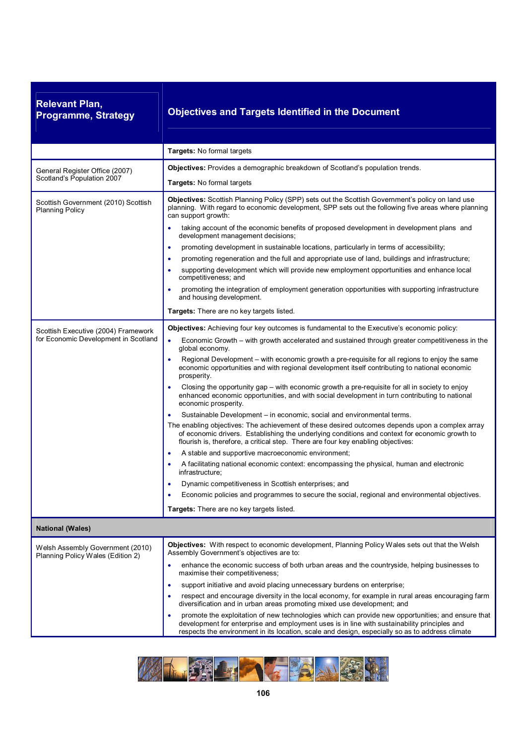| Relevant Plan, Programme, Strategy | Objectives and Targets Identified in the Document |
|---|---|
| | **Targets:** No formal targets |
| General Register Office (2007) Scotland's Population 2007 | **Objectives:** Provides a demographic breakdown of Scotland's population trends.<br><br>**Targets:** No formal targets |
| Scottish Government (2010) Scottish Planning Policy | **Objectives:** Scottish Planning Policy (SPP) sets out the Scottish Government's policy on land use planning. With regard to economic development, SPP sets out the following five areas where planning can support growth:<br><br>• taking account of the economic benefits of proposed development in development plans and development management decisions;<br>• promoting development in sustainable locations, particularly in terms of accessibility;<br>• promoting regeneration and the full and appropriate use of land, buildings and infrastructure;<br>• supporting development which will provide new employment opportunities and enhance local competitiveness; and<br>• promoting the integration of employment generation opportunities with supporting infrastructure and housing development.<br><br>**Targets:** There are no key targets listed. |
| Scottish Executive (2004) Framework for Economic Development in Scotland | **Objectives:** Achieving four key outcomes is fundamental to the Executive's economic policy:<br><br>• Economic Growth – with growth accelerated and sustained through greater competitiveness in the global economy.<br>• Regional Development – with economic growth a pre-requisite for all regions to enjoy the same economic opportunities and with regional development itself contributing to national economic prosperity.<br>• Closing the opportunity gap – with economic growth a pre-requisite for all in society to enjoy enhanced economic opportunities, and with social development in turn contributing to national economic prosperity.<br>• Sustainable Development – in economic, social and environmental terms.<br><br>The enabling objectives: The achievement of these desired outcomes depends upon a complex array of economic drivers. Establishing the underlying conditions and context for economic growth to flourish is, therefore, a critical step. There are four key enabling objectives:<br><br>• A stable and supportive macroeconomic environment;<br>• A facilitating national economic context: encompassing the physical, human and electronic infrastructure;<br>• Dynamic competitiveness in Scottish enterprises; and<br>• Economic policies and programmes to secure the social, regional and environmental objectives.<br><br>**Targets:** There are no key targets listed. |
| **National (Wales)** | |
| Welsh Assembly Government (2010) Planning Policy Wales (Edition 2) | **Objectives:** With respect to economic development, Planning Policy Wales sets out that the Welsh Assembly Government's objectives are to:<br><br>• enhance the economic success of both urban areas and the countryside, helping businesses to maximise their competitiveness;<br>• support initiative and avoid placing unnecessary burdens on enterprise;<br>• respect and encourage diversity in the local economy, for example in rural areas encouraging farm diversification and in urban areas promoting mixed use development; and<br>• promote the exploitation of new technologies which can provide new opportunities; and ensure that development for enterprise and employment uses is in line with sustainability principles and respects the environment in its location, scale and design, especially so as to address climate |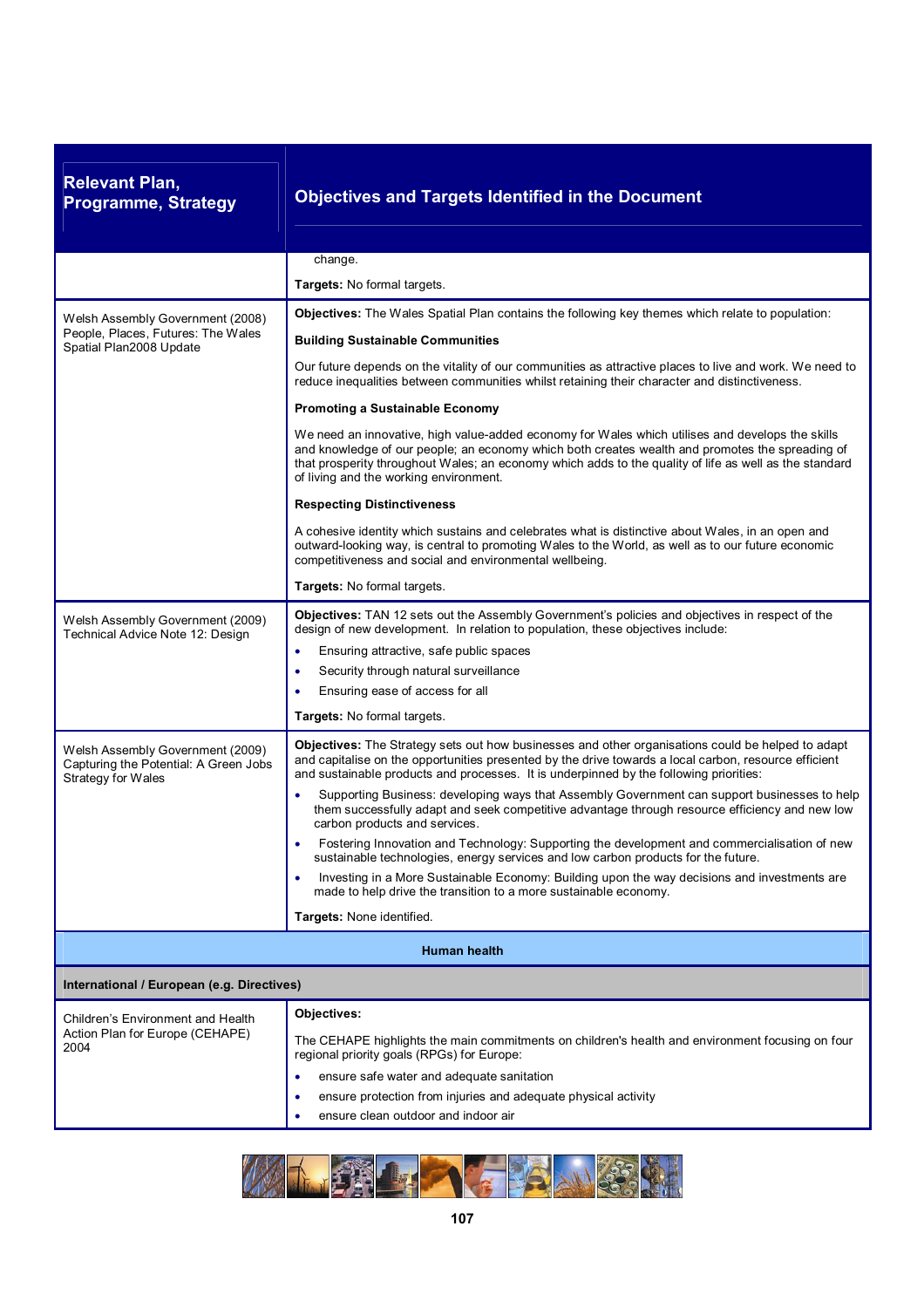| Relevant Plan, Programme, Strategy | Objectives and Targets Identified in the Document |
|---|---|
| | change.<br><br>**Targets:** No formal targets. |
| Welsh Assembly Government (2008) People, Places, Futures: The Wales Spatial Plan2008 Update | **Objectives:** The Wales Spatial Plan contains the following key themes which relate to population:<br><br>**Building Sustainable Communities**<br><br>Our future depends on the vitality of our communities as attractive places to live and work. We need to reduce inequalities between communities whilst retaining their character and distinctiveness.<br><br>**Promoting a Sustainable Economy**<br><br>We need an innovative, high value-added economy for Wales which utilises and develops the skills and knowledge of our people; an economy which both creates wealth and promotes the spreading of that prosperity throughout Wales; an economy which adds to the quality of life as well as the standard of living and the working environment.<br><br>**Respecting Distinctiveness**<br><br>A cohesive identity which sustains and celebrates what is distinctive about Wales, in an open and outward-looking way, is central to promoting Wales to the World, as well as to our future economic competitiveness and social and environmental wellbeing.<br><br>**Targets:** No formal targets. |
| Welsh Assembly Government (2009) Technical Advice Note 12: Design | **Objectives:** TAN 12 sets out the Assembly Government's policies and objectives in respect of the design of new development. In relation to population, these objectives include:<br>• Ensuring attractive, safe public spaces<br>• Security through natural surveillance<br>• Ensuring ease of access for all<br><br>**Targets:** No formal targets. |
| Welsh Assembly Government (2009) Capturing the Potential: A Green Jobs Strategy for Wales | **Objectives:** The Strategy sets out how businesses and other organisations could be helped to adapt and capitalise on the opportunities presented by the drive towards a local carbon, resource efficient and sustainable products and processes. It is underpinned by the following priorities:<br>• Supporting Business: developing ways that Assembly Government can support businesses to help them successfully adapt and seek competitive advantage through resource efficiency and new low carbon products and services.<br>• Fostering Innovation and Technology: Supporting the development and commercialisation of new sustainable technologies, energy services and low carbon products for the future.<br>• Investing in a More Sustainable Economy: Building upon the way decisions and investments are made to help drive the transition to a more sustainable economy.<br><br>**Targets:** None identified. |
| **Human health** | |
| **International / European (e.g. Directives)** | |
| Children's Environment and Health Action Plan for Europe (CEHAPE) 2004 | **Objectives:**<br><br>The CEHAPE highlights the main commitments on children's health and environment focusing on four regional priority goals (RPGs) for Europe:<br>• ensure safe water and adequate sanitation<br>• ensure protection from injuries and adequate physical activity<br>• ensure clean outdoor and indoor air |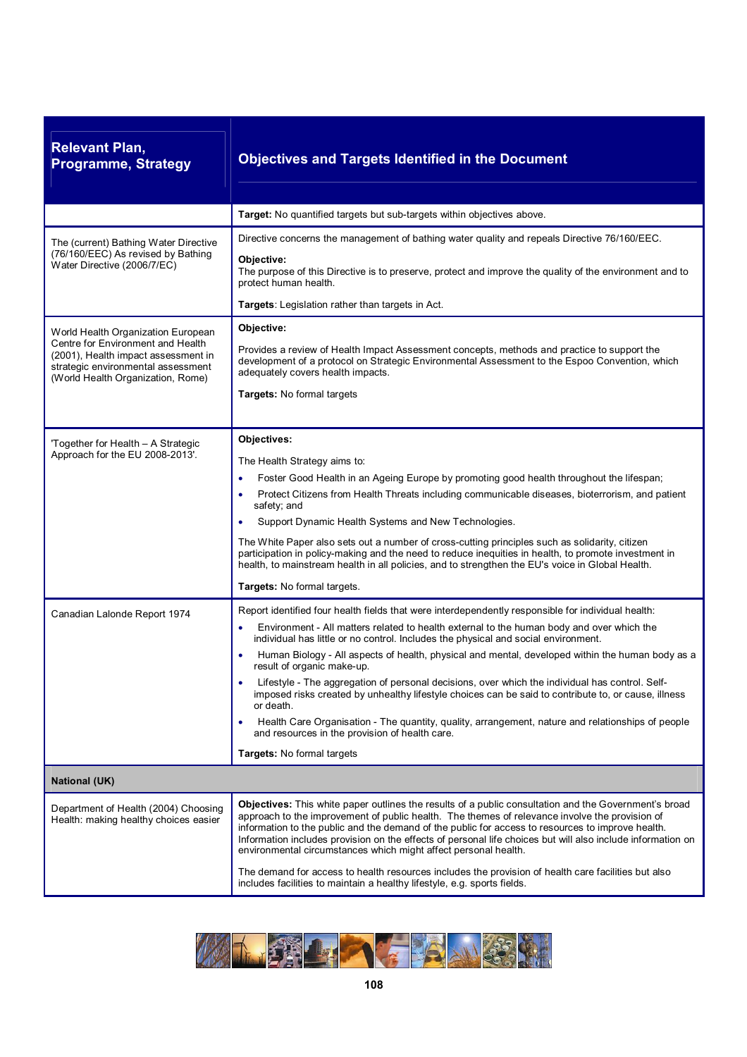| Relevant Plan, Programme, Strategy | Objectives and Targets Identified in the Document |
|---|---|
| | **Target:** No quantified targets but sub-targets within objectives above. |
| The (current) Bathing Water Directive (76/160/EEC) As revised by Bathing Water Directive (2006/7/EC) | Directive concerns the management of bathing water quality and repeals Directive 76/160/EEC.<br><br>**Objective:**<br>The purpose of this Directive is to preserve, protect and improve the quality of the environment and to protect human health.<br><br>**Targets**: Legislation rather than targets in Act. |
| World Health Organization European Centre for Environment and Health (2001), Health impact assessment in strategic environmental assessment (World Health Organization, Rome) | **Objective:**<br><br>Provides a review of Health Impact Assessment concepts, methods and practice to support the development of a protocol on Strategic Environmental Assessment to the Espoo Convention, which adequately covers health impacts.<br><br>**Targets:** No formal targets |
| 'Together for Health – A Strategic Approach for the EU 2008-2013'. | **Objectives:**<br><br>The Health Strategy aims to:<br>• Foster Good Health in an Ageing Europe by promoting good health throughout the lifespan;<br>• Protect Citizens from Health Threats including communicable diseases, bioterrorism, and patient safety; and<br>• Support Dynamic Health Systems and New Technologies.<br><br>The White Paper also sets out a number of cross-cutting principles such as solidarity, citizen participation in policy-making and the need to reduce inequities in health, to promote investment in health, to mainstream health in all policies, and to strengthen the EU's voice in Global Health.<br><br>**Targets:** No formal targets. |
| Canadian Lalonde Report 1974 | Report identified four health fields that were interdependently responsible for individual health:<br>• Environment - All matters related to health external to the human body and over which the individual has little or no control. Includes the physical and social environment.<br>• Human Biology - All aspects of health, physical and mental, developed within the human body as a result of organic make-up.<br>• Lifestyle - The aggregation of personal decisions, over which the individual has control. Self-imposed risks created by unhealthy lifestyle choices can be said to contribute to, or cause, illness or death.<br>• Health Care Organisation - The quantity, quality, arrangement, nature and relationships of people and resources in the provision of health care.<br><br>**Targets:** No formal targets |
| **National (UK)** | |
| Department of Health (2004) Choosing Health: making healthy choices easier | **Objectives:** This white paper outlines the results of a public consultation and the Government's broad approach to the improvement of public health. The themes of relevance involve the provision of information to the public and the demand of the public for access to resources to improve health. Information includes provision on the effects of personal life choices but will also include information on environmental circumstances which might affect personal health.<br><br>The demand for access to health resources includes the provision of health care facilities but also includes facilities to maintain a healthy lifestyle, e.g. sports fields. |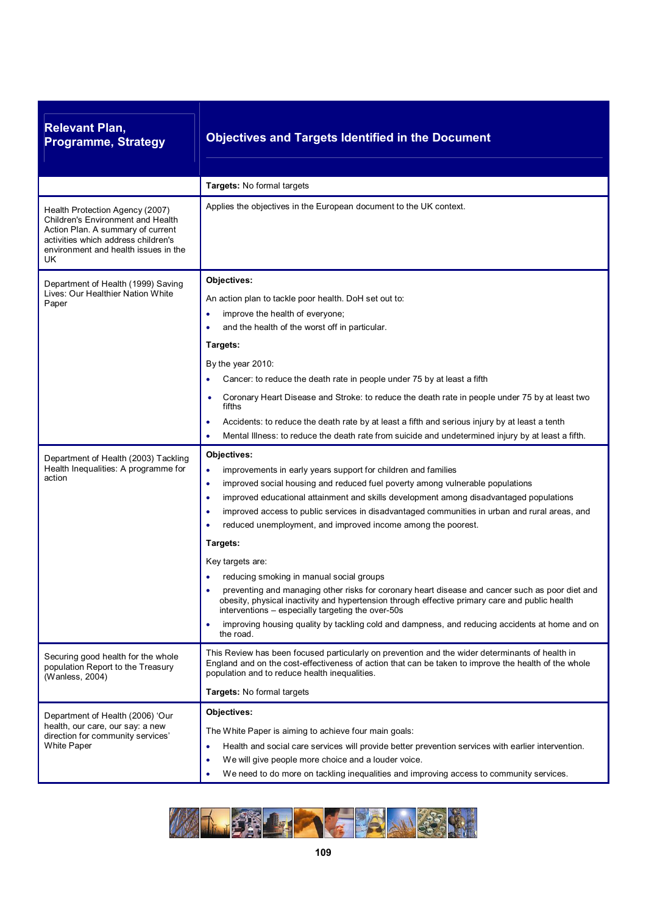| Relevant Plan, Programme, Strategy | Objectives and Targets Identified in the Document |
|---|---|
| | **Targets:** No formal targets |
| Health Protection Agency (2007) Children's Environment and Health Action Plan. A summary of current activities which address children's environment and health issues in the UK | Applies the objectives in the European document to the UK context. |
| Department of Health (1999) Saving Lives: Our Healthier Nation White Paper | **Objectives:**<br>An action plan to tackle poor health. DoH set out to:<br>• improve the health of everyone;<br>• and the health of the worst off in particular.<br>**Targets:**<br>By the year 2010:<br>• Cancer: to reduce the death rate in people under 75 by at least a fifth<br>• Coronary Heart Disease and Stroke: to reduce the death rate in people under 75 by at least two fifths<br>• Accidents: to reduce the death rate by at least a fifth and serious injury by at least a tenth<br>• Mental Illness: to reduce the death rate from suicide and undetermined injury by at least a fifth. |
| Department of Health (2003) Tackling Health Inequalities: A programme for action | **Objectives:**<br>• improvements in early years support for children and families<br>• improved social housing and reduced fuel poverty among vulnerable populations<br>• improved educational attainment and skills development among disadvantaged populations<br>• improved access to public services in disadvantaged communities in urban and rural areas, and<br>• reduced unemployment, and improved income among the poorest.<br>**Targets:**<br>Key targets are:<br>• reducing smoking in manual social groups<br>• preventing and managing other risks for coronary heart disease and cancer such as poor diet and obesity, physical inactivity and hypertension through effective primary care and public health interventions – especially targeting the over-50s<br>• improving housing quality by tackling cold and dampness, and reducing accidents at home and on the road. |
| Securing good health for the whole population Report to the Treasury (Wanless, 2004) | This Review has been focused particularly on prevention and the wider determinants of health in England and on the cost-effectiveness of action that can be taken to improve the health of the whole population and to reduce health inequalities.<br>**Targets:** No formal targets |
| Department of Health (2006) 'Our health, our care, our say: a new direction for community services' White Paper | **Objectives:**<br>The White Paper is aiming to achieve four main goals:<br>• Health and social care services will provide better prevention services with earlier intervention.<br>• We will give people more choice and a louder voice.<br>• We need to do more on tackling inequalities and improving access to community services. |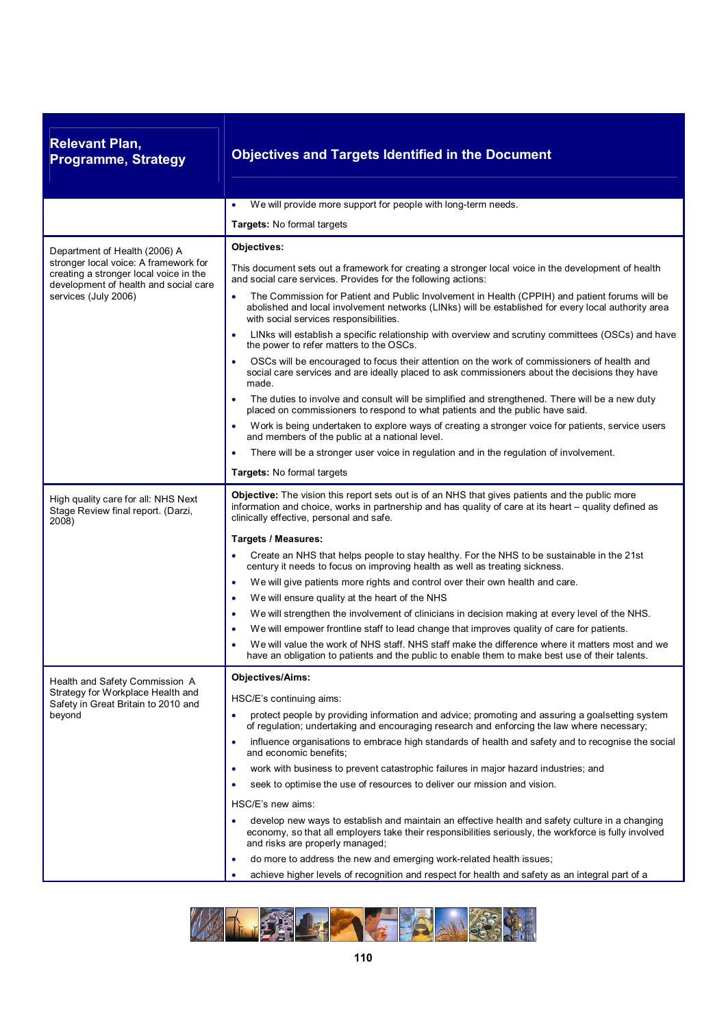| Relevant Plan, Programme, Strategy | Objectives and Targets Identified in the Document |
|---|---|
| | • We will provide more support for people with long-term needs.<br><br>**Targets:** No formal targets |
| Department of Health (2006) A stronger local voice: A framework for creating a stronger local voice in the development of health and social care services (July 2006) | **Objectives:**<br><br>This document sets out a framework for creating a stronger local voice in the development of health and social care services. Provides for the following actions:<br><br>• The Commission for Patient and Public Involvement in Health (CPPIH) and patient forums will be abolished and local involvement networks (LINks) will be established for every local authority area with social services responsibilities.<br>• LINks will establish a specific relationship with overview and scrutiny committees (OSCs) and have the power to refer matters to the OSCs.<br>• OSCs will be encouraged to focus their attention on the work of commissioners of health and social care services and are ideally placed to ask commissioners about the decisions they have made.<br>• The duties to involve and consult will be simplified and strengthened. There will be a new duty placed on commissioners to respond to what patients and the public have said.<br>• Work is being undertaken to explore ways of creating a stronger voice for patients, service users and members of the public at a national level.<br>• There will be a stronger user voice in regulation and in the regulation of involvement.<br><br>**Targets:** No formal targets |
| High quality care for all: NHS Next Stage Review final report. (Darzi, 2008) | **Objective:** The vision this report sets out is of an NHS that gives patients and the public more information and choice, works in partnership and has quality of care at its heart – quality defined as clinically effective, personal and safe.<br><br>**Targets / Measures:**<br><br>• Create an NHS that helps people to stay healthy. For the NHS to be sustainable in the 21st century it needs to focus on improving health as well as treating sickness.<br>• We will give patients more rights and control over their own health and care.<br>• We will ensure quality at the heart of the NHS<br>• We will strengthen the involvement of clinicians in decision making at every level of the NHS.<br>• We will empower frontline staff to lead change that improves quality of care for patients.<br>• We will value the work of NHS staff. NHS staff make the difference where it matters most and we have an obligation to patients and the public to enable them to make best use of their talents. |
| Health and Safety Commission A Strategy for Workplace Health and Safety in Great Britain to 2010 and beyond | **Objectives/Aims:**<br><br>HSC/E's continuing aims:<br><br>• protect people by providing information and advice; promoting and assuring a goalsetting system of regulation; undertaking and encouraging research and enforcing the law where necessary;<br>• influence organisations to embrace high standards of health and safety and to recognise the social and economic benefits;<br>• work with business to prevent catastrophic failures in major hazard industries; and<br>• seek to optimise the use of resources to deliver our mission and vision.<br><br>HSC/E's new aims:<br><br>• develop new ways to establish and maintain an effective health and safety culture in a changing economy, so that all employers take their responsibilities seriously, the workforce is fully involved and risks are properly managed;<br>• do more to address the new and emerging work-related health issues;<br>• achieve higher levels of recognition and respect for health and safety as an integral part of a |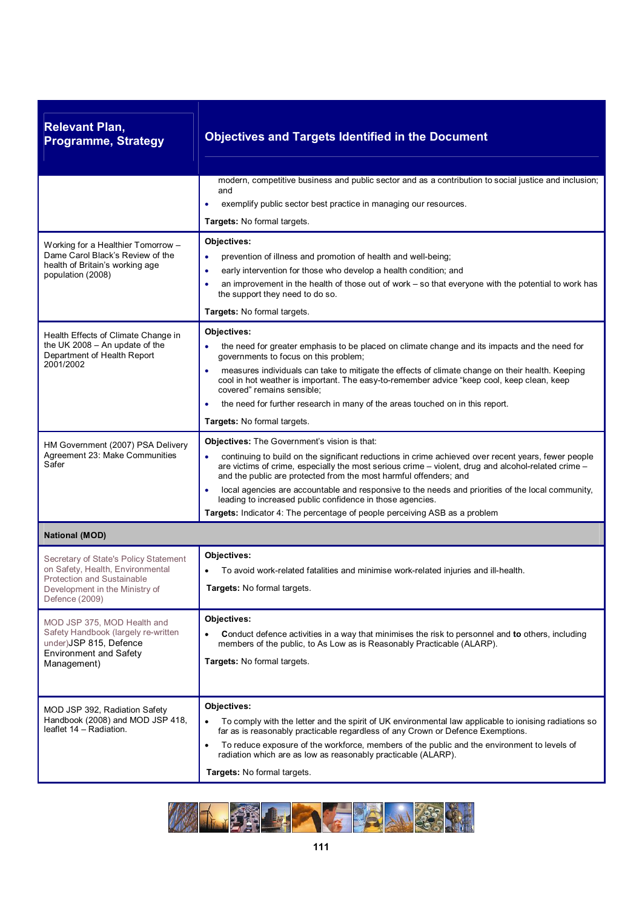| Relevant Plan, Programme, Strategy | Objectives and Targets Identified in the Document |
|---|---|
| | modern, competitive business and public sector and as a contribution to social justice and inclusion; and<br>• exemplify public sector best practice in managing our resources.<br>**Targets:** No formal targets. |
| Working for a Healthier Tomorrow – Dame Carol Black's Review of the health of Britain's working age population (2008) | **Objectives:**<br>• prevention of illness and promotion of health and well-being;<br>• early intervention for those who develop a health condition; and<br>• an improvement in the health of those out of work – so that everyone with the potential to work has the support they need to do so.<br>**Targets:** No formal targets. |
| Health Effects of Climate Change in the UK 2008 – An update of the Department of Health Report 2001/2002 | **Objectives:**<br>• the need for greater emphasis to be placed on climate change and its impacts and the need for governments to focus on this problem;<br>• measures individuals can take to mitigate the effects of climate change on their health. Keeping cool in hot weather is important. The easy-to-remember advice "keep cool, keep clean, keep covered" remains sensible;<br>• the need for further research in many of the areas touched on in this report.<br>**Targets:** No formal targets. |
| HM Government (2007) PSA Delivery Agreement 23: Make Communities Safer | **Objectives:** The Government's vision is that:<br>• continuing to build on the significant reductions in crime achieved over recent years, fewer people are victims of crime, especially the most serious crime – violent, drug and alcohol-related crime – and the public are protected from the most harmful offenders; and<br>• local agencies are accountable and responsive to the needs and priorities of the local community, leading to increased public confidence in those agencies.<br>**Targets:** Indicator 4: The percentage of people perceiving ASB as a problem |
| **National (MOD)** | |
| Secretary of State's Policy Statement on Safety, Health, Environmental Protection and Sustainable Development in the Ministry of Defence (2009) | **Objectives:**<br>• To avoid work-related fatalities and minimise work-related injuries and ill-health.<br>**Targets:** No formal targets. |
| MOD JSP 375, MOD Health and Safety Handbook (largely re-written under)JSP 815, Defence Environment and Safety Management) | **Objectives:**<br>• Conduct defence activities in a way that minimises the risk to personnel and **to** others, including members of the public, to As Low as is Reasonably Practicable (ALARP).<br>**Targets:** No formal targets. |
| MOD JSP 392, Radiation Safety Handbook (2008) and MOD JSP 418, leaflet 14 – Radiation. | **Objectives:**<br>• To comply with the letter and the spirit of UK environmental law applicable to ionising radiations so far as is reasonably practicable regardless of any Crown or Defence Exemptions.<br>• To reduce exposure of the workforce, members of the public and the environment to levels of radiation which are as low as reasonably practicable (ALARP).<br>**Targets:** No formal targets. |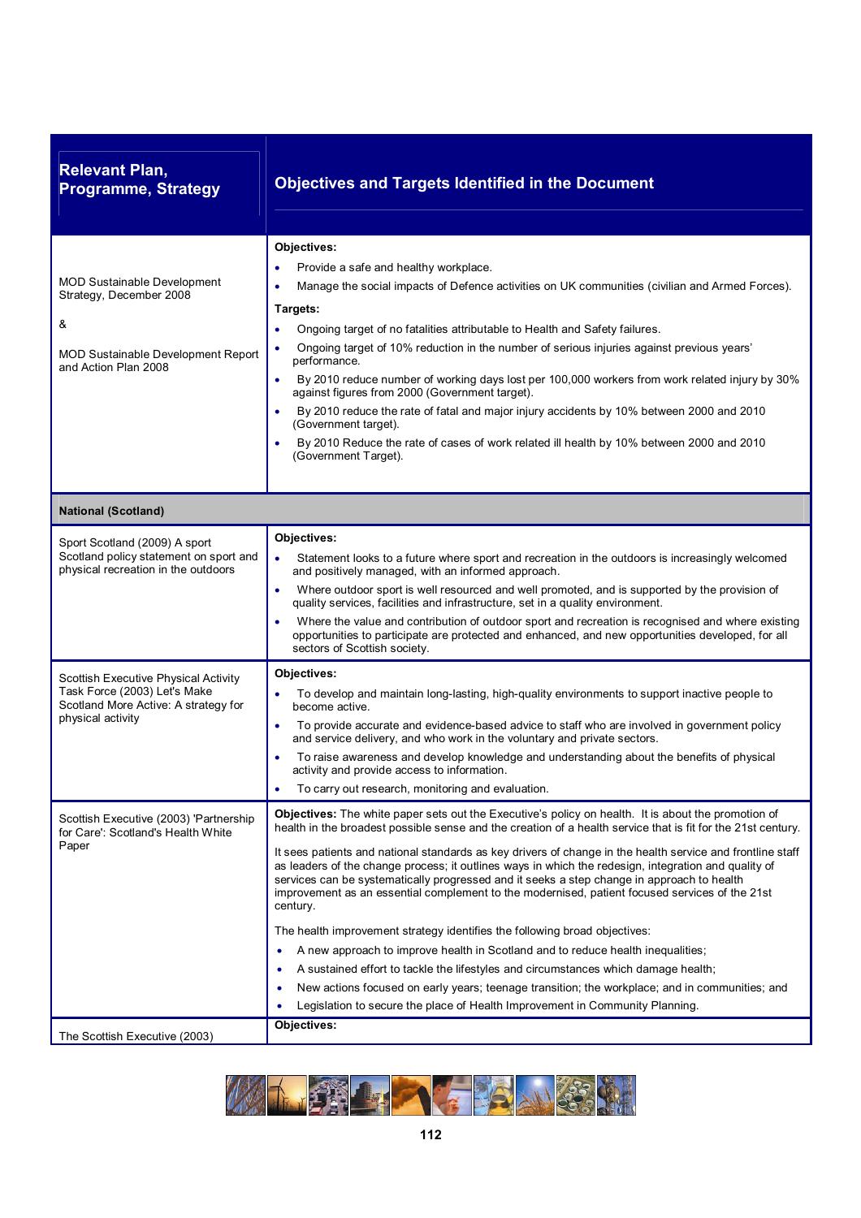| Relevant Plan, Programme, Strategy | Objectives and Targets Identified in the Document |
|---|---|
| MOD Sustainable Development Strategy, December 2008<br><br>&<br><br>MOD Sustainable Development Report and Action Plan 2008 | **Objectives:**<br>• Provide a safe and healthy workplace.<br>• Manage the social impacts of Defence activities on UK communities (civilian and Armed Forces).<br>**Targets:**<br>• Ongoing target of no fatalities attributable to Health and Safety failures.<br>• Ongoing target of 10% reduction in the number of serious injuries against previous years' performance.<br>• By 2010 reduce number of working days lost per 100,000 workers from work related injury by 30% against figures from 2000 (Government target).<br>• By 2010 reduce the rate of fatal and major injury accidents by 10% between 2000 and 2010 (Government target).<br>• By 2010 Reduce the rate of cases of work related ill health by 10% between 2000 and 2010 (Government Target). |
| **National (Scotland)** | |
| Sport Scotland (2009) A sport Scotland policy statement on sport and physical recreation in the outdoors | **Objectives:**<br>• Statement looks to a future where sport and recreation in the outdoors is increasingly welcomed and positively managed, with an informed approach.<br>• Where outdoor sport is well resourced and well promoted, and is supported by the provision of quality services, facilities and infrastructure, set in a quality environment.<br>• Where the value and contribution of outdoor sport and recreation is recognised and where existing opportunities to participate are protected and enhanced, and new opportunities developed, for all sectors of Scottish society. |
| Scottish Executive Physical Activity Task Force (2003) Let's Make Scotland More Active: A strategy for physical activity | **Objectives:**<br>• To develop and maintain long-lasting, high-quality environments to support inactive people to become active.<br>• To provide accurate and evidence-based advice to staff who are involved in government policy and service delivery, and who work in the voluntary and private sectors.<br>• To raise awareness and develop knowledge and understanding about the benefits of physical activity and provide access to information.<br>• To carry out research, monitoring and evaluation. |
| Scottish Executive (2003) 'Partnership for Care': Scotland's Health White Paper | **Objectives:** The white paper sets out the Executive's policy on health. It is about the promotion of health in the broadest possible sense and the creation of a health service that is fit for the 21st century.<br><br>It sees patients and national standards as key drivers of change in the health service and frontline staff as leaders of the change process; it outlines ways in which the redesign, integration and quality of services can be systematically progressed and it seeks a step change in approach to health improvement as an essential complement to the modernised, patient focused services of the 21st century.<br><br>The health improvement strategy identifies the following broad objectives:<br>• A new approach to improve health in Scotland and to reduce health inequalities;<br>• A sustained effort to tackle the lifestyles and circumstances which damage health;<br>• New actions focused on early years; teenage transition; the workplace; and in communities; and<br>• Legislation to secure the place of Health Improvement in Community Planning. |
| The Scottish Executive (2003) | **Objectives:** |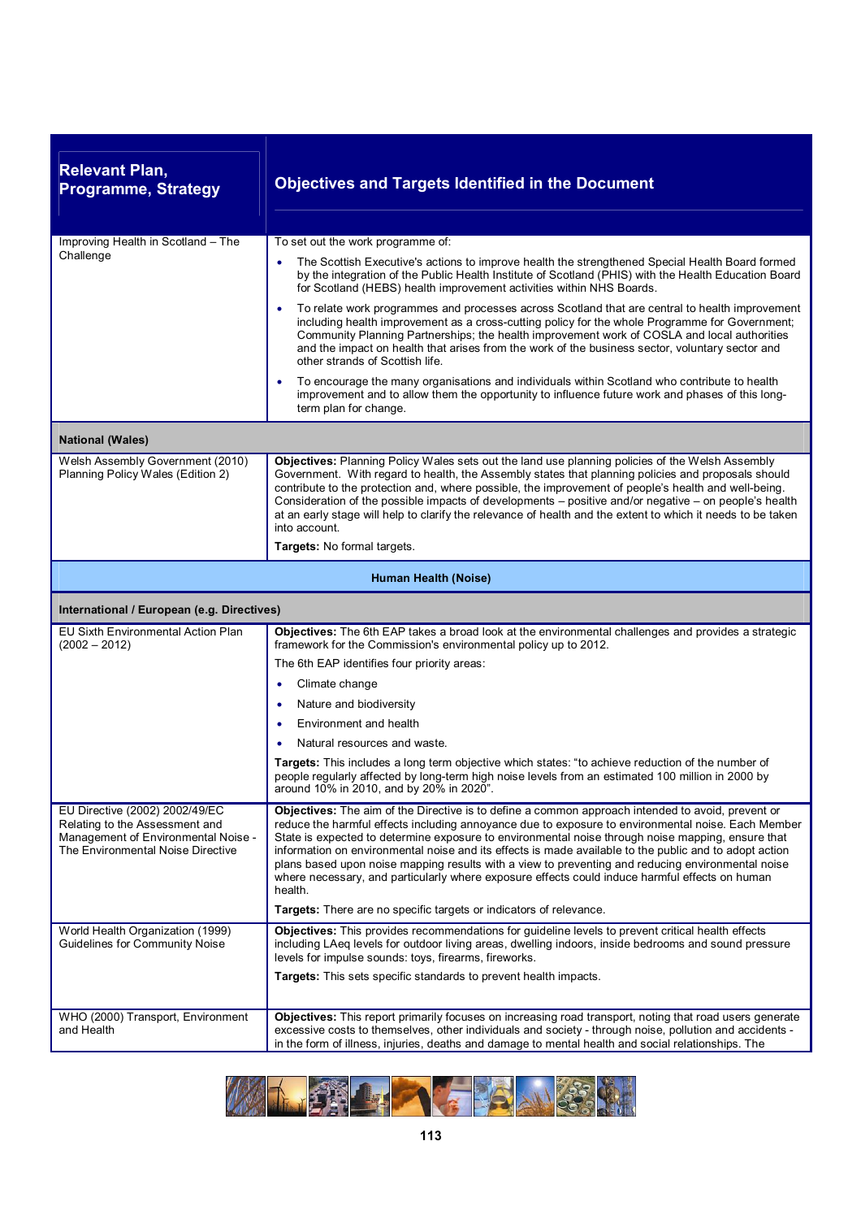| Relevant Plan, Programme, Strategy | Objectives and Targets Identified in the Document |
|---|---|
| Improving Health in Scotland – The Challenge | To set out the work programme of:<br>• The Scottish Executive's actions to improve health the strengthened Special Health Board formed by the integration of the Public Health Institute of Scotland (PHIS) with the Health Education Board for Scotland (HEBS) health improvement activities within NHS Boards.<br>• To relate work programmes and processes across Scotland that are central to health improvement including health improvement as a cross-cutting policy for the whole Programme for Government; Community Planning Partnerships; the health improvement work of COSLA and local authorities and the impact on health that arises from the work of the business sector, voluntary sector and other strands of Scottish life.<br>• To encourage the many organisations and individuals within Scotland who contribute to health improvement and to allow them the opportunity to influence future work and phases of this long-term plan for change. |
| **National (Wales)** | |
| Welsh Assembly Government (2010) Planning Policy Wales (Edition 2) | **Objectives:** Planning Policy Wales sets out the land use planning policies of the Welsh Assembly Government. With regard to health, the Assembly states that planning policies and proposals should contribute to the protection and, where possible, the improvement of people's health and well-being. Consideration of the possible impacts of developments – positive and/or negative – on people's health at an early stage will help to clarify the relevance of health and the extent to which it needs to be taken into account.<br>**Targets:** No formal targets. |
| **Human Health (Noise)** | |
| **International / European (e.g. Directives)** | |
| EU Sixth Environmental Action Plan (2002 – 2012) | **Objectives:** The 6th EAP takes a broad look at the environmental challenges and provides a strategic framework for the Commission's environmental policy up to 2012.<br>The 6th EAP identifies four priority areas:<br>• Climate change<br>• Nature and biodiversity<br>• Environment and health<br>• Natural resources and waste.<br>**Targets:** This includes a long term objective which states: "to achieve reduction of the number of people regularly affected by long-term high noise levels from an estimated 100 million in 2000 by around 10% in 2010, and by 20% in 2020". |
| EU Directive (2002) 2002/49/EC Relating to the Assessment and Management of Environmental Noise - The Environmental Noise Directive | **Objectives:** The aim of the Directive is to define a common approach intended to avoid, prevent or reduce the harmful effects including annoyance due to exposure to environmental noise. Each Member State is expected to determine exposure to environmental noise through noise mapping, ensure that information on environmental noise and its effects is made available to the public and to adopt action plans based upon noise mapping results with a view to preventing and reducing environmental noise where necessary, and particularly where exposure effects could induce harmful effects on human health.<br>**Targets:** There are no specific targets or indicators of relevance. |
| World Health Organization (1999) Guidelines for Community Noise | **Objectives:** This provides recommendations for guideline levels to prevent critical health effects including LAeq levels for outdoor living areas, dwelling indoors, inside bedrooms and sound pressure levels for impulse sounds: toys, firearms, fireworks.<br>**Targets:** This sets specific standards to prevent health impacts. |
| WHO (2000) Transport, Environment and Health | **Objectives:** This report primarily focuses on increasing road transport, noting that road users generate excessive costs to themselves, other individuals and society - through noise, pollution and accidents - in the form of illness, injuries, deaths and damage to mental health and social relationships. The |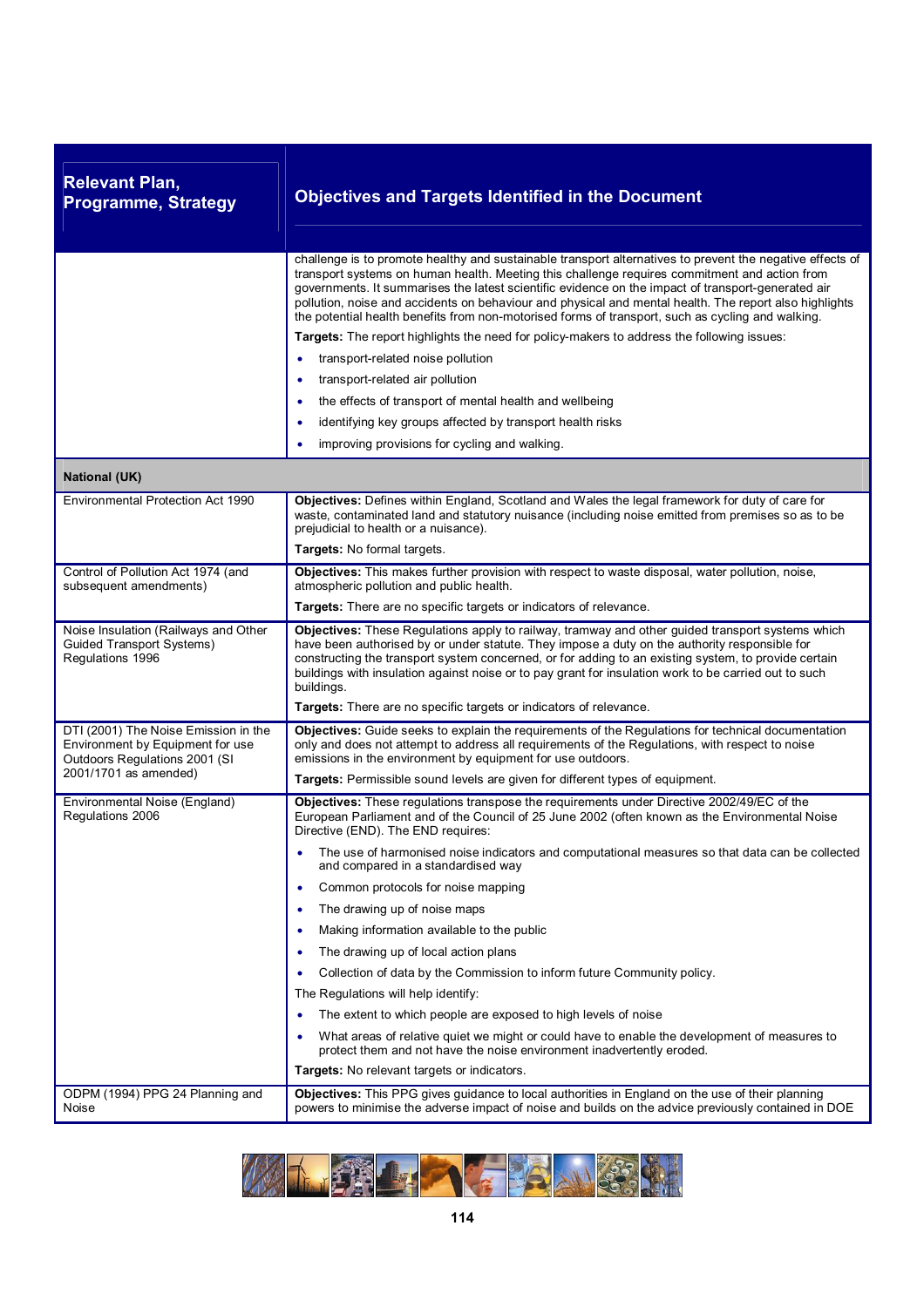| Relevant Plan, Programme, Strategy | Objectives and Targets Identified in the Document |
|---|---|
| | challenge is to promote healthy and sustainable transport alternatives to prevent the negative effects of transport systems on human health. Meeting this challenge requires commitment and action from governments. It summarises the latest scientific evidence on the impact of transport-generated air pollution, noise and accidents on behaviour and physical and mental health. The report also highlights the potential health benefits from non-motorised forms of transport, such as cycling and walking.<br><br>**Targets:** The report highlights the need for policy-makers to address the following issues:<br>• transport-related noise pollution<br>• transport-related air pollution<br>• the effects of transport of mental health and wellbeing<br>• identifying key groups affected by transport health risks<br>• improving provisions for cycling and walking. |
| **National (UK)** | |
| Environmental Protection Act 1990 | **Objectives:** Defines within England, Scotland and Wales the legal framework for duty of care for waste, contaminated land and statutory nuisance (including noise emitted from premises so as to be prejudicial to health or a nuisance).<br><br>**Targets:** No formal targets. |
| Control of Pollution Act 1974 (and subsequent amendments) | **Objectives:** This makes further provision with respect to waste disposal, water pollution, noise, atmospheric pollution and public health.<br><br>**Targets:** There are no specific targets or indicators of relevance. |
| Noise Insulation (Railways and Other Guided Transport Systems) Regulations 1996 | **Objectives:** These Regulations apply to railway, tramway and other guided transport systems which have been authorised by or under statute. They impose a duty on the authority responsible for constructing the transport system concerned, or for adding to an existing system, to provide certain buildings with insulation against noise or to pay grant for insulation work to be carried out to such buildings.<br><br>**Targets:** There are no specific targets or indicators of relevance. |
| DTI (2001) The Noise Emission in the Environment by Equipment for use Outdoors Regulations 2001 (SI 2001/1701 as amended) | **Objectives:** Guide seeks to explain the requirements of the Regulations for technical documentation only and does not attempt to address all requirements of the Regulations, with respect to noise emissions in the environment by equipment for use outdoors.<br><br>**Targets:** Permissible sound levels are given for different types of equipment. |
| Environmental Noise (England) Regulations 2006 | **Objectives:** These regulations transpose the requirements under Directive 2002/49/EC of the European Parliament and of the Council of 25 June 2002 (often known as the Environmental Noise Directive (END). The END requires:<br>• The use of harmonised noise indicators and computational measures so that data can be collected and compared in a standardised way<br>• Common protocols for noise mapping<br>• The drawing up of noise maps<br>• Making information available to the public<br>• The drawing up of local action plans<br>• Collection of data by the Commission to inform future Community policy.<br><br>The Regulations will help identify:<br>• The extent to which people are exposed to high levels of noise<br>• What areas of relative quiet we might or could have to enable the development of measures to protect them and not have the noise environment inadvertently eroded.<br><br>**Targets:** No relevant targets or indicators. |
| ODPM (1994) PPG 24 Planning and Noise | **Objectives:** This PPG gives guidance to local authorities in England on the use of their planning powers to minimise the adverse impact of noise and builds on the advice previously contained in DOE |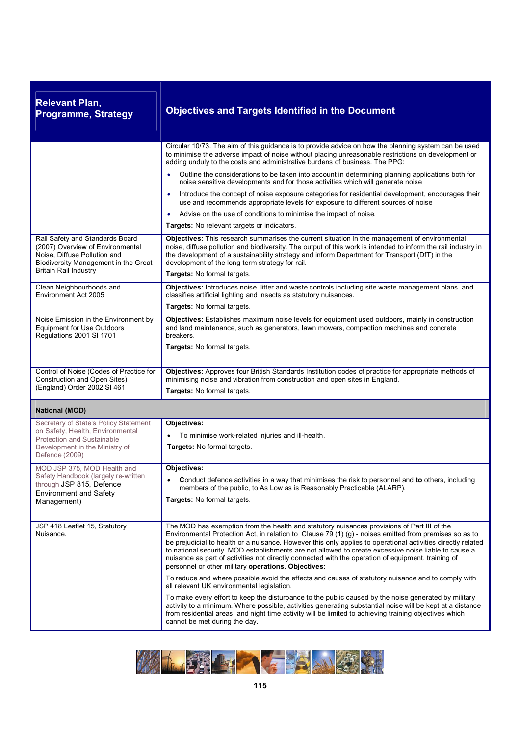| Relevant Plan, Programme, Strategy | Objectives and Targets Identified in the Document |
|---|---|
| | Circular 10/73. The aim of this guidance is to provide advice on how the planning system can be used to minimise the adverse impact of noise without placing unreasonable restrictions on development or adding unduly to the costs and administrative burdens of business. The PPG:<br>• Outline the considerations to be taken into account in determining planning applications both for noise sensitive developments and for those activities which will generate noise<br>• Introduce the concept of noise exposure categories for residential development, encourages their use and recommends appropriate levels for exposure to different sources of noise<br>• Advise on the use of conditions to minimise the impact of noise.<br>**Targets:** No relevant targets or indicators. |
| Rail Safety and Standards Board (2007) Overview of Environmental Noise, Diffuse Pollution and Biodiversity Management in the Great Britain Rail Industry | **Objectives:** This research summarises the current situation in the management of environmental noise, diffuse pollution and biodiversity. The output of this work is intended to inform the rail industry in the development of a sustainability strategy and inform Department for Transport (DfT) in the development of the long-term strategy for rail.<br>**Targets:** No formal targets. |
| Clean Neighbourhoods and Environment Act 2005 | **Objectives:** Introduces noise, litter and waste controls including site waste management plans, and classifies artificial lighting and insects as statutory nuisances.<br>**Targets:** No formal targets. |
| Noise Emission in the Environment by Equipment for Use Outdoors Regulations 2001 SI 1701 | **Objectives:** Establishes maximum noise levels for equipment used outdoors, mainly in construction and land maintenance, such as generators, lawn mowers, compaction machines and concrete breakers.<br>**Targets:** No formal targets. |
| Control of Noise (Codes of Practice for Construction and Open Sites) (England) Order 2002 SI 461 | **Objectives:** Approves four British Standards Institution codes of practice for appropriate methods of minimising noise and vibration from construction and open sites in England.<br>**Targets:** No formal targets. |
| **National (MOD)** | |
| Secretary of State's Policy Statement on Safety, Health, Environmental Protection and Sustainable Development in the Ministry of Defence (2009) | **Objectives:**<br>• To minimise work-related injuries and ill-health.<br>**Targets:** No formal targets. |
| MOD JSP 375, MOD Health and Safety Handbook (largely re-written through JSP 815, Defence Environment and Safety Management) | **Objectives:**<br>• Conduct defence activities in a way that minimises the risk to personnel and **to** others, including members of the public, to As Low as is Reasonably Practicable (ALARP).<br>**Targets:** No formal targets. |
| JSP 418 Leaflet 15, Statutory Nuisance. | The MOD has exemption from the health and statutory nuisances provisions of Part III of the Environmental Protection Act, in relation to Clause 79 (1) (g) - noises emitted from premises so as to be prejudicial to health or a nuisance. However this only applies to operational activities directly related to national security. MOD establishments are not allowed to create excessive noise liable to cause a nuisance as part of activities not directly connected with the operation of equipment, training of personnel or other military **operations. Objectives:**<br>To reduce and where possible avoid the effects and causes of statutory nuisance and to comply with all relevant UK environmental legislation.<br>To make every effort to keep the disturbance to the public caused by the noise generated by military activity to a minimum. Where possible, activities generating substantial noise will be kept at a distance from residential areas, and night time activity will be limited to achieving training objectives which cannot be met during the day. |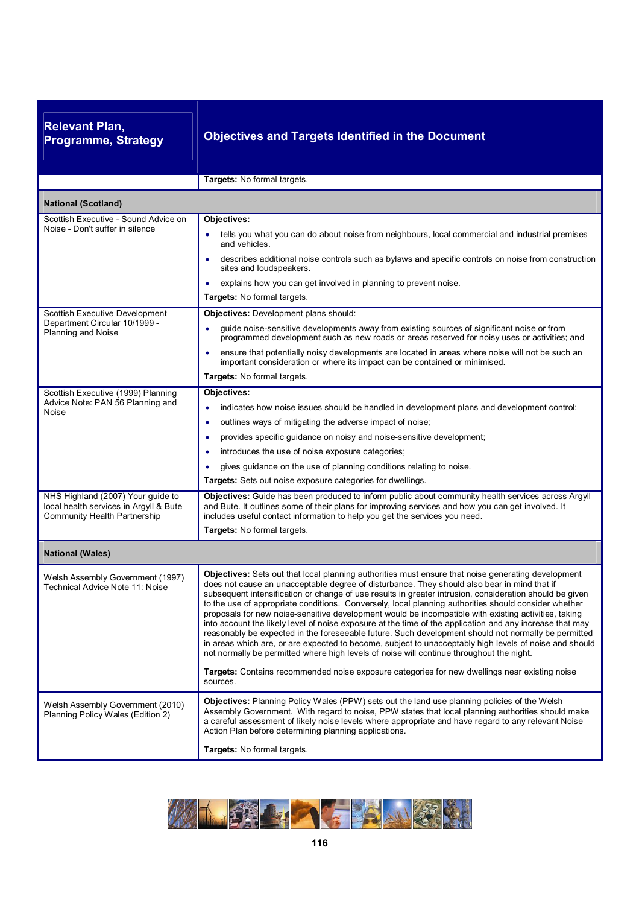| Relevant Plan, Programme, Strategy | Objectives and Targets Identified in the Document |
|---|---|
| | **Targets:** No formal targets. |
| **National (Scotland)** | |
| Scottish Executive - Sound Advice on Noise - Don't suffer in silence | **Objectives:** <br>• tells you what you can do about noise from neighbours, local commercial and industrial premises and vehicles. <br>• describes additional noise controls such as bylaws and specific controls on noise from construction sites and loudspeakers. <br>• explains how you can get involved in planning to prevent noise. <br>**Targets:** No formal targets. |
| Scottish Executive Development Department Circular 10/1999 - Planning and Noise | **Objectives:** Development plans should: <br>• guide noise-sensitive developments away from existing sources of significant noise or from programmed development such as new roads or areas reserved for noisy uses or activities; and <br>• ensure that potentially noisy developments are located in areas where noise will not be such an important consideration or where its impact can be contained or minimised. <br>**Targets:** No formal targets. |
| Scottish Executive (1999) Planning Advice Note: PAN 56 Planning and Noise | **Objectives:** <br>• indicates how noise issues should be handled in development plans and development control; <br>• outlines ways of mitigating the adverse impact of noise; <br>• provides specific guidance on noisy and noise-sensitive development; <br>• introduces the use of noise exposure categories; <br>• gives guidance on the use of planning conditions relating to noise. <br>**Targets:** Sets out noise exposure categories for dwellings. |
| NHS Highland (2007) Your guide to local health services in Argyll & Bute Community Health Partnership | **Objectives:** Guide has been produced to inform public about community health services across Argyll and Bute. It outlines some of their plans for improving services and how you can get involved. It includes useful contact information to help you get the services you need. <br>**Targets:** No formal targets. |
| **National (Wales)** | |
| Welsh Assembly Government (1997) Technical Advice Note 11: Noise | **Objectives:** Sets out that local planning authorities must ensure that noise generating development does not cause an unacceptable degree of disturbance. They should also bear in mind that if subsequent intensification or change of use results in greater intrusion, consideration should be given to the use of appropriate conditions. Conversely, local planning authorities should consider whether proposals for new noise-sensitive development would be incompatible with existing activities, taking into account the likely level of noise exposure at the time of the application and any increase that may reasonably be expected in the foreseeable future. Such development should not normally be permitted in areas which are, or are expected to become, subject to unacceptably high levels of noise and should not normally be permitted where high levels of noise will continue throughout the night. <br><br>**Targets:** Contains recommended noise exposure categories for new dwellings near existing noise sources. |
| Welsh Assembly Government (2010) Planning Policy Wales (Edition 2) | **Objectives:** Planning Policy Wales (PPW) sets out the land use planning policies of the Welsh Assembly Government. With regard to noise, PPW states that local planning authorities should make a careful assessment of likely noise levels where appropriate and have regard to any relevant Noise Action Plan before determining planning applications. <br><br>**Targets:** No formal targets. |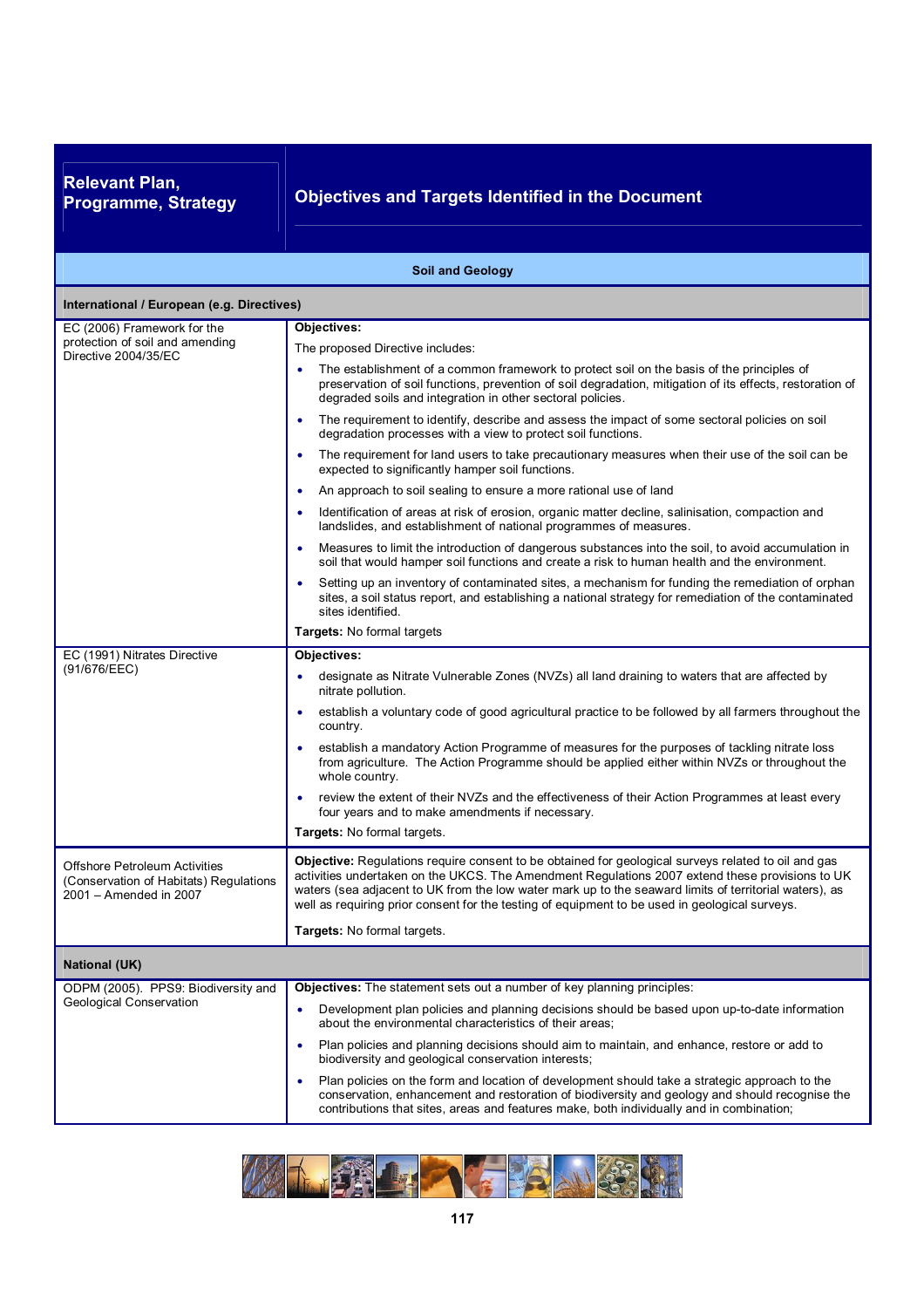| Relevant Plan, Programme, Strategy | Objectives and Targets Identified in the Document |
|---|---|
| **Soil and Geology** | |
| **International / European (e.g. Directives)** | |
| EC (2006) Framework for the protection of soil and amending Directive 2004/35/EC | **Objectives:**<br>The proposed Directive includes:<br>• The establishment of a common framework to protect soil on the basis of the principles of preservation of soil functions, prevention of soil degradation, mitigation of its effects, restoration of degraded soils and integration in other sectoral policies.<br>• The requirement to identify, describe and assess the impact of some sectoral policies on soil degradation processes with a view to protect soil functions.<br>• The requirement for land users to take precautionary measures when their use of the soil can be expected to significantly hamper soil functions.<br>• An approach to soil sealing to ensure a more rational use of land<br>• Identification of areas at risk of erosion, organic matter decline, salinisation, compaction and landslides, and establishment of national programmes of measures.<br>• Measures to limit the introduction of dangerous substances into the soil, to avoid accumulation in soil that would hamper soil functions and create a risk to human health and the environment.<br>• Setting up an inventory of contaminated sites, a mechanism for funding the remediation of orphan sites, a soil status report, and establishing a national strategy for remediation of the contaminated sites identified.<br>**Targets:** No formal targets |
| EC (1991) Nitrates Directive (91/676/EEC) | **Objectives:**<br>• designate as Nitrate Vulnerable Zones (NVZs) all land draining to waters that are affected by nitrate pollution.<br>• establish a voluntary code of good agricultural practice to be followed by all farmers throughout the country.<br>• establish a mandatory Action Programme of measures for the purposes of tackling nitrate loss from agriculture. The Action Programme should be applied either within NVZs or throughout the whole country.<br>• review the extent of their NVZs and the effectiveness of their Action Programmes at least every four years and to make amendments if necessary.<br>**Targets:** No formal targets. |
| Offshore Petroleum Activities (Conservation of Habitats) Regulations 2001 – Amended in 2007 | **Objective:** Regulations require consent to be obtained for geological surveys related to oil and gas activities undertaken on the UKCS. The Amendment Regulations 2007 extend these provisions to UK waters (sea adjacent to UK from the low water mark up to the seaward limits of territorial waters), as well as requiring prior consent for the testing of equipment to be used in geological surveys.<br>**Targets:** No formal targets. |
| **National (UK)** | |
| ODPM (2005). PPS9: Biodiversity and Geological Conservation | **Objectives:** The statement sets out a number of key planning principles:<br>• Development plan policies and planning decisions should be based upon up-to-date information about the environmental characteristics of their areas;<br>• Plan policies and planning decisions should aim to maintain, and enhance, restore or add to biodiversity and geological conservation interests;<br>• Plan policies on the form and location of development should take a strategic approach to the conservation, enhancement and restoration of biodiversity and geology and should recognise the contributions that sites, areas and features make, both individually and in combination; |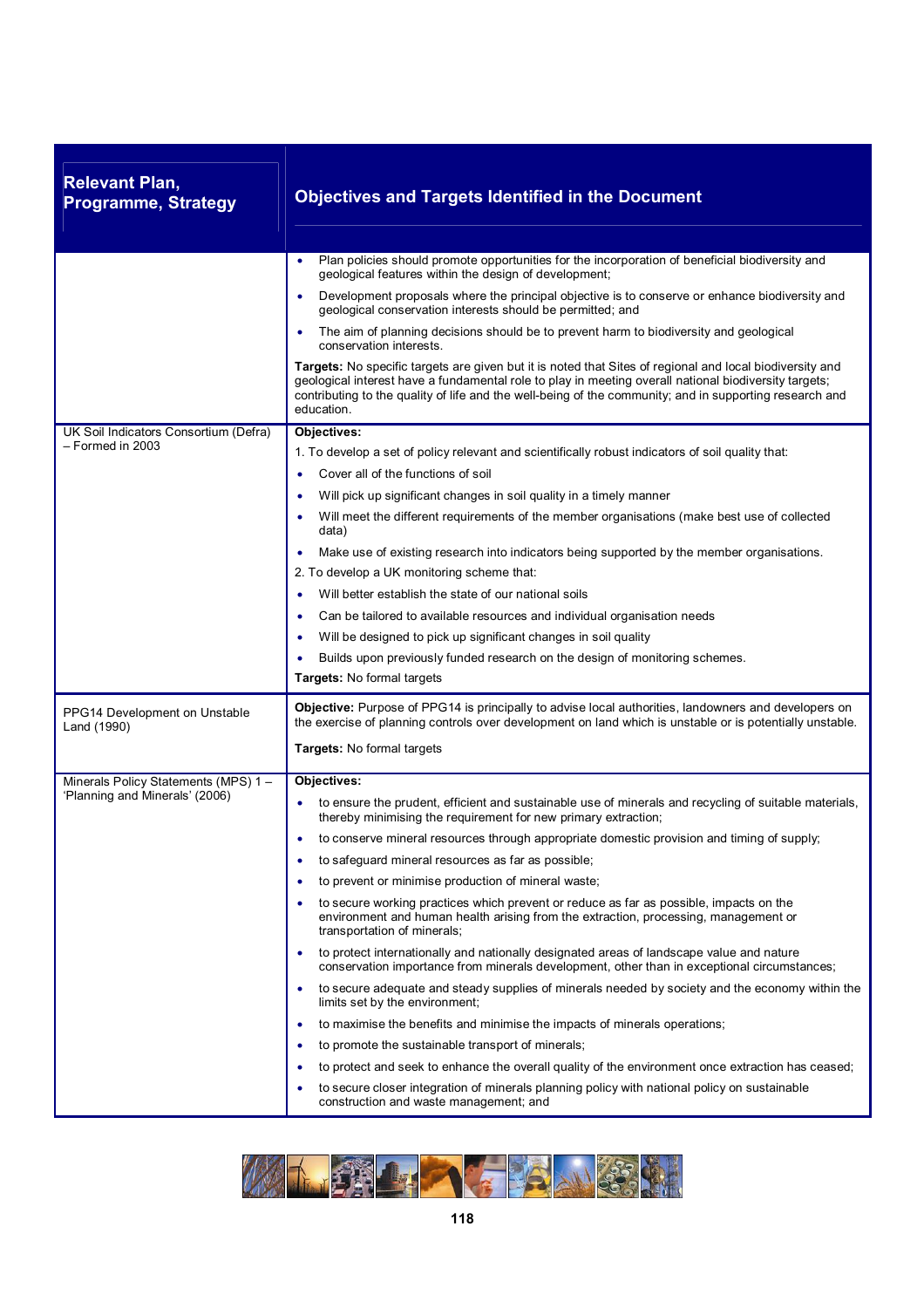| Relevant Plan, Programme, Strategy | Objectives and Targets Identified in the Document |
|---|---|
| | • Plan policies should promote opportunities for the incorporation of beneficial biodiversity and geological features within the design of development;<br>• Development proposals where the principal objective is to conserve or enhance biodiversity and geological conservation interests should be permitted; and<br>• The aim of planning decisions should be to prevent harm to biodiversity and geological conservation interests.<br>**Targets:** No specific targets are given but it is noted that Sites of regional and local biodiversity and geological interest have a fundamental role to play in meeting overall national biodiversity targets; contributing to the quality of life and the well-being of the community; and in supporting research and education. |
| UK Soil Indicators Consortium (Defra) – Formed in 2003 | **Objectives:**<br>1. To develop a set of policy relevant and scientifically robust indicators of soil quality that:<br>• Cover all of the functions of soil<br>• Will pick up significant changes in soil quality in a timely manner<br>• Will meet the different requirements of the member organisations (make best use of collected data)<br>• Make use of existing research into indicators being supported by the member organisations.<br>2. To develop a UK monitoring scheme that:<br>• Will better establish the state of our national soils<br>• Can be tailored to available resources and individual organisation needs<br>• Will be designed to pick up significant changes in soil quality<br>• Builds upon previously funded research on the design of monitoring schemes.<br>**Targets:** No formal targets |
| PPG14 Development on Unstable Land (1990) | **Objective:** Purpose of PPG14 is principally to advise local authorities, landowners and developers on the exercise of planning controls over development on land which is unstable or is potentially unstable.<br>**Targets:** No formal targets |
| Minerals Policy Statements (MPS) 1 – 'Planning and Minerals' (2006) | **Objectives:**<br>• to ensure the prudent, efficient and sustainable use of minerals and recycling of suitable materials, thereby minimising the requirement for new primary extraction;<br>• to conserve mineral resources through appropriate domestic provision and timing of supply;<br>• to safeguard mineral resources as far as possible;<br>• to prevent or minimise production of mineral waste;<br>• to secure working practices which prevent or reduce as far as possible, impacts on the environment and human health arising from the extraction, processing, management or transportation of minerals;<br>• to protect internationally and nationally designated areas of landscape value and nature conservation importance from minerals development, other than in exceptional circumstances;<br>• to secure adequate and steady supplies of minerals needed by society and the economy within the limits set by the environment;<br>• to maximise the benefits and minimise the impacts of minerals operations;<br>• to promote the sustainable transport of minerals;<br>• to protect and seek to enhance the overall quality of the environment once extraction has ceased;<br>• to secure closer integration of minerals planning policy with national policy on sustainable construction and waste management; and |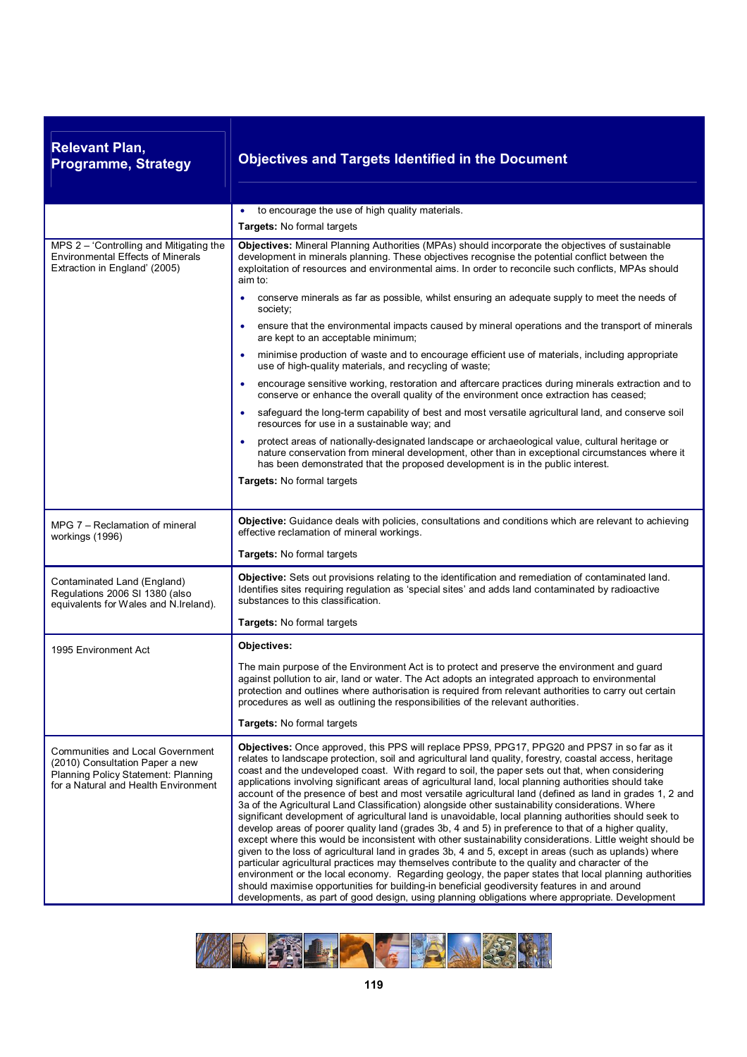| Relevant Plan, Programme, Strategy | Objectives and Targets Identified in the Document |
|---|---|
| | • to encourage the use of high quality materials.<br><br>**Targets:** No formal targets |
| MPS 2 – 'Controlling and Mitigating the Environmental Effects of Minerals Extraction in England' (2005) | **Objectives:** Mineral Planning Authorities (MPAs) should incorporate the objectives of sustainable development in minerals planning. These objectives recognise the potential conflict between the exploitation of resources and environmental aims. In order to reconcile such conflicts, MPAs should aim to:<br><br>• conserve minerals as far as possible, whilst ensuring an adequate supply to meet the needs of society;<br>• ensure that the environmental impacts caused by mineral operations and the transport of minerals are kept to an acceptable minimum;<br>• minimise production of waste and to encourage efficient use of materials, including appropriate use of high-quality materials, and recycling of waste;<br>• encourage sensitive working, restoration and aftercare practices during minerals extraction and to conserve or enhance the overall quality of the environment once extraction has ceased;<br>• safeguard the long-term capability of best and most versatile agricultural land, and conserve soil resources for use in a sustainable way; and<br>• protect areas of nationally-designated landscape or archaeological value, cultural heritage or nature conservation from mineral development, other than in exceptional circumstances where it has been demonstrated that the proposed development is in the public interest.<br><br>**Targets:** No formal targets |
| MPG 7 – Reclamation of mineral workings (1996) | **Objective:** Guidance deals with policies, consultations and conditions which are relevant to achieving effective reclamation of mineral workings.<br><br>**Targets:** No formal targets |
| Contaminated Land (England) Regulations 2006 SI 1380 (also equivalents for Wales and N.Ireland). | **Objective:** Sets out provisions relating to the identification and remediation of contaminated land. Identifies sites requiring regulation as 'special sites' and adds land contaminated by radioactive substances to this classification.<br><br>**Targets:** No formal targets |
| 1995 Environment Act | **Objectives:**<br><br>The main purpose of the Environment Act is to protect and preserve the environment and guard against pollution to air, land or water. The Act adopts an integrated approach to environmental protection and outlines where authorisation is required from relevant authorities to carry out certain procedures as well as outlining the responsibilities of the relevant authorities.<br><br>**Targets:** No formal targets |
| Communities and Local Government (2010) Consultation Paper a new Planning Policy Statement: Planning for a Natural and Health Environment | **Objectives:** Once approved, this PPS will replace PPS9, PPG17, PPG20 and PPS7 in so far as it relates to landscape protection, soil and agricultural land quality, forestry, coastal access, heritage coast and the undeveloped coast. With regard to soil, the paper sets out that, when considering applications involving significant areas of agricultural land, local planning authorities should take account of the presence of best and most versatile agricultural land (defined as land in grades 1, 2 and 3a of the Agricultural Land Classification) alongside other sustainability considerations. Where significant development of agricultural land is unavoidable, local planning authorities should seek to develop areas of poorer quality land (grades 3b, 4 and 5) in preference to that of a higher quality, except where this would be inconsistent with other sustainability considerations. Little weight should be given to the loss of agricultural land in grades 3b, 4 and 5, except in areas (such as uplands) where particular agricultural practices may themselves contribute to the quality and character of the environment or the local economy. Regarding geology, the paper states that local planning authorities should maximise opportunities for building-in beneficial geodiversity features in and around developments, as part of good design, using planning obligations where appropriate. Development |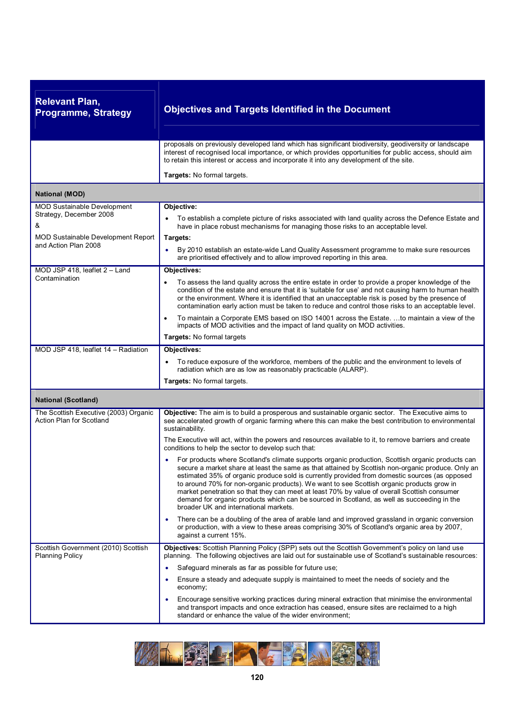| Relevant Plan, Programme, Strategy | Objectives and Targets Identified in the Document |
|---|---|
| | proposals on previously developed land which has significant biodiversity, geodiversity or landscape interest of recognised local importance, or which provides opportunities for public access, should aim to retain this interest or access and incorporate it into any development of the site.<br><br>**Targets:** No formal targets. |
| **National (MOD)** | |
| MOD Sustainable Development Strategy, December 2008<br>&<br>MOD Sustainable Development Report and Action Plan 2008 | **Objective:**<br>• To establish a complete picture of risks associated with land quality across the Defence Estate and have in place robust mechanisms for managing those risks to an acceptable level.<br>**Targets:**<br>• By 2010 establish an estate-wide Land Quality Assessment programme to make sure resources are prioritised effectively and to allow improved reporting in this area. |
| MOD JSP 418, leaflet 2 – Land Contamination | **Objectives:**<br>• To assess the land quality across the entire estate in order to provide a proper knowledge of the condition of the estate and ensure that it is 'suitable for use' and not causing harm to human health or the environment. Where it is identified that an unacceptable risk is posed by the presence of contamination early action must be taken to reduce and control those risks to an acceptable level.<br>• To maintain a Corporate EMS based on ISO 14001 across the Estate. …to maintain a view of the impacts of MOD activities and the impact of land quality on MOD activities.<br>**Targets:** No formal targets |
| MOD JSP 418, leaflet 14 – Radiation | **Objectives:**<br>• To reduce exposure of the workforce, members of the public and the environment to levels of radiation which are as low as reasonably practicable (ALARP).<br>**Targets:** No formal targets. |
| **National (Scotland)** | |
| The Scottish Executive (2003) Organic Action Plan for Scotland | **Objective:** The aim is to build a prosperous and sustainable organic sector. The Executive aims to see accelerated growth of organic farming where this can make the best contribution to environmental sustainability.<br>The Executive will act, within the powers and resources available to it, to remove barriers and create conditions to help the sector to develop such that:<br>• For products where Scotland's climate supports organic production, Scottish organic products can secure a market share at least the same as that attained by Scottish non-organic produce. Only an estimated 35% of organic produce sold is currently provided from domestic sources (as opposed to around 70% for non-organic products). We want to see Scottish organic products grow in market penetration so that they can meet at least 70% by value of overall Scottish consumer demand for organic products which can be sourced in Scotland, as well as succeeding in the broader UK and international markets.<br>• There can be a doubling of the area of arable land and improved grassland in organic conversion or production, with a view to these areas comprising 30% of Scotland's organic area by 2007, against a current 15%. |
| Scottish Government (2010) Scottish Planning Policy | **Objectives:** Scottish Planning Policy (SPP) sets out the Scottish Government's policy on land use planning. The following objectives are laid out for sustainable use of Scotland's sustainable resources:<br>• Safeguard minerals as far as possible for future use;<br>• Ensure a steady and adequate supply is maintained to meet the needs of society and the economy;<br>• Encourage sensitive working practices during mineral extraction that minimise the environmental and transport impacts and once extraction has ceased, ensure sites are reclaimed to a high standard or enhance the value of the wider environment; |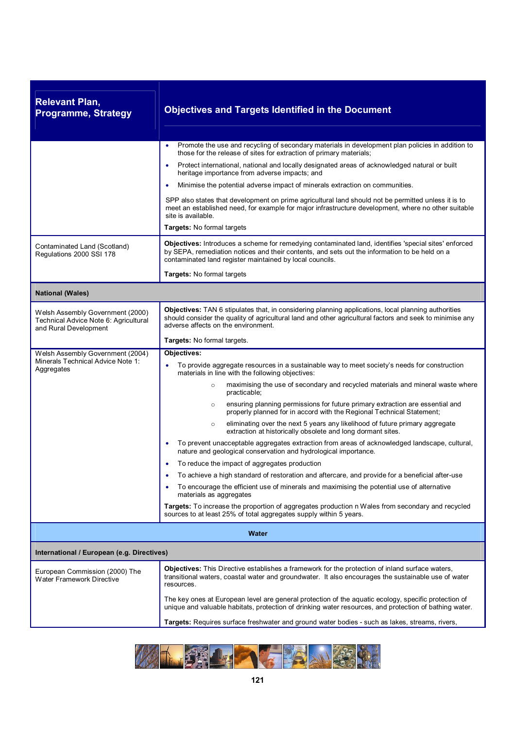| Relevant Plan, Programme, Strategy | Objectives and Targets Identified in the Document |
|---|---|
| | • Promote the use and recycling of secondary materials in development plan policies in addition to those for the release of sites for extraction of primary materials;<br>• Protect international, national and locally designated areas of acknowledged natural or built heritage importance from adverse impacts; and<br>• Minimise the potential adverse impact of minerals extraction on communities.<br><br>SPP also states that development on prime agricultural land should not be permitted unless it is to meet an established need, for example for major infrastructure development, where no other suitable site is available.<br><br>**Targets:** No formal targets |
| Contaminated Land (Scotland) Regulations 2000 SSI 178 | **Objectives:** Introduces a scheme for remedying contaminated land, identifies 'special sites' enforced by SEPA, remediation notices and their contents, and sets out the information to be held on a contaminated land register maintained by local councils.<br><br>**Targets:** No formal targets |
| **National (Wales)** | |
| Welsh Assembly Government (2000) Technical Advice Note 6: Agricultural and Rural Development | **Objectives:** TAN 6 stipulates that, in considering planning applications, local planning authorities should consider the quality of agricultural land and other agricultural factors and seek to minimise any adverse affects on the environment.<br><br>**Targets:** No formal targets. |
| Welsh Assembly Government (2004) Minerals Technical Advice Note 1: Aggregates | **Objectives:**<br>• To provide aggregate resources in a sustainable way to meet society's needs for construction materials in line with the following objectives:<br>  ○ maximising the use of secondary and recycled materials and mineral waste where practicable;<br>  ○ ensuring planning permissions for future primary extraction are essential and properly planned for in accord with the Regional Technical Statement;<br>  ○ eliminating over the next 5 years any likelihood of future primary aggregate extraction at historically obsolete and long dormant sites.<br>• To prevent unacceptable aggregates extraction from areas of acknowledged landscape, cultural, nature and geological conservation and hydrological importance.<br>• To reduce the impact of aggregates production<br>• To achieve a high standard of restoration and aftercare, and provide for a beneficial after-use<br>• To encourage the efficient use of minerals and maximising the potential use of alternative materials as aggregates<br><br>**Targets:** To increase the proportion of aggregates production n Wales from secondary and recycled sources to at least 25% of total aggregates supply within 5 years. |
| **Water** | |
| **International / European (e.g. Directives)** | |
| European Commission (2000) The Water Framework Directive | **Objectives:** This Directive establishes a framework for the protection of inland surface waters, transitional waters, coastal water and groundwater. It also encourages the sustainable use of water resources.<br><br>The key ones at European level are general protection of the aquatic ecology, specific protection of unique and valuable habitats, protection of drinking water resources, and protection of bathing water.<br><br>**Targets:** Requires surface freshwater and ground water bodies - such as lakes, streams, rivers, |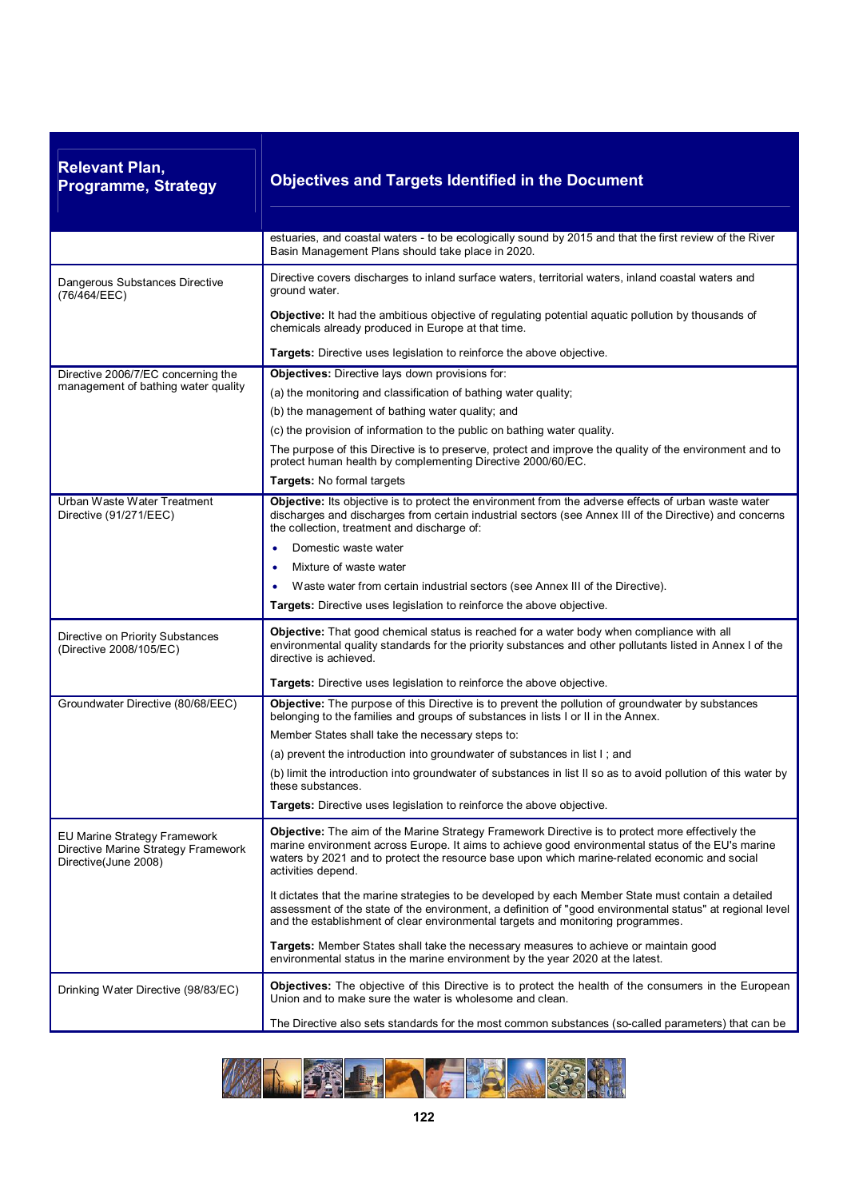| Relevant Plan, Programme, Strategy | Objectives and Targets Identified in the Document |
|---|---|
| | estuaries, and coastal waters - to be ecologically sound by 2015 and that the first review of the River Basin Management Plans should take place in 2020. |
| Dangerous Substances Directive (76/464/EEC) | Directive covers discharges to inland surface waters, territorial waters, inland coastal waters and ground water.<br><br>**Objective:** It had the ambitious objective of regulating potential aquatic pollution by thousands of chemicals already produced in Europe at that time.<br><br>**Targets:** Directive uses legislation to reinforce the above objective. |
| Directive 2006/7/EC concerning the management of bathing water quality | **Objectives:** Directive lays down provisions for:<br>(a) the monitoring and classification of bathing water quality;<br>(b) the management of bathing water quality; and<br>(c) the provision of information to the public on bathing water quality.<br>The purpose of this Directive is to preserve, protect and improve the quality of the environment and to protect human health by complementing Directive 2000/60/EC.<br>**Targets:** No formal targets |
| Urban Waste Water Treatment Directive (91/271/EEC) | **Objective:** Its objective is to protect the environment from the adverse effects of urban waste water discharges and discharges from certain industrial sectors (see Annex III of the Directive) and concerns the collection, treatment and discharge of:<br>• Domestic waste water<br>• Mixture of waste water<br>• Waste water from certain industrial sectors (see Annex III of the Directive).<br>**Targets:** Directive uses legislation to reinforce the above objective. |
| Directive on Priority Substances (Directive 2008/105/EC) | **Objective:** That good chemical status is reached for a water body when compliance with all environmental quality standards for the priority substances and other pollutants listed in Annex I of the directive is achieved.<br><br>**Targets:** Directive uses legislation to reinforce the above objective. |
| Groundwater Directive (80/68/EEC) | **Objective:** The purpose of this Directive is to prevent the pollution of groundwater by substances belonging to the families and groups of substances in lists I or II in the Annex.<br>Member States shall take the necessary steps to:<br>(a) prevent the introduction into groundwater of substances in list I ; and<br>(b) limit the introduction into groundwater of substances in list II so as to avoid pollution of this water by these substances.<br>**Targets:** Directive uses legislation to reinforce the above objective. |
| EU Marine Strategy Framework Directive Marine Strategy Framework Directive(June 2008) | **Objective:** The aim of the Marine Strategy Framework Directive is to protect more effectively the marine environment across Europe. It aims to achieve good environmental status of the EU's marine waters by 2021 and to protect the resource base upon which marine-related economic and social activities depend.<br><br>It dictates that the marine strategies to be developed by each Member State must contain a detailed assessment of the state of the environment, a definition of "good environmental status" at regional level and the establishment of clear environmental targets and monitoring programmes.<br><br>**Targets:** Member States shall take the necessary measures to achieve or maintain good environmental status in the marine environment by the year 2020 at the latest. |
| Drinking Water Directive (98/83/EC) | **Objectives:** The objective of this Directive is to protect the health of the consumers in the European Union and to make sure the water is wholesome and clean.<br><br>The Directive also sets standards for the most common substances (so-called parameters) that can be |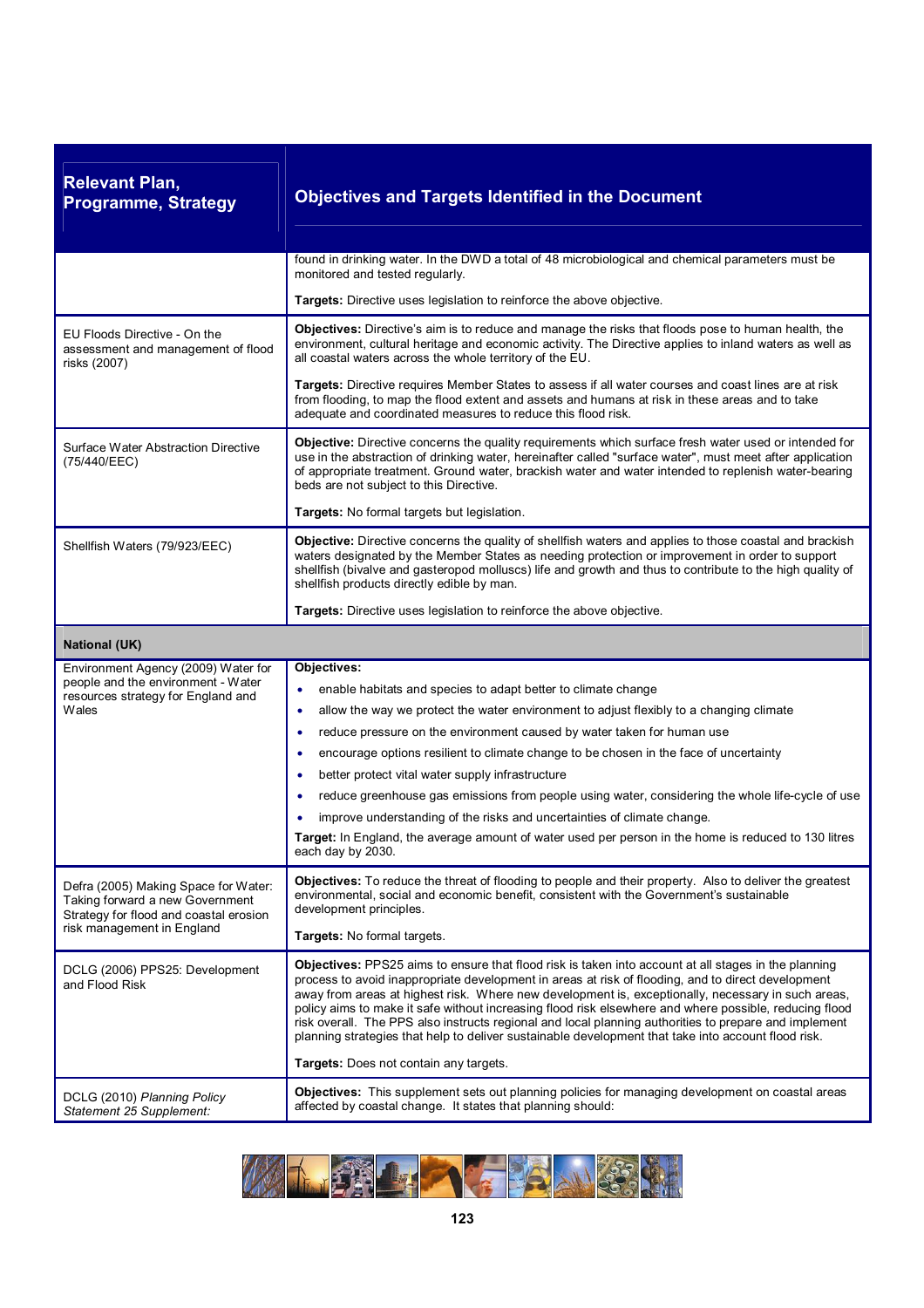| Relevant Plan, Programme, Strategy | Objectives and Targets Identified in the Document |
|---|---|
| | found in drinking water. In the DWD a total of 48 microbiological and chemical parameters must be monitored and tested regularly.<br><br>**Targets:** Directive uses legislation to reinforce the above objective. |
| EU Floods Directive - On the assessment and management of flood risks (2007) | **Objectives:** Directive's aim is to reduce and manage the risks that floods pose to human health, the environment, cultural heritage and economic activity. The Directive applies to inland waters as well as all coastal waters across the whole territory of the EU.<br><br>**Targets:** Directive requires Member States to assess if all water courses and coast lines are at risk from flooding, to map the flood extent and assets and humans at risk in these areas and to take adequate and coordinated measures to reduce this flood risk. |
| Surface Water Abstraction Directive (75/440/EEC) | **Objective:** Directive concerns the quality requirements which surface fresh water used or intended for use in the abstraction of drinking water, hereinafter called "surface water", must meet after application of appropriate treatment. Ground water, brackish water and water intended to replenish water-bearing beds are not subject to this Directive.<br><br>**Targets:** No formal targets but legislation. |
| Shellfish Waters (79/923/EEC) | **Objective:** Directive concerns the quality of shellfish waters and applies to those coastal and brackish waters designated by the Member States as needing protection or improvement in order to support shellfish (bivalve and gasteropod molluscs) life and growth and thus to contribute to the high quality of shellfish products directly edible by man.<br><br>**Targets:** Directive uses legislation to reinforce the above objective. |
| **National (UK)** | |
| Environment Agency (2009) Water for people and the environment - Water resources strategy for England and Wales | **Objectives:**<br>• enable habitats and species to adapt better to climate change<br>• allow the way we protect the water environment to adjust flexibly to a changing climate<br>• reduce pressure on the environment caused by water taken for human use<br>• encourage options resilient to climate change to be chosen in the face of uncertainty<br>• better protect vital water supply infrastructure<br>• reduce greenhouse gas emissions from people using water, considering the whole life-cycle of use<br>• improve understanding of the risks and uncertainties of climate change.<br><br>**Target:** In England, the average amount of water used per person in the home is reduced to 130 litres each day by 2030. |
| Defra (2005) Making Space for Water: Taking forward a new Government Strategy for flood and coastal erosion risk management in England | **Objectives:** To reduce the threat of flooding to people and their property. Also to deliver the greatest environmental, social and economic benefit, consistent with the Government's sustainable development principles.<br><br>**Targets:** No formal targets. |
| DCLG (2006) PPS25: Development and Flood Risk | **Objectives:** PPS25 aims to ensure that flood risk is taken into account at all stages in the planning process to avoid inappropriate development in areas at risk of flooding, and to direct development away from areas at highest risk. Where new development is, exceptionally, necessary in such areas, policy aims to make it safe without increasing flood risk elsewhere and where possible, reducing flood risk overall. The PPS also instructs regional and local planning authorities to prepare and implement planning strategies that help to deliver sustainable development that take into account flood risk.<br><br>**Targets:** Does not contain any targets. |
| DCLG (2010) *Planning Policy Statement 25 Supplement:* | **Objectives:** This supplement sets out planning policies for managing development on coastal areas affected by coastal change. It states that planning should: |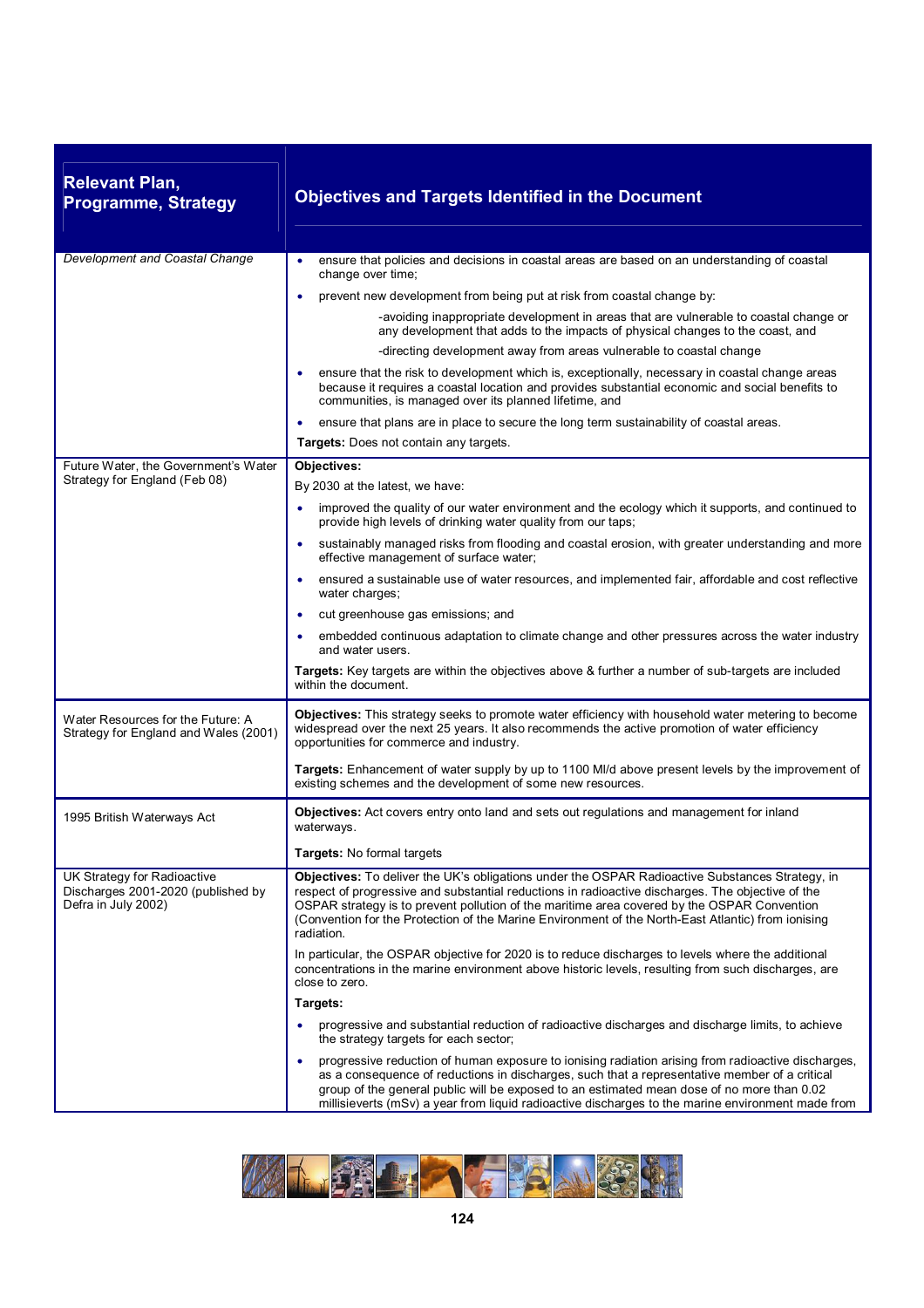| Relevant Plan, Programme, Strategy | Objectives and Targets Identified in the Document |
|---|---|
| *Development and Coastal Change* | • ensure that policies and decisions in coastal areas are based on an understanding of coastal change over time;<br>• prevent new development from being put at risk from coastal change by:<br>-avoiding inappropriate development in areas that are vulnerable to coastal change or any development that adds to the impacts of physical changes to the coast, and<br>-directing development away from areas vulnerable to coastal change<br>• ensure that the risk to development which is, exceptionally, necessary in coastal change areas because it requires a coastal location and provides substantial economic and social benefits to communities, is managed over its planned lifetime, and<br>• ensure that plans are in place to secure the long term sustainability of coastal areas.<br>**Targets:** Does not contain any targets. |
| Future Water, the Government's Water Strategy for England (Feb 08) | **Objectives:**<br>By 2030 at the latest, we have:<br>• improved the quality of our water environment and the ecology which it supports, and continued to provide high levels of drinking water quality from our taps;<br>• sustainably managed risks from flooding and coastal erosion, with greater understanding and more effective management of surface water;<br>• ensured a sustainable use of water resources, and implemented fair, affordable and cost reflective water charges;<br>• cut greenhouse gas emissions; and<br>• embedded continuous adaptation to climate change and other pressures across the water industry and water users.<br>**Targets:** Key targets are within the objectives above & further a number of sub-targets are included within the document. |
| Water Resources for the Future: A Strategy for England and Wales (2001) | **Objectives:** This strategy seeks to promote water efficiency with household water metering to become widespread over the next 25 years. It also recommends the active promotion of water efficiency opportunities for commerce and industry.<br>**Targets:** Enhancement of water supply by up to 1100 Ml/d above present levels by the improvement of existing schemes and the development of some new resources. |
| 1995 British Waterways Act | **Objectives:** Act covers entry onto land and sets out regulations and management for inland waterways.<br>**Targets:** No formal targets |
| UK Strategy for Radioactive Discharges 2001-2020 (published by Defra in July 2002) | **Objectives:** To deliver the UK's obligations under the OSPAR Radioactive Substances Strategy, in respect of progressive and substantial reductions in radioactive discharges. The objective of the OSPAR strategy is to prevent pollution of the maritime area covered by the OSPAR Convention (Convention for the Protection of the Marine Environment of the North-East Atlantic) from ionising radiation.<br>In particular, the OSPAR objective for 2020 is to reduce discharges to levels where the additional concentrations in the marine environment above historic levels, resulting from such discharges, are close to zero.<br>**Targets:**<br>• progressive and substantial reduction of radioactive discharges and discharge limits, to achieve the strategy targets for each sector;<br>• progressive reduction of human exposure to ionising radiation arising from radioactive discharges, as a consequence of reductions in discharges, such that a representative member of a critical group of the general public will be exposed to an estimated mean dose of no more than 0.02 millisieverts (mSv) a year from liquid radioactive discharges to the marine environment made from |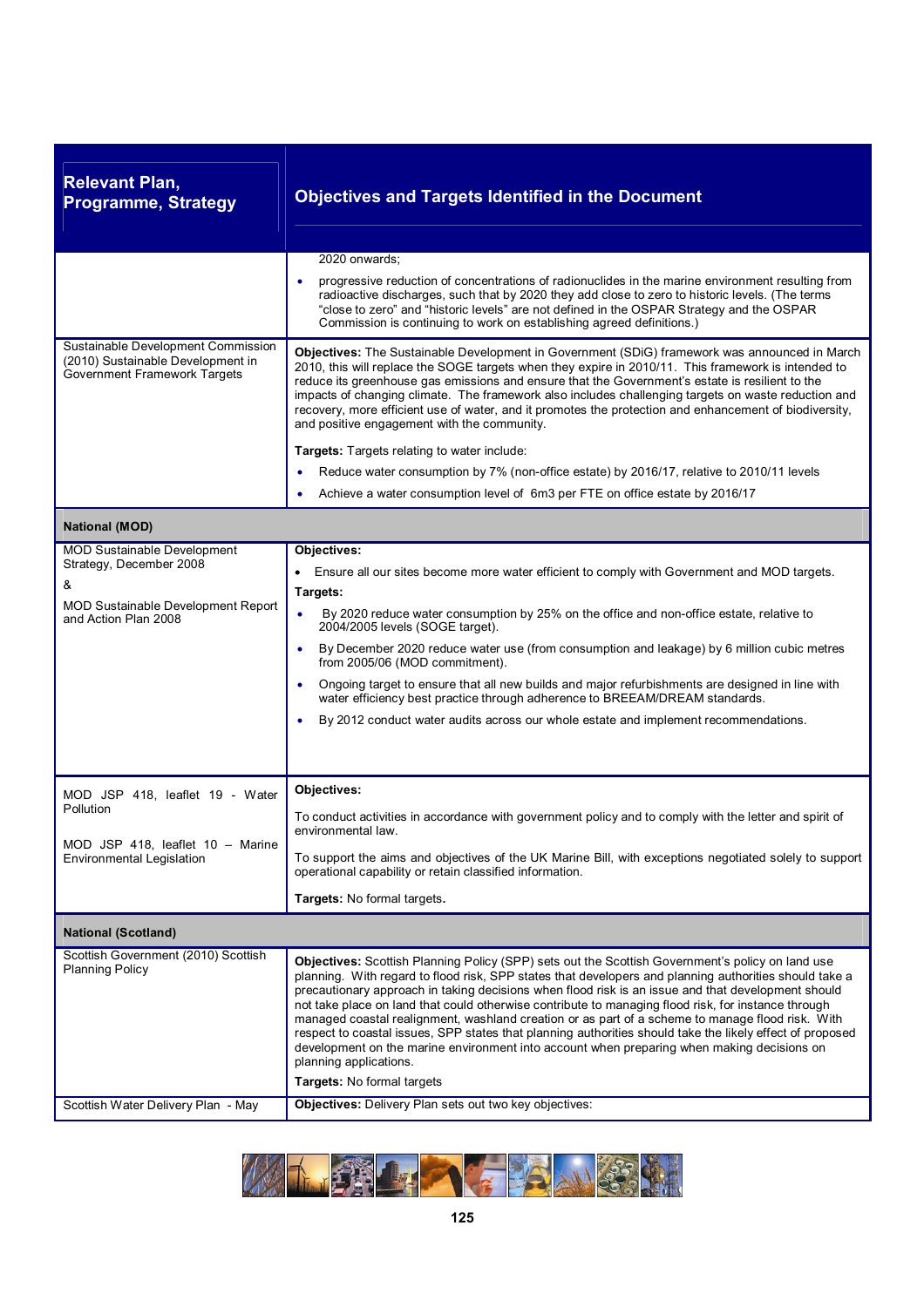| Relevant Plan, Programme, Strategy | Objectives and Targets Identified in the Document |
|---|---|
| | 2020 onwards;<br>• progressive reduction of concentrations of radionuclides in the marine environment resulting from radioactive discharges, such that by 2020 they add close to zero to historic levels. (The terms "close to zero" and "historic levels" are not defined in the OSPAR Strategy and the OSPAR Commission is continuing to work on establishing agreed definitions.) |
| Sustainable Development Commission (2010) Sustainable Development in Government Framework Targets | **Objectives:** The Sustainable Development in Government (SDiG) framework was announced in March 2010, this will replace the SOGE targets when they expire in 2010/11. This framework is intended to reduce its greenhouse gas emissions and ensure that the Government's estate is resilient to the impacts of changing climate. The framework also includes challenging targets on waste reduction and recovery, more efficient use of water, and it promotes the protection and enhancement of biodiversity, and positive engagement with the community.<br>**Targets:** Targets relating to water include:<br>• Reduce water consumption by 7% (non-office estate) by 2016/17, relative to 2010/11 levels<br>• Achieve a water consumption level of 6m3 per FTE on office estate by 2016/17 |
| **National (MOD)** | |
| MOD Sustainable Development Strategy, December 2008<br>&<br>MOD Sustainable Development Report and Action Plan 2008 | **Objectives:**<br>• Ensure all our sites become more water efficient to comply with Government and MOD targets.<br>**Targets:**<br>• By 2020 reduce water consumption by 25% on the office and non-office estate, relative to 2004/2005 levels (SOGE target).<br>• By December 2020 reduce water use (from consumption and leakage) by 6 million cubic metres from 2005/06 (MOD commitment).<br>• Ongoing target to ensure that all new builds and major refurbishments are designed in line with water efficiency best practice through adherence to BREEAM/DREAM standards.<br>• By 2012 conduct water audits across our whole estate and implement recommendations. |
| MOD JSP 418, leaflet 19 - Water Pollution<br><br>MOD JSP 418, leaflet 10 – Marine Environmental Legislation | **Objectives:**<br>To conduct activities in accordance with government policy and to comply with the letter and spirit of environmental law.<br>To support the aims and objectives of the UK Marine Bill, with exceptions negotiated solely to support operational capability or retain classified information.<br>**Targets:** No formal targets. |
| **National (Scotland)** | |
| Scottish Government (2010) Scottish Planning Policy | **Objectives:** Scottish Planning Policy (SPP) sets out the Scottish Government's policy on land use planning. With regard to flood risk, SPP states that developers and planning authorities should take a precautionary approach in taking decisions when flood risk is an issue and that development should not take place on land that could otherwise contribute to managing flood risk, for instance through managed coastal realignment, washland creation or as part of a scheme to manage flood risk. With respect to coastal issues, SPP states that planning authorities should take the likely effect of proposed development on the marine environment into account when preparing when making decisions on planning applications.<br>**Targets:** No formal targets |
| Scottish Water Delivery Plan - May | **Objectives:** Delivery Plan sets out two key objectives: |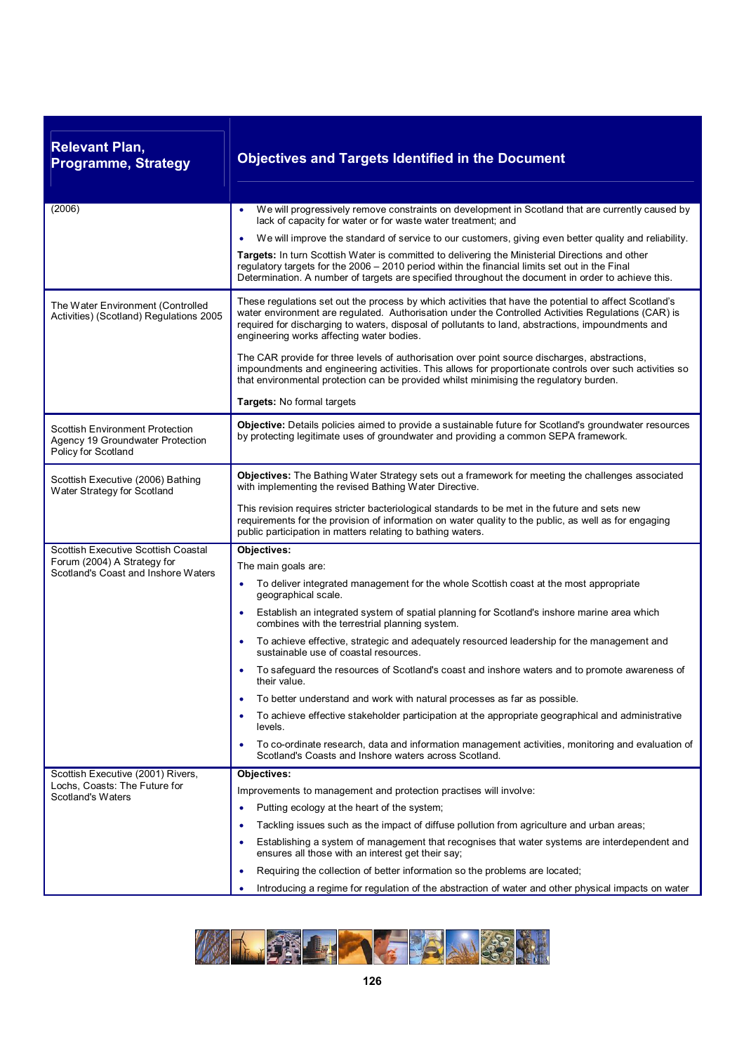| Relevant Plan, Programme, Strategy | Objectives and Targets Identified in the Document |
|---|---|
| (2006) | • We will progressively remove constraints on development in Scotland that are currently caused by lack of capacity for water or for waste water treatment; and<br>• We will improve the standard of service to our customers, giving even better quality and reliability.<br>**Targets:** In turn Scottish Water is committed to delivering the Ministerial Directions and other regulatory targets for the 2006 – 2010 period within the financial limits set out in the Final Determination. A number of targets are specified throughout the document in order to achieve this. |
| The Water Environment (Controlled Activities) (Scotland) Regulations 2005 | These regulations set out the process by which activities that have the potential to affect Scotland's water environment are regulated. Authorisation under the Controlled Activities Regulations (CAR) is required for discharging to waters, disposal of pollutants to land, abstractions, impoundments and engineering works affecting water bodies.<br><br>The CAR provide for three levels of authorisation over point source discharges, abstractions, impoundments and engineering activities. This allows for proportionate controls over such activities so that environmental protection can be provided whilst minimising the regulatory burden.<br><br>**Targets:** No formal targets |
| Scottish Environment Protection Agency 19 Groundwater Protection Policy for Scotland | **Objective:** Details policies aimed to provide a sustainable future for Scotland's groundwater resources by protecting legitimate uses of groundwater and providing a common SEPA framework. |
| Scottish Executive (2006) Bathing Water Strategy for Scotland | **Objectives:** The Bathing Water Strategy sets out a framework for meeting the challenges associated with implementing the revised Bathing Water Directive.<br><br>This revision requires stricter bacteriological standards to be met in the future and sets new requirements for the provision of information on water quality to the public, as well as for engaging public participation in matters relating to bathing waters. |
| Scottish Executive Scottish Coastal Forum (2004) A Strategy for Scotland's Coast and Inshore Waters | **Objectives:**<br>The main goals are:<br>• To deliver integrated management for the whole Scottish coast at the most appropriate geographical scale.<br>• Establish an integrated system of spatial planning for Scotland's inshore marine area which combines with the terrestrial planning system.<br>• To achieve effective, strategic and adequately resourced leadership for the management and sustainable use of coastal resources.<br>• To safeguard the resources of Scotland's coast and inshore waters and to promote awareness of their value.<br>• To better understand and work with natural processes as far as possible.<br>• To achieve effective stakeholder participation at the appropriate geographical and administrative levels.<br>• To co-ordinate research, data and information management activities, monitoring and evaluation of Scotland's Coasts and Inshore waters across Scotland. |
| Scottish Executive (2001) Rivers, Lochs, Coasts: The Future for Scotland's Waters | **Objectives:**<br>Improvements to management and protection practises will involve:<br>• Putting ecology at the heart of the system;<br>• Tackling issues such as the impact of diffuse pollution from agriculture and urban areas;<br>• Establishing a system of management that recognises that water systems are interdependent and ensures all those with an interest get their say;<br>• Requiring the collection of better information so the problems are located;<br>• Introducing a regime for regulation of the abstraction of water and other physical impacts on water |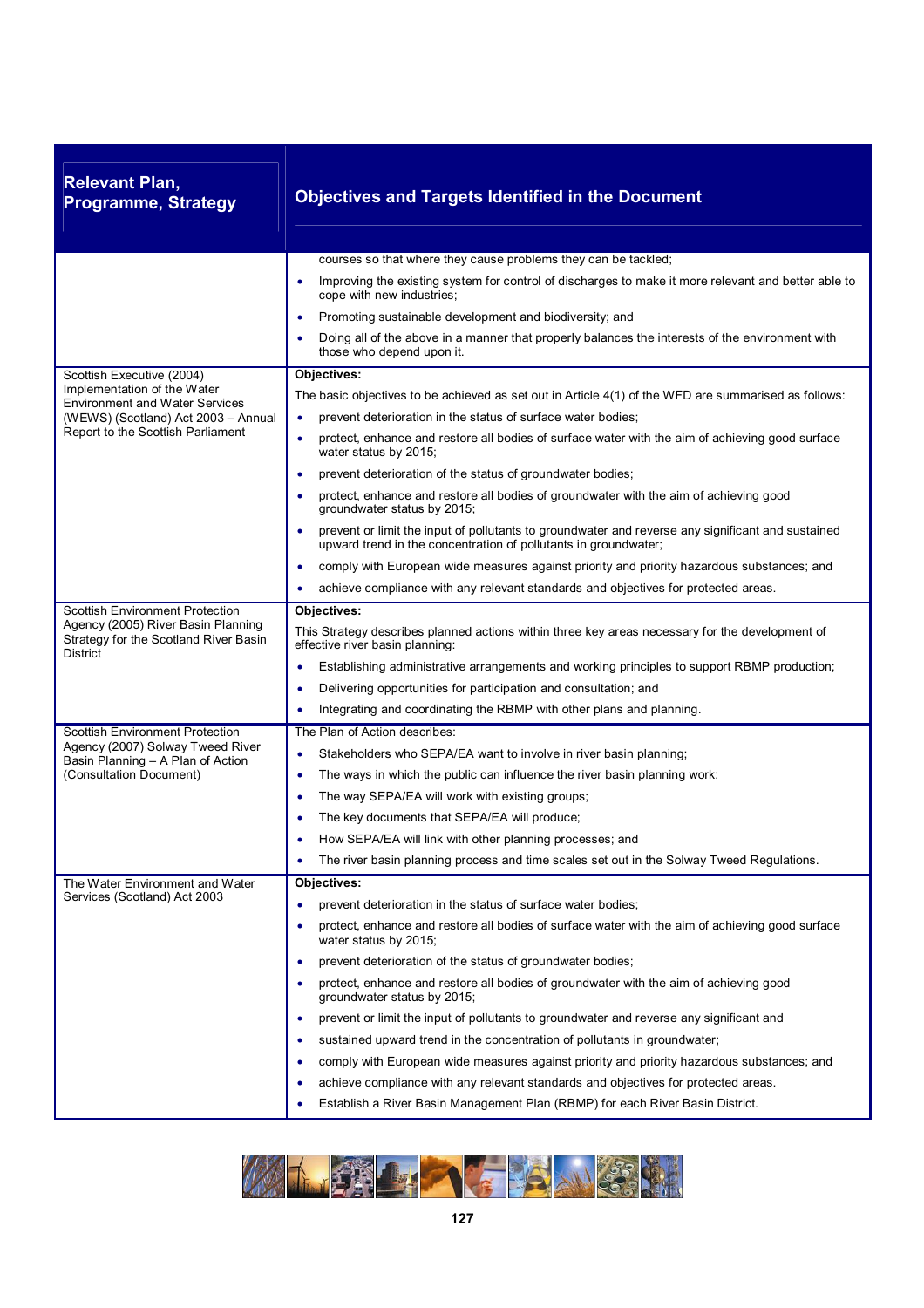| Relevant Plan, Programme, Strategy | Objectives and Targets Identified in the Document |
|---|---|
| | courses so that where they cause problems they can be tackled;<br>• Improving the existing system for control of discharges to make it more relevant and better able to cope with new industries;<br>• Promoting sustainable development and biodiversity; and<br>• Doing all of the above in a manner that properly balances the interests of the environment with those who depend upon it. |
| Scottish Executive (2004) Implementation of the Water Environment and Water Services (WEWS) (Scotland) Act 2003 – Annual Report to the Scottish Parliament | **Objectives:**<br>The basic objectives to be achieved as set out in Article 4(1) of the WFD are summarised as follows:<br>• prevent deterioration in the status of surface water bodies;<br>• protect, enhance and restore all bodies of surface water with the aim of achieving good surface water status by 2015;<br>• prevent deterioration of the status of groundwater bodies;<br>• protect, enhance and restore all bodies of groundwater with the aim of achieving good groundwater status by 2015;<br>• prevent or limit the input of pollutants to groundwater and reverse any significant and sustained upward trend in the concentration of pollutants in groundwater;<br>• comply with European wide measures against priority and priority hazardous substances; and<br>• achieve compliance with any relevant standards and objectives for protected areas. |
| Scottish Environment Protection Agency (2005) River Basin Planning Strategy for the Scotland River Basin District | **Objectives:**<br>This Strategy describes planned actions within three key areas necessary for the development of effective river basin planning:<br>• Establishing administrative arrangements and working principles to support RBMP production;<br>• Delivering opportunities for participation and consultation; and<br>• Integrating and coordinating the RBMP with other plans and planning. |
| Scottish Environment Protection Agency (2007) Solway Tweed River Basin Planning – A Plan of Action (Consultation Document) | The Plan of Action describes:<br>• Stakeholders who SEPA/EA want to involve in river basin planning;<br>• The ways in which the public can influence the river basin planning work;<br>• The way SEPA/EA will work with existing groups;<br>• The key documents that SEPA/EA will produce;<br>• How SEPA/EA will link with other planning processes; and<br>• The river basin planning process and time scales set out in the Solway Tweed Regulations. |
| The Water Environment and Water Services (Scotland) Act 2003 | **Objectives:**<br>• prevent deterioration in the status of surface water bodies;<br>• protect, enhance and restore all bodies of surface water with the aim of achieving good surface water status by 2015;<br>• prevent deterioration of the status of groundwater bodies;<br>• protect, enhance and restore all bodies of groundwater with the aim of achieving good groundwater status by 2015;<br>• prevent or limit the input of pollutants to groundwater and reverse any significant and<br>• sustained upward trend in the concentration of pollutants in groundwater;<br>• comply with European wide measures against priority and priority hazardous substances; and<br>• achieve compliance with any relevant standards and objectives for protected areas.<br>• Establish a River Basin Management Plan (RBMP) for each River Basin District. |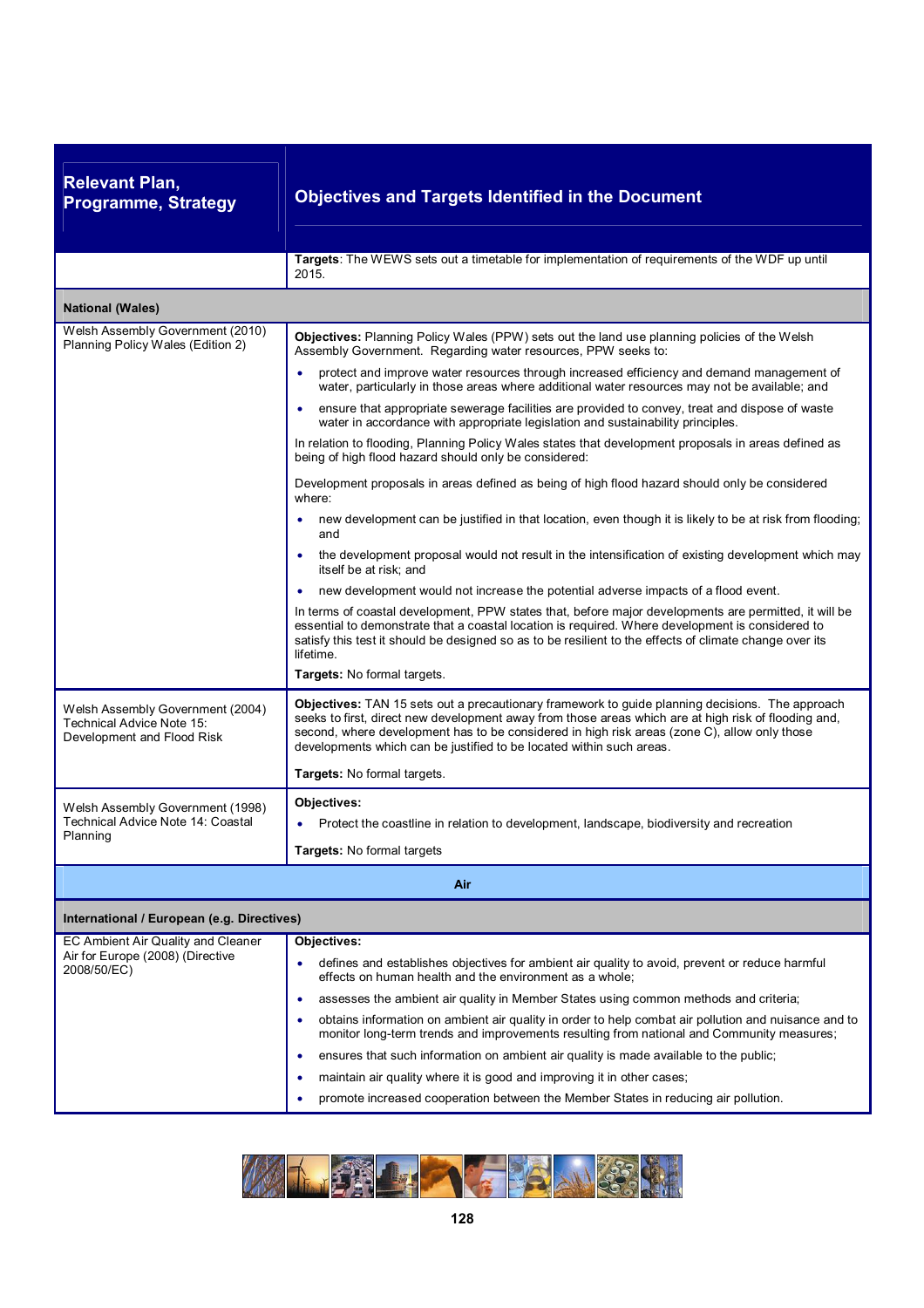| Relevant Plan, Programme, Strategy | Objectives and Targets Identified in the Document |
|---|---|
| | **Targets**: The WEWS sets out a timetable for implementation of requirements of the WDF up until 2015. |
| **National (Wales)** | |
| Welsh Assembly Government (2010) Planning Policy Wales (Edition 2) | **Objectives:** Planning Policy Wales (PPW) sets out the land use planning policies of the Welsh Assembly Government. Regarding water resources, PPW seeks to:<br>• protect and improve water resources through increased efficiency and demand management of water, particularly in those areas where additional water resources may not be available; and<br>• ensure that appropriate sewerage facilities are provided to convey, treat and dispose of waste water in accordance with appropriate legislation and sustainability principles.<br>In relation to flooding, Planning Policy Wales states that development proposals in areas defined as being of high flood hazard should only be considered:<br>Development proposals in areas defined as being of high flood hazard should only be considered where:<br>• new development can be justified in that location, even though it is likely to be at risk from flooding; and<br>• the development proposal would not result in the intensification of existing development which may itself be at risk; and<br>• new development would not increase the potential adverse impacts of a flood event.<br>In terms of coastal development, PPW states that, before major developments are permitted, it will be essential to demonstrate that a coastal location is required. Where development is considered to satisfy this test it should be designed so as to be resilient to the effects of climate change over its lifetime.<br>**Targets:** No formal targets. |
| Welsh Assembly Government (2004) Technical Advice Note 15: Development and Flood Risk | **Objectives:** TAN 15 sets out a precautionary framework to guide planning decisions. The approach seeks to first, direct new development away from those areas which are at high risk of flooding and, second, where development has to be considered in high risk areas (zone C), allow only those developments which can be justified to be located within such areas.<br>**Targets:** No formal targets. |
| Welsh Assembly Government (1998) Technical Advice Note 14: Coastal Planning | **Objectives:**<br>• Protect the coastline in relation to development, landscape, biodiversity and recreation<br>**Targets:** No formal targets |
| **Air** | |
| **International / European (e.g. Directives)** | |
| EC Ambient Air Quality and Cleaner Air for Europe (2008) (Directive 2008/50/EC) | **Objectives:**<br>• defines and establishes objectives for ambient air quality to avoid, prevent or reduce harmful effects on human health and the environment as a whole;<br>• assesses the ambient air quality in Member States using common methods and criteria;<br>• obtains information on ambient air quality in order to help combat air pollution and nuisance and to monitor long-term trends and improvements resulting from national and Community measures;<br>• ensures that such information on ambient air quality is made available to the public;<br>• maintain air quality where it is good and improving it in other cases;<br>• promote increased cooperation between the Member States in reducing air pollution. |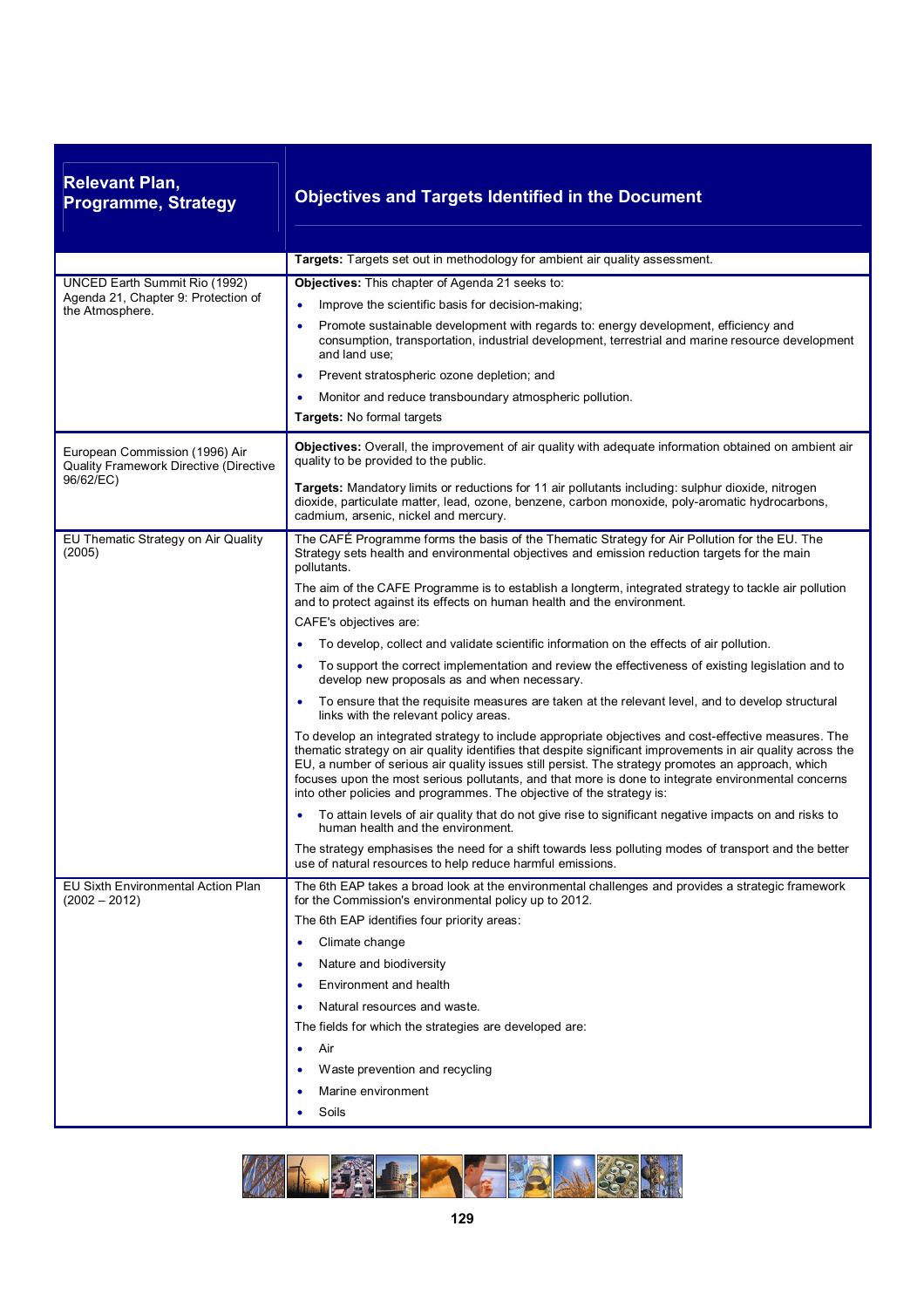| Relevant Plan, Programme, Strategy | Objectives and Targets Identified in the Document |
|---|---|
| | **Targets:** Targets set out in methodology for ambient air quality assessment. |
| UNCED Earth Summit Rio (1992) Agenda 21, Chapter 9: Protection of the Atmosphere. | **Objectives:** This chapter of Agenda 21 seeks to:<br>• Improve the scientific basis for decision-making;<br>• Promote sustainable development with regards to: energy development, efficiency and consumption, transportation, industrial development, terrestrial and marine resource development and land use;<br>• Prevent stratospheric ozone depletion; and<br>• Monitor and reduce transboundary atmospheric pollution.<br>**Targets:** No formal targets |
| European Commission (1996) Air Quality Framework Directive (Directive 96/62/EC) | **Objectives:** Overall, the improvement of air quality with adequate information obtained on ambient air quality to be provided to the public.<br>**Targets:** Mandatory limits or reductions for 11 air pollutants including: sulphur dioxide, nitrogen dioxide, particulate matter, lead, ozone, benzene, carbon monoxide, poly-aromatic hydrocarbons, cadmium, arsenic, nickel and mercury. |
| EU Thematic Strategy on Air Quality (2005) | The CAFÉ Programme forms the basis of the Thematic Strategy for Air Pollution for the EU. The Strategy sets health and environmental objectives and emission reduction targets for the main pollutants.<br>The aim of the CAFE Programme is to establish a longterm, integrated strategy to tackle air pollution and to protect against its effects on human health and the environment.<br>CAFE's objectives are:<br>• To develop, collect and validate scientific information on the effects of air pollution.<br>• To support the correct implementation and review the effectiveness of existing legislation and to develop new proposals as and when necessary.<br>• To ensure that the requisite measures are taken at the relevant level, and to develop structural links with the relevant policy areas.<br>To develop an integrated strategy to include appropriate objectives and cost-effective measures. The thematic strategy on air quality identifies that despite significant improvements in air quality across the EU, a number of serious air quality issues still persist. The strategy promotes an approach, which focuses upon the most serious pollutants, and that more is done to integrate environmental concerns into other policies and programmes. The objective of the strategy is:<br>• To attain levels of air quality that do not give rise to significant negative impacts on and risks to human health and the environment.<br>The strategy emphasises the need for a shift towards less polluting modes of transport and the better use of natural resources to help reduce harmful emissions. |
| EU Sixth Environmental Action Plan (2002 – 2012) | The 6th EAP takes a broad look at the environmental challenges and provides a strategic framework for the Commission's environmental policy up to 2012.<br>The 6th EAP identifies four priority areas:<br>• Climate change<br>• Nature and biodiversity<br>• Environment and health<br>• Natural resources and waste.<br>The fields for which the strategies are developed are:<br>• Air<br>• Waste prevention and recycling<br>• Marine environment<br>• Soils |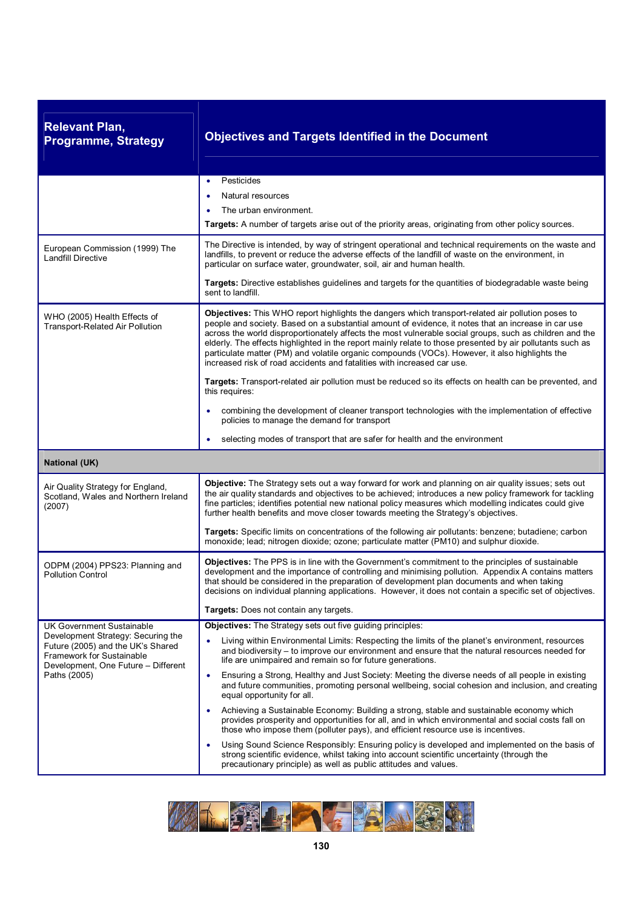| Relevant Plan, Programme, Strategy | Objectives and Targets Identified in the Document |
|---|---|
| | • Pesticides<br>• Natural resources<br>• The urban environment.<br>**Targets:** A number of targets arise out of the priority areas, originating from other policy sources. |
| European Commission (1999) The Landfill Directive | The Directive is intended, by way of stringent operational and technical requirements on the waste and landfills, to prevent or reduce the adverse effects of the landfill of waste on the environment, in particular on surface water, groundwater, soil, air and human health.<br><br>**Targets:** Directive establishes guidelines and targets for the quantities of biodegradable waste being sent to landfill. |
| WHO (2005) Health Effects of Transport-Related Air Pollution | **Objectives:** This WHO report highlights the dangers which transport-related air pollution poses to people and society. Based on a substantial amount of evidence, it notes that an increase in car use across the world disproportionately affects the most vulnerable social groups, such as children and the elderly. The effects highlighted in the report mainly relate to those presented by air pollutants such as particulate matter (PM) and volatile organic compounds (VOCs). However, it also highlights the increased risk of road accidents and fatalities with increased car use.<br><br>**Targets:** Transport-related air pollution must be reduced so its effects on health can be prevented, and this requires:<br>• combining the development of cleaner transport technologies with the implementation of effective policies to manage the demand for transport<br>• selecting modes of transport that are safer for health and the environment |
| **National (UK)** | |
| Air Quality Strategy for England, Scotland, Wales and Northern Ireland (2007) | **Objective:** The Strategy sets out a way forward for work and planning on air quality issues; sets out the air quality standards and objectives to be achieved; introduces a new policy framework for tackling fine particles; identifies potential new national policy measures which modelling indicates could give further health benefits and move closer towards meeting the Strategy's objectives.<br><br>**Targets:** Specific limits on concentrations of the following air pollutants: benzene; butadiene; carbon monoxide; lead; nitrogen dioxide; ozone; particulate matter (PM10) and sulphur dioxide. |
| ODPM (2004) PPS23: Planning and Pollution Control | **Objectives:** The PPS is in line with the Government's commitment to the principles of sustainable development and the importance of controlling and minimising pollution. Appendix A contains matters that should be considered in the preparation of development plan documents and when taking decisions on individual planning applications. However, it does not contain a specific set of objectives.<br><br>**Targets:** Does not contain any targets. |
| UK Government Sustainable Development Strategy: Securing the Future (2005) and the UK's Shared Framework for Sustainable Development, One Future – Different Paths (2005) | **Objectives:** The Strategy sets out five guiding principles:<br>• Living within Environmental Limits: Respecting the limits of the planet's environment, resources and biodiversity – to improve our environment and ensure that the natural resources needed for life are unimpaired and remain so for future generations.<br>• Ensuring a Strong, Healthy and Just Society: Meeting the diverse needs of all people in existing and future communities, promoting personal wellbeing, social cohesion and inclusion, and creating equal opportunity for all.<br>• Achieving a Sustainable Economy: Building a strong, stable and sustainable economy which provides prosperity and opportunities for all, and in which environmental and social costs fall on those who impose them (polluter pays), and efficient resource use is incentives.<br>• Using Sound Science Responsibly: Ensuring policy is developed and implemented on the basis of strong scientific evidence, whilst taking into account scientific uncertainty (through the precautionary principle) as well as public attitudes and values. |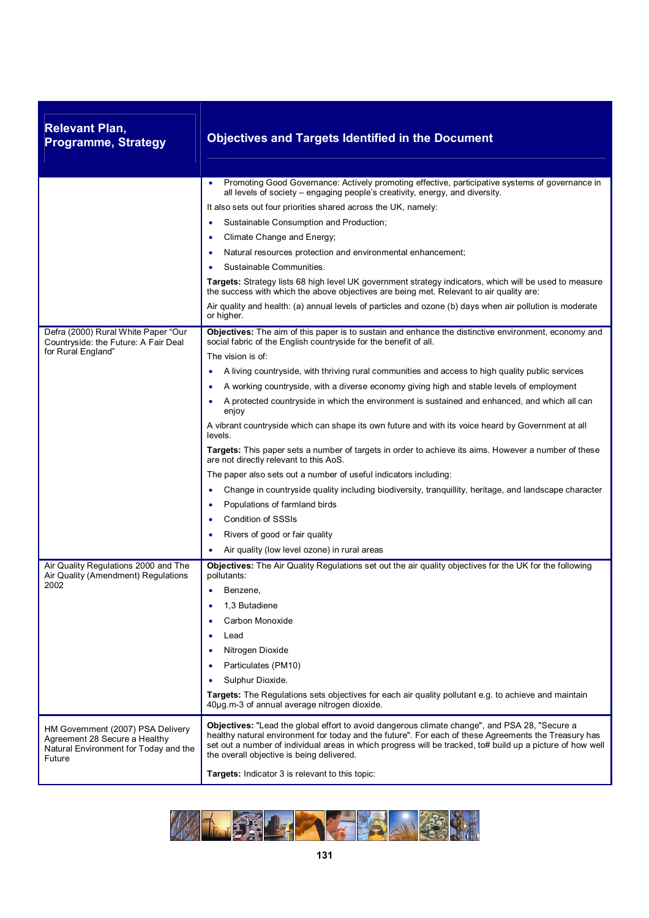| Relevant Plan, Programme, Strategy | Objectives and Targets Identified in the Document |
|---|---|
| | • Promoting Good Governance: Actively promoting effective, participative systems of governance in all levels of society – engaging people's creativity, energy, and diversity.<br><br>It also sets out four priorities shared across the UK, namely:<br><br>• Sustainable Consumption and Production;<br>• Climate Change and Energy;<br>• Natural resources protection and environmental enhancement;<br>• Sustainable Communities.<br><br>**Targets:** Strategy lists 68 high level UK government strategy indicators, which will be used to measure the success with which the above objectives are being met. Relevant to air quality are:<br><br>Air quality and health: (a) annual levels of particles and ozone (b) days when air pollution is moderate or higher. |
| Defra (2000) Rural White Paper "Our Countryside: the Future: A Fair Deal for Rural England" | **Objectives:** The aim of this paper is to sustain and enhance the distinctive environment, economy and social fabric of the English countryside for the benefit of all.<br><br>The vision is of:<br><br>• A living countryside, with thriving rural communities and access to high quality public services<br>• A working countryside, with a diverse economy giving high and stable levels of employment<br>• A protected countryside in which the environment is sustained and enhanced, and which all can enjoy<br><br>A vibrant countryside which can shape its own future and with its voice heard by Government at all levels.<br><br>**Targets:** This paper sets a number of targets in order to achieve its aims. However a number of these are not directly relevant to this AoS.<br><br>The paper also sets out a number of useful indicators including:<br><br>• Change in countryside quality including biodiversity, tranquillity, heritage, and landscape character<br>• Populations of farmland birds<br>• Condition of SSSIs<br>• Rivers of good or fair quality<br>• Air quality (low level ozone) in rural areas |
| Air Quality Regulations 2000 and The Air Quality (Amendment) Regulations 2002 | **Objectives:** The Air Quality Regulations set out the air quality objectives for the UK for the following pollutants:<br><br>• Benzene,<br>• 1,3 Butadiene<br>• Carbon Monoxide<br>• Lead<br>• Nitrogen Dioxide<br>• Particulates (PM10)<br>• Sulphur Dioxide.<br><br>**Targets:** The Regulations sets objectives for each air quality pollutant e.g. to achieve and maintain 40µg.m-3 of annual average nitrogen dioxide. |
| HM Government (2007) PSA Delivery Agreement 28 Secure a Healthy Natural Environment for Today and the Future | **Objectives:** "Lead the global effort to avoid dangerous climate change", and PSA 28, "Secure a healthy natural environment for today and the future". For each of these Agreements the Treasury has set out a number of individual areas in which progress will be tracked, to# build up a picture of how well the overall objective is being delivered.<br><br>**Targets:** Indicator 3 is relevant to this topic: |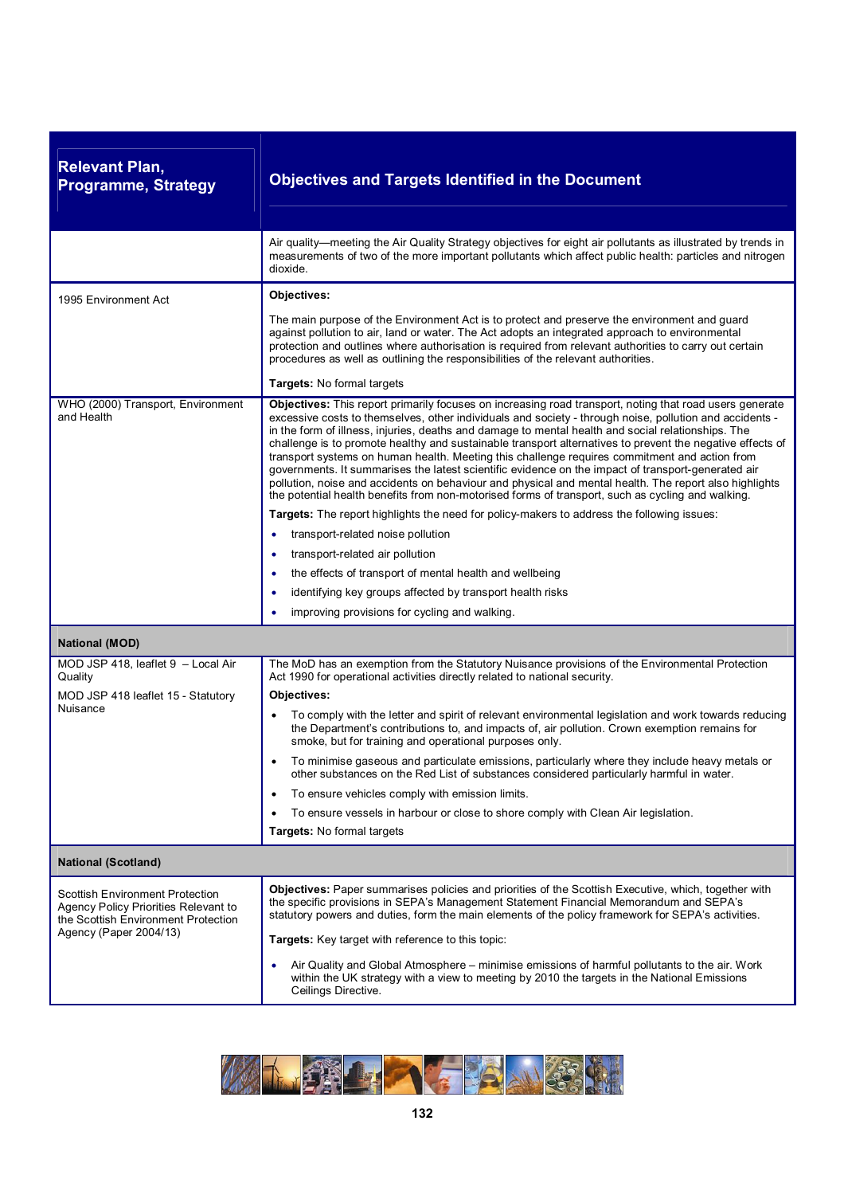| Relevant Plan, Programme, Strategy | Objectives and Targets Identified in the Document |
|---|---|
| | Air quality—meeting the Air Quality Strategy objectives for eight air pollutants as illustrated by trends in measurements of two of the more important pollutants which affect public health: particles and nitrogen dioxide. |
| 1995 Environment Act | **Objectives:**<br><br>The main purpose of the Environment Act is to protect and preserve the environment and guard against pollution to air, land or water. The Act adopts an integrated approach to environmental protection and outlines where authorisation is required from relevant authorities to carry out certain procedures as well as outlining the responsibilities of the relevant authorities.<br><br>**Targets:** No formal targets |
| WHO (2000) Transport, Environment and Health | **Objectives:** This report primarily focuses on increasing road transport, noting that road users generate excessive costs to themselves, other individuals and society - through noise, pollution and accidents - in the form of illness, injuries, deaths and damage to mental health and social relationships. The challenge is to promote healthy and sustainable transport alternatives to prevent the negative effects of transport systems on human health. Meeting this challenge requires commitment and action from governments. It summarises the latest scientific evidence on the impact of transport-generated air pollution, noise and accidents on behaviour and physical and mental health. The report also highlights the potential health benefits from non-motorised forms of transport, such as cycling and walking.<br><br>**Targets:** The report highlights the need for policy-makers to address the following issues:<br>• transport-related noise pollution<br>• transport-related air pollution<br>• the effects of transport of mental health and wellbeing<br>• identifying key groups affected by transport health risks<br>• improving provisions for cycling and walking. |
| **National (MOD)** | |
| MOD JSP 418, leaflet 9 – Local Air Quality<br><br>MOD JSP 418 leaflet 15 - Statutory Nuisance | The MoD has an exemption from the Statutory Nuisance provisions of the Environmental Protection Act 1990 for operational activities directly related to national security.<br><br>**Objectives:**<br>• To comply with the letter and spirit of relevant environmental legislation and work towards reducing the Department's contributions to, and impacts of, air pollution. Crown exemption remains for smoke, but for training and operational purposes only.<br>• To minimise gaseous and particulate emissions, particularly where they include heavy metals or other substances on the Red List of substances considered particularly harmful in water.<br>• To ensure vehicles comply with emission limits.<br>• To ensure vessels in harbour or close to shore comply with Clean Air legislation.<br><br>**Targets:** No formal targets |
| **National (Scotland)** | |
| Scottish Environment Protection Agency Policy Priorities Relevant to the Scottish Environment Protection Agency (Paper 2004/13) | **Objectives:** Paper summarises policies and priorities of the Scottish Executive, which, together with the specific provisions in SEPA's Management Statement Financial Memorandum and SEPA's statutory powers and duties, form the main elements of the policy framework for SEPA's activities.<br><br>**Targets:** Key target with reference to this topic:<br>• Air Quality and Global Atmosphere – minimise emissions of harmful pollutants to the air. Work within the UK strategy with a view to meeting by 2010 the targets in the National Emissions Ceilings Directive. |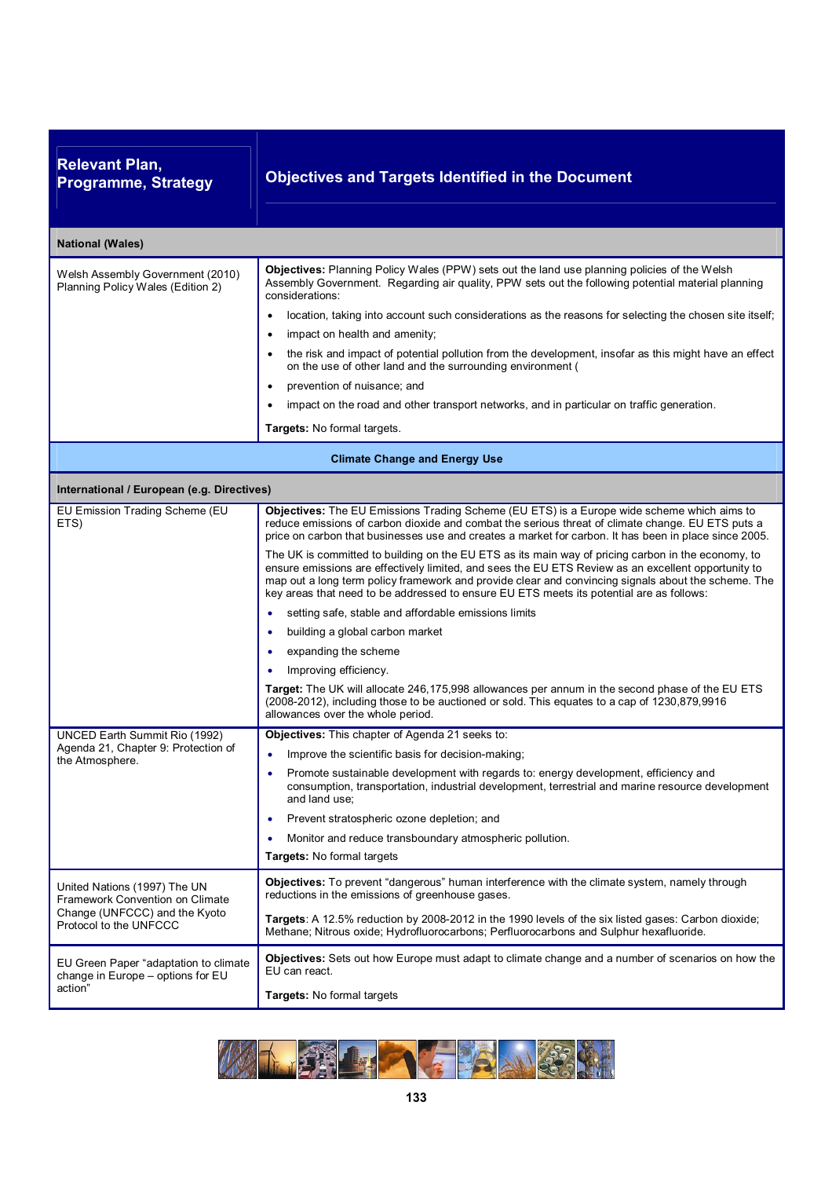| Relevant Plan, Programme, Strategy | Objectives and Targets Identified in the Document |
|---|---|
| **National (Wales)** | |
| Welsh Assembly Government (2010) Planning Policy Wales (Edition 2) | **Objectives:** Planning Policy Wales (PPW) sets out the land use planning policies of the Welsh Assembly Government. Regarding air quality, PPW sets out the following potential material planning considerations:<br>• location, taking into account such considerations as the reasons for selecting the chosen site itself;<br>• impact on health and amenity;<br>• the risk and impact of potential pollution from the development, insofar as this might have an effect on the use of other land and the surrounding environment (<br>• prevention of nuisance; and<br>• impact on the road and other transport networks, and in particular on traffic generation.<br>**Targets:** No formal targets. |
| **Climate Change and Energy Use** | |
| **International / European (e.g. Directives)** | |
| EU Emission Trading Scheme (EU ETS) | **Objectives:** The EU Emissions Trading Scheme (EU ETS) is a Europe wide scheme which aims to reduce emissions of carbon dioxide and combat the serious threat of climate change. EU ETS puts a price on carbon that businesses use and creates a market for carbon. It has been in place since 2005.<br>The UK is committed to building on the EU ETS as its main way of pricing carbon in the economy, to ensure emissions are effectively limited, and sees the EU ETS Review as an excellent opportunity to map out a long term policy framework and provide clear and convincing signals about the scheme. The key areas that need to be addressed to ensure EU ETS meets its potential are as follows:<br>• setting safe, stable and affordable emissions limits<br>• building a global carbon market<br>• expanding the scheme<br>• Improving efficiency.<br>**Target:** The UK will allocate 246,175,998 allowances per annum in the second phase of the EU ETS (2008-2012), including those to be auctioned or sold. This equates to a cap of 1230,879,9916 allowances over the whole period. |
| UNCED Earth Summit Rio (1992) Agenda 21, Chapter 9: Protection of the Atmosphere. | **Objectives:** This chapter of Agenda 21 seeks to:<br>• Improve the scientific basis for decision-making;<br>• Promote sustainable development with regards to: energy development, efficiency and consumption, transportation, industrial development, terrestrial and marine resource development and land use;<br>• Prevent stratospheric ozone depletion; and<br>• Monitor and reduce transboundary atmospheric pollution.<br>**Targets:** No formal targets |
| United Nations (1997) The UN Framework Convention on Climate Change (UNFCCC) and the Kyoto Protocol to the UNFCCC | **Objectives:** To prevent "dangerous" human interference with the climate system, namely through reductions in the emissions of greenhouse gases.<br>**Targets**: A 12.5% reduction by 2008-2012 in the 1990 levels of the six listed gases: Carbon dioxide; Methane; Nitrous oxide; Hydrofluorocarbons; Perfluorocarbons and Sulphur hexafluoride. |
| EU Green Paper "adaptation to climate change in Europe – options for EU action" | **Objectives:** Sets out how Europe must adapt to climate change and a number of scenarios on how the EU can react.<br>**Targets:** No formal targets |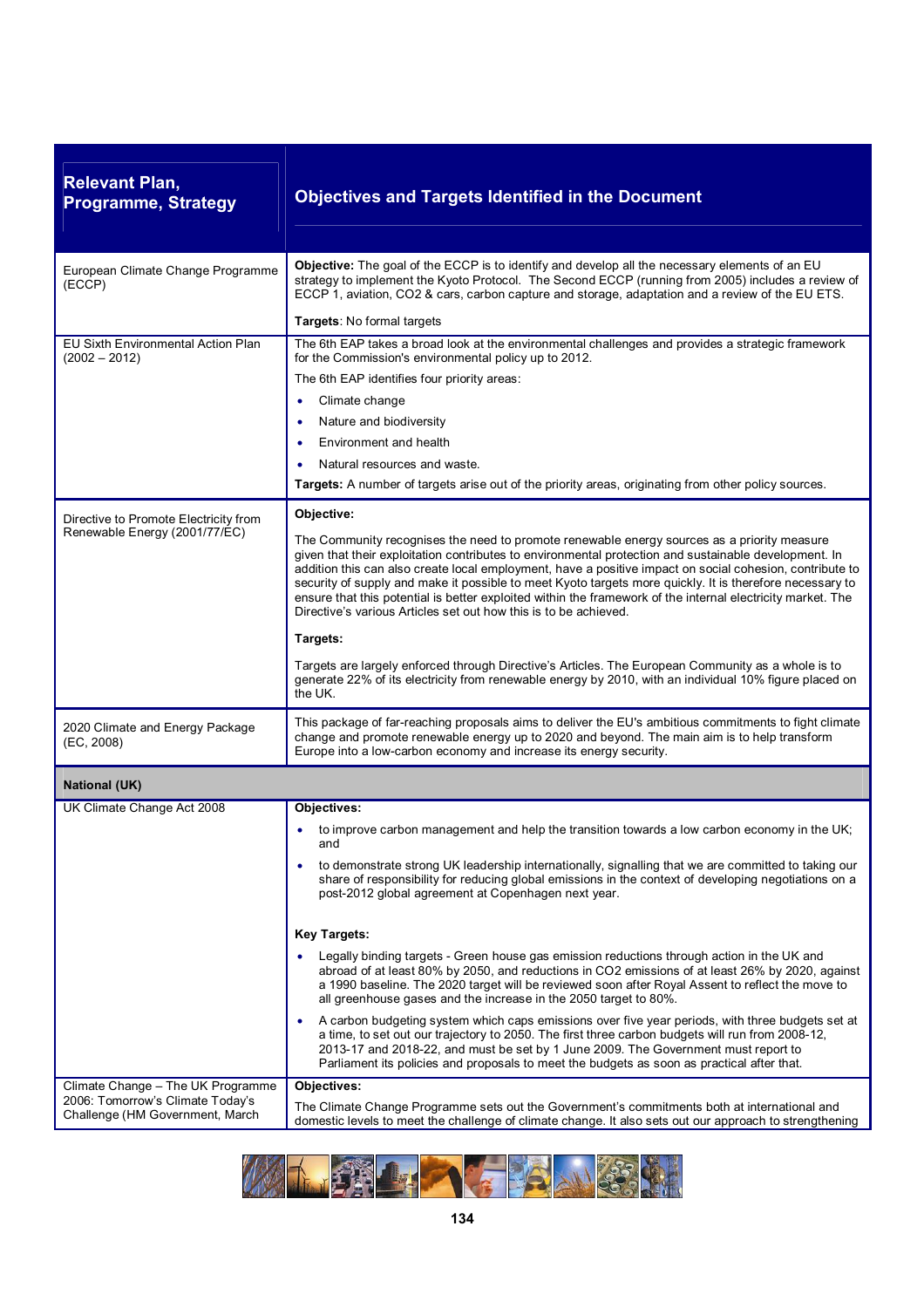| Relevant Plan, Programme, Strategy | Objectives and Targets Identified in the Document |
|---|---|
| European Climate Change Programme (ECCP) | **Objective:** The goal of the ECCP is to identify and develop all the necessary elements of an EU strategy to implement the Kyoto Protocol. The Second ECCP (running from 2005) includes a review of ECCP 1, aviation, CO2 & cars, carbon capture and storage, adaptation and a review of the EU ETS.<br><br>**Targets**: No formal targets |
| EU Sixth Environmental Action Plan (2002 – 2012) | The 6th EAP takes a broad look at the environmental challenges and provides a strategic framework for the Commission's environmental policy up to 2012.<br><br>The 6th EAP identifies four priority areas:<br>• Climate change<br>• Nature and biodiversity<br>• Environment and health<br>• Natural resources and waste.<br><br>**Targets:** A number of targets arise out of the priority areas, originating from other policy sources. |
| Directive to Promote Electricity from Renewable Energy (2001/77/EC) | **Objective:**<br><br>The Community recognises the need to promote renewable energy sources as a priority measure given that their exploitation contributes to environmental protection and sustainable development. In addition this can also create local employment, have a positive impact on social cohesion, contribute to security of supply and make it possible to meet Kyoto targets more quickly. It is therefore necessary to ensure that this potential is better exploited within the framework of the internal electricity market. The Directive's various Articles set out how this is to be achieved.<br><br>**Targets:**<br><br>Targets are largely enforced through Directive's Articles. The European Community as a whole is to generate 22% of its electricity from renewable energy by 2010, with an individual 10% figure placed on the UK. |
| 2020 Climate and Energy Package (EC, 2008) | This package of far-reaching proposals aims to deliver the EU's ambitious commitments to fight climate change and promote renewable energy up to 2020 and beyond. The main aim is to help transform Europe into a low-carbon economy and increase its energy security. |
| **National (UK)** | |
| UK Climate Change Act 2008 | **Objectives:**<br>• to improve carbon management and help the transition towards a low carbon economy in the UK; and<br>• to demonstrate strong UK leadership internationally, signalling that we are committed to taking our share of responsibility for reducing global emissions in the context of developing negotiations on a post-2012 global agreement at Copenhagen next year.<br><br>**Key Targets:**<br>• Legally binding targets - Green house gas emission reductions through action in the UK and abroad of at least 80% by 2050, and reductions in CO2 emissions of at least 26% by 2020, against a 1990 baseline. The 2020 target will be reviewed soon after Royal Assent to reflect the move to all greenhouse gases and the increase in the 2050 target to 80%.<br>• A carbon budgeting system which caps emissions over five year periods, with three budgets set at a time, to set out our trajectory to 2050. The first three carbon budgets will run from 2008-12, 2013-17 and 2018-22, and must be set by 1 June 2009. The Government must report to Parliament its policies and proposals to meet the budgets as soon as practical after that. |
| Climate Change – The UK Programme 2006: Tomorrow's Climate Today's Challenge (HM Government, March | **Objectives:**<br><br>The Climate Change Programme sets out the Government's commitments both at international and domestic levels to meet the challenge of climate change. It also sets out our approach to strengthening |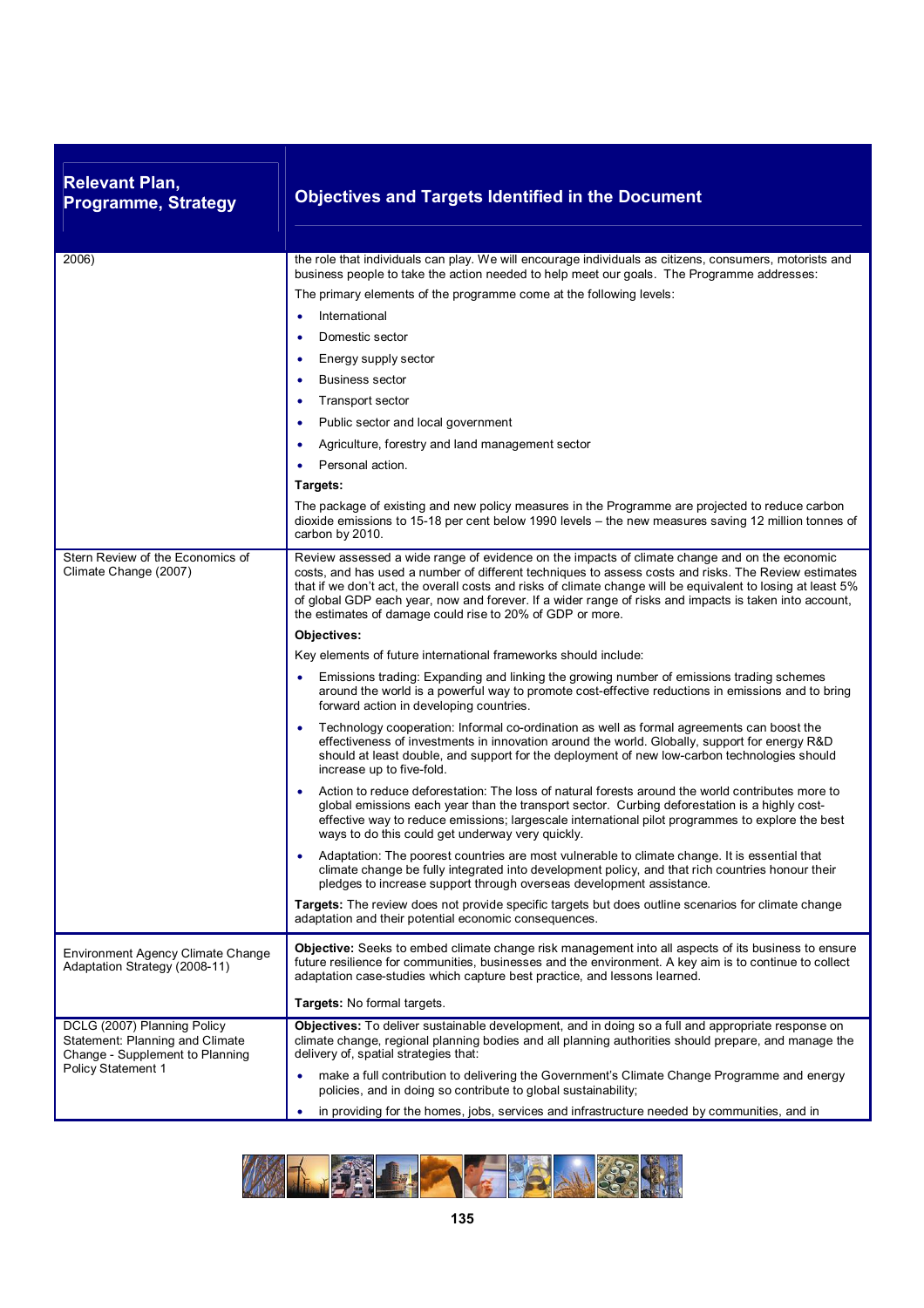| Relevant Plan, Programme, Strategy | Objectives and Targets Identified in the Document |
|---|---|
| 2006) | the role that individuals can play. We will encourage individuals as citizens, consumers, motorists and business people to take the action needed to help meet our goals. The Programme addresses:<br><br>The primary elements of the programme come at the following levels:<br><br>• International<br>• Domestic sector<br>• Energy supply sector<br>• Business sector<br>• Transport sector<br>• Public sector and local government<br>• Agriculture, forestry and land management sector<br>• Personal action.<br><br>**Targets:**<br><br>The package of existing and new policy measures in the Programme are projected to reduce carbon dioxide emissions to 15-18 per cent below 1990 levels – the new measures saving 12 million tonnes of carbon by 2010. |
| Stern Review of the Economics of Climate Change (2007) | Review assessed a wide range of evidence on the impacts of climate change and on the economic costs, and has used a number of different techniques to assess costs and risks. The Review estimates that if we don't act, the overall costs and risks of climate change will be equivalent to losing at least 5% of global GDP each year, now and forever. If a wider range of risks and impacts is taken into account, the estimates of damage could rise to 20% of GDP or more.<br><br>**Objectives:**<br><br>Key elements of future international frameworks should include:<br><br>• Emissions trading: Expanding and linking the growing number of emissions trading schemes around the world is a powerful way to promote cost-effective reductions in emissions and to bring forward action in developing countries.<br>• Technology cooperation: Informal co-ordination as well as formal agreements can boost the effectiveness of investments in innovation around the world. Globally, support for energy R&D should at least double, and support for the deployment of new low-carbon technologies should increase up to five-fold.<br>• Action to reduce deforestation: The loss of natural forests around the world contributes more to global emissions each year than the transport sector. Curbing deforestation is a highly cost-effective way to reduce emissions; largescale international pilot programmes to explore the best ways to do this could get underway very quickly.<br>• Adaptation: The poorest countries are most vulnerable to climate change. It is essential that climate change be fully integrated into development policy, and that rich countries honour their pledges to increase support through overseas development assistance.<br><br>**Targets:** The review does not provide specific targets but does outline scenarios for climate change adaptation and their potential economic consequences. |
| Environment Agency Climate Change Adaptation Strategy (2008-11) | **Objective:** Seeks to embed climate change risk management into all aspects of its business to ensure future resilience for communities, businesses and the environment. A key aim is to continue to collect adaptation case-studies which capture best practice, and lessons learned.<br><br>**Targets:** No formal targets. |
| DCLG (2007) Planning Policy Statement: Planning and Climate Change - Supplement to Planning Policy Statement 1 | **Objectives:** To deliver sustainable development, and in doing so a full and appropriate response on climate change, regional planning bodies and all planning authorities should prepare, and manage the delivery of, spatial strategies that:<br><br>• make a full contribution to delivering the Government's Climate Change Programme and energy policies, and in doing so contribute to global sustainability;<br>• in providing for the homes, jobs, services and infrastructure needed by communities, and in |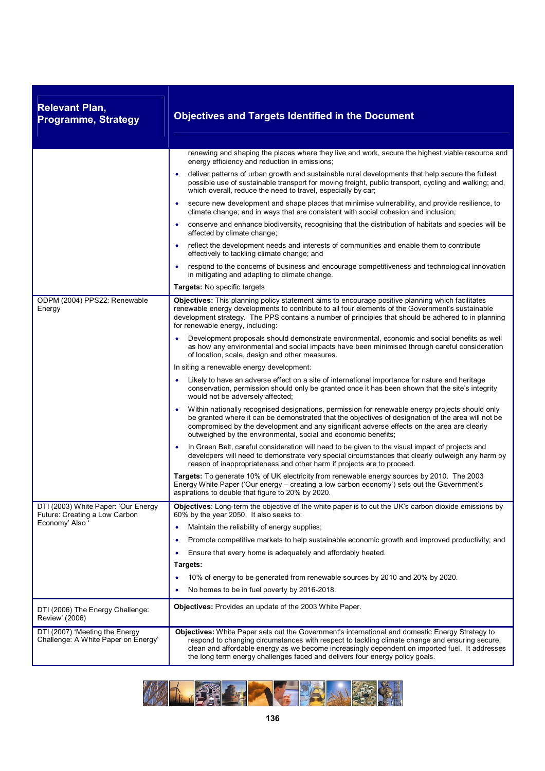| Relevant Plan, Programme, Strategy | Objectives and Targets Identified in the Document |
|---|---|
| | renewing and shaping the places where they live and work, secure the highest viable resource and energy efficiency and reduction in emissions;<br>• deliver patterns of urban growth and sustainable rural developments that help secure the fullest possible use of sustainable transport for moving freight, public transport, cycling and walking; and, which overall, reduce the need to travel, especially by car;<br>• secure new development and shape places that minimise vulnerability, and provide resilience, to climate change; and in ways that are consistent with social cohesion and inclusion;<br>• conserve and enhance biodiversity, recognising that the distribution of habitats and species will be affected by climate change;<br>• reflect the development needs and interests of communities and enable them to contribute effectively to tackling climate change; and<br>• respond to the concerns of business and encourage competitiveness and technological innovation in mitigating and adapting to climate change.<br>**Targets:** No specific targets |
| ODPM (2004) PPS22: Renewable Energy | **Objectives:** This planning policy statement aims to encourage positive planning which facilitates renewable energy developments to contribute to all four elements of the Government's sustainable development strategy. The PPS contains a number of principles that should be adhered to in planning for renewable energy, including:<br>• Development proposals should demonstrate environmental, economic and social benefits as well as how any environmental and social impacts have been minimised through careful consideration of location, scale, design and other measures.<br>In siting a renewable energy development:<br>• Likely to have an adverse effect on a site of international importance for nature and heritage conservation, permission should only be granted once it has been shown that the site's integrity would not be adversely affected;<br>• Within nationally recognised designations, permission for renewable energy projects should only be granted where it can be demonstrated that the objectives of designation of the area will not be compromised by the development and any significant adverse effects on the area are clearly outweighed by the environmental, social and economic benefits;<br>• In Green Belt, careful consideration will need to be given to the visual impact of projects and developers will need to demonstrate very special circumstances that clearly outweigh any harm by reason of inappropriateness and other harm if projects are to proceed.<br>**Targets:** To generate 10% of UK electricity from renewable energy sources by 2010. The 2003 Energy White Paper ('Our energy – creating a low carbon economy') sets out the Government's aspirations to double that figure to 20% by 2020. |
| DTI (2003) White Paper: 'Our Energy Future: Creating a Low Carbon Economy' Also ' | **Objectives**: Long-term the objective of the white paper is to cut the UK's carbon dioxide emissions by 60% by the year 2050. It also seeks to:<br>• Maintain the reliability of energy supplies;<br>• Promote competitive markets to help sustainable economic growth and improved productivity; and<br>• Ensure that every home is adequately and affordably heated.<br>**Targets:**<br>• 10% of energy to be generated from renewable sources by 2010 and 20% by 2020.<br>• No homes to be in fuel poverty by 2016-2018. |
| DTI (2006) The Energy Challenge: Review' (2006) | **Objectives:** Provides an update of the 2003 White Paper. |
| DTI (2007) 'Meeting the Energy Challenge: A White Paper on Energy' | **Objectives:** White Paper sets out the Government's international and domestic Energy Strategy to respond to changing circumstances with respect to tackling climate change and ensuring secure, clean and affordable energy as we become increasingly dependent on imported fuel. It addresses the long term energy challenges faced and delivers four energy policy goals. |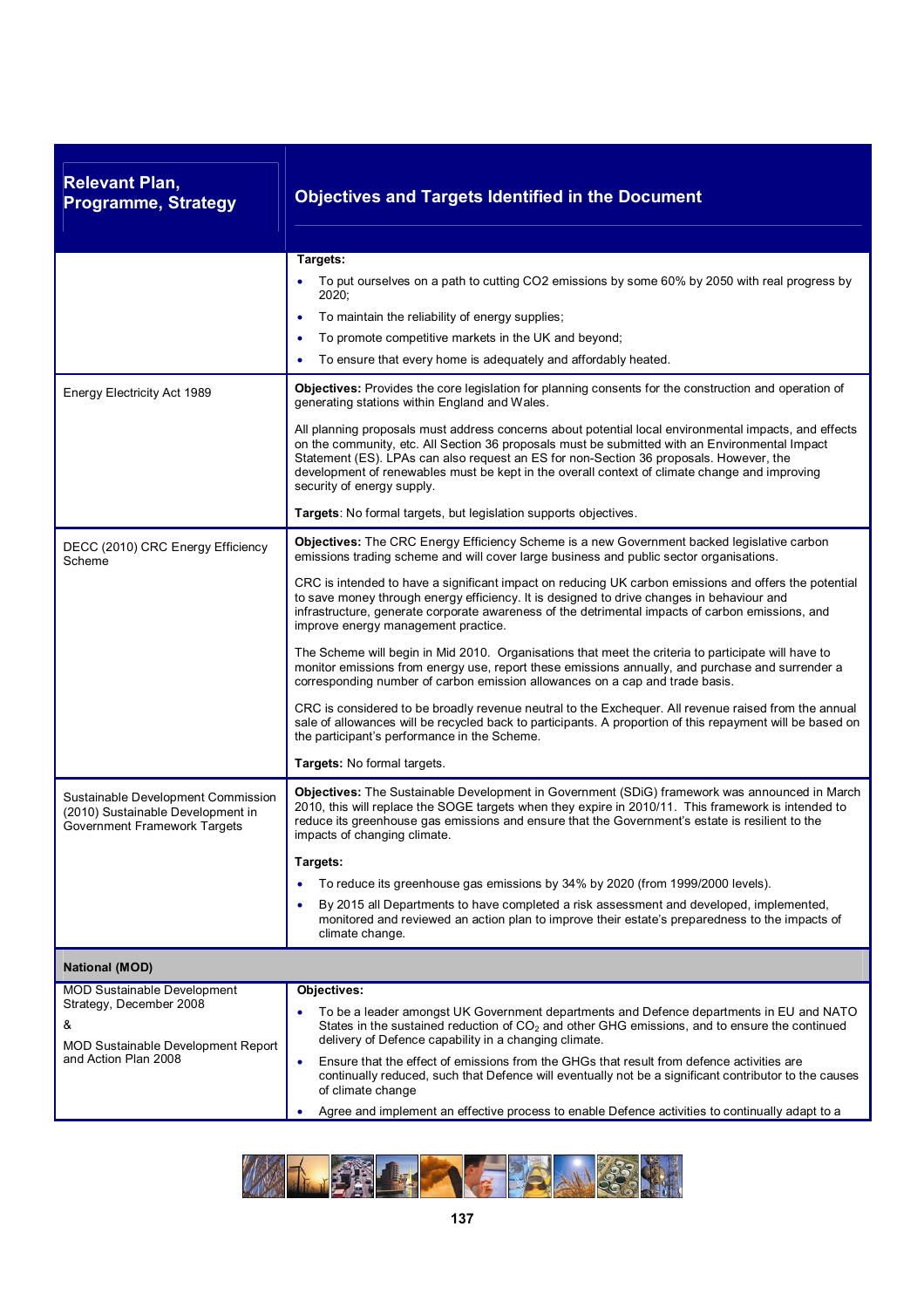| Relevant Plan, Programme, Strategy | Objectives and Targets Identified in the Document |
|---|---|
| | **Targets:**<br>• To put ourselves on a path to cutting CO2 emissions by some 60% by 2050 with real progress by 2020;<br>• To maintain the reliability of energy supplies;<br>• To promote competitive markets in the UK and beyond;<br>• To ensure that every home is adequately and affordably heated. |
| Energy Electricity Act 1989 | **Objectives:** Provides the core legislation for planning consents for the construction and operation of generating stations within England and Wales.<br><br>All planning proposals must address concerns about potential local environmental impacts, and effects on the community, etc. All Section 36 proposals must be submitted with an Environmental Impact Statement (ES). LPAs can also request an ES for non-Section 36 proposals. However, the development of renewables must be kept in the overall context of climate change and improving security of energy supply.<br><br>**Targets**: No formal targets, but legislation supports objectives. |
| DECC (2010) CRC Energy Efficiency Scheme | **Objectives:** The CRC Energy Efficiency Scheme is a new Government backed legislative carbon emissions trading scheme and will cover large business and public sector organisations.<br><br>CRC is intended to have a significant impact on reducing UK carbon emissions and offers the potential to save money through energy efficiency. It is designed to drive changes in behaviour and infrastructure, generate corporate awareness of the detrimental impacts of carbon emissions, and improve energy management practice.<br><br>The Scheme will begin in Mid 2010. Organisations that meet the criteria to participate will have to monitor emissions from energy use, report these emissions annually, and purchase and surrender a corresponding number of carbon emission allowances on a cap and trade basis.<br><br>CRC is considered to be broadly revenue neutral to the Exchequer. All revenue raised from the annual sale of allowances will be recycled back to participants. A proportion of this repayment will be based on the participant's performance in the Scheme.<br><br>**Targets:** No formal targets. |
| Sustainable Development Commission (2010) Sustainable Development in Government Framework Targets | **Objectives:** The Sustainable Development in Government (SDiG) framework was announced in March 2010, this will replace the SOGE targets when they expire in 2010/11. This framework is intended to reduce its greenhouse gas emissions and ensure that the Government's estate is resilient to the impacts of changing climate.<br><br>**Targets:**<br>• To reduce its greenhouse gas emissions by 34% by 2020 (from 1999/2000 levels).<br>• By 2015 all Departments to have completed a risk assessment and developed, implemented, monitored and reviewed an action plan to improve their estate's preparedness to the impacts of climate change. |
| **National (MOD)** | |
| MOD Sustainable Development Strategy, December 2008<br>&<br>MOD Sustainable Development Report and Action Plan 2008 | **Objectives:**<br>• To be a leader amongst UK Government departments and Defence departments in EU and NATO States in the sustained reduction of $CO_2$ and other GHG emissions, and to ensure the continued delivery of Defence capability in a changing climate.<br>• Ensure that the effect of emissions from the GHGs that result from defence activities are continually reduced, such that Defence will eventually not be a significant contributor to the causes of climate change<br>• Agree and implement an effective process to enable Defence activities to continually adapt to a |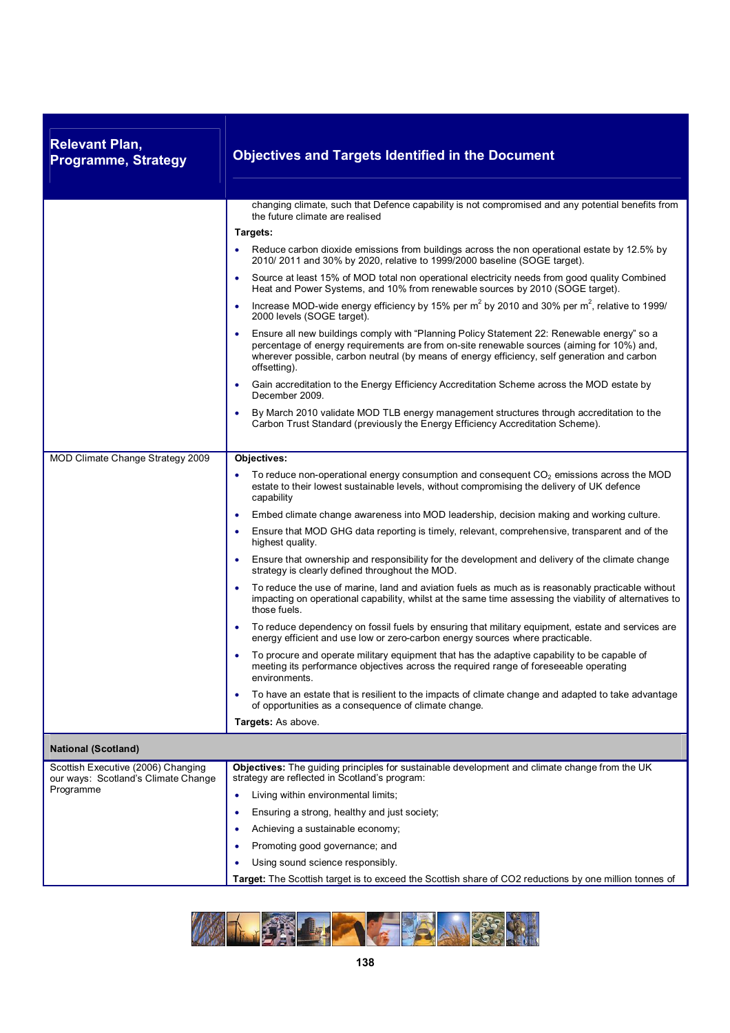| Relevant Plan, Programme, Strategy | Objectives and Targets Identified in the Document |
|---|---|
| | changing climate, such that Defence capability is not compromised and any potential benefits from the future climate are realised<br><br>**Targets:**<br><br>• Reduce carbon dioxide emissions from buildings across the non operational estate by 12.5% by 2010/ 2011 and 30% by 2020, relative to 1999/2000 baseline (SOGE target).<br>• Source at least 15% of MOD total non operational electricity needs from good quality Combined Heat and Power Systems, and 10% from renewable sources by 2010 (SOGE target).<br>• Increase MOD-wide energy efficiency by 15% per $m^2$ by 2010 and 30% per $m^2$, relative to 1999/ 2000 levels (SOGE target).<br>• Ensure all new buildings comply with "Planning Policy Statement 22: Renewable energy" so a percentage of energy requirements are from on-site renewable sources (aiming for 10%) and, wherever possible, carbon neutral (by means of energy efficiency, self generation and carbon offsetting).<br>• Gain accreditation to the Energy Efficiency Accreditation Scheme across the MOD estate by December 2009.<br>• By March 2010 validate MOD TLB energy management structures through accreditation to the Carbon Trust Standard (previously the Energy Efficiency Accreditation Scheme). |
| MOD Climate Change Strategy 2009 | **Objectives:**<br><br>• To reduce non-operational energy consumption and consequent $CO_2$ emissions across the MOD estate to their lowest sustainable levels, without compromising the delivery of UK defence capability<br>• Embed climate change awareness into MOD leadership, decision making and working culture.<br>• Ensure that MOD GHG data reporting is timely, relevant, comprehensive, transparent and of the highest quality.<br>• Ensure that ownership and responsibility for the development and delivery of the climate change strategy is clearly defined throughout the MOD.<br>• To reduce the use of marine, land and aviation fuels as much as is reasonably practicable without impacting on operational capability, whilst at the same time assessing the viability of alternatives to those fuels.<br>• To reduce dependency on fossil fuels by ensuring that military equipment, estate and services are energy efficient and use low or zero-carbon energy sources where practicable.<br>• To procure and operate military equipment that has the adaptive capability to be capable of meeting its performance objectives across the required range of foreseeable operating environments.<br>• To have an estate that is resilient to the impacts of climate change and adapted to take advantage of opportunities as a consequence of climate change.<br><br>**Targets:** As above. |
| **National (Scotland)** | |
| Scottish Executive (2006) Changing our ways: Scotland's Climate Change Programme | **Objectives:** The guiding principles for sustainable development and climate change from the UK strategy are reflected in Scotland's program:<br><br>• Living within environmental limits;<br>• Ensuring a strong, healthy and just society;<br>• Achieving a sustainable economy;<br>• Promoting good governance; and<br>• Using sound science responsibly.<br><br>**Target:** The Scottish target is to exceed the Scottish share of CO2 reductions by one million tonnes of |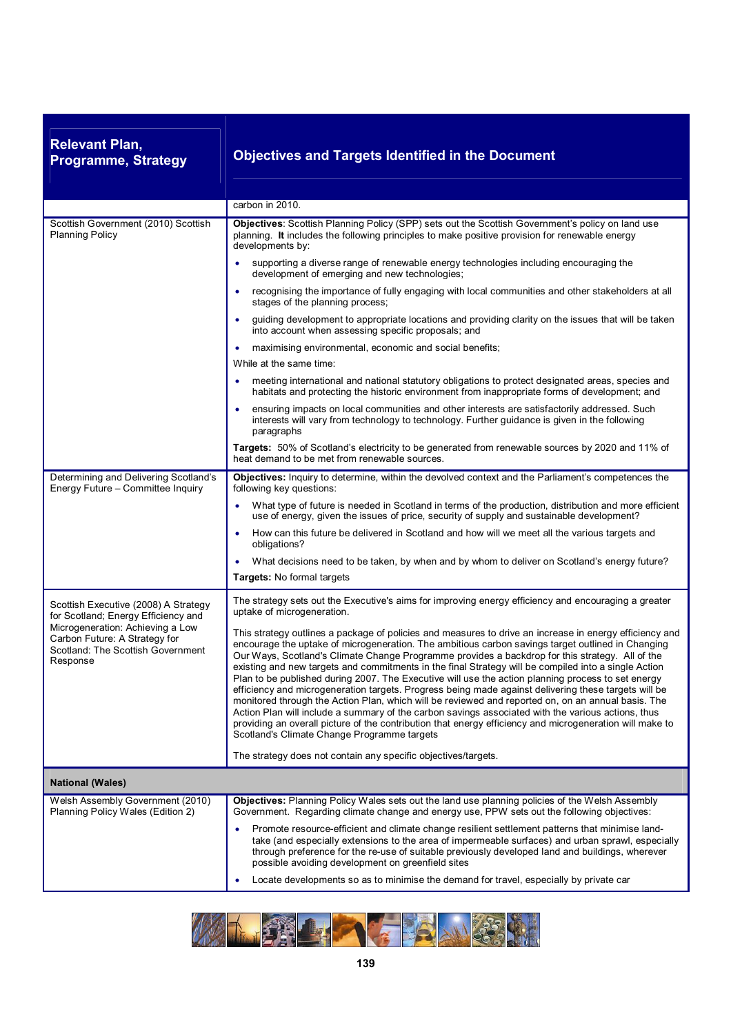| Relevant Plan, Programme, Strategy | Objectives and Targets Identified in the Document |
|---|---|
| | carbon in 2010. |
| Scottish Government (2010) Scottish Planning Policy | **Objectives**: Scottish Planning Policy (SPP) sets out the Scottish Government's policy on land use planning. **It** includes the following principles to make positive provision for renewable energy developments by:<br>• supporting a diverse range of renewable energy technologies including encouraging the development of emerging and new technologies;<br>• recognising the importance of fully engaging with local communities and other stakeholders at all stages of the planning process;<br>• guiding development to appropriate locations and providing clarity on the issues that will be taken into account when assessing specific proposals; and<br>• maximising environmental, economic and social benefits;<br>While at the same time:<br>• meeting international and national statutory obligations to protect designated areas, species and habitats and protecting the historic environment from inappropriate forms of development; and<br>• ensuring impacts on local communities and other interests are satisfactorily addressed. Such interests will vary from technology to technology. Further guidance is given in the following paragraphs<br>**Targets:** 50% of Scotland's electricity to be generated from renewable sources by 2020 and 11% of heat demand to be met from renewable sources. |
| Determining and Delivering Scotland's Energy Future – Committee Inquiry | **Objectives:** Inquiry to determine, within the devolved context and the Parliament's competences the following key questions:<br>• What type of future is needed in Scotland in terms of the production, distribution and more efficient use of energy, given the issues of price, security of supply and sustainable development?<br>• How can this future be delivered in Scotland and how will we meet all the various targets and obligations?<br>• What decisions need to be taken, by when and by whom to deliver on Scotland's energy future?<br>**Targets:** No formal targets |
| Scottish Executive (2008) A Strategy for Scotland; Energy Efficiency and Microgeneration: Achieving a Low Carbon Future: A Strategy for Scotland: The Scottish Government Response | The strategy sets out the Executive's aims for improving energy efficiency and encouraging a greater uptake of microgeneration.<br>This strategy outlines a package of policies and measures to drive an increase in energy efficiency and encourage the uptake of microgeneration. The ambitious carbon savings target outlined in Changing Our Ways, Scotland's Climate Change Programme provides a backdrop for this strategy. All of the existing and new targets and commitments in the final Strategy will be compiled into a single Action Plan to be published during 2007. The Executive will use the action planning process to set energy efficiency and microgeneration targets. Progress being made against delivering these targets will be monitored through the Action Plan, which will be reviewed and reported on, on an annual basis. The Action Plan will include a summary of the carbon savings associated with the various actions, thus providing an overall picture of the contribution that energy efficiency and microgeneration will make to Scotland's Climate Change Programme targets<br>The strategy does not contain any specific objectives/targets. |
| **National (Wales)** | |
| Welsh Assembly Government (2010) Planning Policy Wales (Edition 2) | **Objectives:** Planning Policy Wales sets out the land use planning policies of the Welsh Assembly Government. Regarding climate change and energy use, PPW sets out the following objectives:<br>• Promote resource-efficient and climate change resilient settlement patterns that minimise land-take (and especially extensions to the area of impermeable surfaces) and urban sprawl, especially through preference for the re-use of suitable previously developed land and buildings, wherever possible avoiding development on greenfield sites<br>• Locate developments so as to minimise the demand for travel, especially by private car |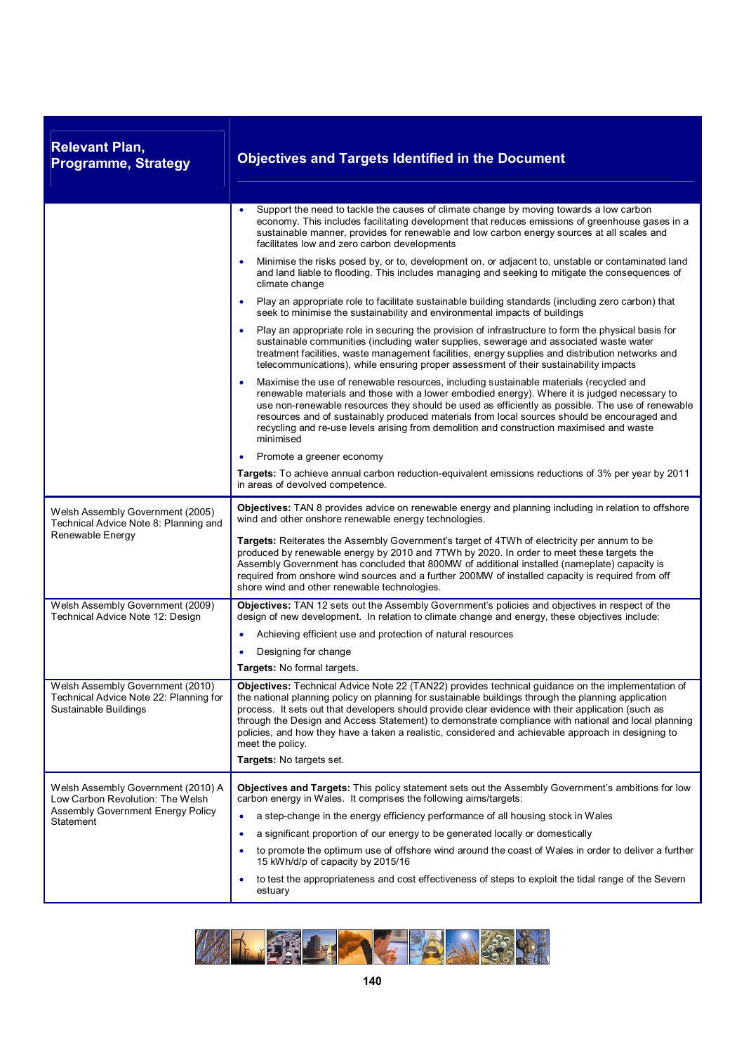| Relevant Plan, Programme, Strategy | Objectives and Targets Identified in the Document |
|---|---|
| | • Support the need to tackle the causes of climate change by moving towards a low carbon economy. This includes facilitating development that reduces emissions of greenhouse gases in a sustainable manner, provides for renewable and low carbon energy sources at all scales and facilitates low and zero carbon developments<br>• Minimise the risks posed by, or to, development on, or adjacent to, unstable or contaminated land and land liable to flooding. This includes managing and seeking to mitigate the consequences of climate change<br>• Play an appropriate role to facilitate sustainable building standards (including zero carbon) that seek to minimise the sustainability and environmental impacts of buildings<br>• Play an appropriate role in securing the provision of infrastructure to form the physical basis for sustainable communities (including water supplies, sewerage and associated waste water treatment facilities, waste management facilities, energy supplies and distribution networks and telecommunications), while ensuring proper assessment of their sustainability impacts<br>• Maximise the use of renewable resources, including sustainable materials (recycled and renewable materials and those with a lower embodied energy). Where it is judged necessary to use non-renewable resources they should be used as efficiently as possible. The use of renewable resources and of sustainably produced materials from local sources should be encouraged and recycling and re-use levels arising from demolition and construction maximised and waste minimised<br>• Promote a greener economy<br>**Targets:** To achieve annual carbon reduction-equivalent emissions reductions of 3% per year by 2011 in areas of devolved competence. |
| Welsh Assembly Government (2005) Technical Advice Note 8: Planning and Renewable Energy | **Objectives:** TAN 8 provides advice on renewable energy and planning including in relation to offshore wind and other onshore renewable energy technologies.<br>**Targets:** Reiterates the Assembly Government's target of 4TWh of electricity per annum to be produced by renewable energy by 2010 and 7TWh by 2020. In order to meet these targets the Assembly Government has concluded that 800MW of additional installed (nameplate) capacity is required from onshore wind sources and a further 200MW of installed capacity is required from off shore wind and other renewable technologies. |
| Welsh Assembly Government (2009) Technical Advice Note 12: Design | **Objectives:** TAN 12 sets out the Assembly Government's policies and objectives in respect of the design of new development. In relation to climate change and energy, these objectives include:<br>• Achieving efficient use and protection of natural resources<br>• Designing for change<br>**Targets:** No formal targets. |
| Welsh Assembly Government (2010) Technical Advice Note 22: Planning for Sustainable Buildings | **Objectives:** Technical Advice Note 22 (TAN22) provides technical guidance on the implementation of the national planning policy on planning for sustainable buildings through the planning application process. It sets out that developers should provide clear evidence with their application (such as through the Design and Access Statement) to demonstrate compliance with national and local planning policies, and how they have a taken a realistic, considered and achievable approach in designing to meet the policy.<br>**Targets:** No targets set. |
| Welsh Assembly Government (2010) A Low Carbon Revolution: The Welsh Assembly Government Energy Policy Statement | **Objectives and Targets:** This policy statement sets out the Assembly Government's ambitions for low carbon energy in Wales. It comprises the following aims/targets:<br>• a step-change in the energy efficiency performance of all housing stock in Wales<br>• a significant proportion of our energy to be generated locally or domestically<br>• to promote the optimum use of offshore wind around the coast of Wales in order to deliver a further 15 kWh/d/p of capacity by 2015/16<br>• to test the appropriateness and cost effectiveness of steps to exploit the tidal range of the Severn estuary |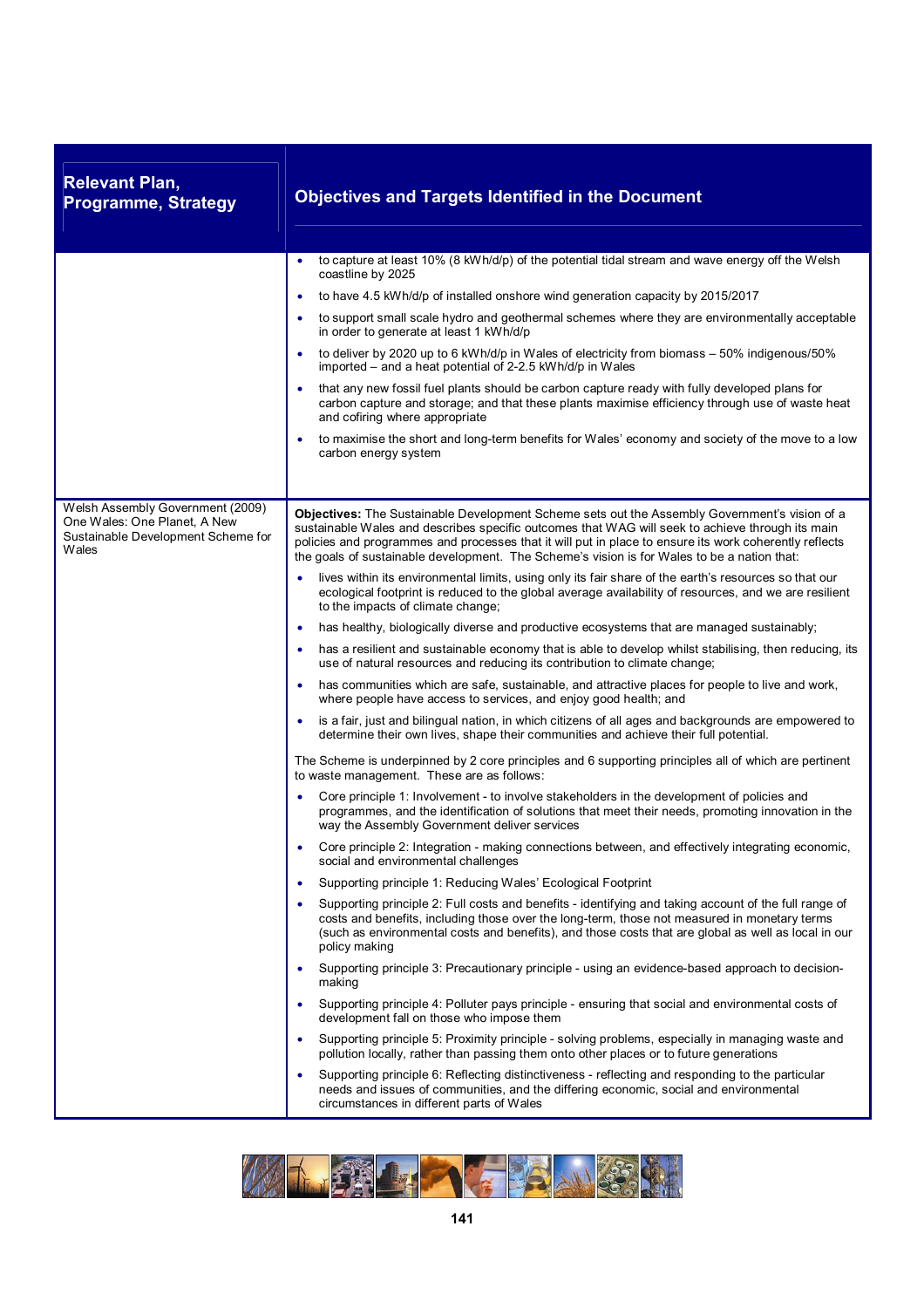| Relevant Plan, Programme, Strategy | Objectives and Targets Identified in the Document |
|---|---|
| | • to capture at least 10% (8 kWh/d/p) of the potential tidal stream and wave energy off the Welsh coastline by 2025<br>• to have 4.5 kWh/d/p of installed onshore wind generation capacity by 2015/2017<br>• to support small scale hydro and geothermal schemes where they are environmentally acceptable in order to generate at least 1 kWh/d/p<br>• to deliver by 2020 up to 6 kWh/d/p in Wales of electricity from biomass – 50% indigenous/50% imported – and a heat potential of 2-2.5 kWh/d/p in Wales<br>• that any new fossil fuel plants should be carbon capture ready with fully developed plans for carbon capture and storage; and that these plants maximise efficiency through use of waste heat and cofiring where appropriate<br>• to maximise the short and long-term benefits for Wales' economy and society of the move to a low carbon energy system |
| Welsh Assembly Government (2009) One Wales: One Planet, A New Sustainable Development Scheme for Wales | **Objectives:** The Sustainable Development Scheme sets out the Assembly Government's vision of a sustainable Wales and describes specific outcomes that WAG will seek to achieve through its main policies and programmes and processes that it will put in place to ensure its work coherently reflects the goals of sustainable development. The Scheme's vision is for Wales to be a nation that:<br>• lives within its environmental limits, using only its fair share of the earth's resources so that our ecological footprint is reduced to the global average availability of resources, and we are resilient to the impacts of climate change;<br>• has healthy, biologically diverse and productive ecosystems that are managed sustainably;<br>• has a resilient and sustainable economy that is able to develop whilst stabilising, then reducing, its use of natural resources and reducing its contribution to climate change;<br>• has communities which are safe, sustainable, and attractive places for people to live and work, where people have access to services, and enjoy good health; and<br>• is a fair, just and bilingual nation, in which citizens of all ages and backgrounds are empowered to determine their own lives, shape their communities and achieve their full potential.<br><br>The Scheme is underpinned by 2 core principles and 6 supporting principles all of which are pertinent to waste management. These are as follows:<br>• Core principle 1: Involvement - to involve stakeholders in the development of policies and programmes, and the identification of solutions that meet their needs, promoting innovation in the way the Assembly Government deliver services<br>• Core principle 2: Integration - making connections between, and effectively integrating economic, social and environmental challenges<br>• Supporting principle 1: Reducing Wales' Ecological Footprint<br>• Supporting principle 2: Full costs and benefits - identifying and taking account of the full range of costs and benefits, including those over the long-term, those not measured in monetary terms (such as environmental costs and benefits), and those costs that are global as well as local in our policy making<br>• Supporting principle 3: Precautionary principle - using an evidence-based approach to decision-making<br>• Supporting principle 4: Polluter pays principle - ensuring that social and environmental costs of development fall on those who impose them<br>• Supporting principle 5: Proximity principle - solving problems, especially in managing waste and pollution locally, rather than passing them onto other places or to future generations<br>• Supporting principle 6: Reflecting distinctiveness - reflecting and responding to the particular needs and issues of communities, and the differing economic, social and environmental circumstances in different parts of Wales |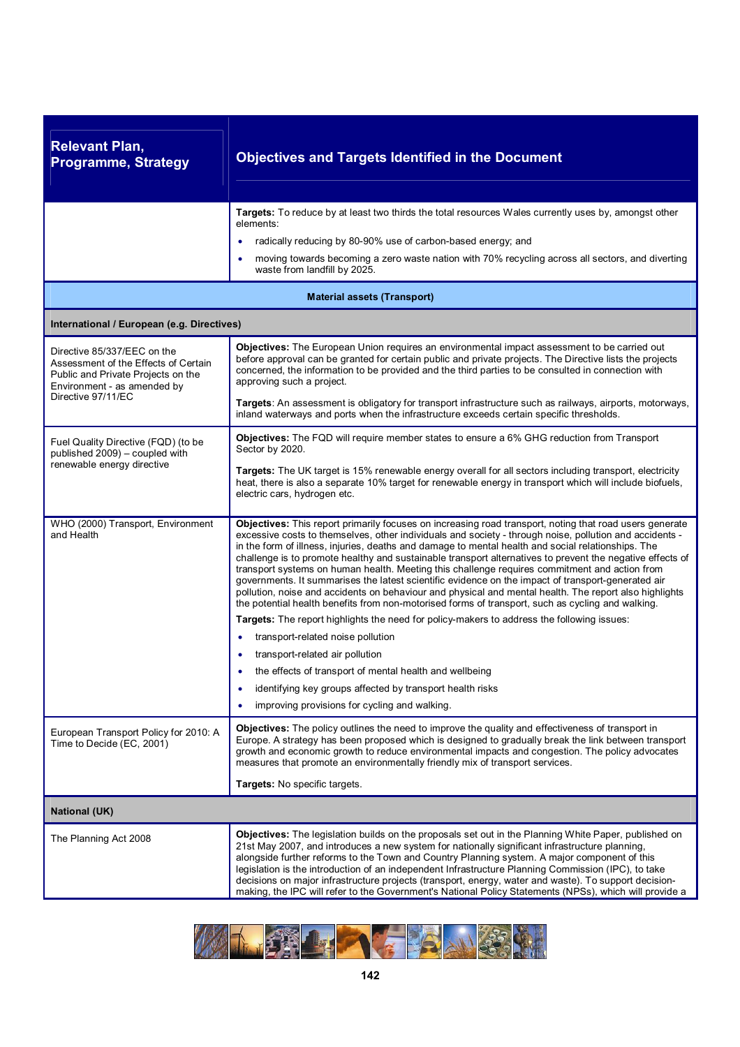| Relevant Plan, Programme, Strategy | Objectives and Targets Identified in the Document |
|---|---|
| | **Targets:** To reduce by at least two thirds the total resources Wales currently uses by, amongst other elements:<br>• radically reducing by 80-90% use of carbon-based energy; and<br>• moving towards becoming a zero waste nation with 70% recycling across all sectors, and diverting waste from landfill by 2025. |
| **Material assets (Transport)** | |
| **International / European (e.g. Directives)** | |
| Directive 85/337/EEC on the Assessment of the Effects of Certain Public and Private Projects on the Environment - as amended by Directive 97/11/EC | **Objectives:** The European Union requires an environmental impact assessment to be carried out before approval can be granted for certain public and private projects. The Directive lists the projects concerned, the information to be provided and the third parties to be consulted in connection with approving such a project.<br><br>**Targets**: An assessment is obligatory for transport infrastructure such as railways, airports, motorways, inland waterways and ports when the infrastructure exceeds certain specific thresholds. |
| Fuel Quality Directive (FQD) (to be published 2009) – coupled with renewable energy directive | **Objectives:** The FQD will require member states to ensure a 6% GHG reduction from Transport Sector by 2020.<br><br>**Targets:** The UK target is 15% renewable energy overall for all sectors including transport, electricity heat, there is also a separate 10% target for renewable energy in transport which will include biofuels, electric cars, hydrogen etc. |
| WHO (2000) Transport, Environment and Health | **Objectives:** This report primarily focuses on increasing road transport, noting that road users generate excessive costs to themselves, other individuals and society - through noise, pollution and accidents - in the form of illness, injuries, deaths and damage to mental health and social relationships. The challenge is to promote healthy and sustainable transport alternatives to prevent the negative effects of transport systems on human health. Meeting this challenge requires commitment and action from governments. It summarises the latest scientific evidence on the impact of transport-generated air pollution, noise and accidents on behaviour and physical and mental health. The report also highlights the potential health benefits from non-motorised forms of transport, such as cycling and walking.<br><br>**Targets:** The report highlights the need for policy-makers to address the following issues:<br>• transport-related noise pollution<br>• transport-related air pollution<br>• the effects of transport of mental health and wellbeing<br>• identifying key groups affected by transport health risks<br>• improving provisions for cycling and walking. |
| European Transport Policy for 2010: A Time to Decide (EC, 2001) | **Objectives:** The policy outlines the need to improve the quality and effectiveness of transport in Europe. A strategy has been proposed which is designed to gradually break the link between transport growth and economic growth to reduce environmental impacts and congestion. The policy advocates measures that promote an environmentally friendly mix of transport services.<br><br>**Targets:** No specific targets. |
| **National (UK)** | |
| The Planning Act 2008 | **Objectives:** The legislation builds on the proposals set out in the Planning White Paper, published on 21st May 2007, and introduces a new system for nationally significant infrastructure planning, alongside further reforms to the Town and Country Planning system. A major component of this legislation is the introduction of an independent Infrastructure Planning Commission (IPC), to take decisions on major infrastructure projects (transport, energy, water and waste). To support decision-making, the IPC will refer to the Government's National Policy Statements (NPSs), which will provide a |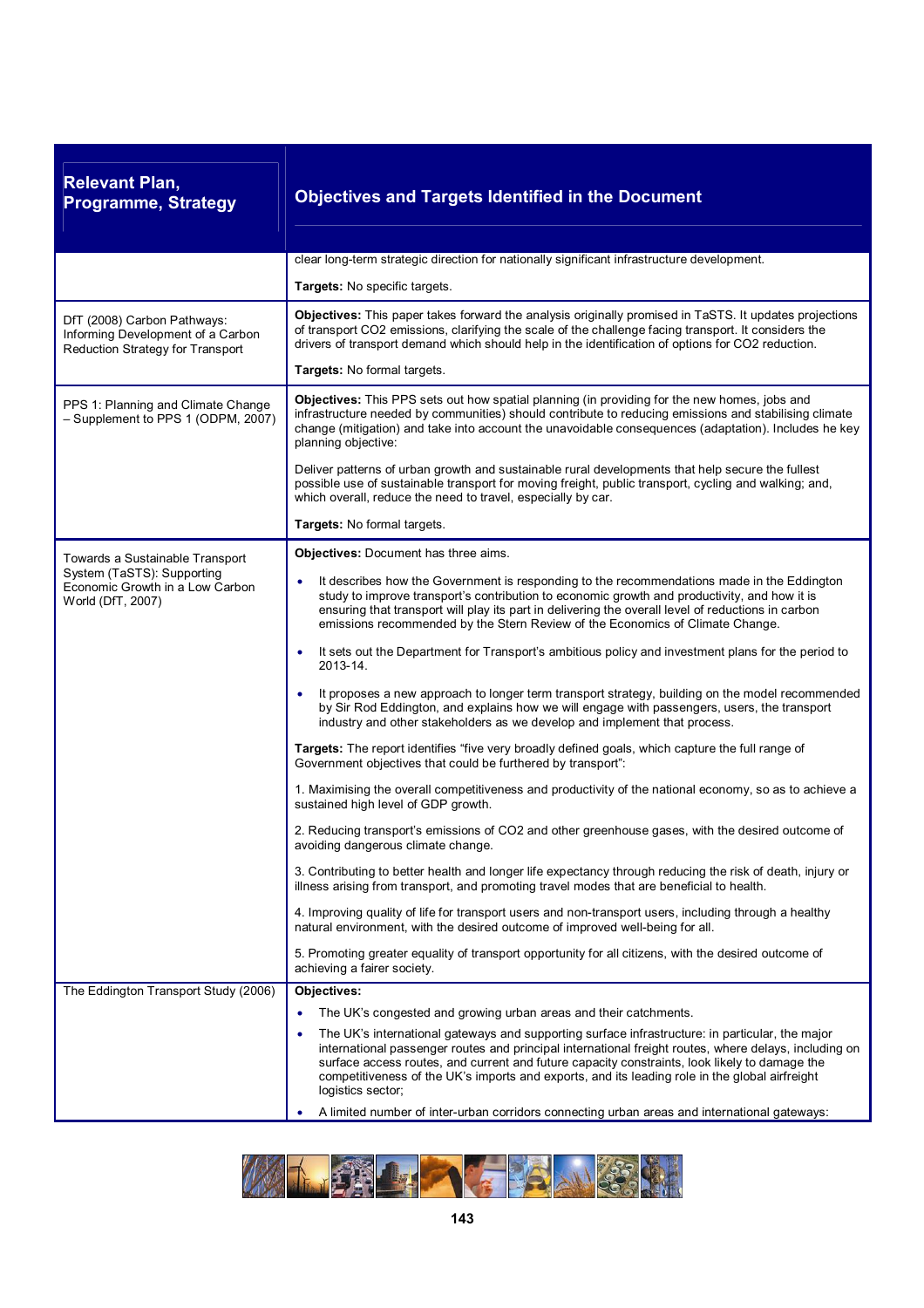| Relevant Plan, Programme, Strategy | Objectives and Targets Identified in the Document |
|---|---|
| | clear long-term strategic direction for nationally significant infrastructure development.<br><br>**Targets:** No specific targets. |
| DfT (2008) Carbon Pathways: Informing Development of a Carbon Reduction Strategy for Transport | **Objectives:** This paper takes forward the analysis originally promised in TaSTS. It updates projections of transport CO2 emissions, clarifying the scale of the challenge facing transport. It considers the drivers of transport demand which should help in the identification of options for CO2 reduction.<br><br>**Targets:** No formal targets. |
| PPS 1: Planning and Climate Change – Supplement to PPS 1 (ODPM, 2007) | **Objectives:** This PPS sets out how spatial planning (in providing for the new homes, jobs and infrastructure needed by communities) should contribute to reducing emissions and stabilising climate change (mitigation) and take into account the unavoidable consequences (adaptation). Includes he key planning objective:<br><br>Deliver patterns of urban growth and sustainable rural developments that help secure the fullest possible use of sustainable transport for moving freight, public transport, cycling and walking; and, which overall, reduce the need to travel, especially by car.<br><br>**Targets:** No formal targets. |
| Towards a Sustainable Transport System (TaSTS): Supporting Economic Growth in a Low Carbon World (DfT, 2007) | **Objectives:** Document has three aims.<br><br>• It describes how the Government is responding to the recommendations made in the Eddington study to improve transport's contribution to economic growth and productivity, and how it is ensuring that transport will play its part in delivering the overall level of reductions in carbon emissions recommended by the Stern Review of the Economics of Climate Change.<br><br>• It sets out the Department for Transport's ambitious policy and investment plans for the period to 2013-14.<br><br>• It proposes a new approach to longer term transport strategy, building on the model recommended by Sir Rod Eddington, and explains how we will engage with passengers, users, the transport industry and other stakeholders as we develop and implement that process.<br><br>**Targets:** The report identifies "five very broadly defined goals, which capture the full range of Government objectives that could be furthered by transport":<br><br>1. Maximising the overall competitiveness and productivity of the national economy, so as to achieve a sustained high level of GDP growth.<br><br>2. Reducing transport's emissions of CO2 and other greenhouse gases, with the desired outcome of avoiding dangerous climate change.<br><br>3. Contributing to better health and longer life expectancy through reducing the risk of death, injury or illness arising from transport, and promoting travel modes that are beneficial to health.<br><br>4. Improving quality of life for transport users and non-transport users, including through a healthy natural environment, with the desired outcome of improved well-being for all.<br><br>5. Promoting greater equality of transport opportunity for all citizens, with the desired outcome of achieving a fairer society. |
| The Eddington Transport Study (2006) | **Objectives:**<br><br>• The UK's congested and growing urban areas and their catchments.<br><br>• The UK's international gateways and supporting surface infrastructure: in particular, the major international passenger routes and principal international freight routes, where delays, including on surface access routes, and current and future capacity constraints, look likely to damage the competitiveness of the UK's imports and exports, and its leading role in the global airfreight logistics sector;<br><br>• A limited number of inter-urban corridors connecting urban areas and international gateways: |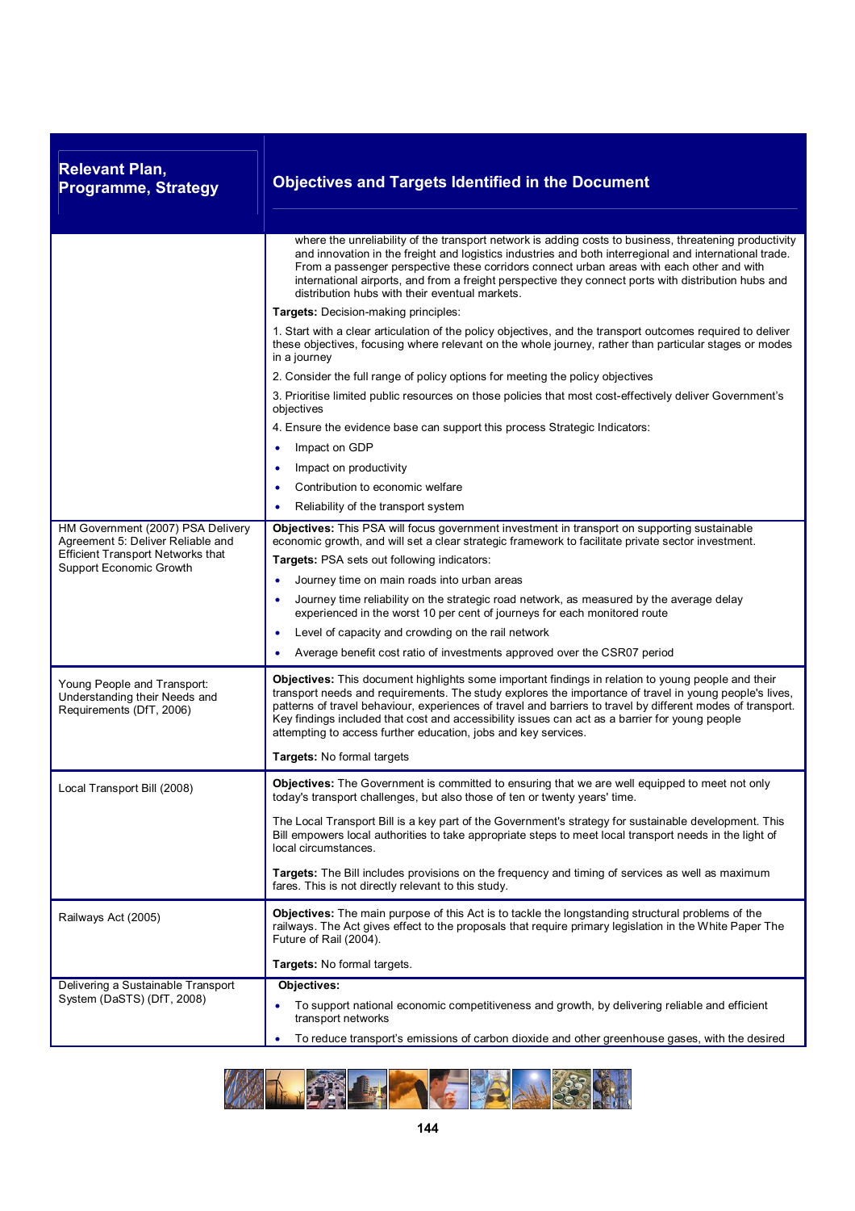| Relevant Plan, Programme, Strategy | Objectives and Targets Identified in the Document |
|---|---|
| | where the unreliability of the transport network is adding costs to business, threatening productivity and innovation in the freight and logistics industries and both interregional and international trade. From a passenger perspective these corridors connect urban areas with each other and with international airports, and from a freight perspective they connect ports with distribution hubs and distribution hubs with their eventual markets.<br><br>**Targets:** Decision-making principles:<br><br>1. Start with a clear articulation of the policy objectives, and the transport outcomes required to deliver these objectives, focusing where relevant on the whole journey, rather than particular stages or modes in a journey<br><br>2. Consider the full range of policy options for meeting the policy objectives<br><br>3. Prioritise limited public resources on those policies that most cost-effectively deliver Government's objectives<br><br>4. Ensure the evidence base can support this process Strategic Indicators:<br><br>• Impact on GDP<br>• Impact on productivity<br>• Contribution to economic welfare<br>• Reliability of the transport system |
| HM Government (2007) PSA Delivery Agreement 5: Deliver Reliable and Efficient Transport Networks that Support Economic Growth | **Objectives:** This PSA will focus government investment in transport on supporting sustainable economic growth, and will set a clear strategic framework to facilitate private sector investment.<br><br>**Targets:** PSA sets out following indicators:<br><br>• Journey time on main roads into urban areas<br>• Journey time reliability on the strategic road network, as measured by the average delay experienced in the worst 10 per cent of journeys for each monitored route<br>• Level of capacity and crowding on the rail network<br>• Average benefit cost ratio of investments approved over the CSR07 period |
| Young People and Transport: Understanding their Needs and Requirements (DfT, 2006) | **Objectives:** This document highlights some important findings in relation to young people and their transport needs and requirements. The study explores the importance of travel in young people's lives, patterns of travel behaviour, experiences of travel and barriers to travel by different modes of transport. Key findings included that cost and accessibility issues can act as a barrier for young people attempting to access further education, jobs and key services.<br><br>**Targets:** No formal targets |
| Local Transport Bill (2008) | **Objectives:** The Government is committed to ensuring that we are well equipped to meet not only today's transport challenges, but also those of ten or twenty years' time.<br><br>The Local Transport Bill is a key part of the Government's strategy for sustainable development. This Bill empowers local authorities to take appropriate steps to meet local transport needs in the light of local circumstances.<br><br>**Targets:** The Bill includes provisions on the frequency and timing of services as well as maximum fares. This is not directly relevant to this study. |
| Railways Act (2005) | **Objectives:** The main purpose of this Act is to tackle the longstanding structural problems of the railways. The Act gives effect to the proposals that require primary legislation in the White Paper The Future of Rail (2004).<br><br>**Targets:** No formal targets. |
| Delivering a Sustainable Transport System (DaSTS) (DfT, 2008) | **Objectives:**<br><br>• To support national economic competitiveness and growth, by delivering reliable and efficient transport networks<br>• To reduce transport's emissions of carbon dioxide and other greenhouse gases, with the desired |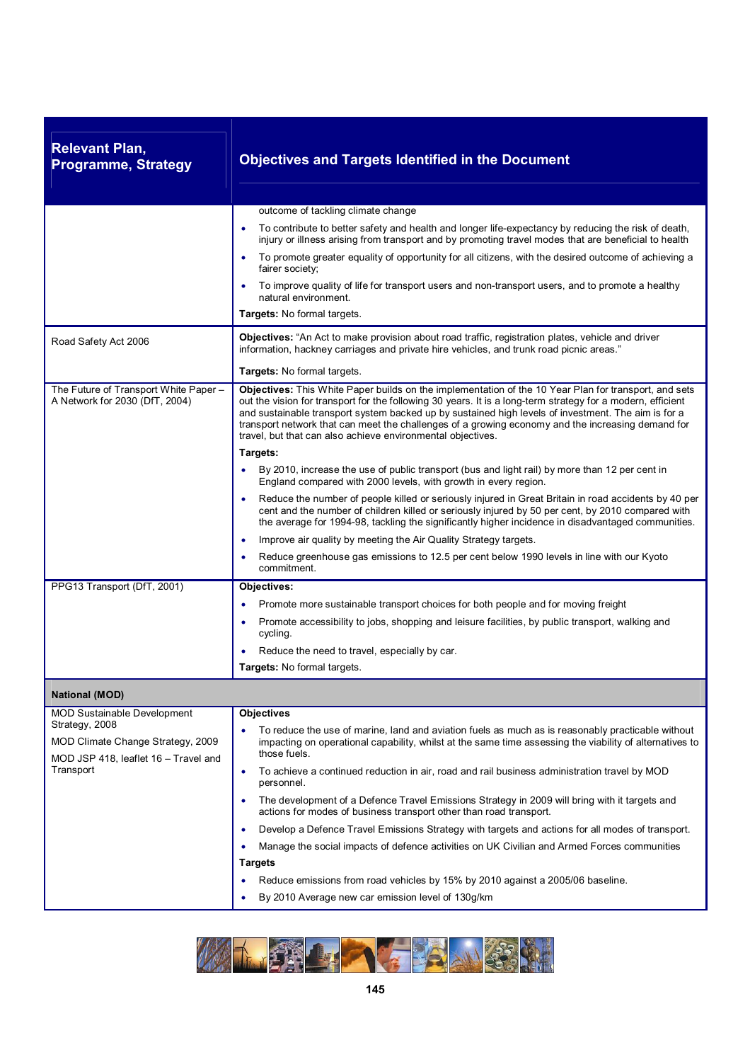| Relevant Plan, Programme, Strategy | Objectives and Targets Identified in the Document |
|---|---|
| | outcome of tackling climate change<br>• To contribute to better safety and health and longer life-expectancy by reducing the risk of death, injury or illness arising from transport and by promoting travel modes that are beneficial to health<br>• To promote greater equality of opportunity for all citizens, with the desired outcome of achieving a fairer society;<br>• To improve quality of life for transport users and non-transport users, and to promote a healthy natural environment.<br>**Targets:** No formal targets. |
| Road Safety Act 2006 | **Objectives:** "An Act to make provision about road traffic, registration plates, vehicle and driver information, hackney carriages and private hire vehicles, and trunk road picnic areas."<br>**Targets:** No formal targets. |
| The Future of Transport White Paper – A Network for 2030 (DfT, 2004) | **Objectives:** This White Paper builds on the implementation of the 10 Year Plan for transport, and sets out the vision for transport for the following 30 years. It is a long-term strategy for a modern, efficient and sustainable transport system backed up by sustained high levels of investment. The aim is for a transport network that can meet the challenges of a growing economy and the increasing demand for travel, but that can also achieve environmental objectives.<br>**Targets:**<br>• By 2010, increase the use of public transport (bus and light rail) by more than 12 per cent in England compared with 2000 levels, with growth in every region.<br>• Reduce the number of people killed or seriously injured in Great Britain in road accidents by 40 per cent and the number of children killed or seriously injured by 50 per cent, by 2010 compared with the average for 1994-98, tackling the significantly higher incidence in disadvantaged communities.<br>• Improve air quality by meeting the Air Quality Strategy targets.<br>• Reduce greenhouse gas emissions to 12.5 per cent below 1990 levels in line with our Kyoto commitment. |
| PPG13 Transport (DfT, 2001) | **Objectives:**<br>• Promote more sustainable transport choices for both people and for moving freight<br>• Promote accessibility to jobs, shopping and leisure facilities, by public transport, walking and cycling.<br>• Reduce the need to travel, especially by car.<br>**Targets:** No formal targets. |
| **National (MOD)** | |
| MOD Sustainable Development Strategy, 2008<br>MOD Climate Change Strategy, 2009<br>MOD JSP 418, leaflet 16 – Travel and Transport | **Objectives**<br>• To reduce the use of marine, land and aviation fuels as much as is reasonably practicable without impacting on operational capability, whilst at the same time assessing the viability of alternatives to those fuels.<br>• To achieve a continued reduction in air, road and rail business administration travel by MOD personnel.<br>• The development of a Defence Travel Emissions Strategy in 2009 will bring with it targets and actions for modes of business transport other than road transport.<br>• Develop a Defence Travel Emissions Strategy with targets and actions for all modes of transport.<br>• Manage the social impacts of defence activities on UK Civilian and Armed Forces communities<br>**Targets**<br>• Reduce emissions from road vehicles by 15% by 2010 against a 2005/06 baseline.<br>• By 2010 Average new car emission level of 130g/km |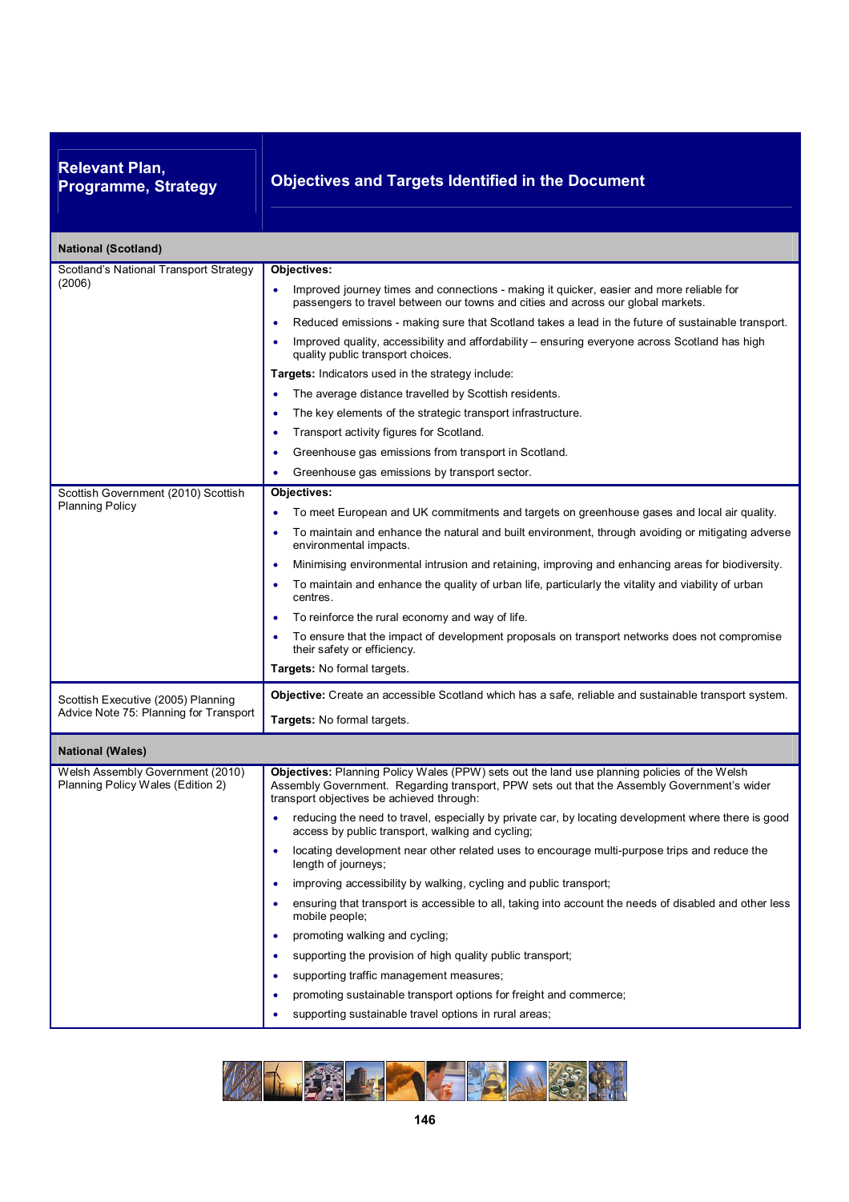| Relevant Plan, Programme, Strategy | Objectives and Targets Identified in the Document |
|---|---|
| **National (Scotland)** | |
| Scotland's National Transport Strategy (2006) | **Objectives:**<br>• Improved journey times and connections - making it quicker, easier and more reliable for passengers to travel between our towns and cities and across our global markets.<br>• Reduced emissions - making sure that Scotland takes a lead in the future of sustainable transport.<br>• Improved quality, accessibility and affordability – ensuring everyone across Scotland has high quality public transport choices.<br>**Targets:** Indicators used in the strategy include:<br>• The average distance travelled by Scottish residents.<br>• The key elements of the strategic transport infrastructure.<br>• Transport activity figures for Scotland.<br>• Greenhouse gas emissions from transport in Scotland.<br>• Greenhouse gas emissions by transport sector. |
| Scottish Government (2010) Scottish Planning Policy | **Objectives:**<br>• To meet European and UK commitments and targets on greenhouse gases and local air quality.<br>• To maintain and enhance the natural and built environment, through avoiding or mitigating adverse environmental impacts.<br>• Minimising environmental intrusion and retaining, improving and enhancing areas for biodiversity.<br>• To maintain and enhance the quality of urban life, particularly the vitality and viability of urban centres.<br>• To reinforce the rural economy and way of life.<br>• To ensure that the impact of development proposals on transport networks does not compromise their safety or efficiency.<br>**Targets:** No formal targets. |
| Scottish Executive (2005) Planning Advice Note 75: Planning for Transport | **Objective:** Create an accessible Scotland which has a safe, reliable and sustainable transport system.<br>**Targets:** No formal targets. |
| **National (Wales)** | |
| Welsh Assembly Government (2010) Planning Policy Wales (Edition 2) | **Objectives:** Planning Policy Wales (PPW) sets out the land use planning policies of the Welsh Assembly Government. Regarding transport, PPW sets out that the Assembly Government's wider transport objectives be achieved through:<br>• reducing the need to travel, especially by private car, by locating development where there is good access by public transport, walking and cycling;<br>• locating development near other related uses to encourage multi-purpose trips and reduce the length of journeys;<br>• improving accessibility by walking, cycling and public transport;<br>• ensuring that transport is accessible to all, taking into account the needs of disabled and other less mobile people;<br>• promoting walking and cycling;<br>• supporting the provision of high quality public transport;<br>• supporting traffic management measures;<br>• promoting sustainable transport options for freight and commerce;<br>• supporting sustainable travel options in rural areas; |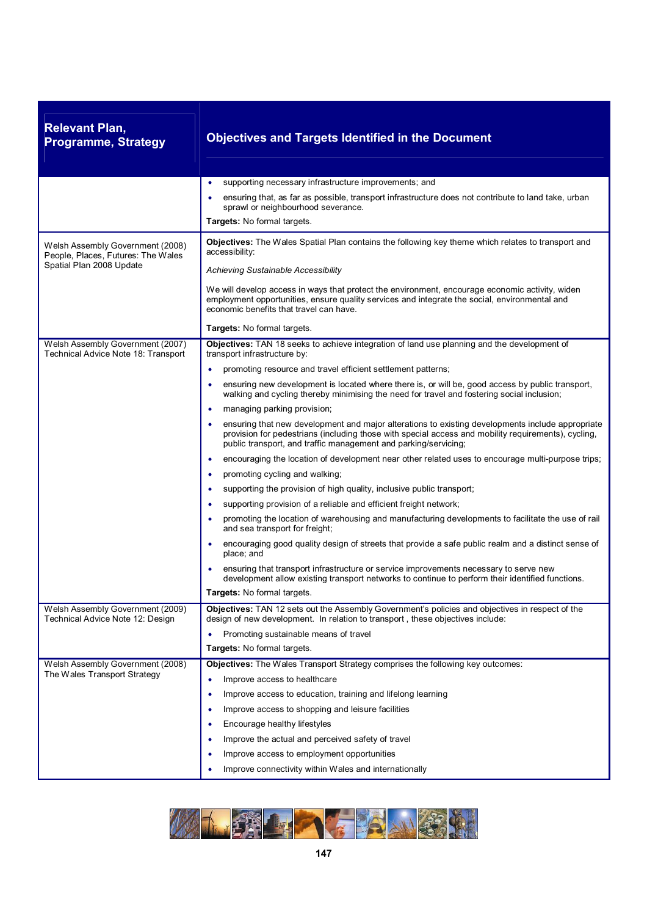| Relevant Plan, Programme, Strategy | Objectives and Targets Identified in the Document |
|---|---|
| | • supporting necessary infrastructure improvements; and<br>• ensuring that, as far as possible, transport infrastructure does not contribute to land take, urban sprawl or neighbourhood severance.<br>**Targets:** No formal targets. |
| Welsh Assembly Government (2008) People, Places, Futures: The Wales Spatial Plan 2008 Update | **Objectives:** The Wales Spatial Plan contains the following key theme which relates to transport and accessibility:<br>*Achieving Sustainable Accessibility*<br>We will develop access in ways that protect the environment, encourage economic activity, widen employment opportunities, ensure quality services and integrate the social, environmental and economic benefits that travel can have.<br>**Targets:** No formal targets. |
| Welsh Assembly Government (2007) Technical Advice Note 18: Transport | **Objectives:** TAN 18 seeks to achieve integration of land use planning and the development of transport infrastructure by:<br>• promoting resource and travel efficient settlement patterns;<br>• ensuring new development is located where there is, or will be, good access by public transport, walking and cycling thereby minimising the need for travel and fostering social inclusion;<br>• managing parking provision;<br>• ensuring that new development and major alterations to existing developments include appropriate provision for pedestrians (including those with special access and mobility requirements), cycling, public transport, and traffic management and parking/servicing;<br>• encouraging the location of development near other related uses to encourage multi-purpose trips;<br>• promoting cycling and walking;<br>• supporting the provision of high quality, inclusive public transport;<br>• supporting provision of a reliable and efficient freight network;<br>• promoting the location of warehousing and manufacturing developments to facilitate the use of rail and sea transport for freight;<br>• encouraging good quality design of streets that provide a safe public realm and a distinct sense of place; and<br>• ensuring that transport infrastructure or service improvements necessary to serve new development allow existing transport networks to continue to perform their identified functions.<br>**Targets:** No formal targets. |
| Welsh Assembly Government (2009) Technical Advice Note 12: Design | **Objectives:** TAN 12 sets out the Assembly Government's policies and objectives in respect of the design of new development. In relation to transport , these objectives include:<br>• Promoting sustainable means of travel<br>**Targets:** No formal targets. |
| Welsh Assembly Government (2008) The Wales Transport Strategy | **Objectives:** The Wales Transport Strategy comprises the following key outcomes:<br>• Improve access to healthcare<br>• Improve access to education, training and lifelong learning<br>• Improve access to shopping and leisure facilities<br>• Encourage healthy lifestyles<br>• Improve the actual and perceived safety of travel<br>• Improve access to employment opportunities<br>• Improve connectivity within Wales and internationally |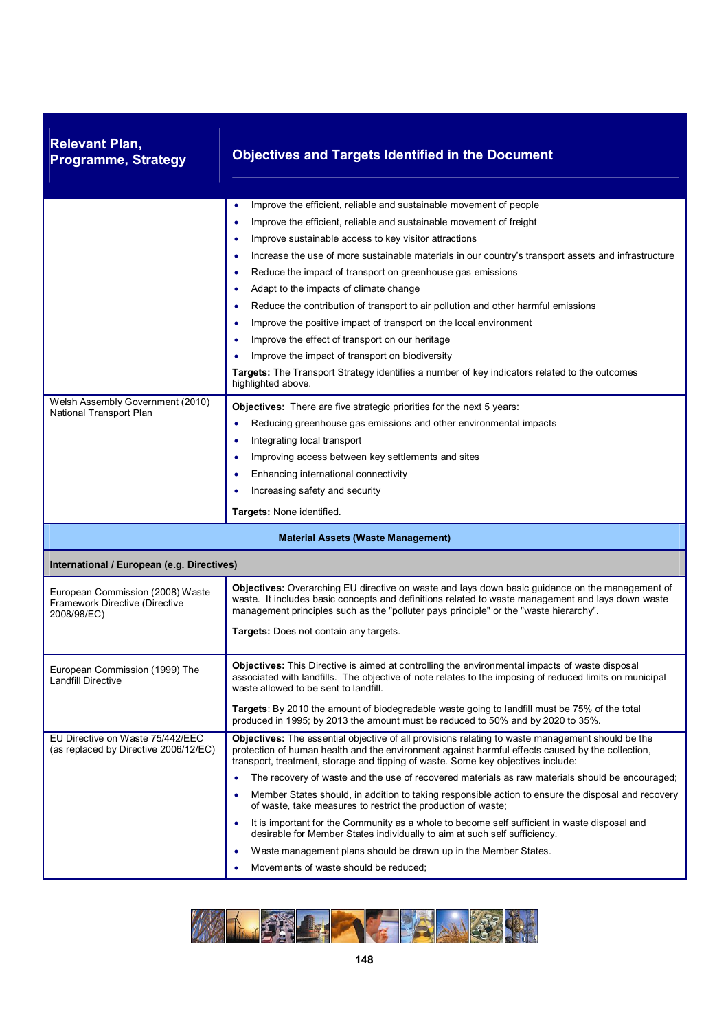| Relevant Plan, Programme, Strategy | Objectives and Targets Identified in the Document |
|---|---|
| | • Improve the efficient, reliable and sustainable movement of people<br>• Improve the efficient, reliable and sustainable movement of freight<br>• Improve sustainable access to key visitor attractions<br>• Increase the use of more sustainable materials in our country's transport assets and infrastructure<br>• Reduce the impact of transport on greenhouse gas emissions<br>• Adapt to the impacts of climate change<br>• Reduce the contribution of transport to air pollution and other harmful emissions<br>• Improve the positive impact of transport on the local environment<br>• Improve the effect of transport on our heritage<br>• Improve the impact of transport on biodiversity<br>**Targets:** The Transport Strategy identifies a number of key indicators related to the outcomes highlighted above. |
| Welsh Assembly Government (2010) National Transport Plan | **Objectives:** There are five strategic priorities for the next 5 years:<br>• Reducing greenhouse gas emissions and other environmental impacts<br>• Integrating local transport<br>• Improving access between key settlements and sites<br>• Enhancing international connectivity<br>• Increasing safety and security<br>**Targets:** None identified. |
| **Material Assets (Waste Management)** | |
| **International / European (e.g. Directives)** | |
| European Commission (2008) Waste Framework Directive (Directive 2008/98/EC) | **Objectives:** Overarching EU directive on waste and lays down basic guidance on the management of waste. It includes basic concepts and definitions related to waste management and lays down waste management principles such as the "polluter pays principle" or the "waste hierarchy".<br>**Targets:** Does not contain any targets. |
| European Commission (1999) The Landfill Directive | **Objectives:** This Directive is aimed at controlling the environmental impacts of waste disposal associated with landfills. The objective of note relates to the imposing of reduced limits on municipal waste allowed to be sent to landfill.<br>**Targets**: By 2010 the amount of biodegradable waste going to landfill must be 75% of the total produced in 1995; by 2013 the amount must be reduced to 50% and by 2020 to 35%. |
| EU Directive on Waste 75/442/EEC (as replaced by Directive 2006/12/EC) | **Objectives:** The essential objective of all provisions relating to waste management should be the protection of human health and the environment against harmful effects caused by the collection, transport, treatment, storage and tipping of waste. Some key objectives include:<br>• The recovery of waste and the use of recovered materials as raw materials should be encouraged;<br>• Member States should, in addition to taking responsible action to ensure the disposal and recovery of waste, take measures to restrict the production of waste;<br>• It is important for the Community as a whole to become self sufficient in waste disposal and desirable for Member States individually to aim at such self sufficiency.<br>• Waste management plans should be drawn up in the Member States.<br>• Movements of waste should be reduced; |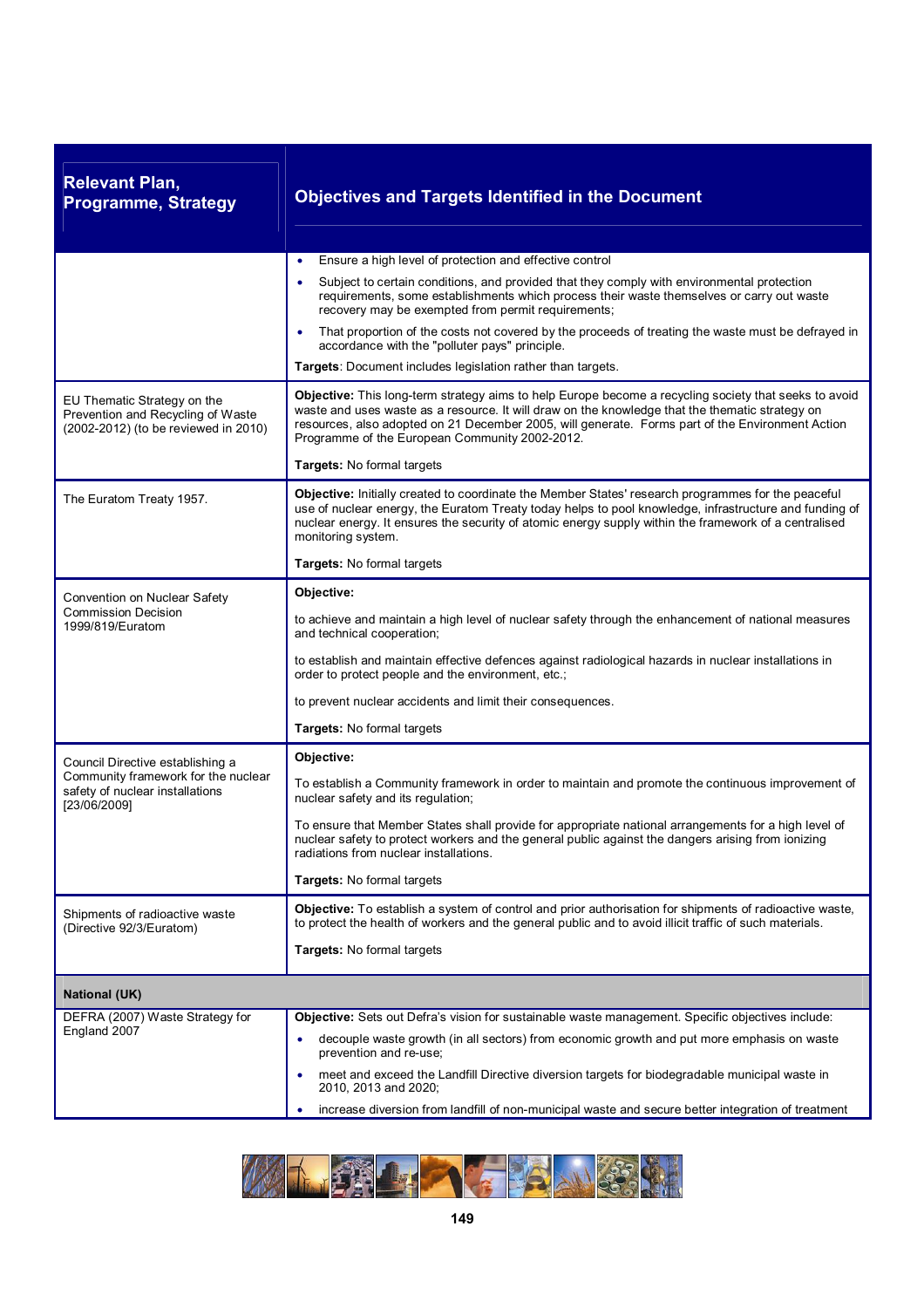| Relevant Plan, Programme, Strategy | Objectives and Targets Identified in the Document |
|---|---|
| | • Ensure a high level of protection and effective control<br>• Subject to certain conditions, and provided that they comply with environmental protection requirements, some establishments which process their waste themselves or carry out waste recovery may be exempted from permit requirements;<br>• That proportion of the costs not covered by the proceeds of treating the waste must be defrayed in accordance with the "polluter pays" principle.<br>**Targets**: Document includes legislation rather than targets. |
| EU Thematic Strategy on the Prevention and Recycling of Waste (2002-2012) (to be reviewed in 2010) | **Objective:** This long-term strategy aims to help Europe become a recycling society that seeks to avoid waste and uses waste as a resource. It will draw on the knowledge that the thematic strategy on resources, also adopted on 21 December 2005, will generate. Forms part of the Environment Action Programme of the European Community 2002-2012.<br>**Targets:** No formal targets |
| The Euratom Treaty 1957. | **Objective:** Initially created to coordinate the Member States' research programmes for the peaceful use of nuclear energy, the Euratom Treaty today helps to pool knowledge, infrastructure and funding of nuclear energy. It ensures the security of atomic energy supply within the framework of a centralised monitoring system.<br>**Targets:** No formal targets |
| Convention on Nuclear Safety Commission Decision 1999/819/Euratom | **Objective:**<br>to achieve and maintain a high level of nuclear safety through the enhancement of national measures and technical cooperation;<br>to establish and maintain effective defences against radiological hazards in nuclear installations in order to protect people and the environment, etc.;<br>to prevent nuclear accidents and limit their consequences.<br>**Targets:** No formal targets |
| Council Directive establishing a Community framework for the nuclear safety of nuclear installations [23/06/2009] | **Objective:**<br>To establish a Community framework in order to maintain and promote the continuous improvement of nuclear safety and its regulation;<br>To ensure that Member States shall provide for appropriate national arrangements for a high level of nuclear safety to protect workers and the general public against the dangers arising from ionizing radiations from nuclear installations.<br>**Targets:** No formal targets |
| Shipments of radioactive waste (Directive 92/3/Euratom) | **Objective:** To establish a system of control and prior authorisation for shipments of radioactive waste, to protect the health of workers and the general public and to avoid illicit traffic of such materials.<br>**Targets:** No formal targets |
| **National (UK)** | |
| DEFRA (2007) Waste Strategy for England 2007 | **Objective:** Sets out Defra's vision for sustainable waste management. Specific objectives include:<br>• decouple waste growth (in all sectors) from economic growth and put more emphasis on waste prevention and re-use;<br>• meet and exceed the Landfill Directive diversion targets for biodegradable municipal waste in 2010, 2013 and 2020;<br>• increase diversion from landfill of non-municipal waste and secure better integration of treatment |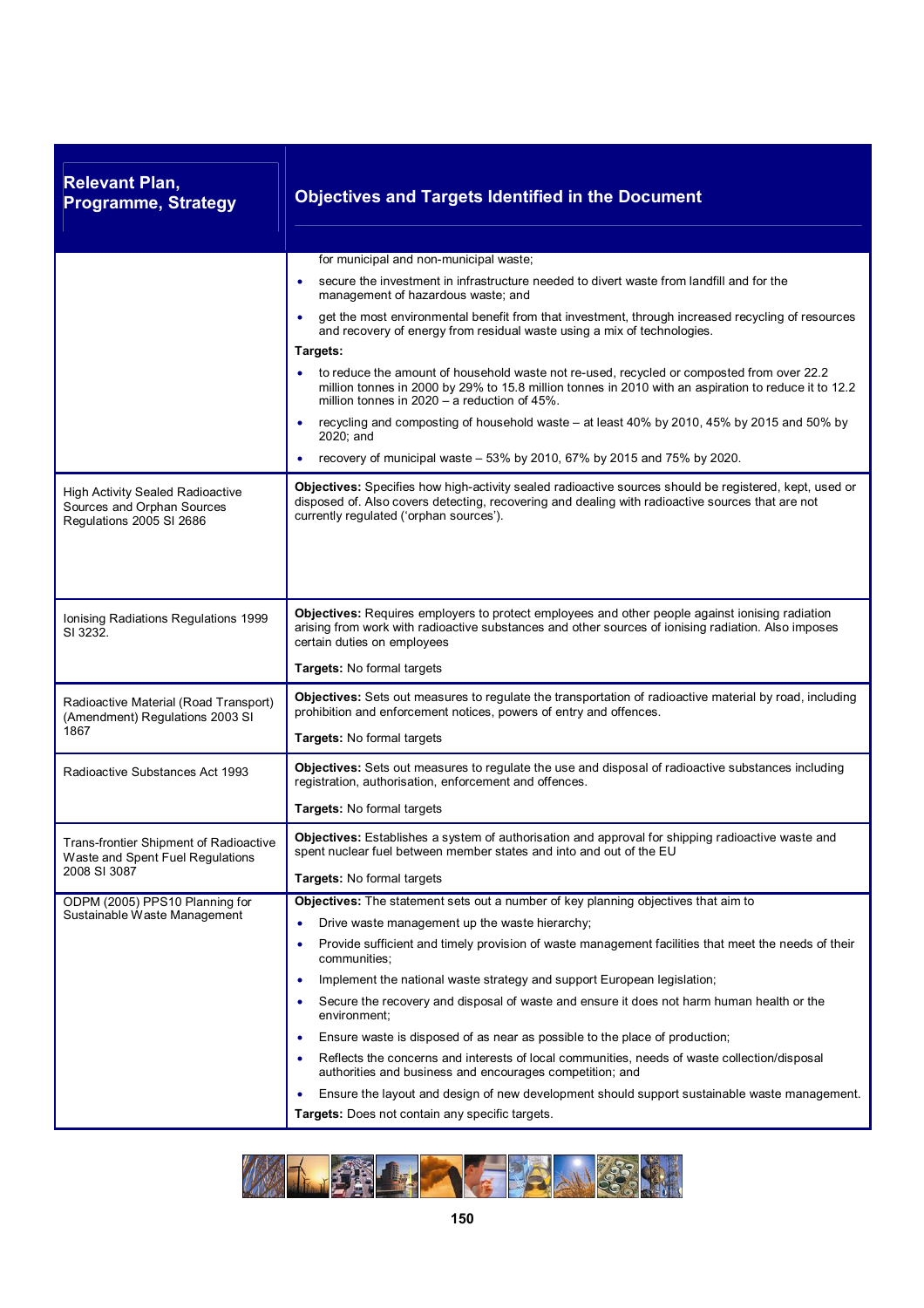| Relevant Plan, Programme, Strategy | Objectives and Targets Identified in the Document |
|---|---|
| | for municipal and non-municipal waste;<br>• secure the investment in infrastructure needed to divert waste from landfill and for the management of hazardous waste; and<br>• get the most environmental benefit from that investment, through increased recycling of resources and recovery of energy from residual waste using a mix of technologies.<br>**Targets:**<br>• to reduce the amount of household waste not re-used, recycled or composted from over 22.2 million tonnes in 2000 by 29% to 15.8 million tonnes in 2010 with an aspiration to reduce it to 12.2 million tonnes in 2020 – a reduction of 45%.<br>• recycling and composting of household waste – at least 40% by 2010, 45% by 2015 and 50% by 2020; and<br>• recovery of municipal waste – 53% by 2010, 67% by 2015 and 75% by 2020. |
| High Activity Sealed Radioactive Sources and Orphan Sources Regulations 2005 SI 2686 | **Objectives:** Specifies how high-activity sealed radioactive sources should be registered, kept, used or disposed of. Also covers detecting, recovering and dealing with radioactive sources that are not currently regulated ('orphan sources'). |
| Ionising Radiations Regulations 1999 SI 3232. | **Objectives:** Requires employers to protect employees and other people against ionising radiation arising from work with radioactive substances and other sources of ionising radiation. Also imposes certain duties on employees<br>**Targets:** No formal targets |
| Radioactive Material (Road Transport) (Amendment) Regulations 2003 SI 1867 | **Objectives:** Sets out measures to regulate the transportation of radioactive material by road, including prohibition and enforcement notices, powers of entry and offences.<br>**Targets:** No formal targets |
| Radioactive Substances Act 1993 | **Objectives:** Sets out measures to regulate the use and disposal of radioactive substances including registration, authorisation, enforcement and offences.<br>**Targets:** No formal targets |
| Trans-frontier Shipment of Radioactive Waste and Spent Fuel Regulations 2008 SI 3087 | **Objectives:** Establishes a system of authorisation and approval for shipping radioactive waste and spent nuclear fuel between member states and into and out of the EU<br>**Targets:** No formal targets |
| ODPM (2005) PPS10 Planning for Sustainable Waste Management | **Objectives:** The statement sets out a number of key planning objectives that aim to<br>• Drive waste management up the waste hierarchy;<br>• Provide sufficient and timely provision of waste management facilities that meet the needs of their communities;<br>• Implement the national waste strategy and support European legislation;<br>• Secure the recovery and disposal of waste and ensure it does not harm human health or the environment;<br>• Ensure waste is disposed of as near as possible to the place of production;<br>• Reflects the concerns and interests of local communities, needs of waste collection/disposal authorities and business and encourages competition; and<br>• Ensure the layout and design of new development should support sustainable waste management.<br>**Targets:** Does not contain any specific targets. |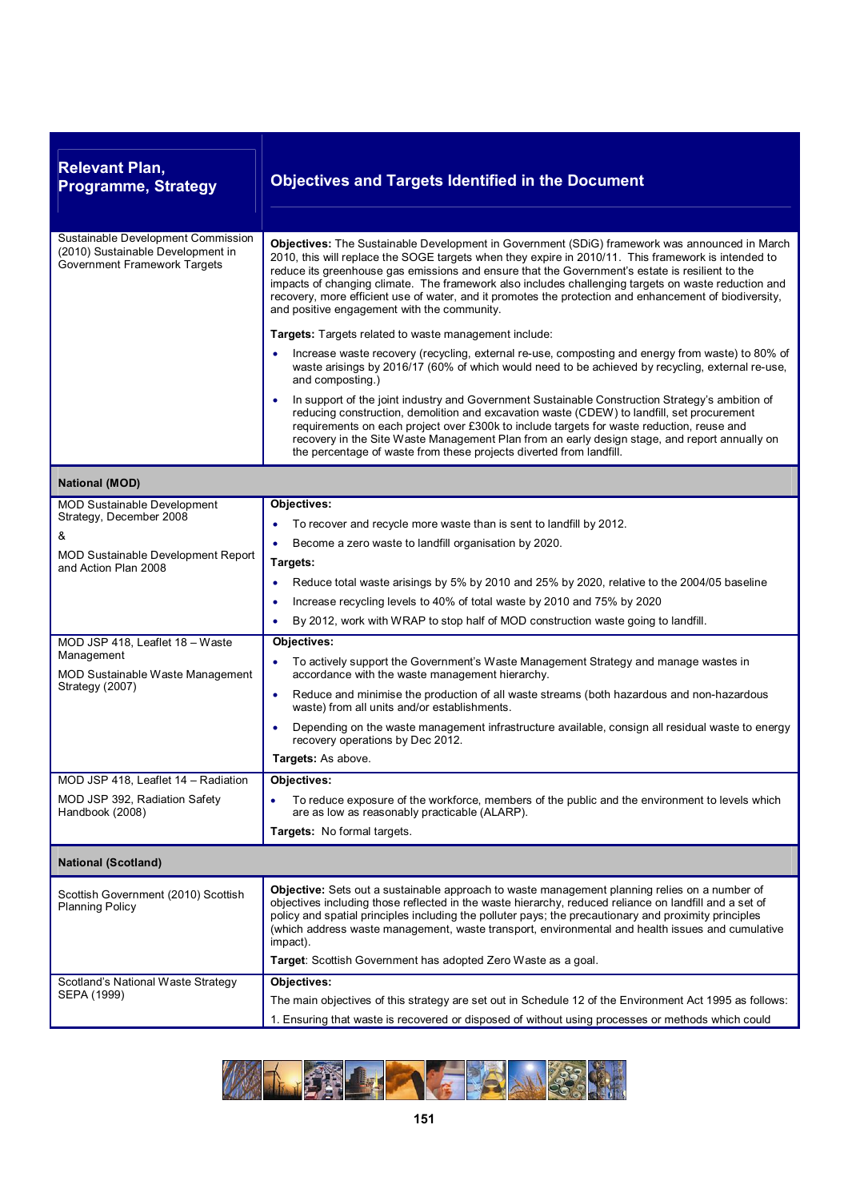| Relevant Plan, Programme, Strategy | Objectives and Targets Identified in the Document |
|---|---|
| Sustainable Development Commission (2010) Sustainable Development in Government Framework Targets | **Objectives:** The Sustainable Development in Government (SDiG) framework was announced in March 2010, this will replace the SOGE targets when they expire in 2010/11. This framework is intended to reduce its greenhouse gas emissions and ensure that the Government's estate is resilient to the impacts of changing climate. The framework also includes challenging targets on waste reduction and recovery, more efficient use of water, and it promotes the protection and enhancement of biodiversity, and positive engagement with the community.<br><br>**Targets:** Targets related to waste management include:<br>• Increase waste recovery (recycling, external re-use, composting and energy from waste) to 80% of waste arisings by 2016/17 (60% of which would need to be achieved by recycling, external re-use, and composting.)<br>• In support of the joint industry and Government Sustainable Construction Strategy's ambition of reducing construction, demolition and excavation waste (CDEW) to landfill, set procurement requirements on each project over £300k to include targets for waste reduction, reuse and recovery in the Site Waste Management Plan from an early design stage, and report annually on the percentage of waste from these projects diverted from landfill. |
| **National (MOD)** | |
| MOD Sustainable Development Strategy, December 2008<br>&<br>MOD Sustainable Development Report and Action Plan 2008 | **Objectives:**<br>• To recover and recycle more waste than is sent to landfill by 2012.<br>• Become a zero waste to landfill organisation by 2020.<br>**Targets:**<br>• Reduce total waste arisings by 5% by 2010 and 25% by 2020, relative to the 2004/05 baseline<br>• Increase recycling levels to 40% of total waste by 2010 and 75% by 2020<br>• By 2012, work with WRAP to stop half of MOD construction waste going to landfill. |
| MOD JSP 418, Leaflet 18 – Waste Management<br>MOD Sustainable Waste Management Strategy (2007) | **Objectives:**<br>• To actively support the Government's Waste Management Strategy and manage wastes in accordance with the waste management hierarchy.<br>• Reduce and minimise the production of all waste streams (both hazardous and non-hazardous waste) from all units and/or establishments.<br>• Depending on the waste management infrastructure available, consign all residual waste to energy recovery operations by Dec 2012.<br>**Targets:** As above. |
| MOD JSP 418, Leaflet 14 – Radiation<br>MOD JSP 392, Radiation Safety Handbook (2008) | **Objectives:**<br>• To reduce exposure of the workforce, members of the public and the environment to levels which are as low as reasonably practicable (ALARP).<br>**Targets:** No formal targets. |
| **National (Scotland)** | |
| Scottish Government (2010) Scottish Planning Policy | **Objective:** Sets out a sustainable approach to waste management planning relies on a number of objectives including those reflected in the waste hierarchy, reduced reliance on landfill and a set of policy and spatial principles including the polluter pays; the precautionary and proximity principles (which address waste management, waste transport, environmental and health issues and cumulative impact).<br>**Target**: Scottish Government has adopted Zero Waste as a goal. |
| Scotland's National Waste Strategy SEPA (1999) | **Objectives:**<br>The main objectives of this strategy are set out in Schedule 12 of the Environment Act 1995 as follows:<br>1. Ensuring that waste is recovered or disposed of without using processes or methods which could |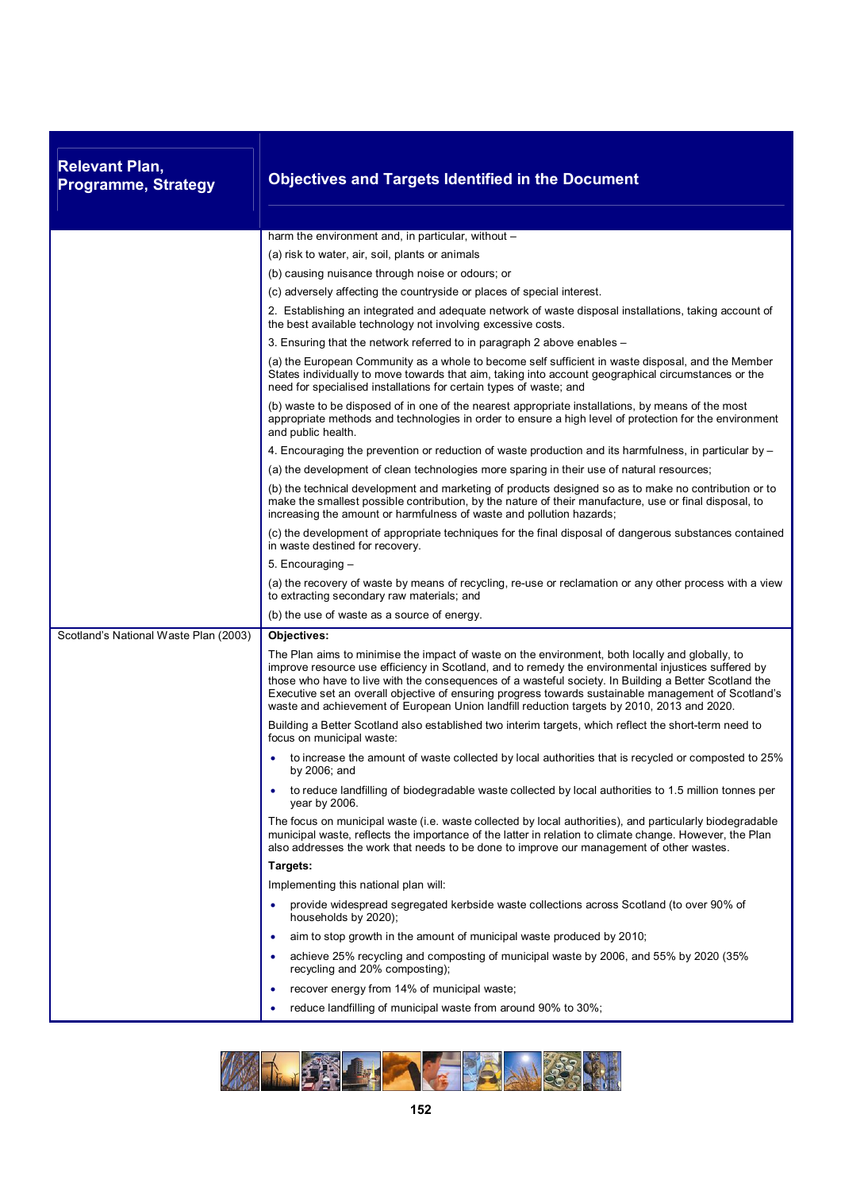| Relevant Plan, Programme, Strategy | Objectives and Targets Identified in the Document |
|---|---|
| | harm the environment and, in particular, without –<br>(a) risk to water, air, soil, plants or animals<br>(b) causing nuisance through noise or odours; or<br>(c) adversely affecting the countryside or places of special interest.<br>2. Establishing an integrated and adequate network of waste disposal installations, taking account of the best available technology not involving excessive costs.<br>3. Ensuring that the network referred to in paragraph 2 above enables –<br>(a) the European Community as a whole to become self sufficient in waste disposal, and the Member States individually to move towards that aim, taking into account geographical circumstances or the need for specialised installations for certain types of waste; and<br>(b) waste to be disposed of in one of the nearest appropriate installations, by means of the most appropriate methods and technologies in order to ensure a high level of protection for the environment and public health.<br>4. Encouraging the prevention or reduction of waste production and its harmfulness, in particular by –<br>(a) the development of clean technologies more sparing in their use of natural resources;<br>(b) the technical development and marketing of products designed so as to make no contribution or to make the smallest possible contribution, by the nature of their manufacture, use or final disposal, to increasing the amount or harmfulness of waste and pollution hazards;<br>(c) the development of appropriate techniques for the final disposal of dangerous substances contained in waste destined for recovery.<br>5. Encouraging –<br>(a) the recovery of waste by means of recycling, re-use or reclamation or any other process with a view to extracting secondary raw materials; and<br>(b) the use of waste as a source of energy. |
| Scotland's National Waste Plan (2003) | **Objectives:**<br>The Plan aims to minimise the impact of waste on the environment, both locally and globally, to improve resource use efficiency in Scotland, and to remedy the environmental injustices suffered by those who have to live with the consequences of a wasteful society. In Building a Better Scotland the Executive set an overall objective of ensuring progress towards sustainable management of Scotland's waste and achievement of European Union landfill reduction targets by 2010, 2013 and 2020.<br>Building a Better Scotland also established two interim targets, which reflect the short-term need to focus on municipal waste:<br>• to increase the amount of waste collected by local authorities that is recycled or composted to 25% by 2006; and<br>• to reduce landfilling of biodegradable waste collected by local authorities to 1.5 million tonnes per year by 2006.<br>The focus on municipal waste (i.e. waste collected by local authorities), and particularly biodegradable municipal waste, reflects the importance of the latter in relation to climate change. However, the Plan also addresses the work that needs to be done to improve our management of other wastes.<br>**Targets:**<br>Implementing this national plan will:<br>• provide widespread segregated kerbside waste collections across Scotland (to over 90% of households by 2020);<br>• aim to stop growth in the amount of municipal waste produced by 2010;<br>• achieve 25% recycling and composting of municipal waste by 2006, and 55% by 2020 (35% recycling and 20% composting);<br>• recover energy from 14% of municipal waste;<br>• reduce landfilling of municipal waste from around 90% to 30%; |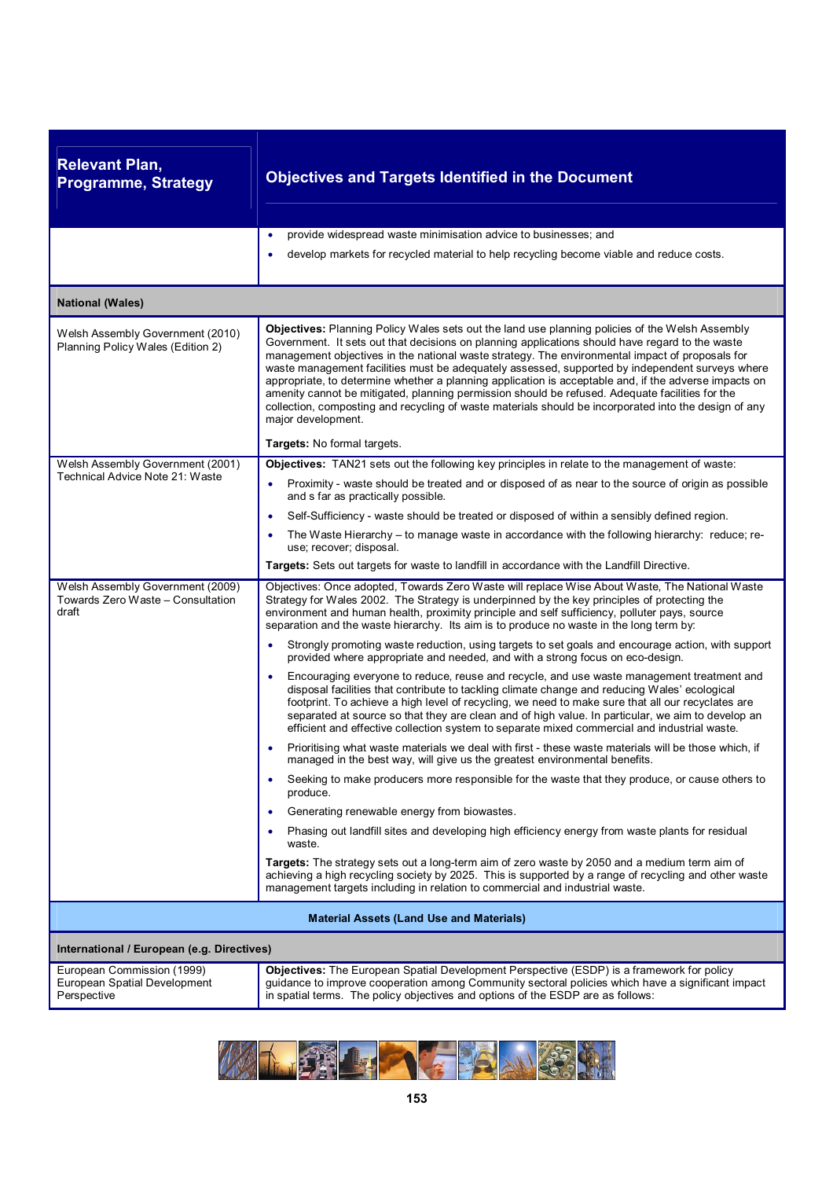| Relevant Plan, Programme, Strategy | Objectives and Targets Identified in the Document |
|---|---|
| | • provide widespread waste minimisation advice to businesses; and<br>• develop markets for recycled material to help recycling become viable and reduce costs. |
| **National (Wales)** | |
| Welsh Assembly Government (2010) Planning Policy Wales (Edition 2) | **Objectives:** Planning Policy Wales sets out the land use planning policies of the Welsh Assembly Government. It sets out that decisions on planning applications should have regard to the waste management objectives in the national waste strategy. The environmental impact of proposals for waste management facilities must be adequately assessed, supported by independent surveys where appropriate, to determine whether a planning application is acceptable and, if the adverse impacts on amenity cannot be mitigated, planning permission should be refused. Adequate facilities for the collection, composting and recycling of waste materials should be incorporated into the design of any major development.<br><br>**Targets:** No formal targets. |
| Welsh Assembly Government (2001) Technical Advice Note 21: Waste | **Objectives:** TAN21 sets out the following key principles in relate to the management of waste:<br>• Proximity - waste should be treated and or disposed of as near to the source of origin as possible and s far as practically possible.<br>• Self-Sufficiency - waste should be treated or disposed of within a sensibly defined region.<br>• The Waste Hierarchy – to manage waste in accordance with the following hierarchy: reduce; re-use; recover; disposal.<br>**Targets:** Sets out targets for waste to landfill in accordance with the Landfill Directive. |
| Welsh Assembly Government (2009) Towards Zero Waste – Consultation draft | Objectives: Once adopted, Towards Zero Waste will replace Wise About Waste, The National Waste Strategy for Wales 2002. The Strategy is underpinned by the key principles of protecting the environment and human health, proximity principle and self sufficiency, polluter pays, source separation and the waste hierarchy. Its aim is to produce no waste in the long term by:<br>• Strongly promoting waste reduction, using targets to set goals and encourage action, with support provided where appropriate and needed, and with a strong focus on eco-design.<br>• Encouraging everyone to reduce, reuse and recycle, and use waste management treatment and disposal facilities that contribute to tackling climate change and reducing Wales' ecological footprint. To achieve a high level of recycling, we need to make sure that all our recyclates are separated at source so that they are clean and of high value. In particular, we aim to develop an efficient and effective collection system to separate mixed commercial and industrial waste.<br>• Prioritising what waste materials we deal with first - these waste materials will be those which, if managed in the best way, will give us the greatest environmental benefits.<br>• Seeking to make producers more responsible for the waste that they produce, or cause others to produce.<br>• Generating renewable energy from biowastes.<br>• Phasing out landfill sites and developing high efficiency energy from waste plants for residual waste.<br>**Targets:** The strategy sets out a long-term aim of zero waste by 2050 and a medium term aim of achieving a high recycling society by 2025. This is supported by a range of recycling and other waste management targets including in relation to commercial and industrial waste. |
| **Material Assets (Land Use and Materials)** | |
| **International / European (e.g. Directives)** | |
| European Commission (1999) European Spatial Development Perspective | **Objectives:** The European Spatial Development Perspective (ESDP) is a framework for policy guidance to improve cooperation among Community sectoral policies which have a significant impact in spatial terms. The policy objectives and options of the ESDP are as follows: |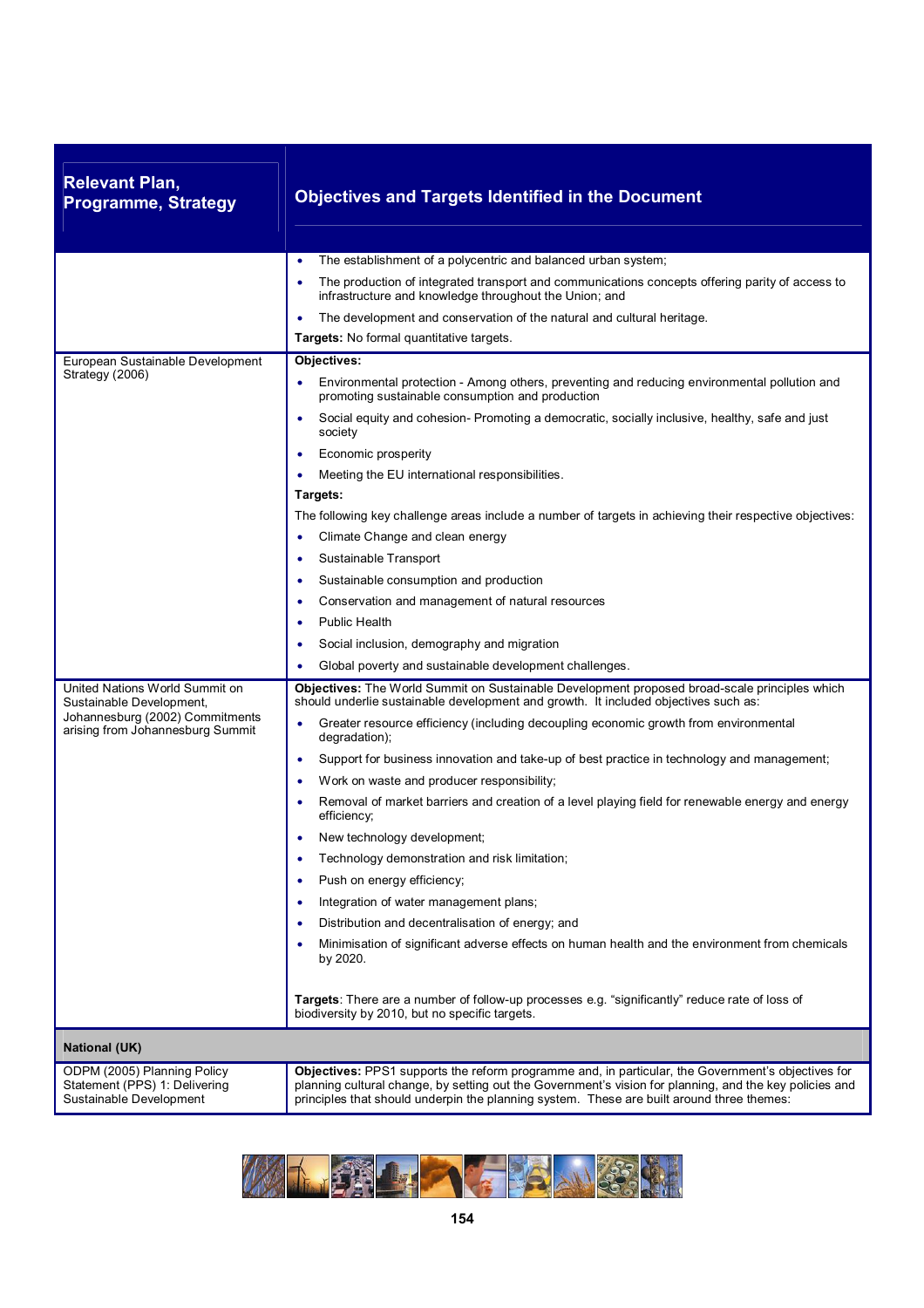| Relevant Plan, Programme, Strategy | Objectives and Targets Identified in the Document |
|---|---|
| | • The establishment of a polycentric and balanced urban system;<br>• The production of integrated transport and communications concepts offering parity of access to infrastructure and knowledge throughout the Union; and<br>• The development and conservation of the natural and cultural heritage.<br>**Targets:** No formal quantitative targets. |
| European Sustainable Development Strategy (2006) | **Objectives:**<br>• Environmental protection - Among others, preventing and reducing environmental pollution and promoting sustainable consumption and production<br>• Social equity and cohesion- Promoting a democratic, socially inclusive, healthy, safe and just society<br>• Economic prosperity<br>• Meeting the EU international responsibilities.<br>**Targets:**<br>The following key challenge areas include a number of targets in achieving their respective objectives:<br>• Climate Change and clean energy<br>• Sustainable Transport<br>• Sustainable consumption and production<br>• Conservation and management of natural resources<br>• Public Health<br>• Social inclusion, demography and migration<br>• Global poverty and sustainable development challenges. |
| United Nations World Summit on Sustainable Development, Johannesburg (2002) Commitments arising from Johannesburg Summit | **Objectives:** The World Summit on Sustainable Development proposed broad-scale principles which should underlie sustainable development and growth. It included objectives such as:<br>• Greater resource efficiency (including decoupling economic growth from environmental degradation);<br>• Support for business innovation and take-up of best practice in technology and management;<br>• Work on waste and producer responsibility;<br>• Removal of market barriers and creation of a level playing field for renewable energy and energy efficiency;<br>• New technology development;<br>• Technology demonstration and risk limitation;<br>• Push on energy efficiency;<br>• Integration of water management plans;<br>• Distribution and decentralisation of energy; and<br>• Minimisation of significant adverse effects on human health and the environment from chemicals by 2020.<br><br>**Targets**: There are a number of follow-up processes e.g. "significantly" reduce rate of loss of biodiversity by 2010, but no specific targets. |
| **National (UK)** | |
| ODPM (2005) Planning Policy Statement (PPS) 1: Delivering Sustainable Development | **Objectives:** PPS1 supports the reform programme and, in particular, the Government's objectives for planning cultural change, by setting out the Government's vision for planning, and the key policies and principles that should underpin the planning system. These are built around three themes: |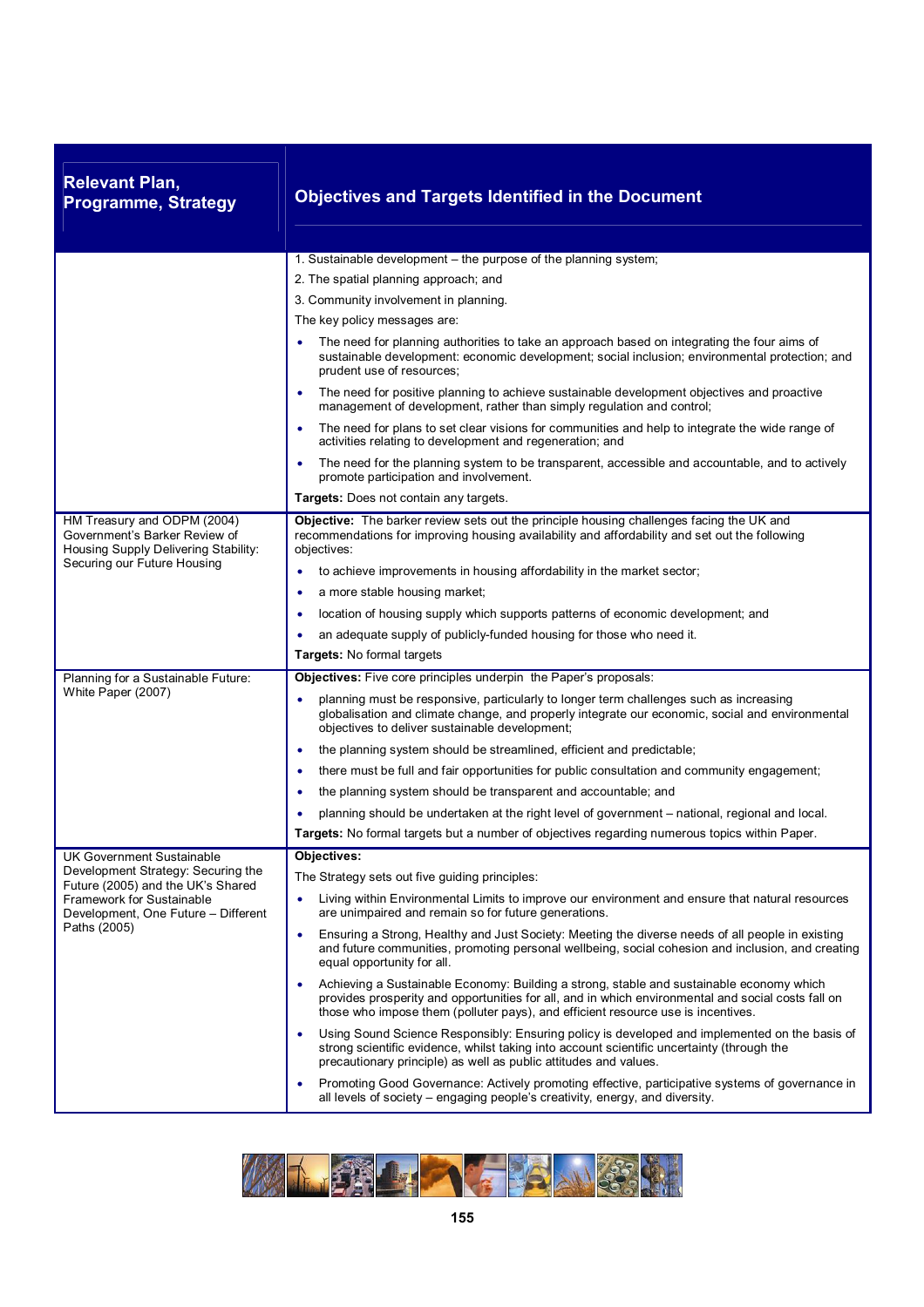| Relevant Plan, Programme, Strategy | Objectives and Targets Identified in the Document |
|---|---|
| | 1. Sustainable development – the purpose of the planning system;<br>2. The spatial planning approach; and<br>3. Community involvement in planning.<br>The key policy messages are:<br>• The need for planning authorities to take an approach based on integrating the four aims of sustainable development: economic development; social inclusion; environmental protection; and prudent use of resources;<br>• The need for positive planning to achieve sustainable development objectives and proactive management of development, rather than simply regulation and control;<br>• The need for plans to set clear visions for communities and help to integrate the wide range of activities relating to development and regeneration; and<br>• The need for the planning system to be transparent, accessible and accountable, and to actively promote participation and involvement.<br>**Targets:** Does not contain any targets. |
| HM Treasury and ODPM (2004) Government's Barker Review of Housing Supply Delivering Stability: Securing our Future Housing | **Objective:** The barker review sets out the principle housing challenges facing the UK and recommendations for improving housing availability and affordability and set out the following objectives:<br>• to achieve improvements in housing affordability in the market sector;<br>• a more stable housing market;<br>• location of housing supply which supports patterns of economic development; and<br>• an adequate supply of publicly-funded housing for those who need it.<br>**Targets:** No formal targets |
| Planning for a Sustainable Future: White Paper (2007) | **Objectives:** Five core principles underpin the Paper's proposals:<br>• planning must be responsive, particularly to longer term challenges such as increasing globalisation and climate change, and properly integrate our economic, social and environmental objectives to deliver sustainable development;<br>• the planning system should be streamlined, efficient and predictable;<br>• there must be full and fair opportunities for public consultation and community engagement;<br>• the planning system should be transparent and accountable; and<br>• planning should be undertaken at the right level of government – national, regional and local.<br>**Targets:** No formal targets but a number of objectives regarding numerous topics within Paper. |
| UK Government Sustainable Development Strategy: Securing the Future (2005) and the UK's Shared Framework for Sustainable Development, One Future – Different Paths (2005) | **Objectives:**<br>The Strategy sets out five guiding principles:<br>• Living within Environmental Limits to improve our environment and ensure that natural resources are unimpaired and remain so for future generations.<br>• Ensuring a Strong, Healthy and Just Society: Meeting the diverse needs of all people in existing and future communities, promoting personal wellbeing, social cohesion and inclusion, and creating equal opportunity for all.<br>• Achieving a Sustainable Economy: Building a strong, stable and sustainable economy which provides prosperity and opportunities for all, and in which environmental and social costs fall on those who impose them (polluter pays), and efficient resource use is incentives.<br>• Using Sound Science Responsibly: Ensuring policy is developed and implemented on the basis of strong scientific evidence, whilst taking into account scientific uncertainty (through the precautionary principle) as well as public attitudes and values.<br>• Promoting Good Governance: Actively promoting effective, participative systems of governance in all levels of society – engaging people's creativity, energy, and diversity. |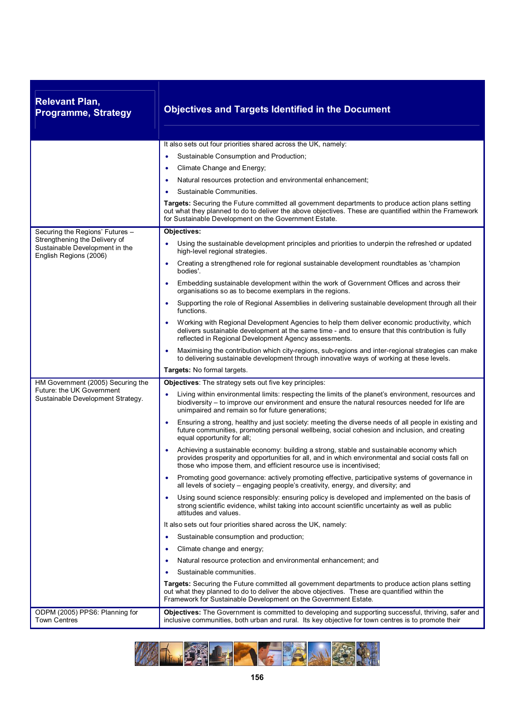| Relevant Plan, Programme, Strategy | Objectives and Targets Identified in the Document |
|---|---|
| | It also sets out four priorities shared across the UK, namely:<br>• Sustainable Consumption and Production;<br>• Climate Change and Energy;<br>• Natural resources protection and environmental enhancement;<br>• Sustainable Communities.<br>**Targets:** Securing the Future committed all government departments to produce action plans setting out what they planned to do to deliver the above objectives. These are quantified within the Framework for Sustainable Development on the Government Estate. |
| Securing the Regions' Futures – Strengthening the Delivery of Sustainable Development in the English Regions (2006) | **Objectives:**<br>• Using the sustainable development principles and priorities to underpin the refreshed or updated high-level regional strategies.<br>• Creating a strengthened role for regional sustainable development roundtables as 'champion bodies'.<br>• Embedding sustainable development within the work of Government Offices and across their organisations so as to become exemplars in the regions.<br>• Supporting the role of Regional Assemblies in delivering sustainable development through all their functions.<br>• Working with Regional Development Agencies to help them deliver economic productivity, which delivers sustainable development at the same time - and to ensure that this contribution is fully reflected in Regional Development Agency assessments.<br>• Maximising the contribution which city-regions, sub-regions and inter-regional strategies can make to delivering sustainable development through innovative ways of working at these levels.<br>**Targets:** No formal targets. |
| HM Government (2005) Securing the Future: the UK Government Sustainable Development Strategy. | **Objectives**: The strategy sets out five key principles:<br>• Living within environmental limits: respecting the limits of the planet's environment, resources and biodiversity – to improve our environment and ensure the natural resources needed for life are unimpaired and remain so for future generations;<br>• Ensuring a strong, healthy and just society: meeting the diverse needs of all people in existing and future communities, promoting personal wellbeing, social cohesion and inclusion, and creating equal opportunity for all;<br>• Achieving a sustainable economy: building a strong, stable and sustainable economy which provides prosperity and opportunities for all, and in which environmental and social costs fall on those who impose them, and efficient resource use is incentivised;<br>• Promoting good governance: actively promoting effective, participative systems of governance in all levels of society – engaging people's creativity, energy, and diversity; and<br>• Using sound science responsibly: ensuring policy is developed and implemented on the basis of strong scientific evidence, whilst taking into account scientific uncertainty as well as public attitudes and values.<br>It also sets out four priorities shared across the UK, namely:<br>• Sustainable consumption and production;<br>• Climate change and energy;<br>• Natural resource protection and environmental enhancement; and<br>• Sustainable communities.<br>**Targets:** Securing the Future committed all government departments to produce action plans setting out what they planned to do to deliver the above objectives. These are quantified within the Framework for Sustainable Development on the Government Estate. |
| ODPM (2005) PPS6: Planning for Town Centres | **Objectives:** The Government is committed to developing and supporting successful, thriving, safer and inclusive communities, both urban and rural. Its key objective for town centres is to promote their |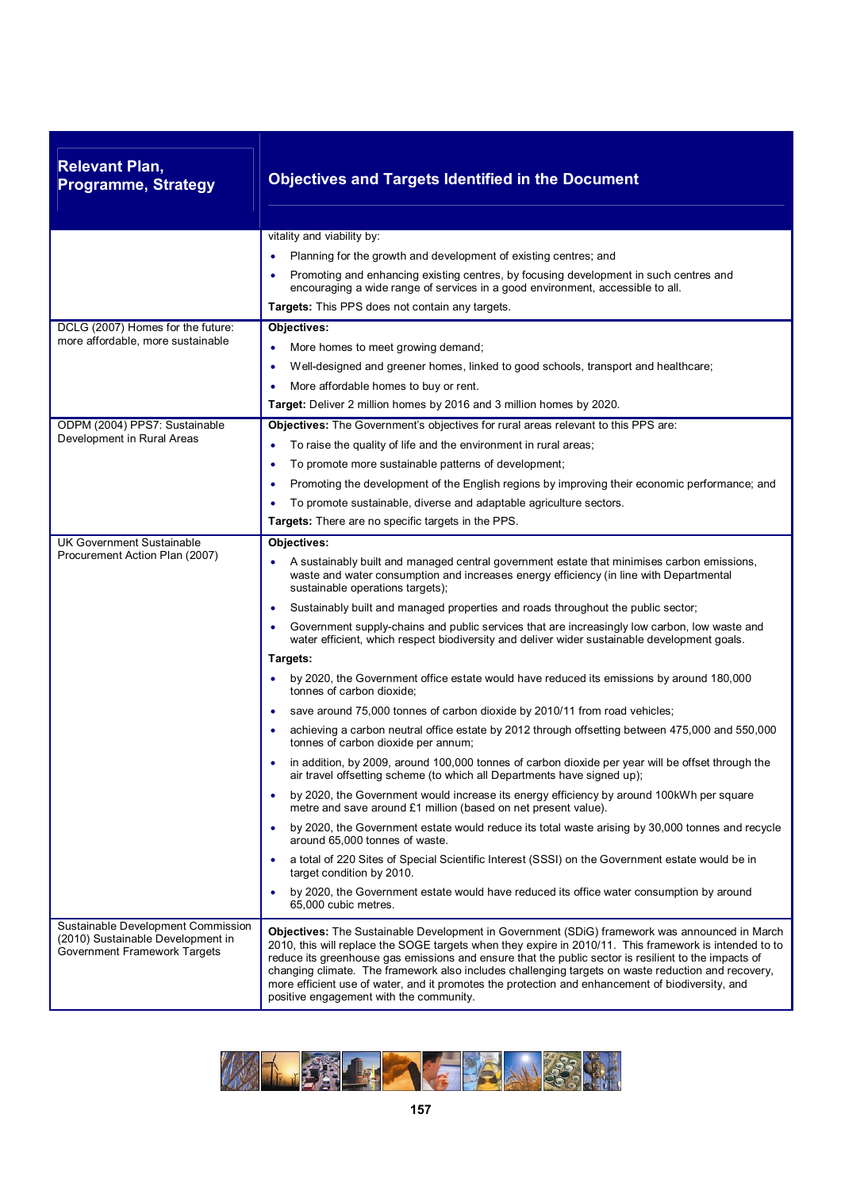| Relevant Plan, Programme, Strategy | Objectives and Targets Identified in the Document |
|---|---|
| | vitality and viability by:<br>• Planning for the growth and development of existing centres; and<br>• Promoting and enhancing existing centres, by focusing development in such centres and encouraging a wide range of services in a good environment, accessible to all.<br>**Targets:** This PPS does not contain any targets. |
| DCLG (2007) Homes for the future: more affordable, more sustainable | **Objectives:**<br>• More homes to meet growing demand;<br>• Well-designed and greener homes, linked to good schools, transport and healthcare;<br>• More affordable homes to buy or rent.<br>**Target:** Deliver 2 million homes by 2016 and 3 million homes by 2020. |
| ODPM (2004) PPS7: Sustainable Development in Rural Areas | **Objectives:** The Government's objectives for rural areas relevant to this PPS are:<br>• To raise the quality of life and the environment in rural areas;<br>• To promote more sustainable patterns of development;<br>• Promoting the development of the English regions by improving their economic performance; and<br>• To promote sustainable, diverse and adaptable agriculture sectors.<br>**Targets:** There are no specific targets in the PPS. |
| UK Government Sustainable Procurement Action Plan (2007) | **Objectives:**<br>• A sustainably built and managed central government estate that minimises carbon emissions, waste and water consumption and increases energy efficiency (in line with Departmental sustainable operations targets);<br>• Sustainably built and managed properties and roads throughout the public sector;<br>• Government supply-chains and public services that are increasingly low carbon, low waste and water efficient, which respect biodiversity and deliver wider sustainable development goals.<br>**Targets:**<br>• by 2020, the Government office estate would have reduced its emissions by around 180,000 tonnes of carbon dioxide;<br>• save around 75,000 tonnes of carbon dioxide by 2010/11 from road vehicles;<br>• achieving a carbon neutral office estate by 2012 through offsetting between 475,000 and 550,000 tonnes of carbon dioxide per annum;<br>• in addition, by 2009, around 100,000 tonnes of carbon dioxide per year will be offset through the air travel offsetting scheme (to which all Departments have signed up);<br>• by 2020, the Government would increase its energy efficiency by around 100kWh per square metre and save around £1 million (based on net present value).<br>• by 2020, the Government estate would reduce its total waste arising by 30,000 tonnes and recycle around 65,000 tonnes of waste.<br>• a total of 220 Sites of Special Scientific Interest (SSSI) on the Government estate would be in target condition by 2010.<br>• by 2020, the Government estate would have reduced its office water consumption by around 65,000 cubic metres. |
| Sustainable Development Commission (2010) Sustainable Development in Government Framework Targets | **Objectives:** The Sustainable Development in Government (SDiG) framework was announced in March 2010, this will replace the SOGE targets when they expire in 2010/11. This framework is intended to to reduce its greenhouse gas emissions and ensure that the public sector is resilient to the impacts of changing climate. The framework also includes challenging targets on waste reduction and recovery, more efficient use of water, and it promotes the protection and enhancement of biodiversity, and positive engagement with the community. |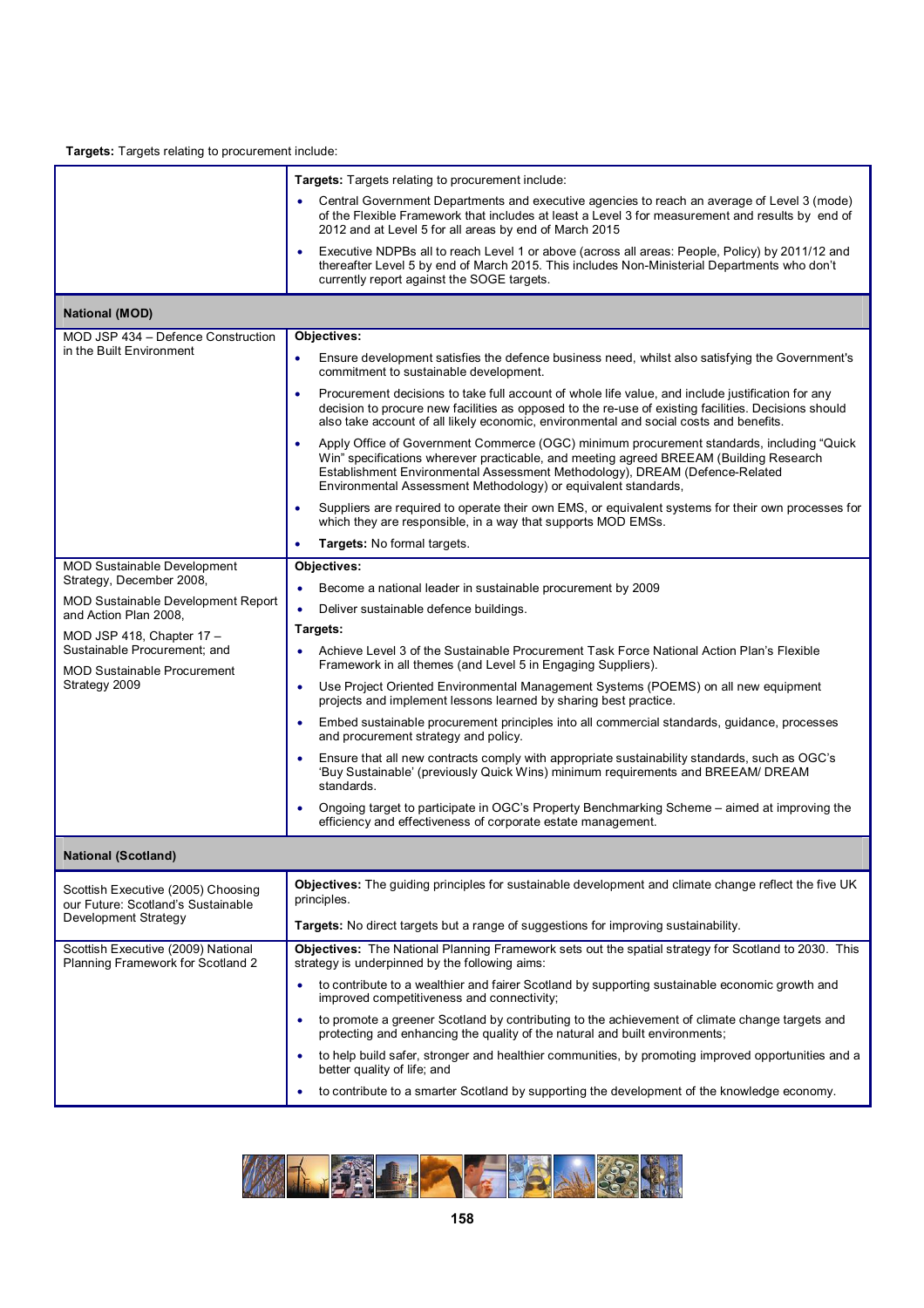**Targets:** Targets relating to procurement include:

| | |
|---|---|
| | **Targets:** Targets relating to procurement include:<br>• Central Government Departments and executive agencies to reach an average of Level 3 (mode) of the Flexible Framework that includes at least a Level 3 for measurement and results by end of 2012 and at Level 5 for all areas by end of March 2015<br>• Executive NDPBs all to reach Level 1 or above (across all areas: People, Policy) by 2011/12 and thereafter Level 5 by end of March 2015. This includes Non-Ministerial Departments who don't currently report against the SOGE targets. |
| **National (MOD)** | |
| MOD JSP 434 – Defence Construction in the Built Environment | **Objectives:**<br>• Ensure development satisfies the defence business need, whilst also satisfying the Government's commitment to sustainable development.<br>• Procurement decisions to take full account of whole life value, and include justification for any decision to procure new facilities as opposed to the re-use of existing facilities. Decisions should also take account of all likely economic, environmental and social costs and benefits.<br>• Apply Office of Government Commerce (OGC) minimum procurement standards, including "Quick Win" specifications wherever practicable, and meeting agreed BREEAM (Building Research Establishment Environmental Assessment Methodology), DREAM (Defence-Related Environmental Assessment Methodology) or equivalent standards,<br>• Suppliers are required to operate their own EMS, or equivalent systems for their own processes for which they are responsible, in a way that supports MOD EMSs.<br>• **Targets:** No formal targets. |
| MOD Sustainable Development Strategy, December 2008,<br>MOD Sustainable Development Report and Action Plan 2008,<br>MOD JSP 418, Chapter 17 – Sustainable Procurement; and<br>MOD Sustainable Procurement Strategy 2009 | **Objectives:**<br>• Become a national leader in sustainable procurement by 2009<br>• Deliver sustainable defence buildings.<br>**Targets:**<br>• Achieve Level 3 of the Sustainable Procurement Task Force National Action Plan's Flexible Framework in all themes (and Level 5 in Engaging Suppliers).<br>• Use Project Oriented Environmental Management Systems (POEMS) on all new equipment projects and implement lessons learned by sharing best practice.<br>• Embed sustainable procurement principles into all commercial standards, guidance, processes and procurement strategy and policy.<br>• Ensure that all new contracts comply with appropriate sustainability standards, such as OGC's 'Buy Sustainable' (previously Quick Wins) minimum requirements and BREEAM/ DREAM standards.<br>• Ongoing target to participate in OGC's Property Benchmarking Scheme – aimed at improving the efficiency and effectiveness of corporate estate management. |
| **National (Scotland)** | |
| Scottish Executive (2005) Choosing our Future: Scotland's Sustainable Development Strategy | **Objectives:** The guiding principles for sustainable development and climate change reflect the five UK principles.<br>**Targets:** No direct targets but a range of suggestions for improving sustainability. |
| Scottish Executive (2009) National Planning Framework for Scotland 2 | **Objectives:** The National Planning Framework sets out the spatial strategy for Scotland to 2030. This strategy is underpinned by the following aims:<br>• to contribute to a wealthier and fairer Scotland by supporting sustainable economic growth and improved competitiveness and connectivity;<br>• to promote a greener Scotland by contributing to the achievement of climate change targets and protecting and enhancing the quality of the natural and built environments;<br>• to help build safer, stronger and healthier communities, by promoting improved opportunities and a better quality of life; and<br>• to contribute to a smarter Scotland by supporting the development of the knowledge economy. |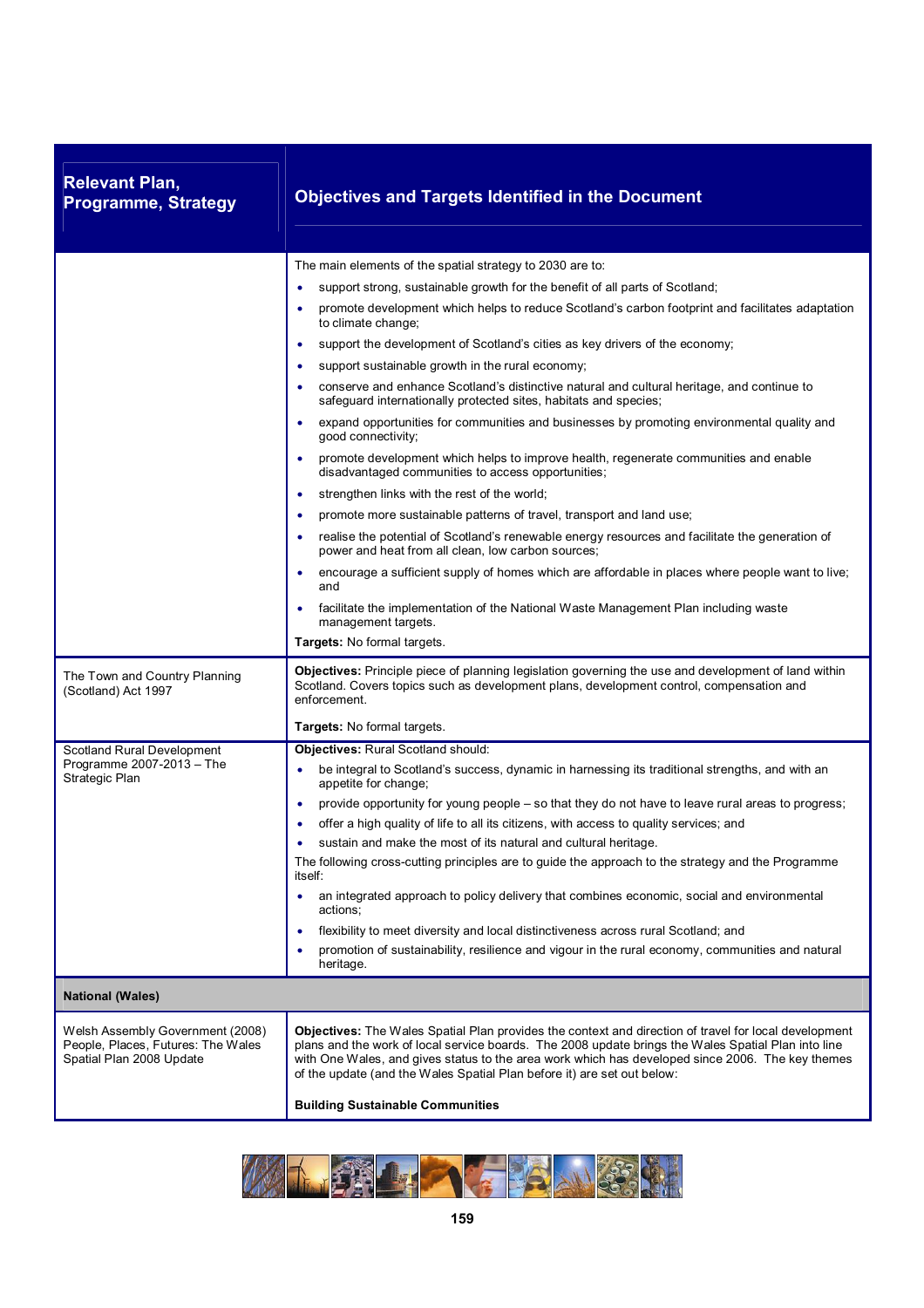| Relevant Plan, Programme, Strategy | Objectives and Targets Identified in the Document |
|---|---|
| | The main elements of the spatial strategy to 2030 are to:<br>• support strong, sustainable growth for the benefit of all parts of Scotland;<br>• promote development which helps to reduce Scotland's carbon footprint and facilitates adaptation to climate change;<br>• support the development of Scotland's cities as key drivers of the economy;<br>• support sustainable growth in the rural economy;<br>• conserve and enhance Scotland's distinctive natural and cultural heritage, and continue to safeguard internationally protected sites, habitats and species;<br>• expand opportunities for communities and businesses by promoting environmental quality and good connectivity;<br>• promote development which helps to improve health, regenerate communities and enable disadvantaged communities to access opportunities;<br>• strengthen links with the rest of the world;<br>• promote more sustainable patterns of travel, transport and land use;<br>• realise the potential of Scotland's renewable energy resources and facilitate the generation of power and heat from all clean, low carbon sources;<br>• encourage a sufficient supply of homes which are affordable in places where people want to live; and<br>• facilitate the implementation of the National Waste Management Plan including waste management targets.<br>**Targets:** No formal targets. |
| The Town and Country Planning (Scotland) Act 1997 | **Objectives:** Principle piece of planning legislation governing the use and development of land within Scotland. Covers topics such as development plans, development control, compensation and enforcement.<br><br>**Targets:** No formal targets. |
| Scotland Rural Development Programme 2007-2013 – The Strategic Plan | **Objectives:** Rural Scotland should:<br>• be integral to Scotland's success, dynamic in harnessing its traditional strengths, and with an appetite for change;<br>• provide opportunity for young people – so that they do not have to leave rural areas to progress;<br>• offer a high quality of life to all its citizens, with access to quality services; and<br>• sustain and make the most of its natural and cultural heritage.<br>The following cross-cutting principles are to guide the approach to the strategy and the Programme itself:<br>• an integrated approach to policy delivery that combines economic, social and environmental actions;<br>• flexibility to meet diversity and local distinctiveness across rural Scotland; and<br>• promotion of sustainability, resilience and vigour in the rural economy, communities and natural heritage. |
| **National (Wales)** | |
| Welsh Assembly Government (2008) People, Places, Futures: The Wales Spatial Plan 2008 Update | **Objectives:** The Wales Spatial Plan provides the context and direction of travel for local development plans and the work of local service boards. The 2008 update brings the Wales Spatial Plan into line with One Wales, and gives status to the area work which has developed since 2006. The key themes of the update (and the Wales Spatial Plan before it) are set out below:<br><br>**Building Sustainable Communities** |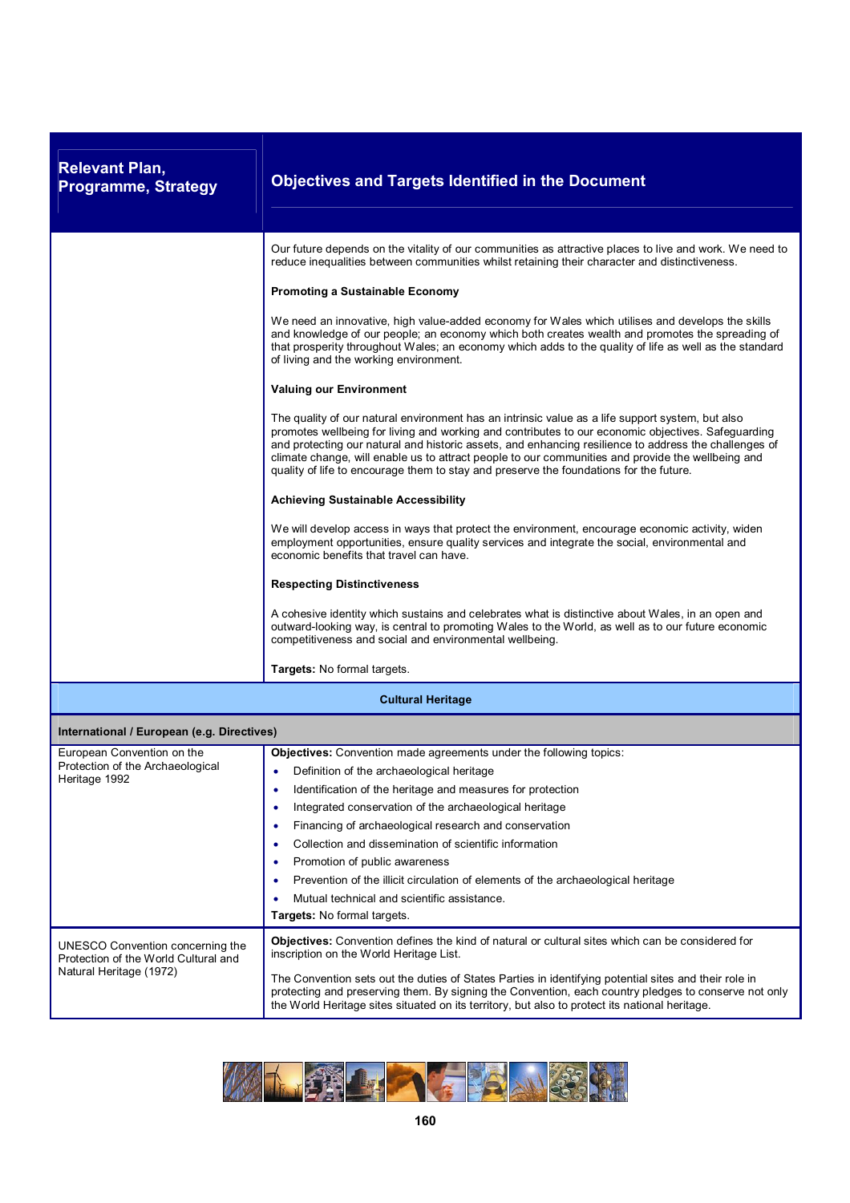| Relevant Plan, Programme, Strategy | Objectives and Targets Identified in the Document |
|---|---|
| | Our future depends on the vitality of our communities as attractive places to live and work. We need to reduce inequalities between communities whilst retaining their character and distinctiveness.<br><br>**Promoting a Sustainable Economy**<br><br>We need an innovative, high value-added economy for Wales which utilises and develops the skills and knowledge of our people; an economy which both creates wealth and promotes the spreading of that prosperity throughout Wales; an economy which adds to the quality of life as well as the standard of living and the working environment.<br><br>**Valuing our Environment**<br><br>The quality of our natural environment has an intrinsic value as a life support system, but also promotes wellbeing for living and working and contributes to our economic objectives. Safeguarding and protecting our natural and historic assets, and enhancing resilience to address the challenges of climate change, will enable us to attract people to our communities and provide the wellbeing and quality of life to encourage them to stay and preserve the foundations for the future.<br><br>**Achieving Sustainable Accessibility**<br><br>We will develop access in ways that protect the environment, encourage economic activity, widen employment opportunities, ensure quality services and integrate the social, environmental and economic benefits that travel can have.<br><br>**Respecting Distinctiveness**<br><br>A cohesive identity which sustains and celebrates what is distinctive about Wales, in an open and outward-looking way, is central to promoting Wales to the World, as well as to our future economic competitiveness and social and environmental wellbeing.<br><br>**Targets:** No formal targets. |
| **Cultural Heritage** | |
| **International / European (e.g. Directives)** | |
| European Convention on the Protection of the Archaeological Heritage 1992 | **Objectives:** Convention made agreements under the following topics:<br>• Definition of the archaeological heritage<br>• Identification of the heritage and measures for protection<br>• Integrated conservation of the archaeological heritage<br>• Financing of archaeological research and conservation<br>• Collection and dissemination of scientific information<br>• Promotion of public awareness<br>• Prevention of the illicit circulation of elements of the archaeological heritage<br>• Mutual technical and scientific assistance.<br>**Targets:** No formal targets. |
| UNESCO Convention concerning the Protection of the World Cultural and Natural Heritage (1972) | **Objectives:** Convention defines the kind of natural or cultural sites which can be considered for inscription on the World Heritage List.<br><br>The Convention sets out the duties of States Parties in identifying potential sites and their role in protecting and preserving them. By signing the Convention, each country pledges to conserve not only the World Heritage sites situated on its territory, but also to protect its national heritage. |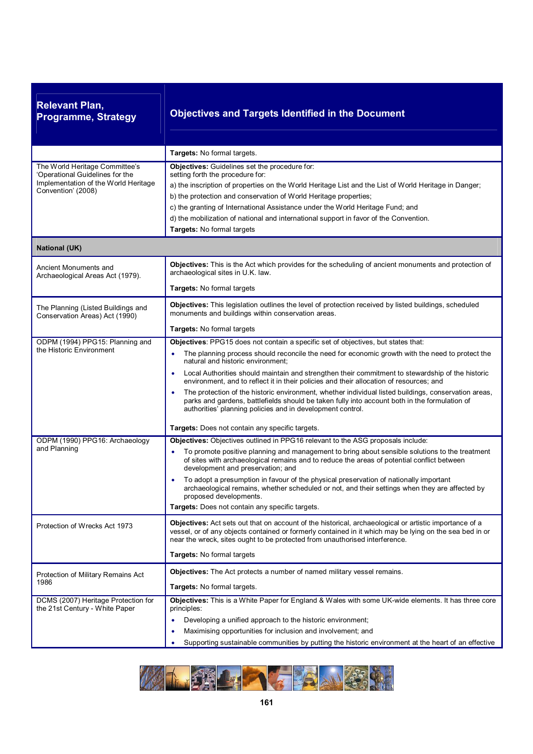| Relevant Plan, Programme, Strategy | Objectives and Targets Identified in the Document |
|---|---|
| | **Targets:** No formal targets. |
| The World Heritage Committee's 'Operational Guidelines for the Implementation of the World Heritage Convention' (2008) | **Objectives:** Guidelines set the procedure for:<br>setting forth the procedure for:<br>a) the inscription of properties on the World Heritage List and the List of World Heritage in Danger;<br>b) the protection and conservation of World Heritage properties;<br>c) the granting of International Assistance under the World Heritage Fund; and<br>d) the mobilization of national and international support in favor of the Convention.<br>**Targets:** No formal targets |
| **National (UK)** | |
| Ancient Monuments and Archaeological Areas Act (1979). | **Objectives:** This is the Act which provides for the scheduling of ancient monuments and protection of archaeological sites in U.K. law.<br><br>**Targets:** No formal targets |
| The Planning (Listed Buildings and Conservation Areas) Act (1990) | **Objectives:** This legislation outlines the level of protection received by listed buildings, scheduled monuments and buildings within conservation areas.<br><br>**Targets:** No formal targets |
| ODPM (1994) PPG15: Planning and the Historic Environment | **Objectives**: PPG15 does not contain a specific set of objectives, but states that:<br>• The planning process should reconcile the need for economic growth with the need to protect the natural and historic environment;<br>• Local Authorities should maintain and strengthen their commitment to stewardship of the historic environment, and to reflect it in their policies and their allocation of resources; and<br>• The protection of the historic environment, whether individual listed buildings, conservation areas, parks and gardens, battlefields should be taken fully into account both in the formulation of authorities' planning policies and in development control.<br><br>**Targets:** Does not contain any specific targets. |
| ODPM (1990) PPG16: Archaeology and Planning | **Objectives:** Objectives outlined in PPG16 relevant to the ASG proposals include:<br>• To promote positive planning and management to bring about sensible solutions to the treatment of sites with archaeological remains and to reduce the areas of potential conflict between development and preservation; and<br>• To adopt a presumption in favour of the physical preservation of nationally important archaeological remains, whether scheduled or not, and their settings when they are affected by proposed developments.<br>**Targets:** Does not contain any specific targets. |
| Protection of Wrecks Act 1973 | **Objectives:** Act sets out that on account of the historical, archaeological or artistic importance of a vessel, or of any objects contained or formerly contained in it which may be lying on the sea bed in or near the wreck, sites ought to be protected from unauthorised interference.<br><br>**Targets:** No formal targets |
| Protection of Military Remains Act 1986 | **Objectives:** The Act protects a number of named military vessel remains.<br><br>**Targets:** No formal targets. |
| DCMS (2007) Heritage Protection for the 21st Century - White Paper | **Objectives:** This is a White Paper for England & Wales with some UK-wide elements. It has three core principles:<br>• Developing a unified approach to the historic environment;<br>• Maximising opportunities for inclusion and involvement; and<br>• Supporting sustainable communities by putting the historic environment at the heart of an effective |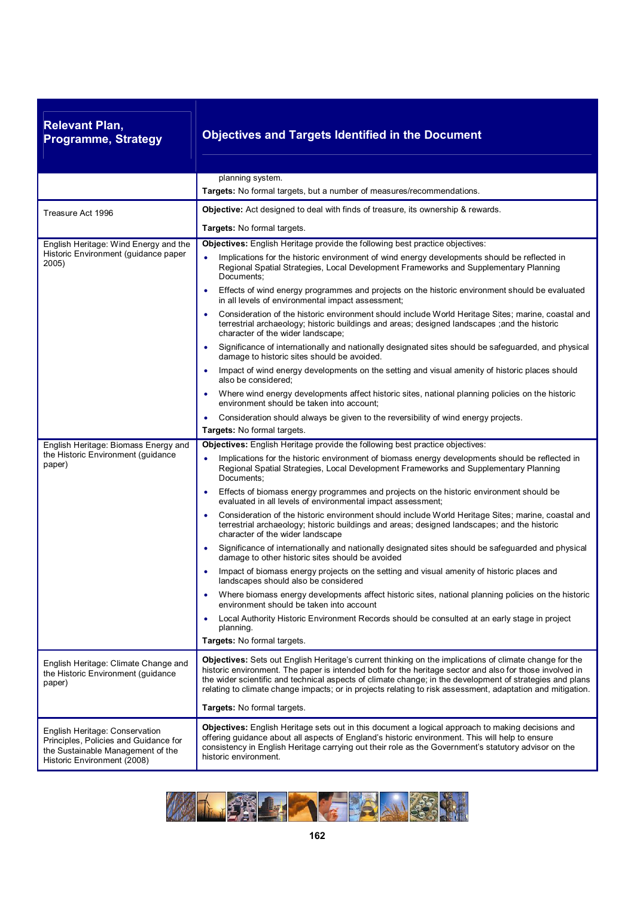| Relevant Plan, Programme, Strategy | Objectives and Targets Identified in the Document |
|---|---|
| | planning system.<br>**Targets:** No formal targets, but a number of measures/recommendations. |
| Treasure Act 1996 | **Objective:** Act designed to deal with finds of treasure, its ownership & rewards.<br><br>**Targets:** No formal targets. |
| English Heritage: Wind Energy and the Historic Environment (guidance paper 2005) | **Objectives:** English Heritage provide the following best practice objectives:<br>• Implications for the historic environment of wind energy developments should be reflected in Regional Spatial Strategies, Local Development Frameworks and Supplementary Planning Documents;<br>• Effects of wind energy programmes and projects on the historic environment should be evaluated in all levels of environmental impact assessment;<br>• Consideration of the historic environment should include World Heritage Sites; marine, coastal and terrestrial archaeology; historic buildings and areas; designed landscapes ;and the historic character of the wider landscape;<br>• Significance of internationally and nationally designated sites should be safeguarded, and physical damage to historic sites should be avoided.<br>• Impact of wind energy developments on the setting and visual amenity of historic places should also be considered;<br>• Where wind energy developments affect historic sites, national planning policies on the historic environment should be taken into account;<br>• Consideration should always be given to the reversibility of wind energy projects.<br>**Targets:** No formal targets. |
| English Heritage: Biomass Energy and the Historic Environment (guidance paper) | **Objectives:** English Heritage provide the following best practice objectives:<br>• Implications for the historic environment of biomass energy developments should be reflected in Regional Spatial Strategies, Local Development Frameworks and Supplementary Planning Documents;<br>• Effects of biomass energy programmes and projects on the historic environment should be evaluated in all levels of environmental impact assessment;<br>• Consideration of the historic environment should include World Heritage Sites; marine, coastal and terrestrial archaeology; historic buildings and areas; designed landscapes; and the historic character of the wider landscape<br>• Significance of internationally and nationally designated sites should be safeguarded and physical damage to other historic sites should be avoided<br>• Impact of biomass energy projects on the setting and visual amenity of historic places and landscapes should also be considered<br>• Where biomass energy developments affect historic sites, national planning policies on the historic environment should be taken into account<br>• Local Authority Historic Environment Records should be consulted at an early stage in project planning.<br>**Targets:** No formal targets. |
| English Heritage: Climate Change and the Historic Environment (guidance paper) | **Objectives:** Sets out English Heritage's current thinking on the implications of climate change for the historic environment. The paper is intended both for the heritage sector and also for those involved in the wider scientific and technical aspects of climate change; in the development of strategies and plans relating to climate change impacts; or in projects relating to risk assessment, adaptation and mitigation.<br><br>**Targets:** No formal targets. |
| English Heritage: Conservation Principles, Policies and Guidance for the Sustainable Management of the Historic Environment (2008) | **Objectives:** English Heritage sets out in this document a logical approach to making decisions and offering guidance about all aspects of England's historic environment. This will help to ensure consistency in English Heritage carrying out their role as the Government's statutory advisor on the historic environment. |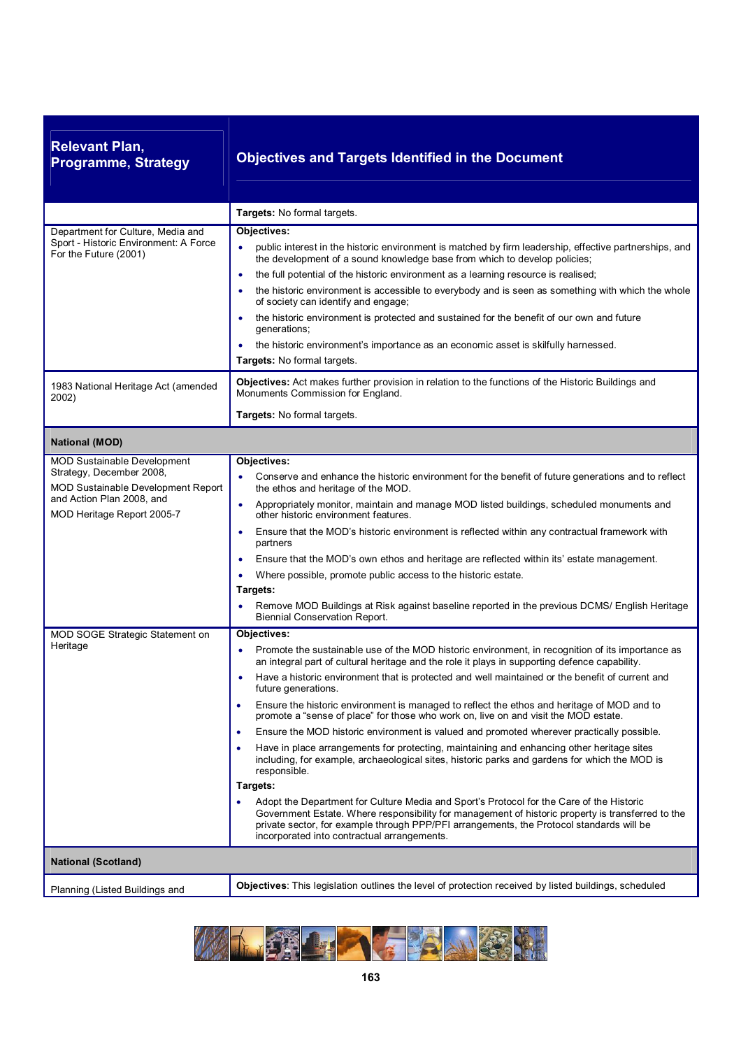| Relevant Plan, Programme, Strategy | Objectives and Targets Identified in the Document |
|---|---|
| | **Targets:** No formal targets. |
| Department for Culture, Media and Sport - Historic Environment: A Force For the Future (2001) | **Objectives:**<br>• public interest in the historic environment is matched by firm leadership, effective partnerships, and the development of a sound knowledge base from which to develop policies;<br>• the full potential of the historic environment as a learning resource is realised;<br>• the historic environment is accessible to everybody and is seen as something with which the whole of society can identify and engage;<br>• the historic environment is protected and sustained for the benefit of our own and future generations;<br>• the historic environment's importance as an economic asset is skilfully harnessed.<br>**Targets:** No formal targets. |
| 1983 National Heritage Act (amended 2002) | **Objectives:** Act makes further provision in relation to the functions of the Historic Buildings and Monuments Commission for England.<br>**Targets:** No formal targets. |
| **National (MOD)** | |
| MOD Sustainable Development Strategy, December 2008,<br>MOD Sustainable Development Report and Action Plan 2008, and<br>MOD Heritage Report 2005-7 | **Objectives:**<br>• Conserve and enhance the historic environment for the benefit of future generations and to reflect the ethos and heritage of the MOD.<br>• Appropriately monitor, maintain and manage MOD listed buildings, scheduled monuments and other historic environment features.<br>• Ensure that the MOD's historic environment is reflected within any contractual framework with partners<br>• Ensure that the MOD's own ethos and heritage are reflected within its' estate management.<br>• Where possible, promote public access to the historic estate.<br>**Targets:**<br>• Remove MOD Buildings at Risk against baseline reported in the previous DCMS/ English Heritage Biennial Conservation Report. |
| MOD SOGE Strategic Statement on Heritage | **Objectives:**<br>• Promote the sustainable use of the MOD historic environment, in recognition of its importance as an integral part of cultural heritage and the role it plays in supporting defence capability.<br>• Have a historic environment that is protected and well maintained or the benefit of current and future generations.<br>• Ensure the historic environment is managed to reflect the ethos and heritage of MOD and to promote a "sense of place" for those who work on, live on and visit the MOD estate.<br>• Ensure the MOD historic environment is valued and promoted wherever practically possible.<br>• Have in place arrangements for protecting, maintaining and enhancing other heritage sites including, for example, archaeological sites, historic parks and gardens for which the MOD is responsible.<br>**Targets:**<br>• Adopt the Department for Culture Media and Sport's Protocol for the Care of the Historic Government Estate. Where responsibility for management of historic property is transferred to the private sector, for example through PPP/PFI arrangements, the Protocol standards will be incorporated into contractual arrangements. |
| **National (Scotland)** | |
| Planning (Listed Buildings and | **Objectives**: This legislation outlines the level of protection received by listed buildings, scheduled |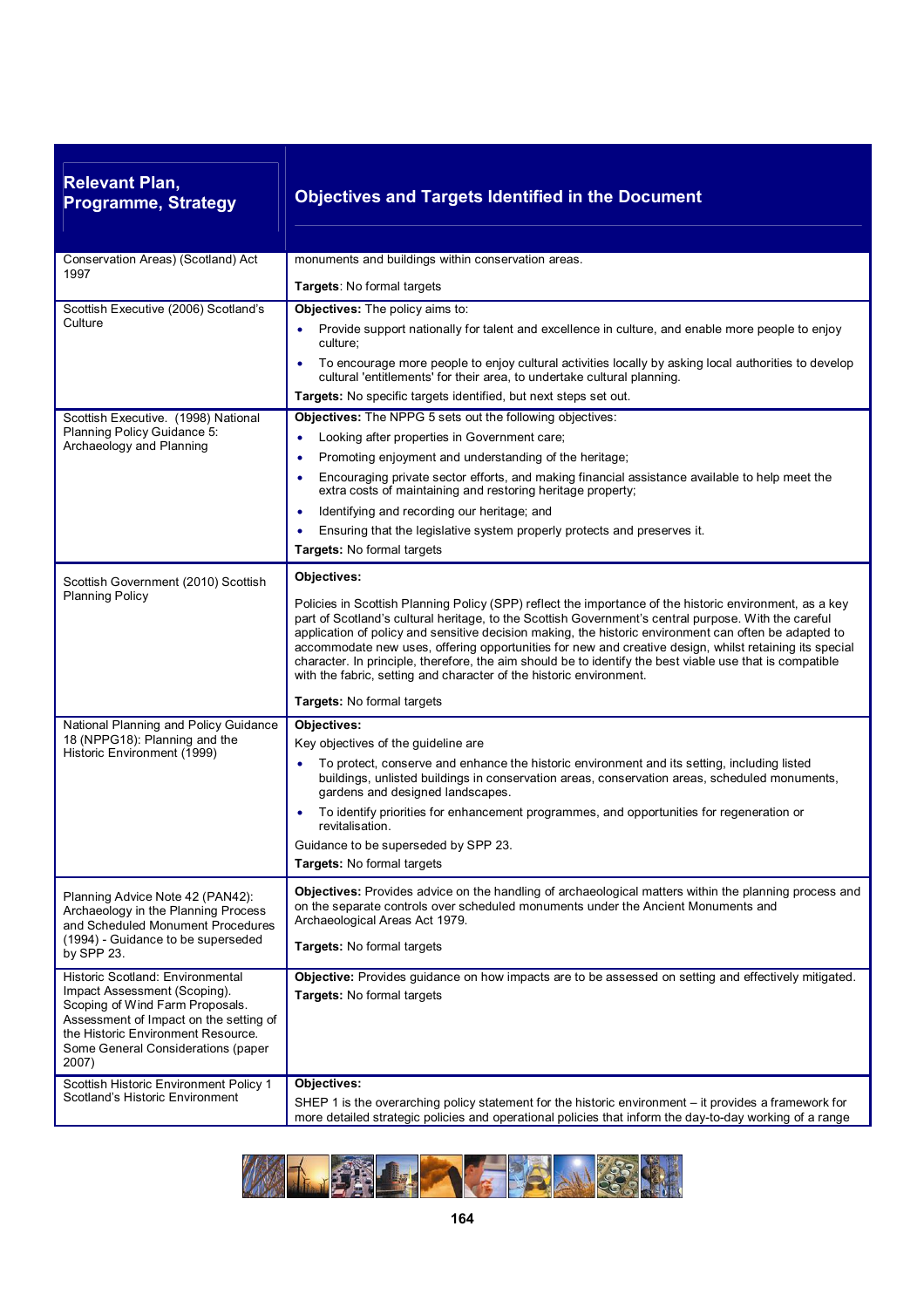| Relevant Plan, Programme, Strategy | Objectives and Targets Identified in the Document |
|---|---|
| Conservation Areas) (Scotland) Act 1997 | monuments and buildings within conservation areas.<br><br>**Targets**: No formal targets |
| Scottish Executive (2006) Scotland's Culture | **Objectives:** The policy aims to:<br>• Provide support nationally for talent and excellence in culture, and enable more people to enjoy culture;<br>• To encourage more people to enjoy cultural activities locally by asking local authorities to develop cultural 'entitlements' for their area, to undertake cultural planning.<br><br>**Targets:** No specific targets identified, but next steps set out. |
| Scottish Executive. (1998) National Planning Policy Guidance 5: Archaeology and Planning | **Objectives:** The NPPG 5 sets out the following objectives:<br>• Looking after properties in Government care;<br>• Promoting enjoyment and understanding of the heritage;<br>• Encouraging private sector efforts, and making financial assistance available to help meet the extra costs of maintaining and restoring heritage property;<br>• Identifying and recording our heritage; and<br>• Ensuring that the legislative system properly protects and preserves it.<br><br>**Targets:** No formal targets |
| Scottish Government (2010) Scottish Planning Policy | **Objectives:**<br><br>Policies in Scottish Planning Policy (SPP) reflect the importance of the historic environment, as a key part of Scotland's cultural heritage, to the Scottish Government's central purpose. With the careful application of policy and sensitive decision making, the historic environment can often be adapted to accommodate new uses, offering opportunities for new and creative design, whilst retaining its special character. In principle, therefore, the aim should be to identify the best viable use that is compatible with the fabric, setting and character of the historic environment.<br><br>**Targets:** No formal targets |
| National Planning and Policy Guidance 18 (NPPG18): Planning and the Historic Environment (1999) | **Objectives:**<br>Key objectives of the guideline are<br>• To protect, conserve and enhance the historic environment and its setting, including listed buildings, unlisted buildings in conservation areas, conservation areas, scheduled monuments, gardens and designed landscapes.<br>• To identify priorities for enhancement programmes, and opportunities for regeneration or revitalisation.<br><br>Guidance to be superseded by SPP 23.<br><br>**Targets:** No formal targets |
| Planning Advice Note 42 (PAN42): Archaeology in the Planning Process and Scheduled Monument Procedures (1994) - Guidance to be superseded by SPP 23. | **Objectives:** Provides advice on the handling of archaeological matters within the planning process and on the separate controls over scheduled monuments under the Ancient Monuments and Archaeological Areas Act 1979.<br><br>**Targets:** No formal targets |
| Historic Scotland: Environmental Impact Assessment (Scoping). Scoping of Wind Farm Proposals. Assessment of Impact on the setting of the Historic Environment Resource. Some General Considerations (paper 2007) | **Objective:** Provides guidance on how impacts are to be assessed on setting and effectively mitigated.<br><br>**Targets:** No formal targets |
| Scottish Historic Environment Policy 1 Scotland's Historic Environment | **Objectives:**<br>SHEP 1 is the overarching policy statement for the historic environment – it provides a framework for more detailed strategic policies and operational policies that inform the day-to-day working of a range |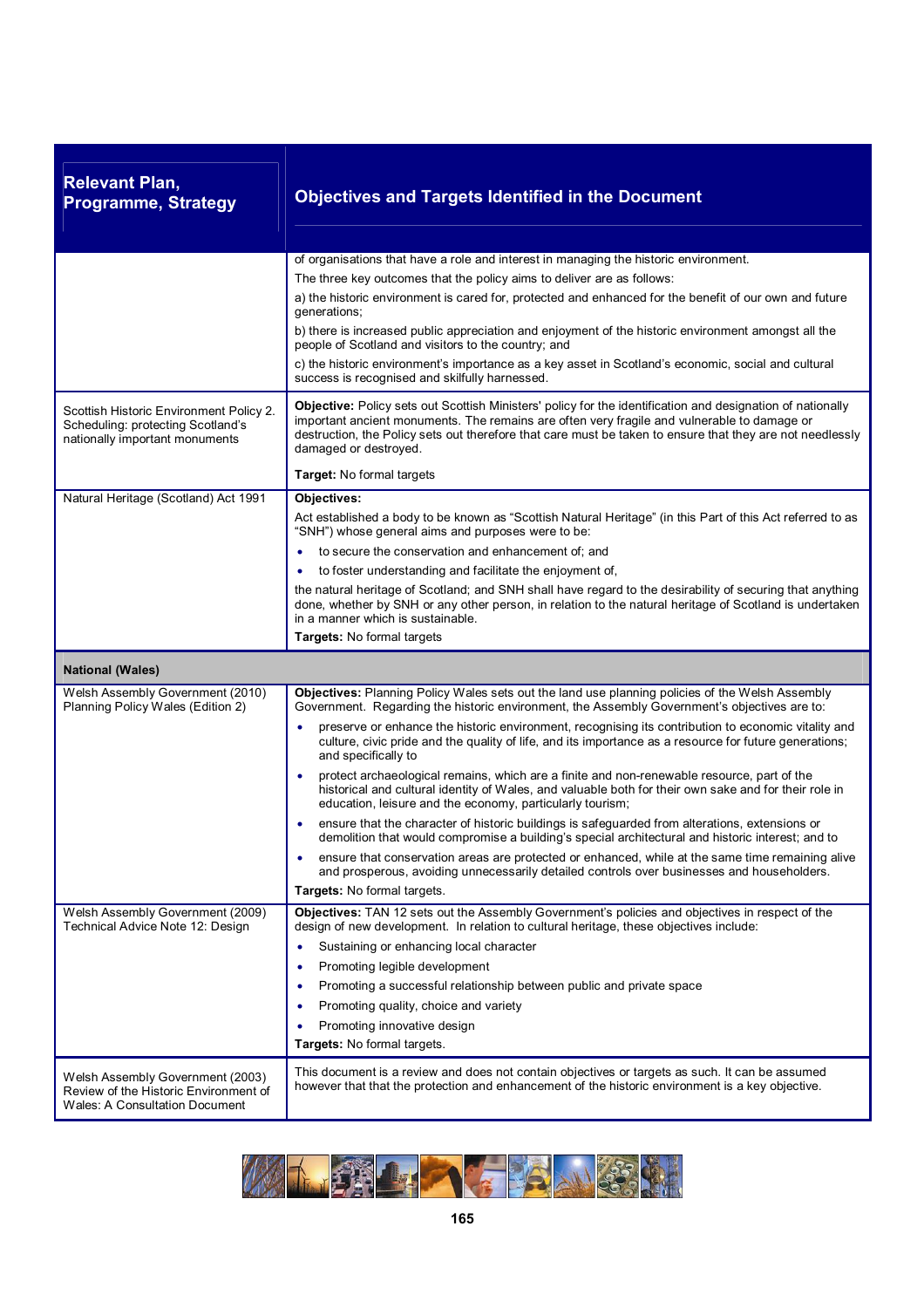| Relevant Plan, Programme, Strategy | Objectives and Targets Identified in the Document |
|---|---|
| | of organisations that have a role and interest in managing the historic environment.<br>The three key outcomes that the policy aims to deliver are as follows:<br>a) the historic environment is cared for, protected and enhanced for the benefit of our own and future generations;<br>b) there is increased public appreciation and enjoyment of the historic environment amongst all the people of Scotland and visitors to the country; and<br>c) the historic environment's importance as a key asset in Scotland's economic, social and cultural success is recognised and skilfully harnessed. |
| Scottish Historic Environment Policy 2. Scheduling: protecting Scotland's nationally important monuments | **Objective:** Policy sets out Scottish Ministers' policy for the identification and designation of nationally important ancient monuments. The remains are often very fragile and vulnerable to damage or destruction, the Policy sets out therefore that care must be taken to ensure that they are not needlessly damaged or destroyed.<br>**Target:** No formal targets |
| Natural Heritage (Scotland) Act 1991 | **Objectives:**<br>Act established a body to be known as "Scottish Natural Heritage" (in this Part of this Act referred to as "SNH") whose general aims and purposes were to be:<br>• to secure the conservation and enhancement of; and<br>• to foster understanding and facilitate the enjoyment of,<br>the natural heritage of Scotland; and SNH shall have regard to the desirability of securing that anything done, whether by SNH or any other person, in relation to the natural heritage of Scotland is undertaken in a manner which is sustainable.<br>**Targets:** No formal targets |
| **National (Wales)** | |
| Welsh Assembly Government (2010) Planning Policy Wales (Edition 2) | **Objectives:** Planning Policy Wales sets out the land use planning policies of the Welsh Assembly Government. Regarding the historic environment, the Assembly Government's objectives are to:<br>• preserve or enhance the historic environment, recognising its contribution to economic vitality and culture, civic pride and the quality of life, and its importance as a resource for future generations; and specifically to<br>• protect archaeological remains, which are a finite and non-renewable resource, part of the historical and cultural identity of Wales, and valuable both for their own sake and for their role in education, leisure and the economy, particularly tourism;<br>• ensure that the character of historic buildings is safeguarded from alterations, extensions or demolition that would compromise a building's special architectural and historic interest; and to<br>• ensure that conservation areas are protected or enhanced, while at the same time remaining alive and prosperous, avoiding unnecessarily detailed controls over businesses and householders.<br>**Targets:** No formal targets. |
| Welsh Assembly Government (2009) Technical Advice Note 12: Design | **Objectives:** TAN 12 sets out the Assembly Government's policies and objectives in respect of the design of new development. In relation to cultural heritage, these objectives include:<br>• Sustaining or enhancing local character<br>• Promoting legible development<br>• Promoting a successful relationship between public and private space<br>• Promoting quality, choice and variety<br>• Promoting innovative design<br>**Targets:** No formal targets. |
| Welsh Assembly Government (2003) Review of the Historic Environment of Wales: A Consultation Document | This document is a review and does not contain objectives or targets as such. It can be assumed however that that the protection and enhancement of the historic environment is a key objective. |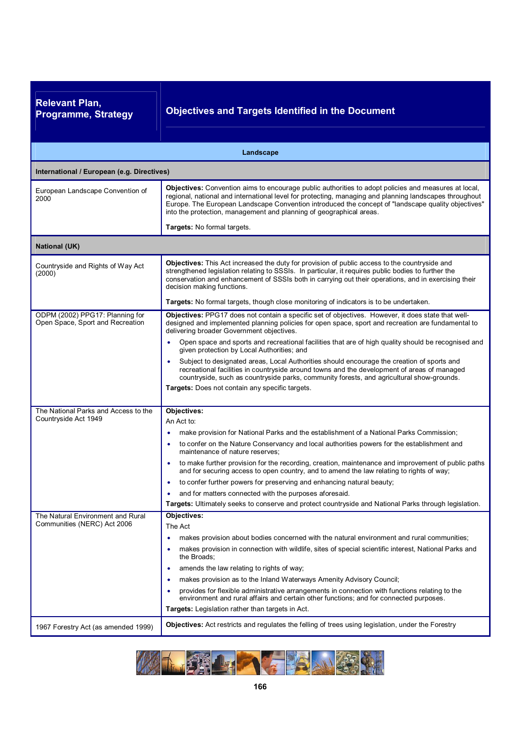| Relevant Plan, Programme, Strategy | Objectives and Targets Identified in the Document |
|---|---|
| **Landscape** | |
| **International / European (e.g. Directives)** | |
| European Landscape Convention of 2000 | **Objectives:** Convention aims to encourage public authorities to adopt policies and measures at local, regional, national and international level for protecting, managing and planning landscapes throughout Europe. The European Landscape Convention introduced the concept of "landscape quality objectives" into the protection, management and planning of geographical areas.<br><br>**Targets:** No formal targets. |
| **National (UK)** | |
| Countryside and Rights of Way Act (2000) | **Objectives:** This Act increased the duty for provision of public access to the countryside and strengthened legislation relating to SSSIs. In particular, it requires public bodies to further the conservation and enhancement of SSSIs both in carrying out their operations, and in exercising their decision making functions.<br><br>**Targets:** No formal targets, though close monitoring of indicators is to be undertaken. |
| ODPM (2002) PPG17: Planning for Open Space, Sport and Recreation | **Objectives:** PPG17 does not contain a specific set of objectives. However, it does state that well-designed and implemented planning policies for open space, sport and recreation are fundamental to delivering broader Government objectives.<br>• Open space and sports and recreational facilities that are of high quality should be recognised and given protection by Local Authorities; and<br>• Subject to designated areas, Local Authorities should encourage the creation of sports and recreational facilities in countryside around towns and the development of areas of managed countryside, such as countryside parks, community forests, and agricultural show-grounds.<br>**Targets:** Does not contain any specific targets. |
| The National Parks and Access to the Countryside Act 1949 | **Objectives:**<br>An Act to:<br>• make provision for National Parks and the establishment of a National Parks Commission;<br>• to confer on the Nature Conservancy and local authorities powers for the establishment and maintenance of nature reserves;<br>• to make further provision for the recording, creation, maintenance and improvement of public paths and for securing access to open country, and to amend the law relating to rights of way;<br>• to confer further powers for preserving and enhancing natural beauty;<br>• and for matters connected with the purposes aforesaid.<br>**Targets:** Ultimately seeks to conserve and protect countryside and National Parks through legislation. |
| The Natural Environment and Rural Communities (NERC) Act 2006 | **Objectives:**<br>The Act<br>• makes provision about bodies concerned with the natural environment and rural communities;<br>• makes provision in connection with wildlife, sites of special scientific interest, National Parks and the Broads;<br>• amends the law relating to rights of way;<br>• makes provision as to the Inland Waterways Amenity Advisory Council;<br>• provides for flexible administrative arrangements in connection with functions relating to the environment and rural affairs and certain other functions; and for connected purposes.<br>**Targets:** Legislation rather than targets in Act. |
| 1967 Forestry Act (as amended 1999) | **Objectives:** Act restricts and regulates the felling of trees using legislation, under the Forestry |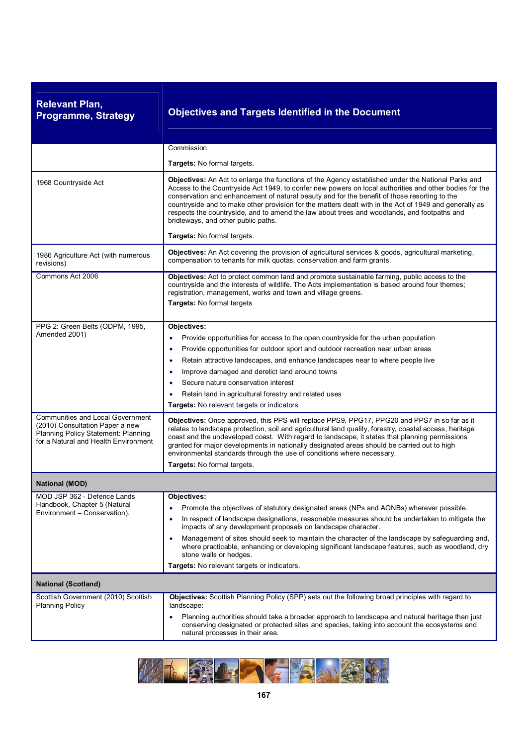| Relevant Plan, Programme, Strategy | Objectives and Targets Identified in the Document |
|---|---|
| | Commission.<br><br>**Targets:** No formal targets. |
| 1968 Countryside Act | **Objectives:** An Act to enlarge the functions of the Agency established under the National Parks and Access to the Countryside Act 1949, to confer new powers on local authorities and other bodies for the conservation and enhancement of natural beauty and for the benefit of those resorting to the countryside and to make other provision for the matters dealt with in the Act of 1949 and generally as respects the countryside, and to amend the law about trees and woodlands, and footpaths and bridleways, and other public paths.<br><br>**Targets:** No formal targets. |
| 1986 Agriculture Act (with numerous revisions) | **Objectives:** An Act covering the provision of agricultural services & goods, agricultural marketing, compensation to tenants for milk quotas, conservation and farm grants. |
| Commons Act 2006 | **Objectives:** Act to protect common land and promote sustainable farming, public access to the countryside and the interests of wildlife. The Acts implementation is based around four themes; registration, management, works and town and village greens.<br>**Targets:** No formal targets |
| PPG 2: Green Belts (ODPM, 1995, Amended 2001) | **Objectives:**<br>• Provide opportunities for access to the open countryside for the urban population<br>• Provide opportunities for outdoor sport and outdoor recreation near urban areas<br>• Retain attractive landscapes, and enhance landscapes near to where people live<br>• Improve damaged and derelict land around towns<br>• Secure nature conservation interest<br>• Retain land in agricultural forestry and related uses<br>**Targets:** No relevant targets or indicators |
| Communities and Local Government (2010) Consultation Paper a new Planning Policy Statement: Planning for a Natural and Health Environment | **Objectives:** Once approved, this PPS will replace PPS9, PPG17, PPG20 and PPS7 in so far as it relates to landscape protection, soil and agricultural land quality, forestry, coastal access, heritage coast and the undeveloped coast. With regard to landscape, it states that planning permissions granted for major developments in nationally designated areas should be carried out to high environmental standards through the use of conditions where necessary.<br>**Targets:** No formal targets. |
| **National (MOD)** | |
| MOD JSP 362 - Defence Lands Handbook, Chapter 5 (Natural Environment – Conservation). | **Objectives:**<br>• Promote the objectives of statutory designated areas (NPs and AONBs) wherever possible.<br>• In respect of landscape designations, reasonable measures should be undertaken to mitigate the impacts of any development proposals on landscape character.<br>• Management of sites should seek to maintain the character of the landscape by safeguarding and, where practicable, enhancing or developing significant landscape features, such as woodland, dry stone walls or hedges.<br>**Targets:** No relevant targets or indicators. |
| **National (Scotland)** | |
| Scottish Government (2010) Scottish Planning Policy | **Objectives:** Scottish Planning Policy (SPP) sets out the following broad principles with regard to landscape:<br>• Planning authorities should take a broader approach to landscape and natural heritage than just conserving designated or protected sites and species, taking into account the ecosystems and natural processes in their area. |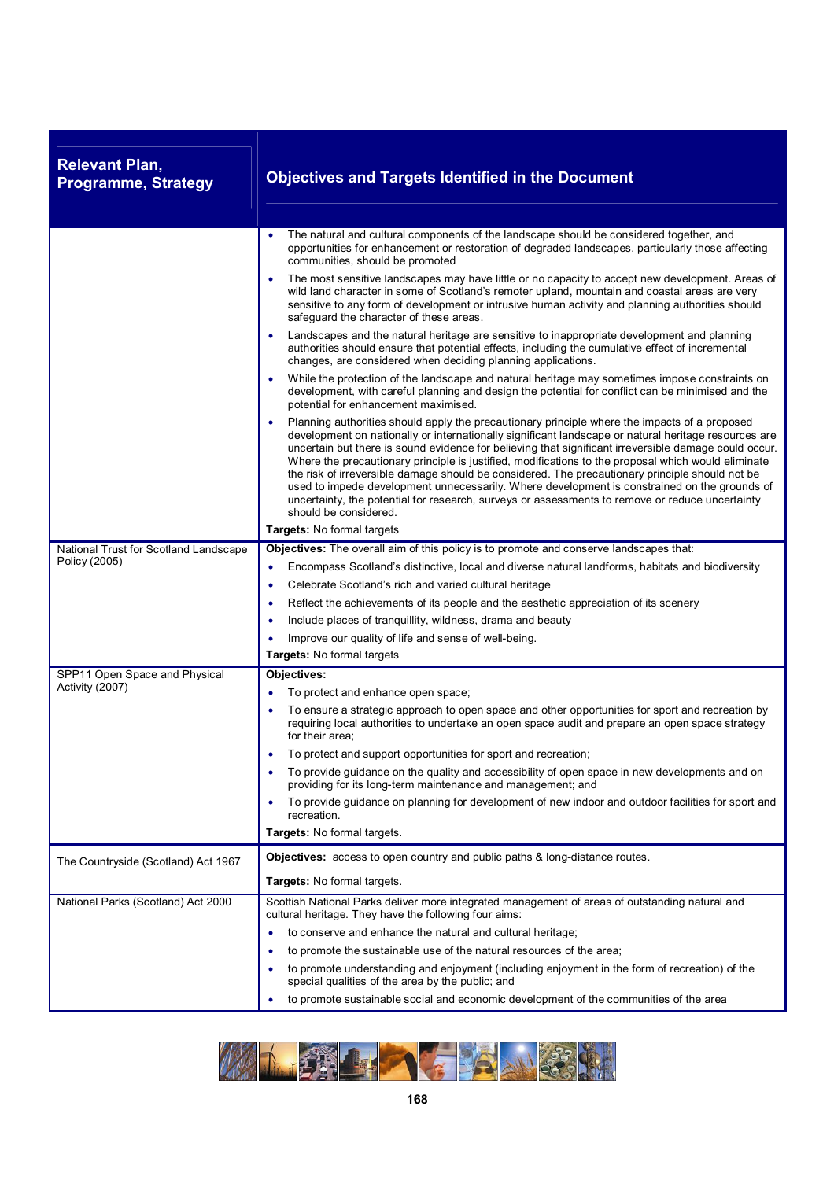| Relevant Plan, Programme, Strategy | Objectives and Targets Identified in the Document |
|---|---|
| | • The natural and cultural components of the landscape should be considered together, and opportunities for enhancement or restoration of degraded landscapes, particularly those affecting communities, should be promoted<br>• The most sensitive landscapes may have little or no capacity to accept new development. Areas of wild land character in some of Scotland's remoter upland, mountain and coastal areas are very sensitive to any form of development or intrusive human activity and planning authorities should safeguard the character of these areas.<br>• Landscapes and the natural heritage are sensitive to inappropriate development and planning authorities should ensure that potential effects, including the cumulative effect of incremental changes, are considered when deciding planning applications.<br>• While the protection of the landscape and natural heritage may sometimes impose constraints on development, with careful planning and design the potential for conflict can be minimised and the potential for enhancement maximised.<br>• Planning authorities should apply the precautionary principle where the impacts of a proposed development on nationally or internationally significant landscape or natural heritage resources are uncertain but there is sound evidence for believing that significant irreversible damage could occur. Where the precautionary principle is justified, modifications to the proposal which would eliminate the risk of irreversible damage should be considered. The precautionary principle should not be used to impede development unnecessarily. Where development is constrained on the grounds of uncertainty, the potential for research, surveys or assessments to remove or reduce uncertainty should be considered.<br>**Targets:** No formal targets |
| National Trust for Scotland Landscape Policy (2005) | **Objectives:** The overall aim of this policy is to promote and conserve landscapes that:<br>• Encompass Scotland's distinctive, local and diverse natural landforms, habitats and biodiversity<br>• Celebrate Scotland's rich and varied cultural heritage<br>• Reflect the achievements of its people and the aesthetic appreciation of its scenery<br>• Include places of tranquillity, wildness, drama and beauty<br>• Improve our quality of life and sense of well-being.<br>**Targets:** No formal targets |
| SPP11 Open Space and Physical Activity (2007) | **Objectives:**<br>• To protect and enhance open space;<br>• To ensure a strategic approach to open space and other opportunities for sport and recreation by requiring local authorities to undertake an open space audit and prepare an open space strategy for their area;<br>• To protect and support opportunities for sport and recreation;<br>• To provide guidance on the quality and accessibility of open space in new developments and on providing for its long-term maintenance and management; and<br>• To provide guidance on planning for development of new indoor and outdoor facilities for sport and recreation.<br>**Targets:** No formal targets. |
| The Countryside (Scotland) Act 1967 | **Objectives:** access to open country and public paths & long-distance routes.<br>**Targets:** No formal targets. |
| National Parks (Scotland) Act 2000 | Scottish National Parks deliver more integrated management of areas of outstanding natural and cultural heritage. They have the following four aims:<br>• to conserve and enhance the natural and cultural heritage;<br>• to promote the sustainable use of the natural resources of the area;<br>• to promote understanding and enjoyment (including enjoyment in the form of recreation) of the special qualities of the area by the public; and<br>• to promote sustainable social and economic development of the communities of the area |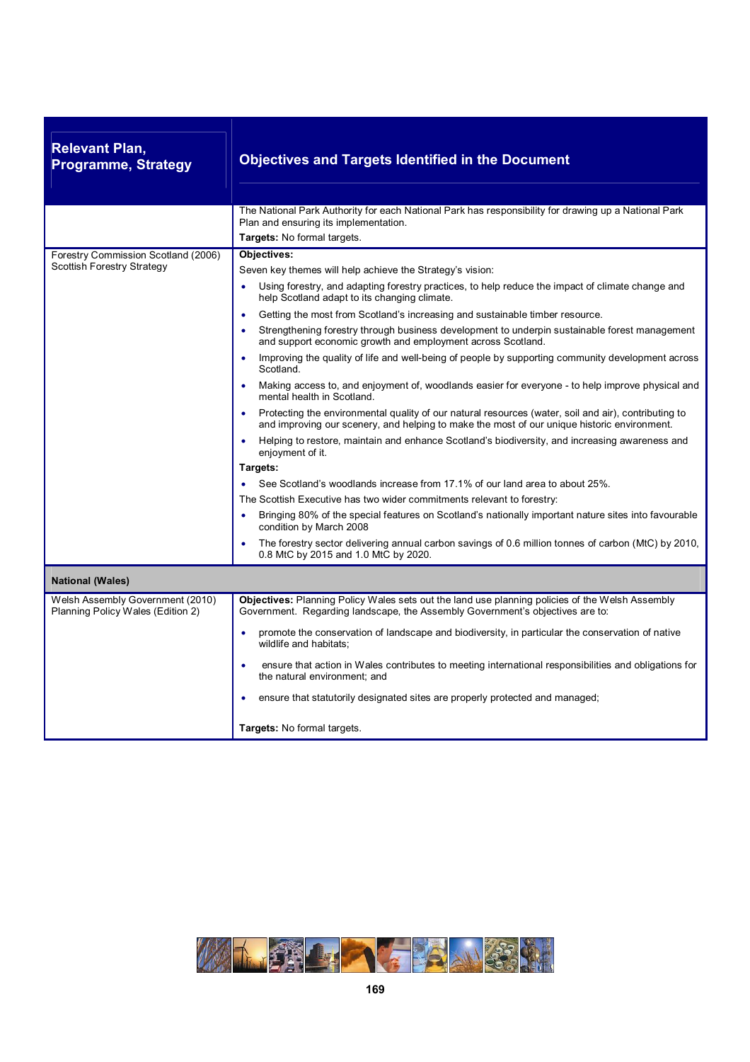| Relevant Plan, Programme, Strategy | Objectives and Targets Identified in the Document |
|---|---|
| | The National Park Authority for each National Park has responsibility for drawing up a National Park Plan and ensuring its implementation.<br>**Targets:** No formal targets. |
| Forestry Commission Scotland (2006) Scottish Forestry Strategy | **Objectives:**<br>Seven key themes will help achieve the Strategy's vision:<br>• Using forestry, and adapting forestry practices, to help reduce the impact of climate change and help Scotland adapt to its changing climate.<br>• Getting the most from Scotland's increasing and sustainable timber resource.<br>• Strengthening forestry through business development to underpin sustainable forest management and support economic growth and employment across Scotland.<br>• Improving the quality of life and well-being of people by supporting community development across Scotland.<br>• Making access to, and enjoyment of, woodlands easier for everyone - to help improve physical and mental health in Scotland.<br>• Protecting the environmental quality of our natural resources (water, soil and air), contributing to and improving our scenery, and helping to make the most of our unique historic environment.<br>• Helping to restore, maintain and enhance Scotland's biodiversity, and increasing awareness and enjoyment of it.<br>**Targets:**<br>• See Scotland's woodlands increase from 17.1% of our land area to about 25%.<br>The Scottish Executive has two wider commitments relevant to forestry:<br>• Bringing 80% of the special features on Scotland's nationally important nature sites into favourable condition by March 2008<br>• The forestry sector delivering annual carbon savings of 0.6 million tonnes of carbon (MtC) by 2010, 0.8 MtC by 2015 and 1.0 MtC by 2020. |
| **National (Wales)** | |
| Welsh Assembly Government (2010) Planning Policy Wales (Edition 2) | **Objectives:** Planning Policy Wales sets out the land use planning policies of the Welsh Assembly Government. Regarding landscape, the Assembly Government's objectives are to:<br>• promote the conservation of landscape and biodiversity, in particular the conservation of native wildlife and habitats;<br>• ensure that action in Wales contributes to meeting international responsibilities and obligations for the natural environment; and<br>• ensure that statutorily designated sites are properly protected and managed;<br>**Targets:** No formal targets. |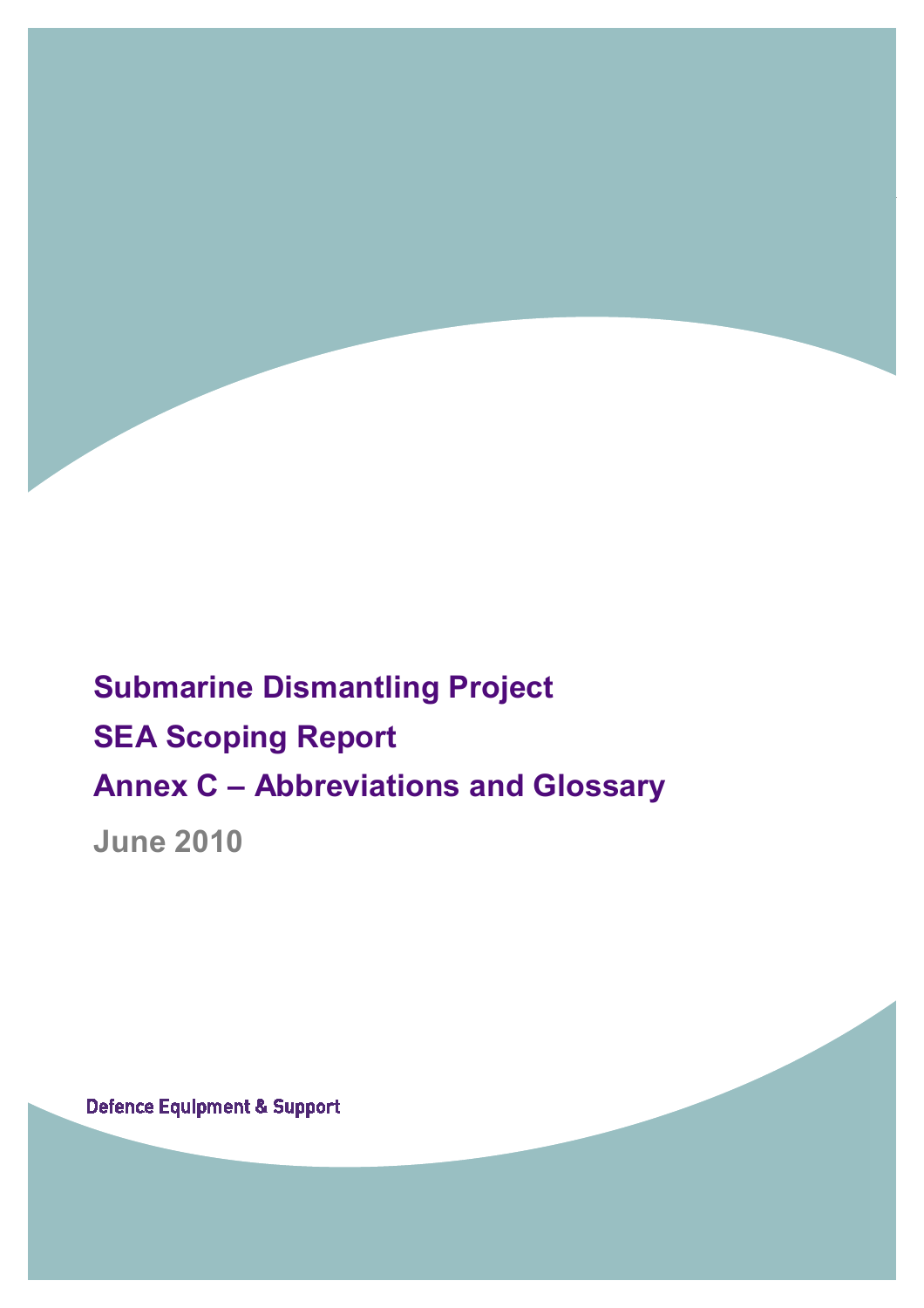# Submarine Dismantling Project

# SEA Scoping Report

# Annex C – Abbreviations and Glossary

**June 2010**

Defence Equipment & Support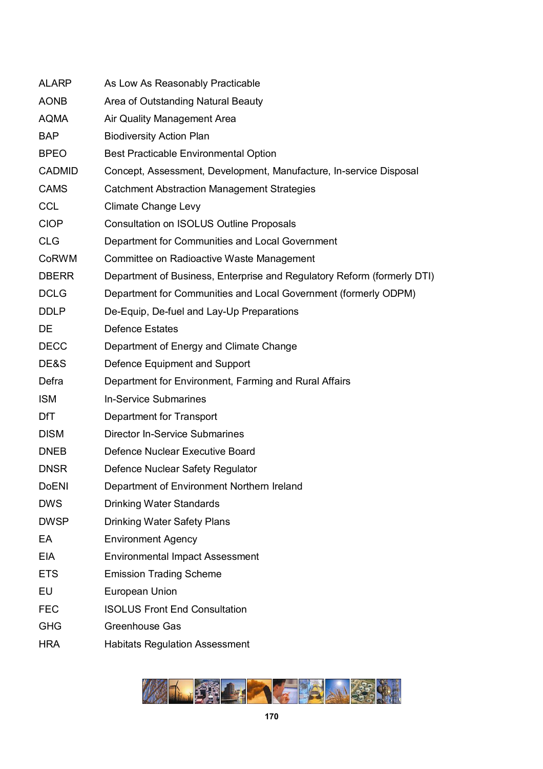| | |
|---|---|
| ALARP | As Low As Reasonably Practicable |
| AONB | Area of Outstanding Natural Beauty |
| AQMA | Air Quality Management Area |
| BAP | Biodiversity Action Plan |
| BPEO | Best Practicable Environmental Option |
| CADMID | Concept, Assessment, Development, Manufacture, In-service Disposal |
| CAMS | Catchment Abstraction Management Strategies |
| CCL | Climate Change Levy |
| CIOP | Consultation on ISOLUS Outline Proposals |
| CLG | Department for Communities and Local Government |
| CoRWM | Committee on Radioactive Waste Management |
| DBERR | Department of Business, Enterprise and Regulatory Reform (formerly DTI) |
| DCLG | Department for Communities and Local Government (formerly ODPM) |
| DDLP | De-Equip, De-fuel and Lay-Up Preparations |
| DE | Defence Estates |
| DECC | Department of Energy and Climate Change |
| DE&S | Defence Equipment and Support |
| Defra | Department for Environment, Farming and Rural Affairs |
| ISM | In-Service Submarines |
| DfT | Department for Transport |
| DISM | Director In-Service Submarines |
| DNEB | Defence Nuclear Executive Board |
| DNSR | Defence Nuclear Safety Regulator |
| DoENI | Department of Environment Northern Ireland |
| DWS | Drinking Water Standards |
| DWSP | Drinking Water Safety Plans |
| EA | Environment Agency |
| EIA | Environmental Impact Assessment |
| ETS | Emission Trading Scheme |
| EU | European Union |
| FEC | ISOLUS Front End Consultation |
| GHG | Greenhouse Gas |
| HRA | Habitats Regulation Assessment |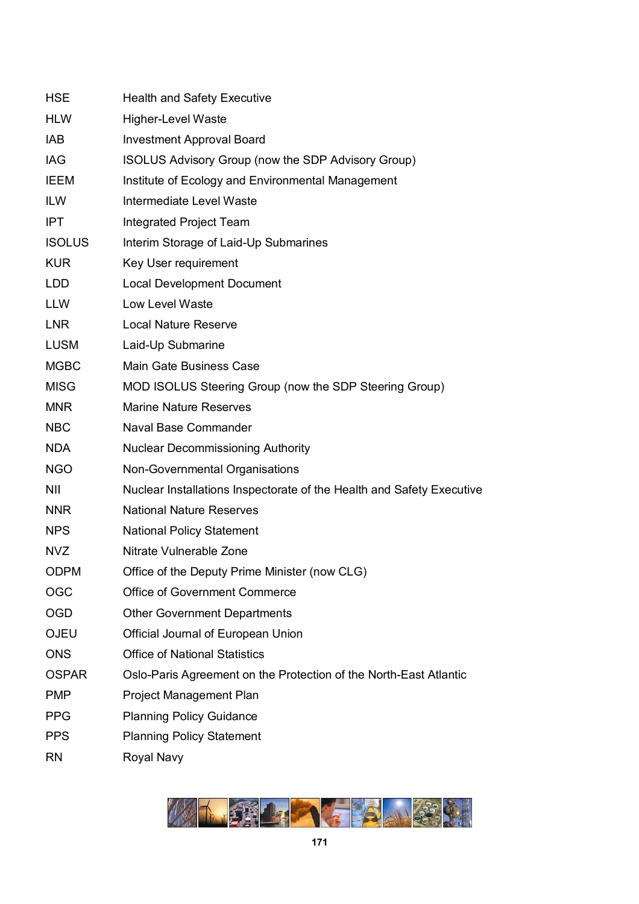| | |
|---|---|
| HSE | Health and Safety Executive |
| HLW | Higher-Level Waste |
| IAB | Investment Approval Board |
| IAG | ISOLUS Advisory Group (now the SDP Advisory Group) |
| IEEM | Institute of Ecology and Environmental Management |
| ILW | Intermediate Level Waste |
| IPT | Integrated Project Team |
| ISOLUS | Interim Storage of Laid-Up Submarines |
| KUR | Key User requirement |
| LDD | Local Development Document |
| LLW | Low Level Waste |
| LNR | Local Nature Reserve |
| LUSM | Laid-Up Submarine |
| MGBC | Main Gate Business Case |
| MISG | MOD ISOLUS Steering Group (now the SDP Steering Group) |
| MNR | Marine Nature Reserves |
| NBC | Naval Base Commander |
| NDA | Nuclear Decommissioning Authority |
| NGO | Non-Governmental Organisations |
| NII | Nuclear Installations Inspectorate of the Health and Safety Executive |
| NNR | National Nature Reserves |
| NPS | National Policy Statement |
| NVZ | Nitrate Vulnerable Zone |
| ODPM | Office of the Deputy Prime Minister (now CLG) |
| OGC | Office of Government Commerce |
| OGD | Other Government Departments |
| OJEU | Official Journal of European Union |
| ONS | Office of National Statistics |
| OSPAR | Oslo-Paris Agreement on the Protection of the North-East Atlantic |
| PMP | Project Management Plan |
| PPG | Planning Policy Guidance |
| PPS | Planning Policy Statement |
| RN | Royal Navy |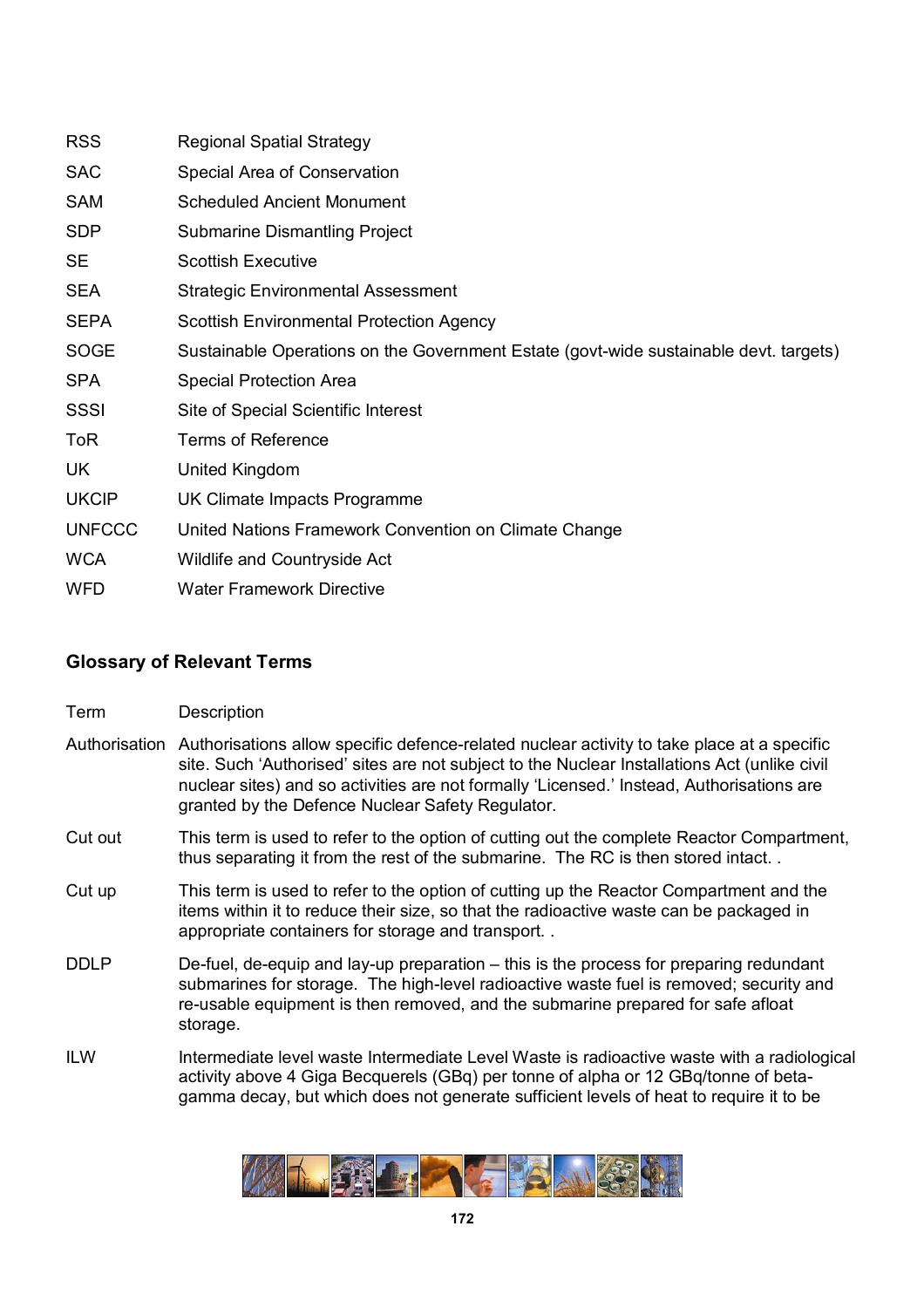| | |
|---|---|
| RSS | Regional Spatial Strategy |
| SAC | Special Area of Conservation |
| SAM | Scheduled Ancient Monument |
| SDP | Submarine Dismantling Project |
| SE | Scottish Executive |
| SEA | Strategic Environmental Assessment |
| SEPA | Scottish Environmental Protection Agency |
| SOGE | Sustainable Operations on the Government Estate (govt-wide sustainable devt. targets) |
| SPA | Special Protection Area |
| SSSI | Site of Special Scientific Interest |
| ToR | Terms of Reference |
| UK | United Kingdom |
| UKCIP | UK Climate Impacts Programme |
| UNFCCC | United Nations Framework Convention on Climate Change |
| WCA | Wildlife and Countryside Act |
| WFD | Water Framework Directive |

## Glossary of Relevant Terms

| Term | Description |
|---|---|
| Authorisation | Authorisations allow specific defence-related nuclear activity to take place at a specific site. Such 'Authorised' sites are not subject to the Nuclear Installations Act (unlike civil nuclear sites) and so activities are not formally 'Licensed.' Instead, Authorisations are granted by the Defence Nuclear Safety Regulator. |
| Cut out | This term is used to refer to the option of cutting out the complete Reactor Compartment, thus separating it from the rest of the submarine. The RC is then stored intact. . |
| Cut up | This term is used to refer to the option of cutting up the Reactor Compartment and the items within it to reduce their size, so that the radioactive waste can be packaged in appropriate containers for storage and transport. . |
| DDLP | De-fuel, de-equip and lay-up preparation – this is the process for preparing redundant submarines for storage. The high-level radioactive waste fuel is removed; security and re-usable equipment is then removed, and the submarine prepared for safe afloat storage. |
| ILW | Intermediate level waste Intermediate Level Waste is radioactive waste with a radiological activity above 4 Giga Becquerels (GBq) per tonne of alpha or 12 GBq/tonne of beta-gamma decay, but which does not generate sufficient levels of heat to require it to be |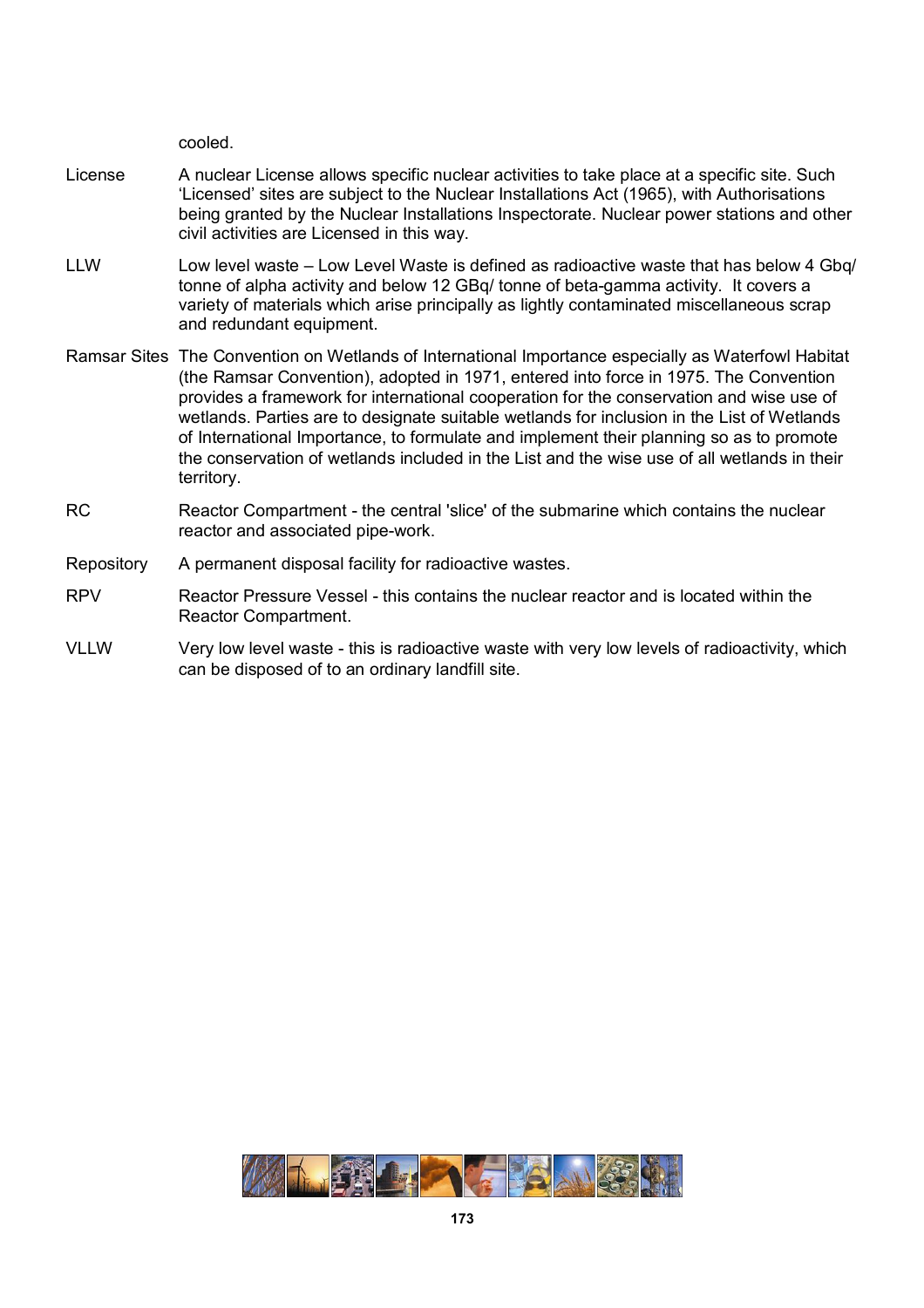cooled.

**License** A nuclear License allows specific nuclear activities to take place at a specific site. Such 'Licensed' sites are subject to the Nuclear Installations Act (1965), with Authorisations being granted by the Nuclear Installations Inspectorate. Nuclear power stations and other civil activities are Licensed in this way.

**LLW** Low level waste – Low Level Waste is defined as radioactive waste that has below 4 Gbq/ tonne of alpha activity and below 12 GBq/ tonne of beta-gamma activity. It covers a variety of materials which arise principally as lightly contaminated miscellaneous scrap and redundant equipment.

**Ramsar Sites** The Convention on Wetlands of International Importance especially as Waterfowl Habitat (the Ramsar Convention), adopted in 1971, entered into force in 1975. The Convention provides a framework for international cooperation for the conservation and wise use of wetlands. Parties are to designate suitable wetlands for inclusion in the List of Wetlands of International Importance, to formulate and implement their planning so as to promote the conservation of wetlands included in the List and the wise use of all wetlands in their territory.

**RC** Reactor Compartment - the central 'slice' of the submarine which contains the nuclear reactor and associated pipe-work.

**Repository** A permanent disposal facility for radioactive wastes.

**RPV** Reactor Pressure Vessel - this contains the nuclear reactor and is located within the Reactor Compartment.

**VLLW** Very low level waste - this is radioactive waste with very low levels of radioactivity, which can be disposed of to an ordinary landfill site.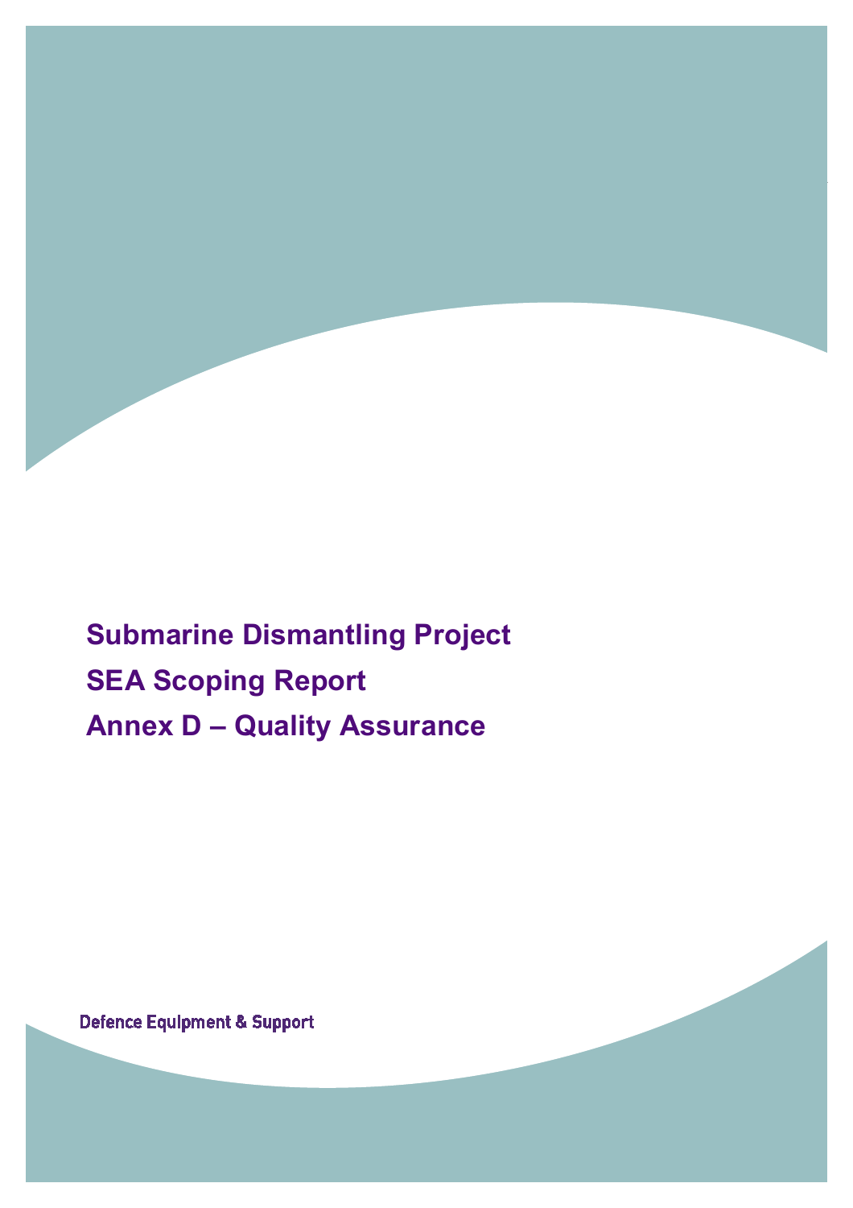# Submarine Dismantling Project

# SEA Scoping Report

# Annex D – Quality Assurance

Defence Equipment & Support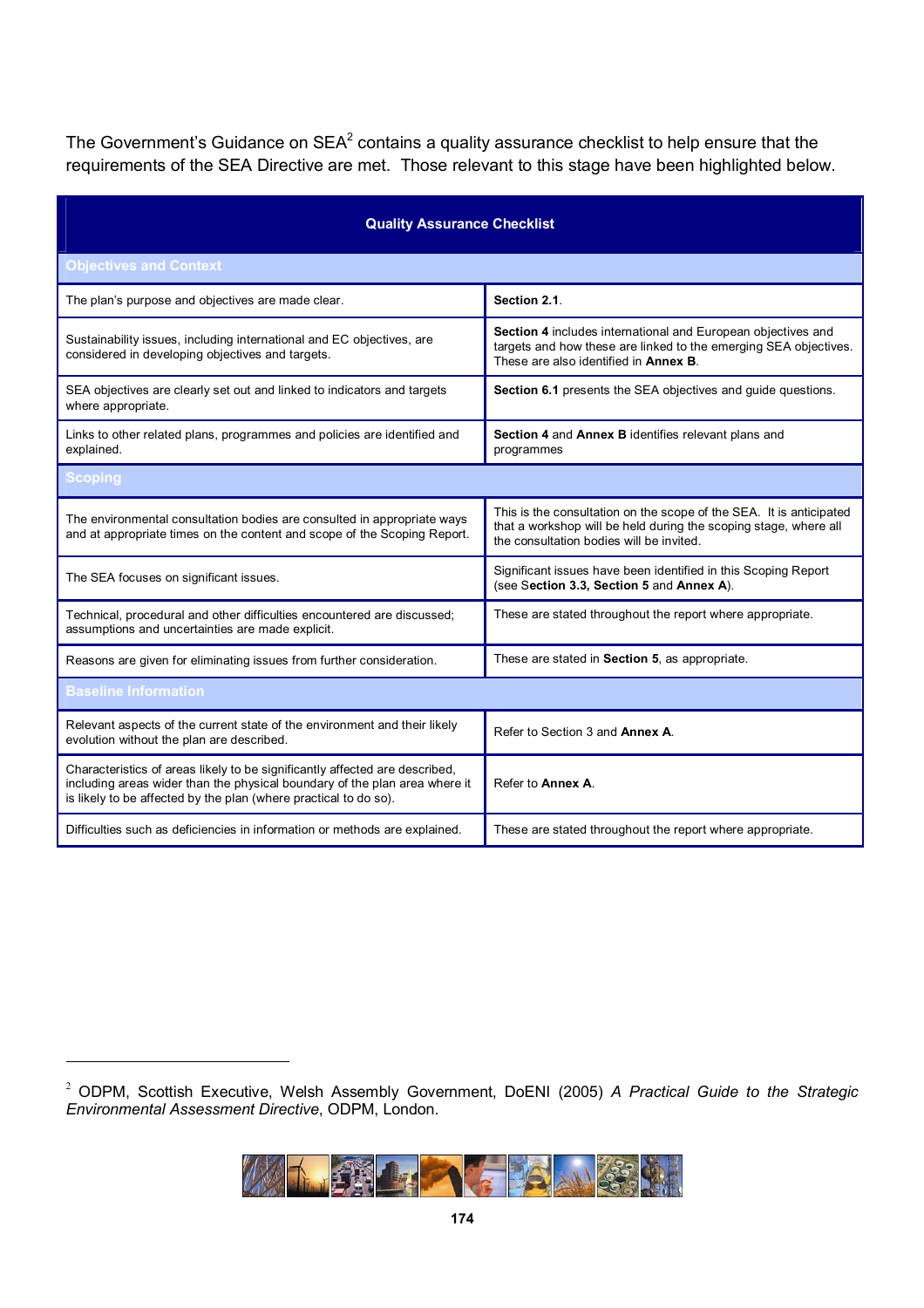The Government's Guidance on SEA[2] contains a quality assurance checklist to help ensure that the requirements of the SEA Directive are met. Those relevant to this stage have been highlighted below.

| Quality Assurance Checklist | |
|---|---|
| **Objectives and Context** | |
| The plan's purpose and objectives are made clear. | **Section 2.1**. |
| Sustainability issues, including international and EC objectives, are considered in developing objectives and targets. | **Section 4** includes international and European objectives and targets and how these are linked to the emerging SEA objectives. These are also identified in **Annex B**. |
| SEA objectives are clearly set out and linked to indicators and targets where appropriate. | **Section 6.1** presents the SEA objectives and guide questions. |
| Links to other related plans, programmes and policies are identified and explained. | **Section 4** and **Annex B** identifies relevant plans and programmes |
| **Scoping** | |
| The environmental consultation bodies are consulted in appropriate ways and at appropriate times on the content and scope of the Scoping Report. | This is the consultation on the scope of the SEA. It is anticipated that a workshop will be held during the scoping stage, where all the consultation bodies will be invited. |
| The SEA focuses on significant issues. | Significant issues have been identified in this Scoping Report (see **Section 3.3**, **Section 5** and **Annex A**). |
| Technical, procedural and other difficulties encountered are discussed; assumptions and uncertainties are made explicit. | These are stated throughout the report where appropriate. |
| Reasons are given for eliminating issues from further consideration. | These are stated in **Section 5**, as appropriate. |
| **Baseline Information** | |
| Relevant aspects of the current state of the environment and their likely evolution without the plan are described. | Refer to Section 3 and **Annex A**. |
| Characteristics of areas likely to be significantly affected are described, including areas wider than the physical boundary of the plan area where it is likely to be affected by the plan (where practical to do so). | Refer to **Annex A**. |
| Difficulties such as deficiencies in information or methods are explained. | These are stated throughout the report where appropriate. |

[2] ODPM, Scottish Executive, Welsh Assembly Government, DoENI (2005) *A Practical Guide to the Strategic Environmental Assessment Directive*, ODPM, London.